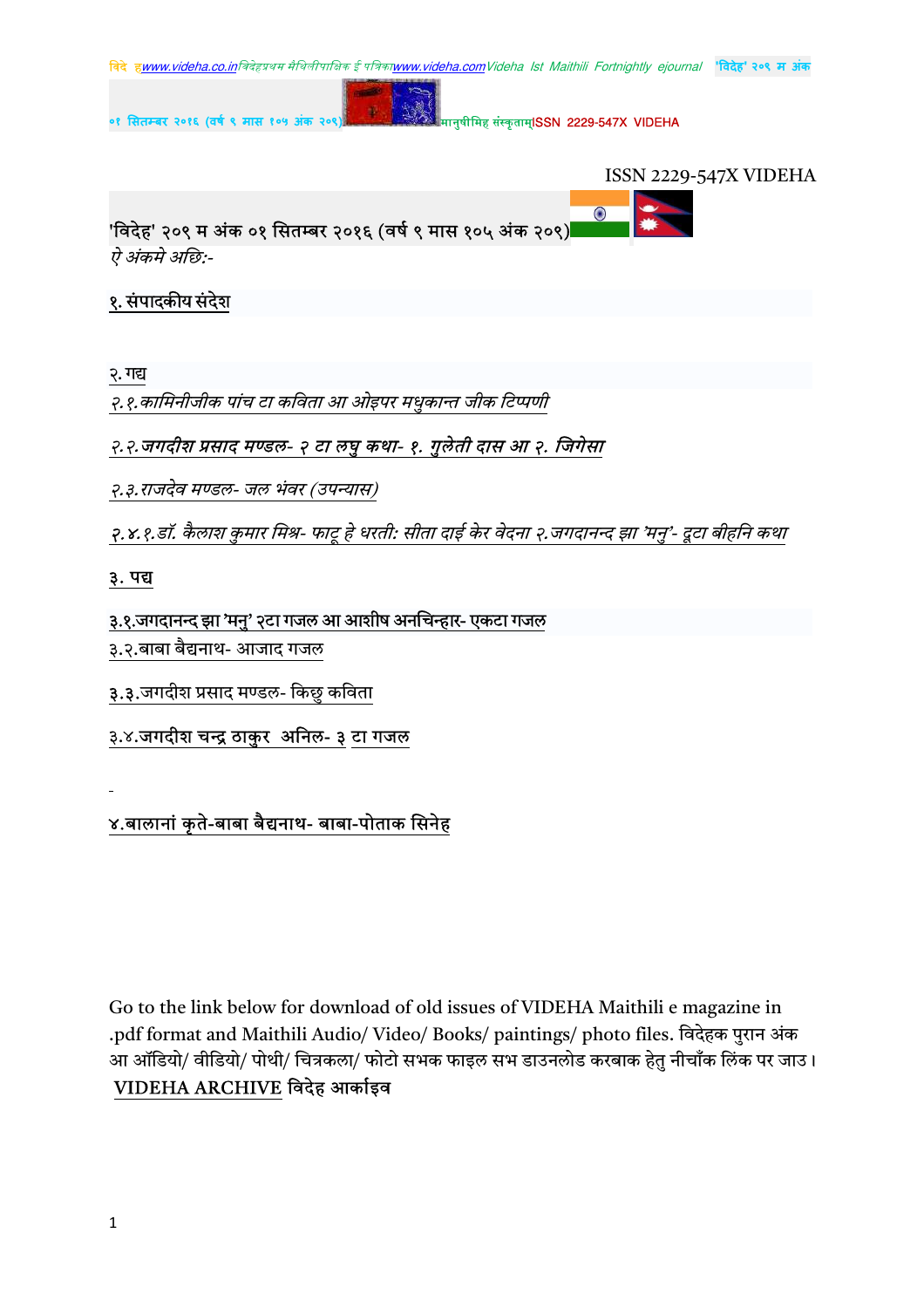ISSN 2229-547X VIDEHA

'विदेह' २०९ म अंक ०१ सितम्बर २०१६ (वर्ष ९ मास १०५ अंक २०९)

*ऐ अंकमे अछि:-*

१. संपादकीय संदेश

२. गद्य

*२.१.कामिनीजीक पांच टा कविता आ ओइपर मधुकान्त जीक टिप्पणी*

*२.२.जगदीश प्रसाद मण्डल- २ टा लघु कथा- १. गुलेती दास आ २. जिगेसा*

*२.३.राजदेव मण्डल- जल भंवर (उपन्यास)*

*२.४.१.डॉ. कैलाश कुमार मिश्र- फाटू हे धरती: सीता दाई केर वेदना २.जगदानन्द झा 'मनु'- दूटा बीहनि कथा*

३. पद्य

३.१.जगदानन्द झा 'मनु' २टा गजल आ आशीष अनचिन्हार- एकटा गजल

३.२.बाबा बैद्यनाथ- आजाद गजल

३.३.जगदीश प्रसाद मण्डल- किछु कविता

३.४.जगदीश चन्द्र ठाकुर अनिल- ३ टा गजल

४.बालानां कृते-बाबा बैद्यनाथ- बाबा-पोताक सिनेह

Go to the link below for download of old issues of VIDEHA Maithili e magazine in .pdf format and Maithili Audio/ Video/ Books/ paintings/ photo files. विदेहक पुरान अंक आ ऑडियो/ वीडियो/ पोथी/ चित्रकला/ फोटो सभक फाइल सभ डाउनलोड करबाक हेतु नीचाँक लिंक पर जाउ। VIDEHA ARCHIVE विदेह आर्काइव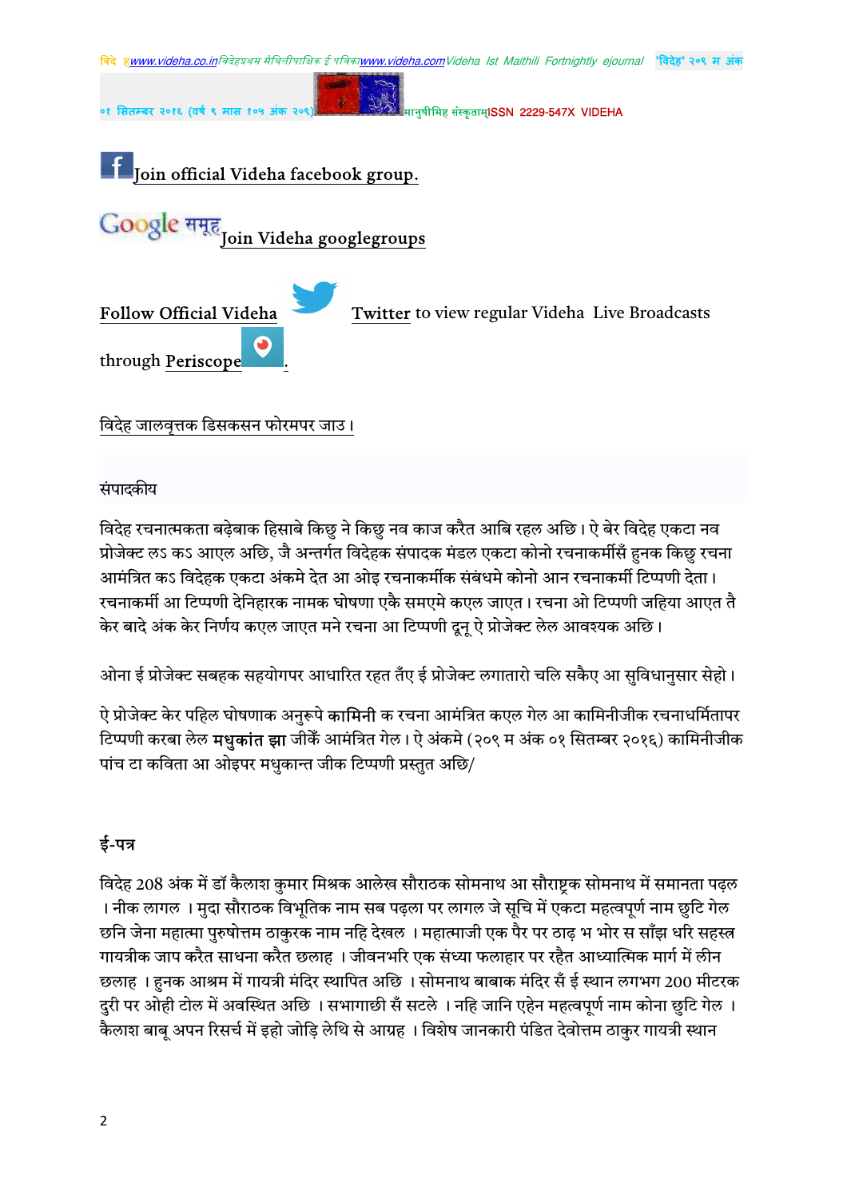[Join official Videha facebook group.]

[Join Videha googlegroups]

Follow Official Videha Twitter to view regular Videha Live Broadcasts through Periscope.

विदेह जालवृत्तक डिसकसन फोरमपर जाउ।

संपादकीय

विदेह रचनात्मकता बढ़ेबाक हिसाबे किछु ने किछु नव काज करैत आबि रहल अछि। ऐ बेर विदेह एकटा नव प्रोजेक्ट लऽ कऽ आएल अछि, जै अन्तर्गत विदेहक संपादक मंडल एकटा कोनो रचनाकर्मीसँ हुनक किछु रचना आमंत्रित कऽ विदेहक एकटा अंकमे देत आ ओइ रचनाकर्मीक संबंधमे कोनो आन रचनाकर्मी टिप्पणी देता। रचनाकर्मी आ टिप्पणी देनिहारक नामक घोषणा एकै समएमे कएल जाएत। रचना ओ टिप्पणी जहिया आएत तै केर बादे अंक केर निर्णय कएल जाएत मने रचना आ टिप्पणी दूनू ऐ प्रोजेक्ट लेल आवश्यक अछि।

ओना ई प्रोजेक्ट सबहक सहयोगपर आधारित रहत तँए ई प्रोजेक्ट लगातारो चलि सकैए आ सुविधानुसार सेहो।

ऐ प्रोजेक्ट केर पहिल घोषणाक अनुरूपे **कामिनी** क रचना आमंत्रित कएल गेल आ कामिनीजीक रचनाधर्मितापर टिप्पणी करबा लेल **मधुकांत झा** जीकेँ आमंत्रित गेल। ऐ अंकमे (२०९ म अंक ०१ सितम्बर २०१६) कामिनीजीक पांच टा कविता आ ओइपर मधुकान्त जीक टिप्पणी प्रस्तुत अछि/

**ई-पत्र**

विदेह 208 अंक में डॉ कैलाश कुमार मिश्रक आलेख सौराठक सोमनाथ आ सौराष्ट्रक सोमनाथ में समानता पढ़ल ।नीक लागल ।मुदा सौराठक विभूतिक नाम सब पढ़ला पर लागल जे सूचि में एकटा महत्वपूर्ण नाम छुटि गेल छनि जेना महात्मा पुरुषोत्तम ठाकुरक नाम नहि देखल ।महात्माजी एक पैर पर ठाढ़ भ भोर स साँझ धरि सहस्त्र गायत्रीक जाप करैत साधना करैत छलाह ।जीवनभरि एक संध्या फलाहार पर रहैत आध्यात्मिक मार्ग में लीन छलाह ।हुनक आश्रम में गायत्री मंदिर स्थापित अछि ।सोमनाथ बाबाक मंदिर सँ ई स्थान लगभग 200 मीटरक दुरी पर ओही टोल में अवस्थित अछि ।सभागाछी सँ सटले ।नहि जानि एहेन महत्वपूर्ण नाम कोना छुटि गेल । कैलाश बाबू अपन रिसर्च में इहो जोड़ि लेथि से आग्रह ।विशेष जानकारी पंडित देवोत्तम ठाकुर गायत्री स्थान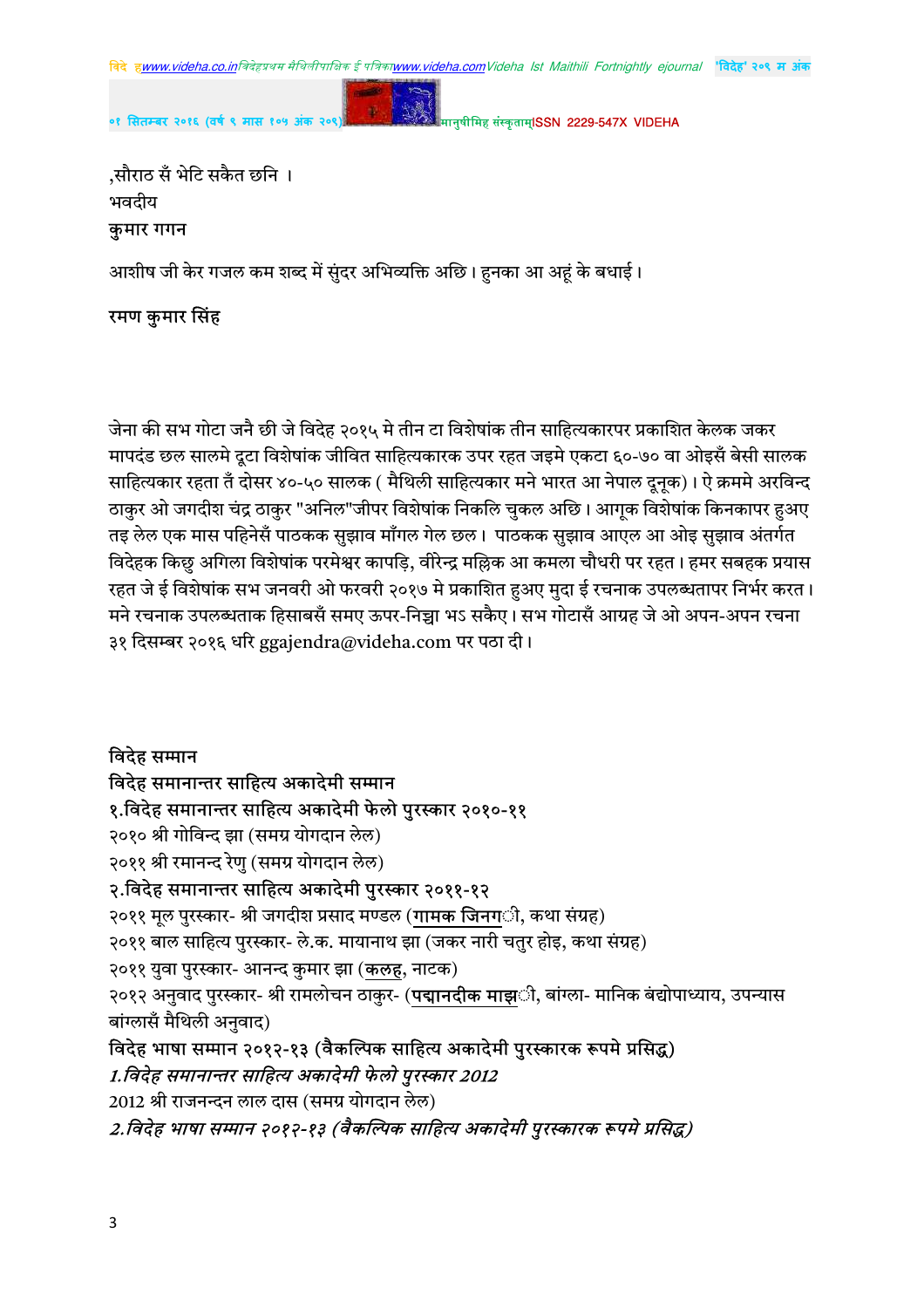,सौराठ सँ भेटि सकैत छनि ।
भवदीय
**कुमार गगन**

आशीष जी केर गजल कम शब्द में सुंदर अभिव्यक्ति अछि। हुनका आ अहूं के बधाई।

**रमण कुमार सिंह**

जेना की सभ गोटा जनै छी जे विदेह २०१५ मे तीन टा विशेषांक तीन साहित्यकारपर प्रकाशित केलक जकर मापदंड छल सालमे दूटा विशेषांक जीवित साहित्यकारक उपर रहत जइमे एकटा ६०-७० वा ओइसँ बेसी सालक साहित्यकार रहता तँ दोसर ४०-५० सालक ( मैथिली साहित्यकार मने भारत आ नेपाल दूनूक)। ऐ क्रममे अरविन्द ठाकुर ओ जगदीश चंद्र ठाकुर "अनिल"जीपर विशेषांक निकलि चुकल अछि। आगूक विशेषांक किनकापर हुअए तइ लेल एक मास पहिनेसँ पाठकक सुझाव माँगल गेल छल। पाठकक सुझाव आएल आ ओइ सुझाव अंतर्गत विदेहक किछु अगिला विशेषांक परमेश्वर कापड़ि, वीरेन्द्र मल्लिक आ कमला चौधरी पर रहत। हमर सबहक प्रयास रहत जे ई विशेषांक सभ जनवरी ओ फरवरी २०१७ मे प्रकाशित हुअए मुदा ई रचनाक उपलब्धतापर निर्भर करत। मने रचनाक उपलब्धताक हिसाबसँ समए ऊपर-निच्चा भऽ सकैए। सभ गोटासँ आग्रह जे ओ अपन-अपन रचना ३१ दिसम्बर २०१६ धरि ggajendra@videha.com पर पठा दी।

**विदेह सम्मान**
**विदेह समानान्तर साहित्य अकादेमी सम्मान**
**१.विदेह समानान्तर साहित्य अकादेमी फेलो पुरस्कार २०१०-११**
२०१० श्री गोविन्द झा (समग्र योगदान लेल)
२०११ श्री रमानन्द रेणु (समग्र योगदान लेल)
**२.विदेह समानान्तर साहित्य अकादेमी पुरस्कार २०११-१२**
२०११ मूल पुरस्कार- श्री जगदीश प्रसाद मण्डल (गामक जिनगी, कथा संग्रह)
२०११ बाल साहित्य पुरस्कार- ले.क. मायानाथ झा (जकर नारी चतुर होइ, कथा संग्रह)
२०११ युवा पुरस्कार- आनन्द कुमार झा (कलह, नाटक)
२०१२ अनुवाद पुरस्कार- श्री रामलोचन ठाकुर- (पद्मानदीक माझी, बांग्ला- मानिक बंद्योपाध्याय, उपन्यास बांग्लासँ मैथिली अनुवाद)
**विदेह भाषा सम्मान २०१२-१३ (वैकल्पिक साहित्य अकादेमी पुरस्कारक रूपमे प्रसिद्ध)**
***1.विदेह समानान्तर साहित्य अकादेमी फेलो पुरस्कार 2012***
2012 श्री राजनन्दन लाल दास (समग्र योगदान लेल)
***2.विदेह भाषा सम्मान २०१२-१३ (वैकल्पिक साहित्य अकादेमी पुरस्कारक रूपमे प्रसिद्ध)***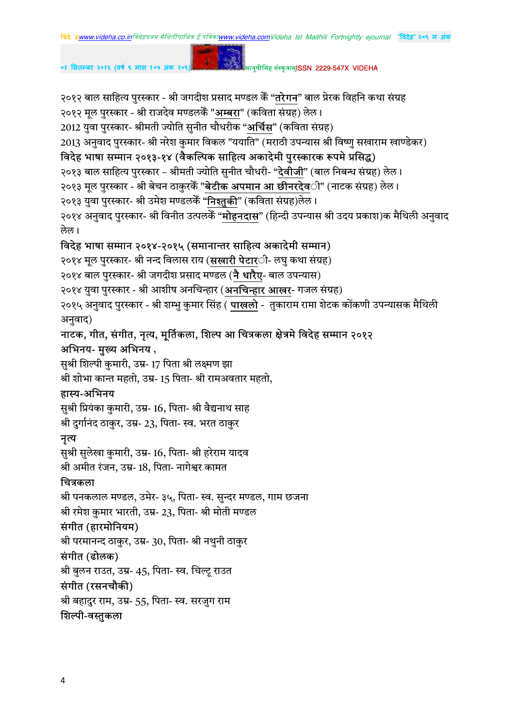२०१२ बाल साहित्य पुरस्कार - श्री जगदीश प्रसाद मण्डल कें "**तरेगन**" बाल प्रेरक विहनि कथा संग्रह

२०१२ मूल पुरस्कार - श्री राजदेव मण्डलकेँ "**अम्बरा**" (कविता संग्रह) लेल।

2012 युवा पुरस्कार- श्रीमती ज्योति सुनीत चौधरीक "**अर्चिस**" (कविता संग्रह)

2013 अनुवाद पुरस्कार- श्री नरेश कुमार विकल "ययाति" (मराठी उपन्यास श्री विष्णु सखाराम खाण्डेकर)

**विदेह भाषा सम्मान २०१३-१४ (वैकल्पिक साहित्य अकादेमी पुरस्कारक रूपमे प्रसिद्ध)**

२०१३ बाल साहित्य पुरस्कार – श्रीमती ज्योति सुनीत चौधरी- "**देवीजी**" (बाल निबन्ध संग्रह) लेल।

२०१३ मूल पुरस्कार - श्री बेचन ठाकुरकेँ "**बेटीक अपमान आ छीनरदेवी**" (नाटक संग्रह) लेल।

२०१३ युवा पुरस्कार- श्री उमेश मण्डलकेँ "**निश्तुकी**" (कविता संग्रह)लेल।

२०१४ अनुवाद पुरस्कार- श्री विनीत उत्पलकेँ "**मोहनदास**" (हिन्दी उपन्यास श्री उदय प्रकाश)क मैथिली अनुवाद लेल।

**विदेह भाषा सम्मान २०१४-२०१५ (समानान्तर साहित्य अकादेमी सम्मान)**

२०१४ मूल पुरस्कार- श्री नन्द विलास राय (**सखारी पेटारी**- लघु कथा संग्रह)

२०१४ बाल पुरस्कार- श्री जगदीश प्रसाद मण्डल (**नै धारैए**- बाल उपन्यास)

२०१४ युवा पुरस्कार - श्री आशीष अनचिन्हार (**अनचिन्हार आखर**- गजल संग्रह)

२०१५ अनुवाद पुरस्कार - श्री शम्भु कुमार सिंह ( **पाखलो** - तुकाराम रामा शेटक कोंकणी उपन्यासक मैथिली अनुवाद)

**नाटक, गीत, संगीत, नृत्य, मूर्तिकला, शिल्प आ चित्रकला क्षेत्रमे विदेह सम्मान २०१२**

**अभिनय- मुख्य अभिनय ,**

सुश्री शिल्पी कुमारी, उम्र- 17 पिता श्री लक्ष्मण झा

श्री शोभा कान्त महतो, उम्र- 15 पिता- श्री रामअवतार महतो,

**हास्य-अभिनय**

सुश्री प्रियंका कुमारी, उम्र- 16, पिता- श्री वैद्यनाथ साह

श्री दुर्गानंद ठाकुर, उम्र- 23, पिता- स्व. भरत ठाकुर

**नृत्य**

सुश्री सुलेखा कुमारी, उम्र- 16, पिता- श्री हरेराम यादव

श्री अमीत रंजन, उम्र- 18, पिता- नागेश्वर कामत

**चित्रकला**

श्री पनकलाल मण्डल, उमेर- ३५, पिता- स्व. सुन्दर मण्डल, गाम छजना

श्री रमेश कुमार भारती, उम्र- 23, पिता- श्री मोती मण्डल

**संगीत (हारमोनियम)**

श्री परमानन्द ठाकुर, उम्र- 30, पिता- श्री नथुनी ठाकुर

**संगीत (ढोलक)**

श्री बुलन राउत, उम्र- 45, पिता- स्व. चिल्टू राउत

**संगीत (रसनचौकी)**

श्री बहादुर राम, उम्र- 55, पिता- स्व. सरजुग राम

**शिल्पी-वस्तुकला**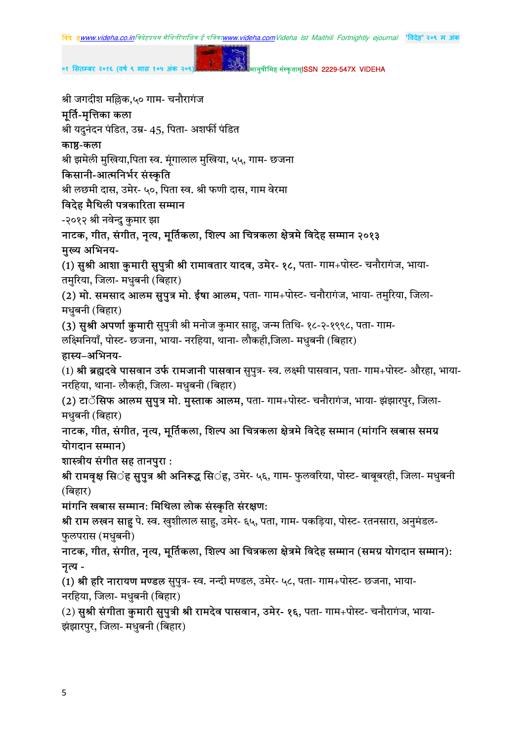श्री जगदीश मल्लिक,५० गाम- चनौरागंज

**मूर्ति-मृत्तिका कला**

श्री यदुनंदन पंडित, उम्र- 45, पिता- अशर्फी पंडित

**काष्ठ-कला**

श्री झमेली मुखिया,पिता स्व. मूंगालाल मुखिया, ५५, गाम- छजना

**किसानी-आत्मनिर्भर संस्कृति**

श्री लछमी दास, उमेर- ५०, पिता स्व. श्री फणी दास, गाम वेरमा

**विदेह मैथिली पत्रकारिता सम्मान**

-२०१२ श्री नवेन्दु कुमार झा

**नाटक, गीत, संगीत, नृत्य, मूर्तिकला, शिल्प आ चित्रकला क्षेत्रमे विदेह सम्मान २०१३**

**मुख्य अभिनय-**

(1) **सुश्री आशा कुमारी सुपुत्री श्री रामावतार यादव, उमेर- १८, पता- गाम+पोस्ट- चनौरागंज, भाया- तमुरिया, जिला- मधुबनी (बिहार)**

(2) **मो. समसाद आलम सुपुत्र मो. ईषा आलम, पता- गाम+पोस्ट- चनौरागंज, भाया- तमुरिया, जिला- मधुबनी (बिहार)**

(3) **सुश्री अपर्णा कुमारी** सुपुत्री श्री मनोज कुमार साहु, जन्म तिथि- १८-२-१९९८, पता- गाम- लक्ष्मिनियाँ, पोस्ट- छजना, भाया- नरहिया, थाना- लौकही,जिला- मधुबनी (बिहार)

**हास्य–अभिनय-**

(1) **श्री ब्रह्मदवे पासवान उर्फ रामजानी पासवान** सुपुत्र- स्व. लक्ष्मी पासवान, पता- गाम+पोस्ट- औरहा, भाया- नरहिया, थाना- लौकही, जिला- मधुबनी (बिहार)

(2) **टॉसिफ आलम सुपुत्र मो. मुस्ताक आलम, पता- गाम+पोस्ट- चनौरागंज, भाया- झंझारपुर, जिला- मधुबनी (बिहार)**

**नाटक, गीत, संगीत, नृत्य, मूर्तिकला, शिल्प आ चित्रकला क्षेत्रमे विदेह सम्मान (मांगनि खबास समग्र योगदान सम्मान)**

**शास्त्रीय संगीत सह तानपुरा :**

**श्री रामवृक्ष सिंह सुपुत्र श्री अनिरूद्ध सिंह, उमेर- ५६, गाम- फुलवरिया, पोस्ट- बाबूबरही, जिला- मधुबनी (बिहार)**

**मांगनि खबास सम्मान: मिथिला लोक संस्कृति संरक्षण:**

**श्री राम लखन साहु** पे. स्व. खुशीलाल साहु, उमेर- ६५, पता, गाम- पकड़िया, पोस्ट- रतनसारा, अनुमंडल- फुलपरास (मधुबनी)

**नाटक, गीत, संगीत, नृत्य, मूर्तिकला, शिल्प आ चित्रकला क्षेत्रमे विदेह सम्मान (समग्र योगदान सम्मान): नृत्य -**

(1) **श्री हरि नारायण मण्डल** सुपुत्र- स्व. नन्दी मण्डल, उमेर- ५८, पता- गाम+पोस्ट- छजना, भाया- नरहिया, जिला- मधुबनी (बिहार)

(2) **सुश्री संगीता कुमारी सुपुत्री श्री रामदेव पासवान, उमेर- १६**, पता- गाम+पोस्ट- चनौरागंज, भाया- झंझारपुर, जिला- मधुबनी (बिहार)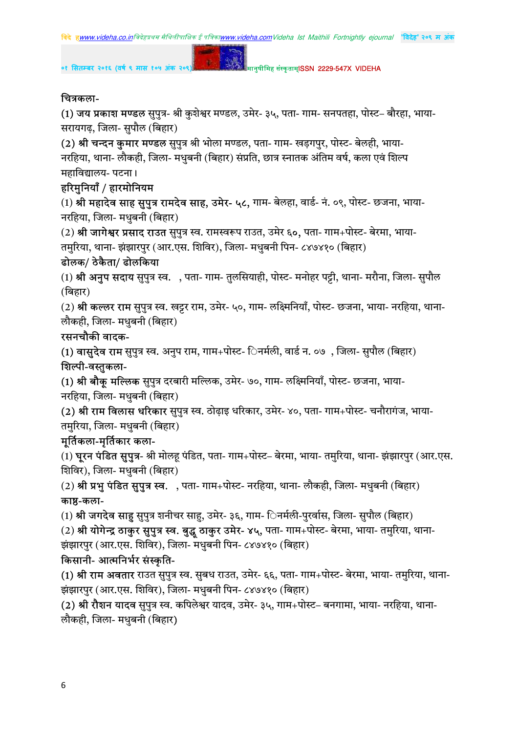चित्रकला-

(1) **जय प्रकाश मण्डल** सुपुत्र- श्री कुशेश्वर मण्डल, उमेर- ३५, पता- गाम- सनपतहा, पोस्ट– बौरहा, भाया- सरायगढ़, जिला- सुपौल (बिहार)

(2) **श्री चन्दन कुमार मण्डल** सुपुत्र श्री भोला मण्डल, पता- गाम- खड़गपुर, पोस्ट- बेलही, भाया- नरहिया, थाना- लौकही, जिला- मधुबनी (बिहार) संप्रति, छात्र स्नातक अंतिम वर्ष, कला एवं शिल्प महाविद्यालय- पटना।

हरिमुनियाँ / हारमोनियम

(1) **श्री महादेव साह सुपुत्र रामदेव साह, उमेर- ५८,** गाम- बेलहा, वार्ड- नं. ०९, पोस्ट- छजना, भाया- नरहिया, जिला- मधुबनी (बिहार)

(2) **श्री जागेश्वर प्रसाद राउत** सुपुत्र स्व. रामस्वरूप राउत, उमेर ६०, पता- गाम+पोस्ट- बेरमा, भाया- तमुरिया, थाना- झंझारपुर (आर.एस. शिविर), जिला- मधुबनी पिन- ८४७४१० (बिहार)

ढोलक/ ठेकैता/ ढोलकिया

(1) **श्री अनुप सदाय** सुपुत्र स्व. , पता- गाम- तुलसियाही, पोस्ट- मनोहर पट्टी, थाना- मरौना, जिला- सुपौल (बिहार)

(2) **श्री कल्लर राम** सुपुत्र स्व. खट्टर राम, उमेर- ५०, गाम- लक्ष्मिनियाँ, पोस्ट- छजना, भाया- नरहिया, थाना- लौकही, जिला- मधुबनी (बिहार)

रसनचौकी वादक-

(1) **वासुदेव राम** सुपुत्र स्व. अनुप राम, गाम+पोस्ट- िनर्मली, वार्ड न. ०७ , जिला- सुपौल (बिहार)

शिल्पी-वस्तुकला-

(1) **श्री बौकू मल्लिक** सुपुत्र दरबारी मल्लिक, उमेर- ७०, गाम- लक्ष्मिनियाँ, पोस्ट- छजना, भाया- नरहिया, जिला- मधुबनी (बिहार)

(2) **श्री राम विलास धरिकार** सुपुत्र स्व. ठोढ़ाइ धरिकार, उमेर- ४०, पता- गाम+पोस्ट- चनौरागंज, भाया- तमुरिया, जिला- मधुबनी (बिहार)

मूर्तिकला-मूर्तिकार कला-

(1) **घूरन पंडित सुपुत्र-** श्री मोलहू पंडित, पता- गाम+पोस्ट– बेरमा, भाया- तमुरिया, थाना- झंझारपुर (आर.एस. शिविर), जिला- मधुबनी (बिहार)

(2) **श्री प्रभु पंडित सुपुत्र स्व.** , पता- गाम+पोस्ट- नरहिया, थाना- लौकही, जिला- मधुबनी (बिहार)

काष्ट-कला-

(1) **श्री जगदेव साहु** सुपुत्र शनीचर साहु, उमेर- ३६, गाम- िनर्मली-पुरर्वास, जिला- सुपौल (बिहार)

(2) **श्री योगेन्द्र ठाकुर सुपुत्र स्व. बुद्धू ठाकुर उमेर- ४५,** पता- गाम+पोस्ट- बेरमा, भाया- तमुरिया, थाना- झंझारपुर (आर.एस. शिविर), जिला- मधुबनी पिन- ८४७४१० (बिहार)

किसानी- आत्मनिर्भर संस्कृति-

(1) **श्री राम अवतार** राउत सुपुत्र स्व. सुबध राउत, उमेर- ६६, पता- गाम+पोस्ट- बेरमा, भाया- तमुरिया, थाना- झंझारपुर (आर.एस. शिविर), जिला- मधुबनी पिन- ८४७४१० (बिहार)

(2) **श्री रौशन यादव** सुपुत्र स्व. कपिलेश्वर यादव, उमेर- ३५, गाम+पोस्ट– बनगामा, भाया- नरहिया, थाना- लौकही, जिला- मधुबनी (बिहार)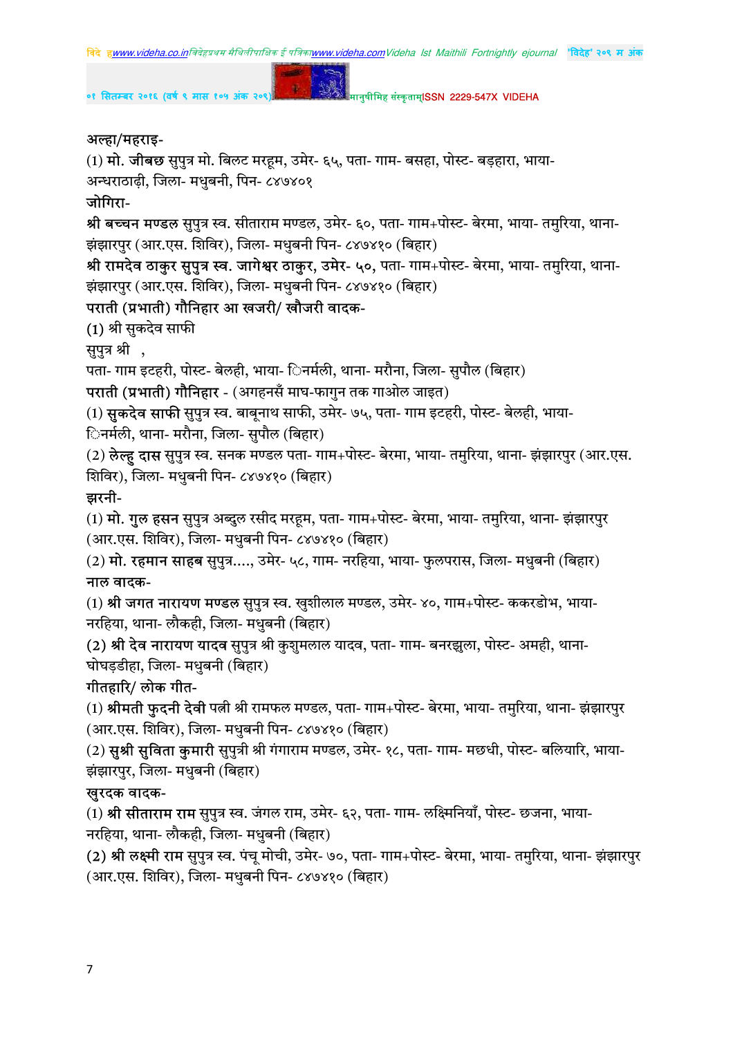**अल्हा/महराइ-**

(1) मो. **जीबछ** सुपुत्र मो. बिलट मरहूम, उमेर- ६५, पता- गाम- बसहा, पोस्ट- बड़हारा, भाया- अन्धराठाढ़ी, जिला- मधुबनी, पिन- ८४७४०१

**जोगिरा-**

**श्री बच्चन मण्डल** सुपुत्र स्व. सीताराम मण्डल, उमेर- ६०, पता- गाम+पोस्ट- बेरमा, भाया- तमुरिया, थाना- झंझारपुर (आर.एस. शिविर), जिला- मधुबनी पिन- ८४७४१० (बिहार)

**श्री रामदेव ठाकुर सुपुत्र स्व. जागेश्वर ठाकुर, उमेर- ५०,** पता- गाम+पोस्ट- बेरमा, भाया- तमुरिया, थाना- झंझारपुर (आर.एस. शिविर), जिला- मधुबनी पिन- ८४७४१० (बिहार)

**पराती (प्रभाती) गौनिहार आ खजरी/ खौजरी वादक-**

(1) श्री सुकदेव साफी

सुपुत्र श्री ,

पता- गाम इटहरी, पोस्ट- बेलही, भाया- िनर्मली, थाना- मरौना, जिला- सुपौल (बिहार)

**पराती (प्रभाती) गौनिहार** - (अगहनसँ माघ-फागुन तक गाओल जाइत)

(1) **सुकदेव साफी** सुपुत्र स्व. बाबूनाथ साफी, उमेर- ७५, पता- गाम इटहरी, पोस्ट- बेलही, भाया- िनर्मली, थाना- मरौना, जिला- सुपौल (बिहार)

(2) **लेल्हु दास** सुपुत्र स्व. सनक मण्डल पता- गाम+पोस्ट- बेरमा, भाया- तमुरिया, थाना- झंझारपुर (आर.एस. शिविर), जिला- मधुबनी पिन- ८४७४१० (बिहार)

**झरनी-**

(1) **मो. गुल हसन** सुपुत्र अब्दुल रसीद मरहूम, पता- गाम+पोस्ट- बेरमा, भाया- तमुरिया, थाना- झंझारपुर (आर.एस. शिविर), जिला- मधुबनी पिन- ८४७४१० (बिहार)

(2) **मो. रहमान साहब** सुपुत्र...., उमेर- ५८, गाम- नरहिया, भाया- फुलपरास, जिला- मधुबनी (बिहार)

**नाल वादक-**

(1) **श्री जगत नारायण मण्डल** सुपुत्र स्व. खुशीलाल मण्डल, उमेर- ४०, गाम+पोस्ट- ककरडोभ, भाया- नरहिया, थाना- लौकही, जिला- मधुबनी (बिहार)

(2) **श्री देव नारायण यादव** सुपुत्र श्री कुशुमलाल यादव, पता- गाम- बनरझुला, पोस्ट- अमही, थाना- घोघड़डीहा, जिला- मधुबनी (बिहार)

**गीतहारि/ लोक गीत-**

(1) **श्रीमती फुदनी देवी** पत्नी श्री रामफल मण्डल, पता- गाम+पोस्ट- बेरमा, भाया- तमुरिया, थाना- झंझारपुर (आर.एस. शिविर), जिला- मधुबनी पिन- ८४७४१० (बिहार)

(2) **सुश्री सुविता कुमारी** सुपुत्री श्री गंगाराम मण्डल, उमेर- १८, पता- गाम- मछधी, पोस्ट- बलियारि, भाया- झंझारपुर, जिला- मधुबनी (बिहार)

**खुरदक वादक-**

(1) **श्री सीताराम राम** सुपुत्र स्व. जंगल राम, उमेर- ६२, पता- गाम- लक्ष्मिनियाँ, पोस्ट- छजना, भाया- नरहिया, थाना- लौकही, जिला- मधुबनी (बिहार)

(2) **श्री लक्ष्मी राम** सुपुत्र स्व. पंचू मोची, उमेर- ७०, पता- गाम+पोस्ट- बेरमा, भाया- तमुरिया, थाना- झंझारपुर (आर.एस. शिविर), जिला- मधुबनी पिन- ८४७४१० (बिहार)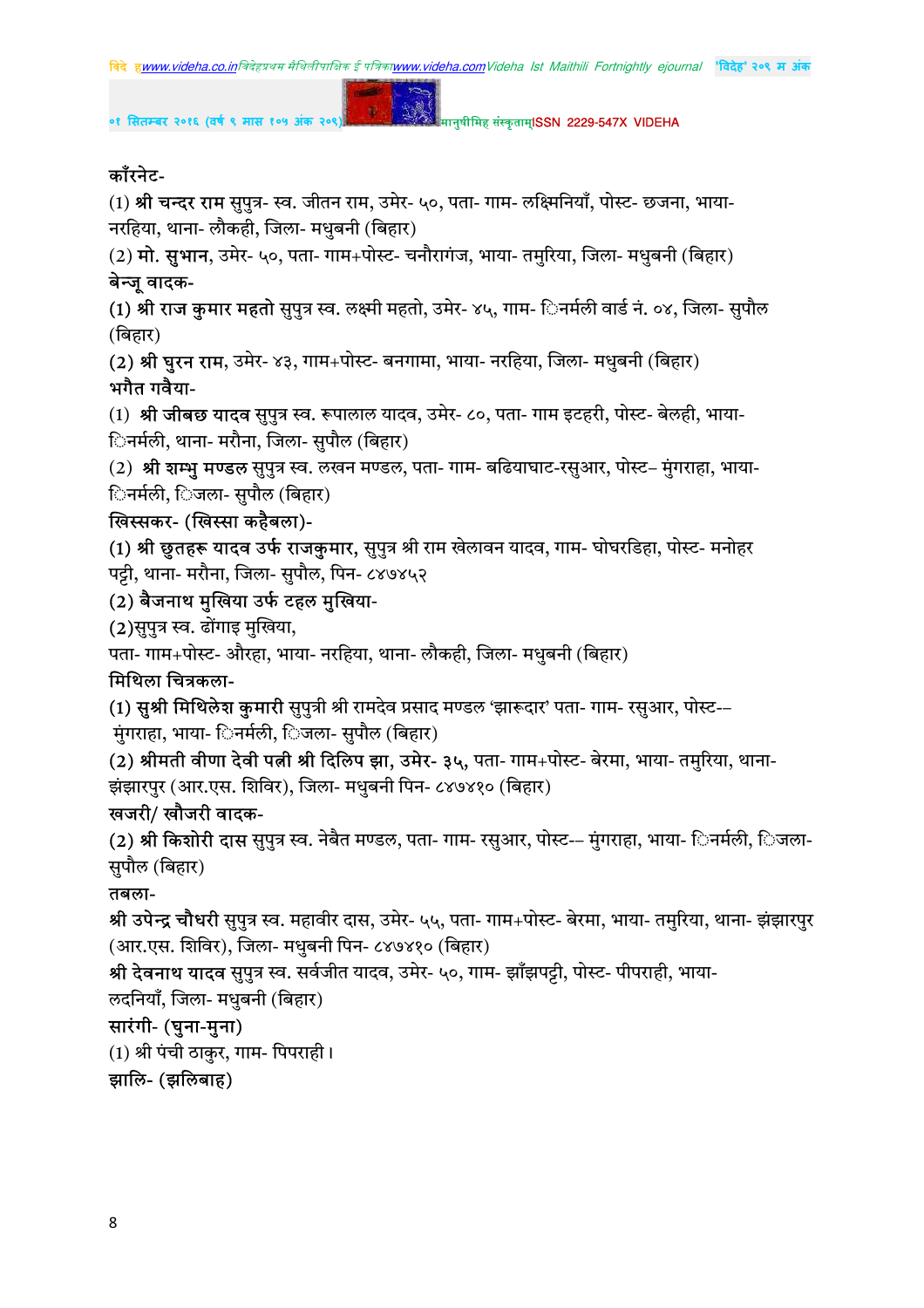**कॉरनेट-**

(1) **श्री चन्दर राम** सुपुत्र- स्व. जीतन राम, उमेर- ५०, पता- गाम- लक्ष्मिनियाँ, पोस्ट- छजना, भाया- नरहिया, थाना- लौकही, जिला- मधुबनी (बिहार)

(2) **मो. सुभान**, उमेर- ५०, पता- गाम+पोस्ट- चनौरागंज, भाया- तमुरिया, जिला- मधुबनी (बिहार)

**बेन्जू वादक-**

(1) **श्री राज कुमार महतो** सुपुत्र स्व. लक्ष्मी महतो, उमेर- ४५, गाम- िनर्मली वार्ड नं. ०४, जिला- सुपौल (बिहार)

(2) **श्री घुरन राम**, उमेर- ४३, गाम+पोस्ट- बनगामा, भाया- नरहिया, जिला- मधुबनी (बिहार)

**भगैत गवैया-**

(1) **श्री जीबछ यादव** सुपुत्र स्व. रूपालाल यादव, उमेर- ८०, पता- गाम इटहरी, पोस्ट- बेलही, भाया- िनर्मली, थाना- मरौना, जिला- सुपौल (बिहार)

(2) **श्री शम्भु मण्डल** सुपुत्र स्व. लखन मण्डल, पता- गाम- बढियाघाट-रसुआर, पोस्ट– मुंगराहा, भाया- िनर्मली, िजला- सुपौल (बिहार)

**खिस्सकर- (खिस्सा कहैबला)-**

(1) **श्री छुतहरू यादव उर्फ राजकुमार**, सुपुत्र श्री राम खेलावन यादव, गाम- घोघरडिहा, पोस्ट- मनोहर पट्टी, थाना- मरौना, जिला- सुपौल, पिन- ८४७४५२

(2) **बैजनाथ मुखिया उर्फ टहल मुखिया-**

(2)सुपुत्र स्व. ढोंगाइ मुखिया,

पता- गाम+पोस्ट- औरहा, भाया- नरहिया, थाना- लौकही, जिला- मधुबनी (बिहार)

**मिथिला चित्रकला-**

(1) **सुश्री मिथिलेश कुमारी** सुपुत्री श्री रामदेव प्रसाद मण्डल 'झारूदार' पता- गाम- रसुआर, पोस्ट-– मुंगराहा, भाया- िनर्मली, िजला- सुपौल (बिहार)

(2) **श्रीमती वीणा देवी पत्नी श्री दिलिप झा, उमेर- ३५,** पता- गाम+पोस्ट- बेरमा, भाया- तमुरिया, थाना- झंझारपुर (आर.एस. शिविर), जिला- मधुबनी पिन- ८४७४१० (बिहार)

**खजरी/ खौजरी वादक-**

(2) **श्री किशोरी दास** सुपुत्र स्व. नेबैत मण्डल, पता- गाम- रसुआर, पोस्ट-– मुंगराहा, भाया- िनर्मली, िजला- सुपौल (बिहार)

**तबला-**

**श्री उपेन्द्र चौधरी** सुपुत्र स्व. महावीर दास, उमेर- ५५, पता- गाम+पोस्ट- बेरमा, भाया- तमुरिया, थाना- झंझारपुर (आर.एस. शिविर), जिला- मधुबनी पिन- ८४७४१० (बिहार)

**श्री देवनाथ यादव** सुपुत्र स्व. सर्वजीत यादव, उमेर- ५०, गाम- झाँझपट्टी, पोस्ट- पीपराही, भाया- लदनियाँ, जिला- मधुबनी (बिहार)

**सारंगी- (घुना-मुना)**

(1) श्री पंची ठाकुर, गाम- पिपराही।

**झालि- (झलिबाह)**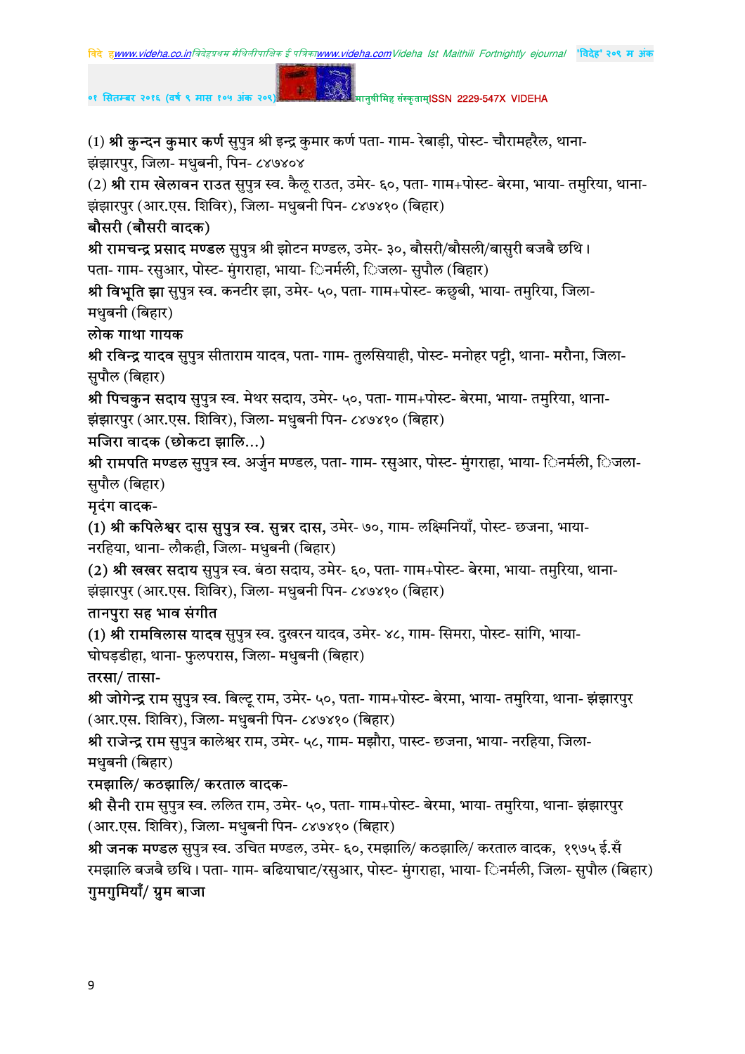(1) **श्री कुन्दन कुमार कर्ण** सुपुत्र श्री इन्द्र कुमार कर्ण पता- गाम- रेबाड़ी, पोस्ट- चौरामहरैल, थाना- झंझारपुर, जिला- मधुबनी, पिन- ८४७४०४

(2) **श्री राम खेलावन राउत** सुपुत्र स्व. कैलू राउत, उमेर- ६०, पता- गाम+पोस्ट- बेरमा, भाया- तमुरिया, थाना- झंझारपुर (आर.एस. शिविर), जिला- मधुबनी पिन- ८४७४१० (बिहार)

**बौसरी (बौसरी वादक)**

**श्री रामचन्द्र प्रसाद मण्डल** सुपुत्र श्री झोटन मण्डल, उमेर- ३०, बौसरी/बौसली/बासुरी बजबै छथि। पता- गाम- रसुआर, पोस्ट- मुंगराहा, भाया- िनर्मली, िजला- सुपौल (बिहार)

**श्री विभूति झा** सुपुत्र स्व. कनटीर झा, उमेर- ५०, पता- गाम+पोस्ट- कछुबी, भाया- तमुरिया, जिला- मधुबनी (बिहार)

**लोक गाथा गायक**

**श्री रविन्द्र यादव** सुपुत्र सीताराम यादव, पता- गाम- तुलसियाही, पोस्ट- मनोहर पट्टी, थाना- मरौना, जिला- सुपौल (बिहार)

**श्री पिचकुन सदाय** सुपुत्र स्व. मेथर सदाय, उमेर- ५०, पता- गाम+पोस्ट- बेरमा, भाया- तमुरिया, थाना- झंझारपुर (आर.एस. शिविर), जिला- मधुबनी पिन- ८४७४१० (बिहार)

**मजिरा वादक (छोकटा झालि...)**

**श्री रामपति मण्डल** सुपुत्र स्व. अर्जुन मण्डल, पता- गाम- रसुआर, पोस्ट- मुंगराहा, भाया- िनर्मली, िजला- सुपौल (बिहार)

**मृदंग वादक-**

(1) **श्री कपिलेश्वर दास सुपुत्र स्व. सुन्नर दास,** उमेर- ७०, गाम- लक्ष्मिनियाँ, पोस्ट- छजना, भाया- नरहिया, थाना- लौकही, जिला- मधुबनी (बिहार)

(2) **श्री खखर सदाय** सुपुत्र स्व. बंठा सदाय, उमेर- ६०, पता- गाम+पोस्ट- बेरमा, भाया- तमुरिया, थाना- झंझारपुर (आर.एस. शिविर), जिला- मधुबनी पिन- ८४७४१० (बिहार)

**तानपुरा सह भाव संगीत**

(1) **श्री रामविलास यादव** सुपुत्र स्व. दुखरन यादव, उमेर- ४८, गाम- सिमरा, पोस्ट- सांगि, भाया- घोघड़डीहा, थाना- फुलपरास, जिला- मधुबनी (बिहार)

**तरसा/ तासा-**

**श्री जोगेन्द्र राम** सुपुत्र स्व. बिल्टू राम, उमेर- ५०, पता- गाम+पोस्ट- बेरमा, भाया- तमुरिया, थाना- झंझारपुर (आर.एस. शिविर), जिला- मधुबनी पिन- ८४७४१० (बिहार)

**श्री राजेन्द्र राम** सुपुत्र कालेश्वर राम, उमेर- ५८, गाम- मझौरा, पास्ट- छजना, भाया- नरहिया, जिला- मधुबनी (बिहार)

**रमझालि/ कठझालि/ करताल वादक-**

**श्री सैनी राम** सुपुत्र स्व. ललित राम, उमेर- ५०, पता- गाम+पोस्ट- बेरमा, भाया- तमुरिया, थाना- झंझारपुर (आर.एस. शिविर), जिला- मधुबनी पिन- ८४७४१० (बिहार)

**श्री जनक मण्डल** सुपुत्र स्व. उचित मण्डल, उमेर- ६०, रमझालि/ कठझालि/ करताल वादक, १९७५ ई.सँ रमझालि बजबै छथि। पता- गाम- बढियाघाट/रसुआर, पोस्ट- मुंगराहा, भाया- िनर्मली, जिला- सुपौल (बिहार)

**गुमगुमियाँ/ ग्रुम बाजा**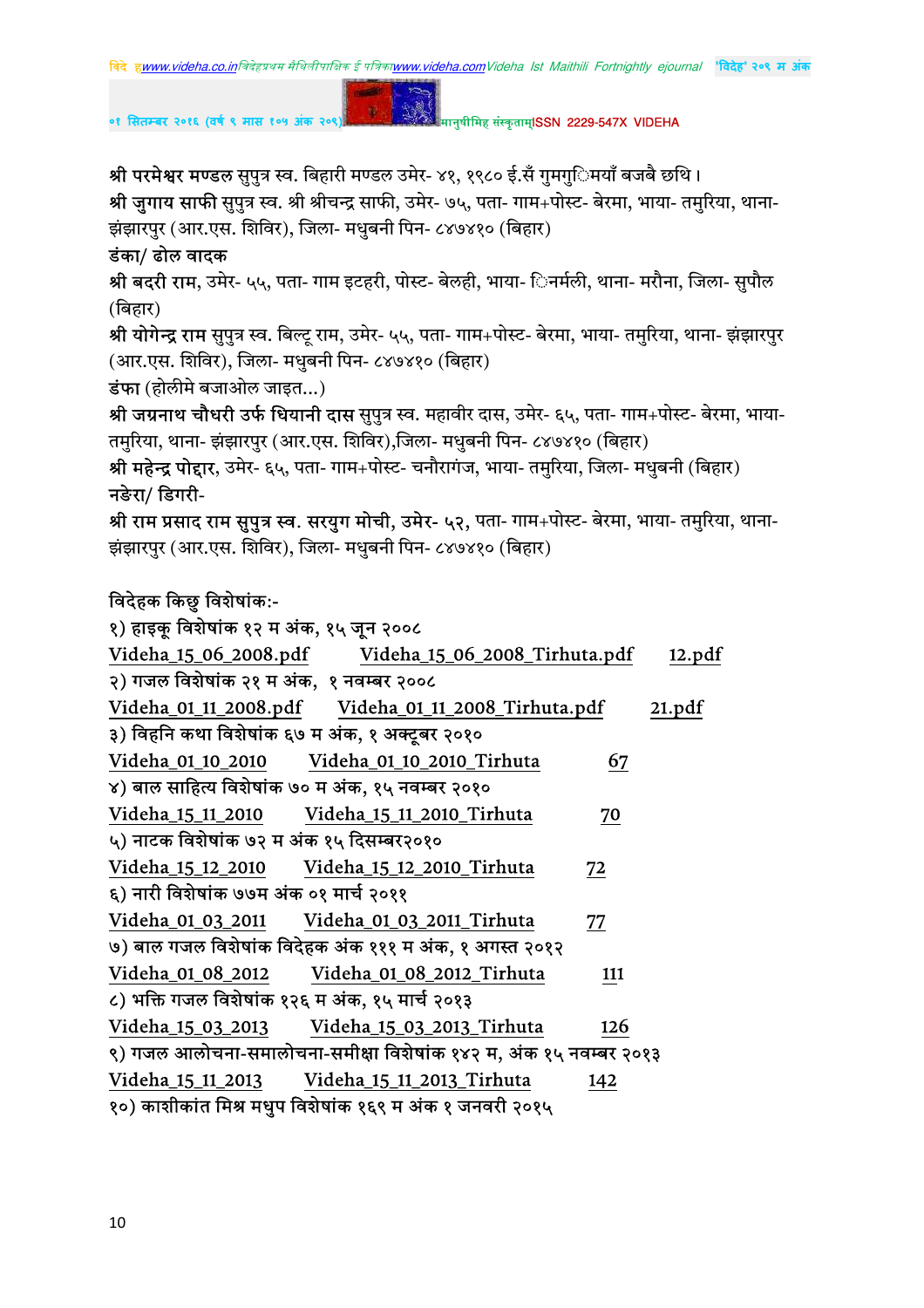**श्री परमेश्वर मण्डल सुपुत्र स्व. बिहारी मण्डल** उमेर- ४१, १९८० ई.सँ गुमगुिमयाँ बजबै छथि।

**श्री जुगाय साफी सुपुत्र स्व. श्री श्रीचन्द्र साफी**, उमेर- ७५, पता- गाम+पोस्ट- बेरमा, भाया- तमुरिया, थाना- झंझारपुर (आर.एस. शिविर), जिला- मधुबनी पिन- ८४७४१० (बिहार)

**डंका/ ढोल वादक**

**श्री बदरी राम**, उमेर- ५५, पता- गाम इटहरी, पोस्ट- बेलही, भाया- िनर्मली, थाना- मरौना, जिला- सुपौल (बिहार)

**श्री योगेन्द्र राम सुपुत्र स्व. बिल्टू राम**, उमेर- ५५, पता- गाम+पोस्ट- बेरमा, भाया- तमुरिया, थाना- झंझारपुर (आर.एस. शिविर), जिला- मधुबनी पिन- ८४७४१० (बिहार)

**डंफा** (होलीमे बजाओल जाइत...)

**श्री जग्रनाथ चौधरी उर्फ धियानी दास सुपुत्र स्व. महावीर दास**, उमेर- ६५, पता- गाम+पोस्ट- बेरमा, भाया- तमुरिया, थाना- झंझारपुर (आर.एस. शिविर),जिला- मधुबनी पिन- ८४७४१० (बिहार)

**श्री महेन्द्र पोद्दार**, उमेर- ६५, पता- गाम+पोस्ट- चनौरागंज, भाया- तमुरिया, जिला- मधुबनी (बिहार)

**नड़ेरा/ डिगरी-**

**श्री राम प्रसाद राम सुपुत्र स्व. सरयुग मोची**, उमेर- ५२, पता- गाम+पोस्ट- बेरमा, भाया- तमुरिया, थाना- झंझारपुर (आर.एस. शिविर), जिला- मधुबनी पिन- ८४७४१० (बिहार)

विदेहक किछु विशेषांक:-

१) हाइकू विशेषांक १२ म अंक, १५ जून २००८

Videha_15_06_2008.pdf    Videha_15_06_2008_Tirhuta.pdf    12.pdf

२) गजल विशेषांक २१ म अंक, १ नवम्बर २००८

Videha_01_11_2008.pdf    Videha_01_11_2008_Tirhuta.pdf    21.pdf

३) विहनि कथा विशेषांक ६७ म अंक, १ अक्टूबर २०१०

Videha_01_10_2010    Videha_01_10_2010_Tirhuta    67

४) बाल साहित्य विशेषांक ७० म अंक, १५ नवम्बर २०१०

Videha_15_11_2010    Videha_15_11_2010_Tirhuta    70

५) नाटक विशेषांक ७२ म अंक १५ दिसम्बर२०१०

Videha_15_12_2010    Videha_15_12_2010_Tirhuta    72

६) नारी विशेषांक ७७म अंक ०१ मार्च २०११

Videha_01_03_2011    Videha_01_03_2011_Tirhuta    77

७) बाल गजल विशेषांक विदेहक अंक १११ म अंक, १ अगस्त २०१२

Videha_01_08_2012    Videha_01_08_2012_Tirhuta    111

८) भक्ति गजल विशेषांक १२६ म अंक, १५ मार्च २०१३

Videha_15_03_2013    Videha_15_03_2013_Tirhuta    126

९) गजल आलोचना-समालोचना-समीक्षा विशेषांक १४२ म, अंक १५ नवम्बर २०१३

Videha_15_11_2013    Videha_15_11_2013_Tirhuta    142

१०) काशीकांत मिश्र मधुप विशेषांक १६९ म अंक १ जनवरी २०१५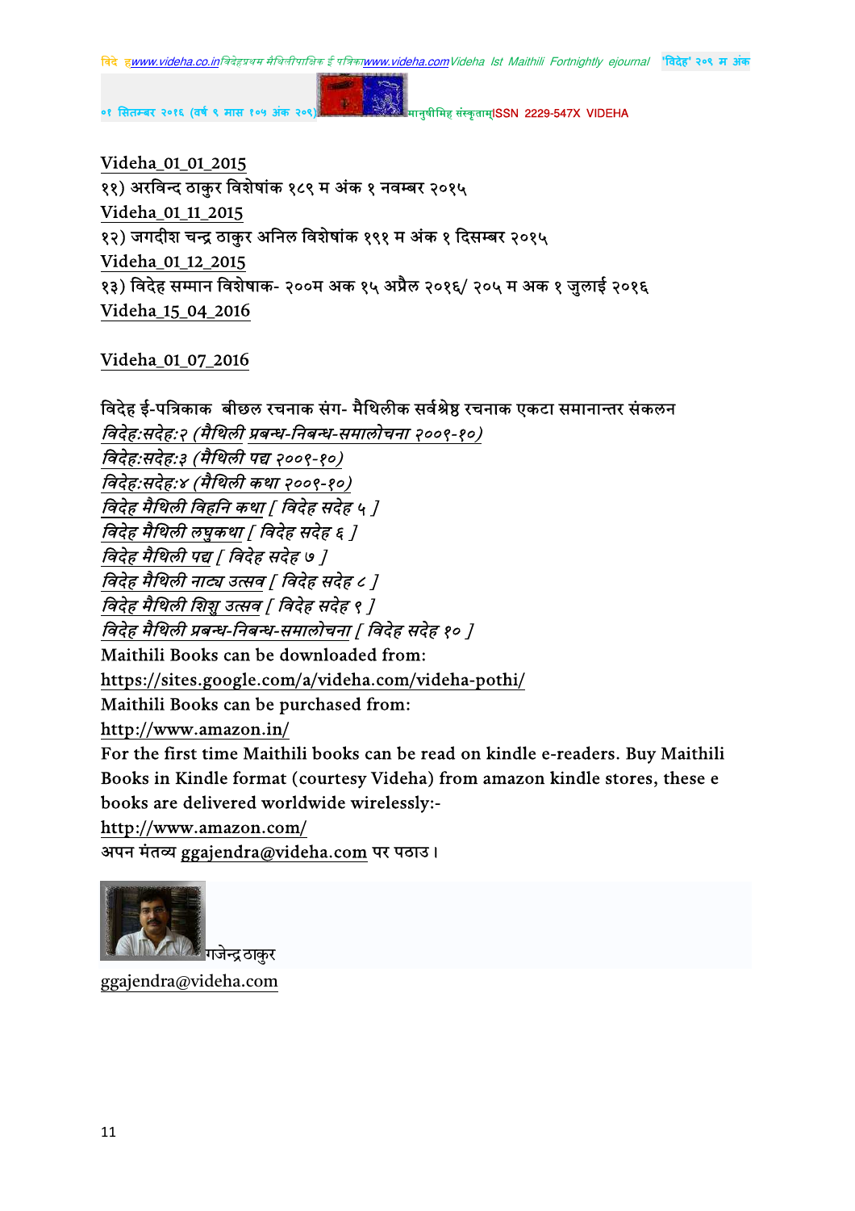Videha_01_01_2015

११) अरविन्द ठाकुर विशेषांक १८९ म अंक १ नवम्बर २०१५

Videha_01_11_2015

१२) जगदीश चन्द्र ठाकुर अनिल विशेषांक १९१ म अंक १ दिसम्बर २०१५

Videha_01_12_2015

१३) विदेह सम्मान विशेषाक- २००म अक १५ अप्रैल २०१६/ २०५ म अक १ जुलाई २०१६

Videha_15_04_2016

Videha_01_07_2016

विदेह ई-पत्रिकाक बीछल रचनाक संग- मैथिलीक सर्वश्रेष्ठ रचनाक एकटा समानान्तर संकलन

*विदेह:सदेह:२ (मैथिली प्रबन्ध-निबन्ध-समालोचना २००९-१०)*

*विदेह:सदेह:३ (मैथिली पद्य २००९-१०)*

*विदेह:सदेह:४ (मैथिली कथा २००९-१०)*

*विदेह मैथिली विहनि कथा [ विदेह सदेह ५ ]*

*विदेह मैथिली लघुकथा [ विदेह सदेह ६ ]*

*विदेह मैथिली पद्य [ विदेह सदेह ७ ]*

*विदेह मैथिली नाट्य उत्सव [ विदेह सदेह ८ ]*

*विदेह मैथिली शिशु उत्सव [ विदेह सदेह ९ ]*

*विदेह मैथिली प्रबन्ध-निबन्ध-समालोचना [ विदेह सदेह १० ]*

Maithili Books can be downloaded from:

https://sites.google.com/a/videha.com/videha-pothi/

Maithili Books can be purchased from:

http://www.amazon.in/

For the first time Maithili books can be read on kindle e-readers. Buy Maithili Books in Kindle format (courtesy Videha) from amazon kindle stores, these e books are delivered worldwide wirelessly:-

http://www.amazon.com/

अपन मंतव्य ggajendra@videha.com पर पठाउ।

गजेन्द्र ठाकुर

ggajendra@videha.com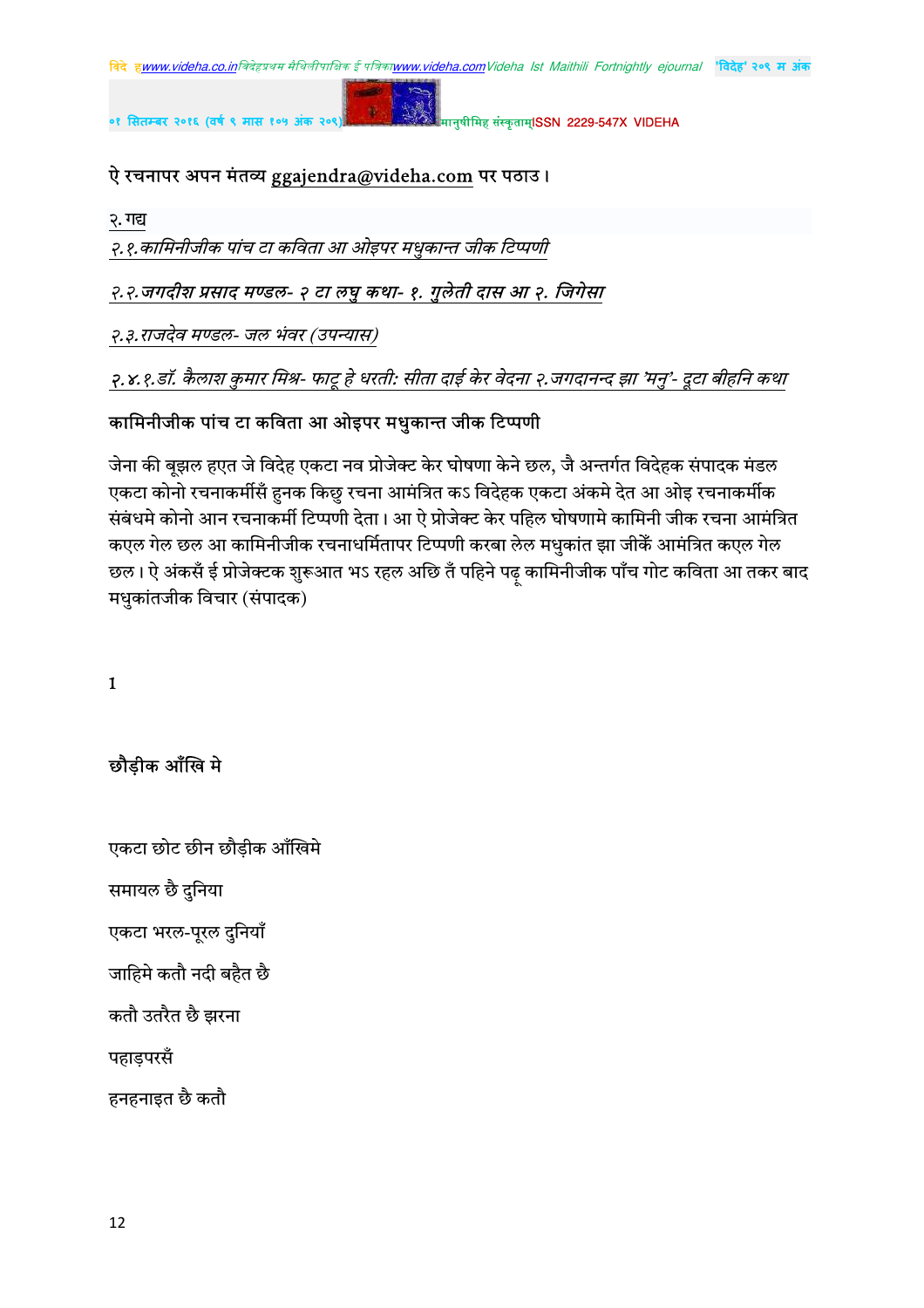ऐ रचनापर अपन मंतव्य ggajendra@videha.com पर पठाउ।

२. गद्य

*२.१.कामिनीजीक पांच टा कविता आ ओइपर मधुकान्त जीक टिप्पणी*

*२.२.जगदीश प्रसाद मण्डल- २ टा लघु कथा- १. गुलेती दास आ २. जिगेसा*

*२.३.राजदेव मण्डल- जल भंवर (उपन्यास)*

*२.४.१.डॉ. कैलाश कुमार मिश्र- फाटू हे धरती: सीता दाई केर वेदना २.जगदानन्द झा 'मनु'- टूटा बीहनि कथा*

**कामिनीजीक पांच टा कविता आ ओइपर मधुकान्त जीक टिप्पणी**

जेना की बूझल हएत जे विदेह एकटा नव प्रोजेक्ट केर घोषणा केने छल, जै अन्तर्गत विदेहक संपादक मंडल एकटा कोनो रचनाकर्मीसँ हुनक किछु रचना आमंत्रित कऽ विदेहक एकटा अंकमे देत आ ओइ रचनाकर्मीक संबंधमे कोनो आन रचनाकर्मी टिप्पणी देता। आ ऐ प्रोजेक्ट केर पहिल घोषणामे कामिनी जीक रचना आमंत्रित कएल गेल छल आ कामिनीजीक रचनाधर्मितापर टिप्पणी करबा लेल मधुकांत झा जीकेँ आमंत्रित कएल गेल छल। ऐ अंकसँ ई प्रोजेक्टक शुरूआत भऽ रहल अछि तँ पहिने पढ़ू कामिनीजीक पाँच गोट कविता आ तकर बाद मधुकांतजीक विचार (संपादक)

**1**

**छौड़ीक आँखि मे**

एकटा छोट छीन छौड़ीक आँखिमे

समायल छै दुनिया

एकटा भरल-पूरल दुनियाँ

जाहिमे कतौ नदी बहैत छै

कतौ उतरैत छै झरना

पहाड़परसँ

हनहनाइत छै कतौ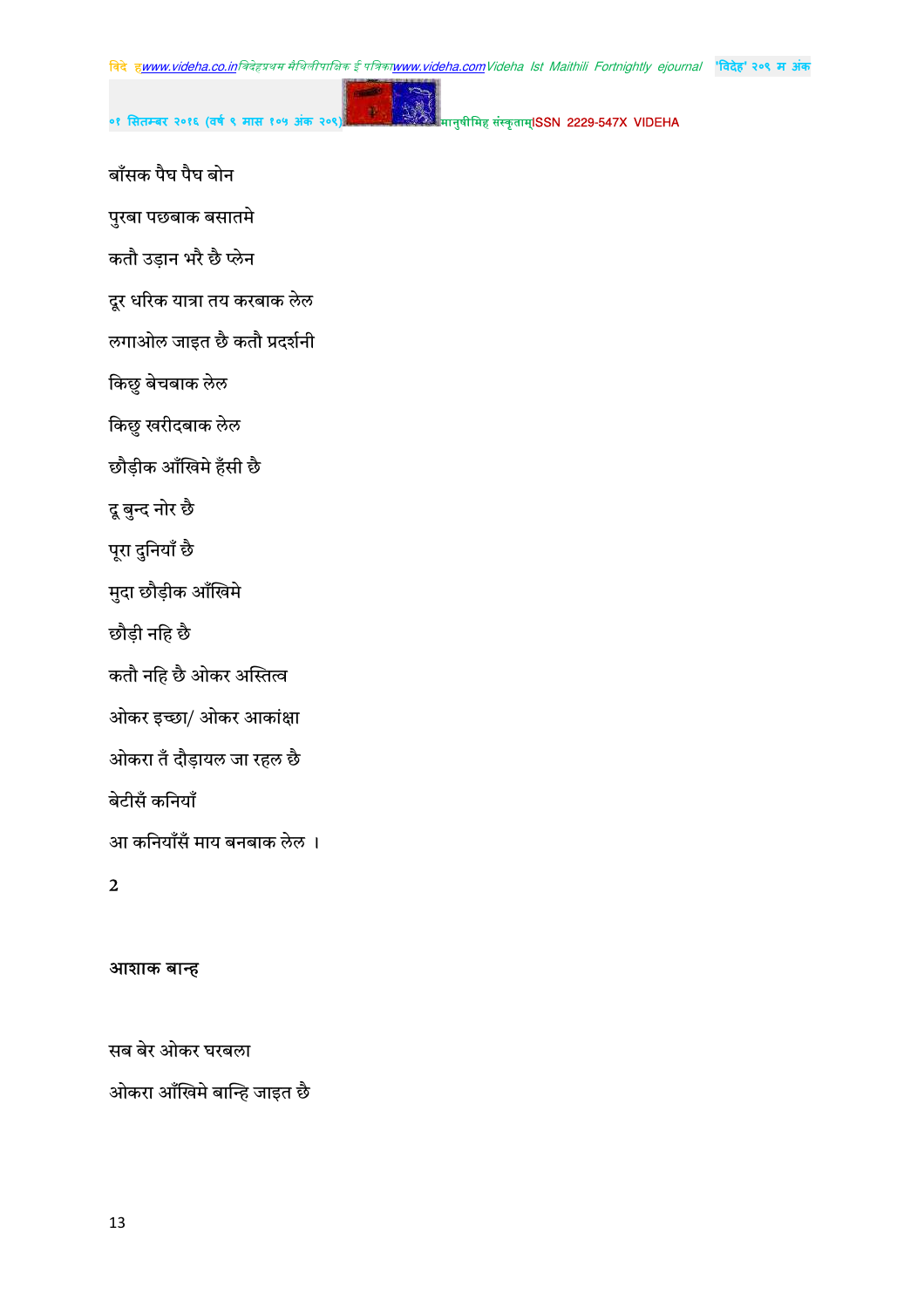बाँसक पैघ पैघ बोन

पुरबा पछबाक बसातमे

कतौ उड़ान भरै छै प्लेन

दूर धरिक यात्रा तय करबाक लेल

लगाओल जाइत छै कतौ प्रदर्शनी

किछु बेचबाक लेल

किछु खरीदबाक लेल

छौड़ीक आँखिमे हँसी छै

दू बुन्द नोर छै

पूरा दुनियाँ छै

मुदा छौड़ीक आँखिमे

छौड़ी नहि छै

कतौ नहि छै ओकर अस्तित्व

ओकर इच्छा/ ओकर आकांक्षा

ओकरा तँ दौड़ायल जा रहल छै

बेटीसँ कनियाँ

आ कनियाँसँ माय बनबाक लेल ।

2

**आशाक बान्ह**

सब बेर ओकर घरबला

ओकरा आँखिमे बान्हि जाइत छै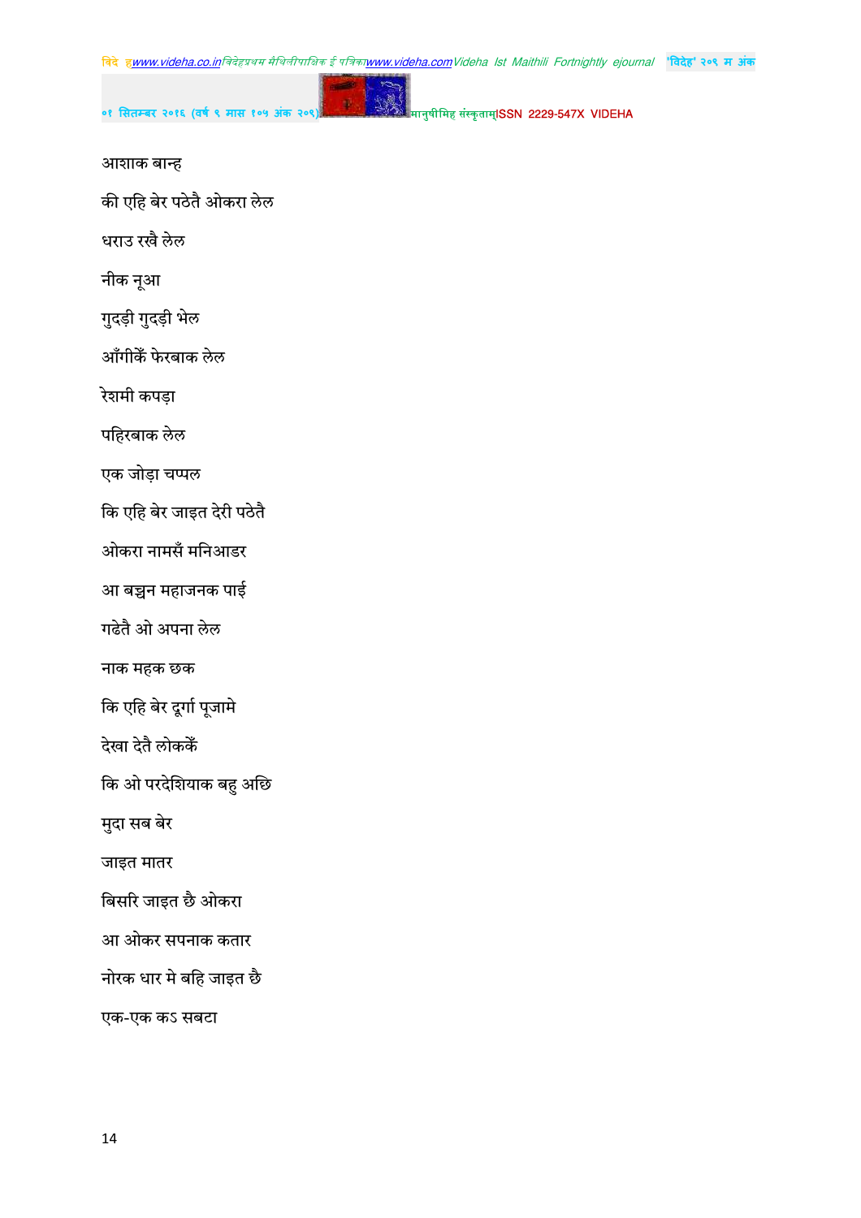आशाक बान्ह

की एहि बेर पठेतै ओकरा लेल

धराउ रखै लेल

नीक नूआ

गुदड़ी गुदड़ी भेल

आँगीकेँ फेरबाक लेल

रेशमी कपड़ा

पहिरबाक लेल

एक जोड़ा चप्पल

कि एहि बेर जाइत देरी पठेतै

ओकरा नामसँ मनिआडर

आ बच्चन महाजनक पाई

गढेतै ओ अपना लेल

नाक महक छक

कि एहि बेर दूर्गा पूजामे

देखा देतै लोककेँ

कि ओ परदेशियाक बहु अछि

मुदा सब बेर

जाइत मातर

बिसरि जाइत छै ओकरा

आ ओकर सपनाक कतार

नोरक धार मे बहि जाइत छै

एक-एक कऽ सबटा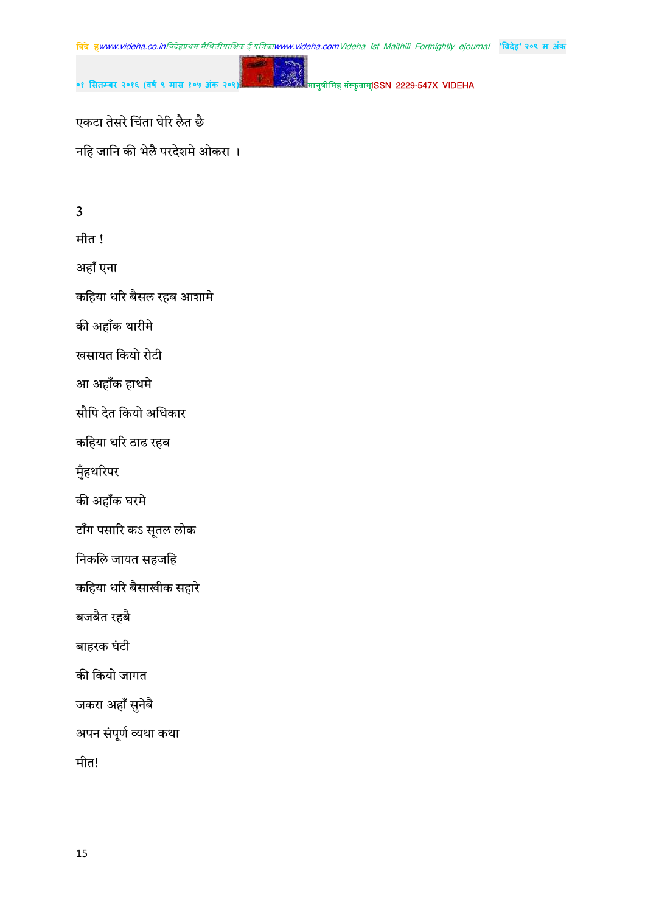एकटा तेसरे चिंता घेरि लैत छै

नहि जानि की भेलै परदेशमे ओकरा ।

3

मीत !

अहाँ एना

कहिया धरि बैसल रहब आशामे

की अहाँक थारीमे

खसायत कियो रोटी

आ अहाँक हाथमे

सौंपि देत कियो अधिकार

कहिया धरि ठाढ रहब

मुँहथरिपर

की अहाँक घरमे

टाँग पसारि कऽ सूतल लोक

निकलि जायत सहजहि

कहिया धरि बैसाखीक सहारे

बजबैत रहबै

बाहरक घंटी

की कियो जागत

जकरा अहाँ सुनेबै

अपन संपूर्ण व्यथा कथा

मीत!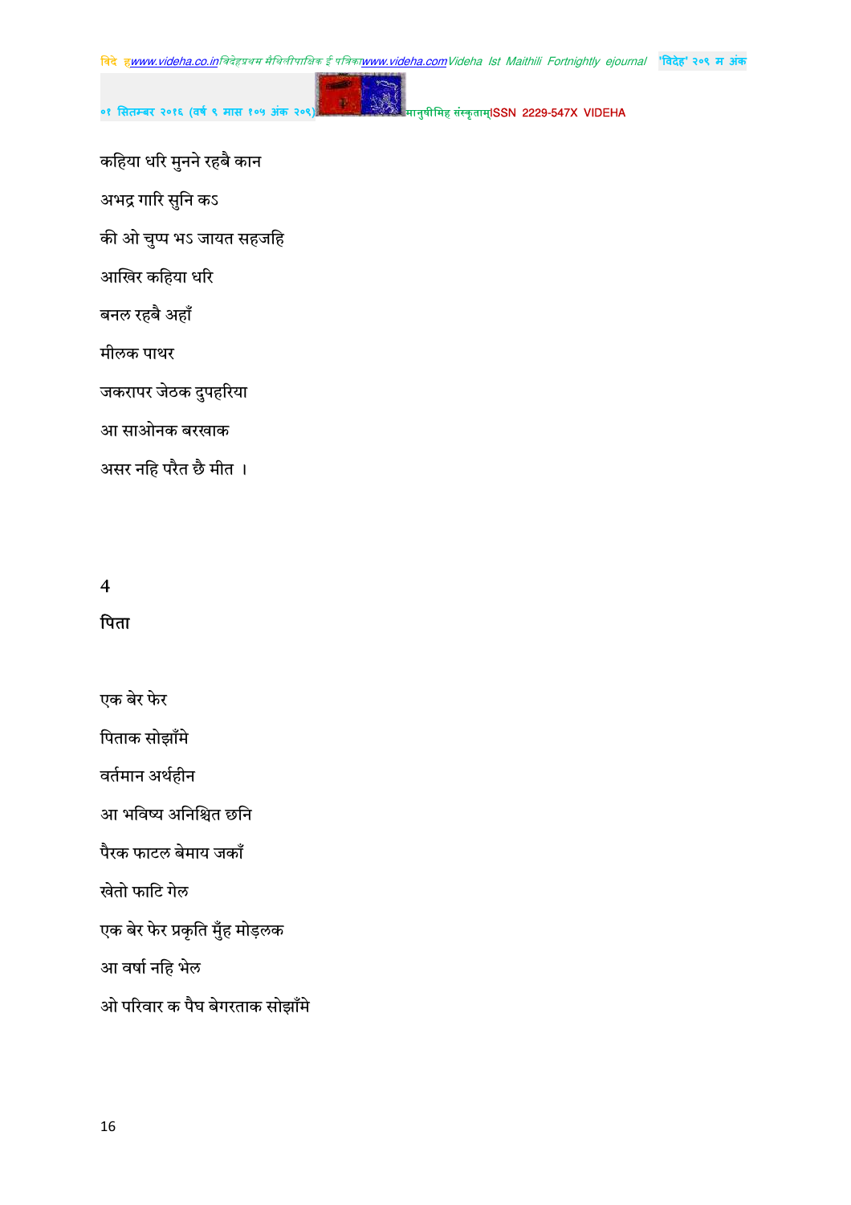कहिया धरि मुनने रहबै कान

अभद्र गारि सुनि कऽ

की ओ चुप्प भऽ जायत सहजहि

आखिर कहिया धरि

बनल रहबै अहाँ

मीलक पाथर

जकरापर जेठक दुपहरिया

आ साओनक बरखाक

असर नहि परैत छै मीत ।

4

पिता

एक बेर फेर

पिताक सोझाँमे

वर्तमान अर्थहीन

आ भविष्य अनिश्चित छनि

पैरक फाटल बेमाय जकाँ

खेतो फाटि गेल

एक बेर फेर प्रकृति मुँह मोड़लक

आ वर्षा नहि भेल

ओ परिवार क पैघ बेगरताक सोझाँमे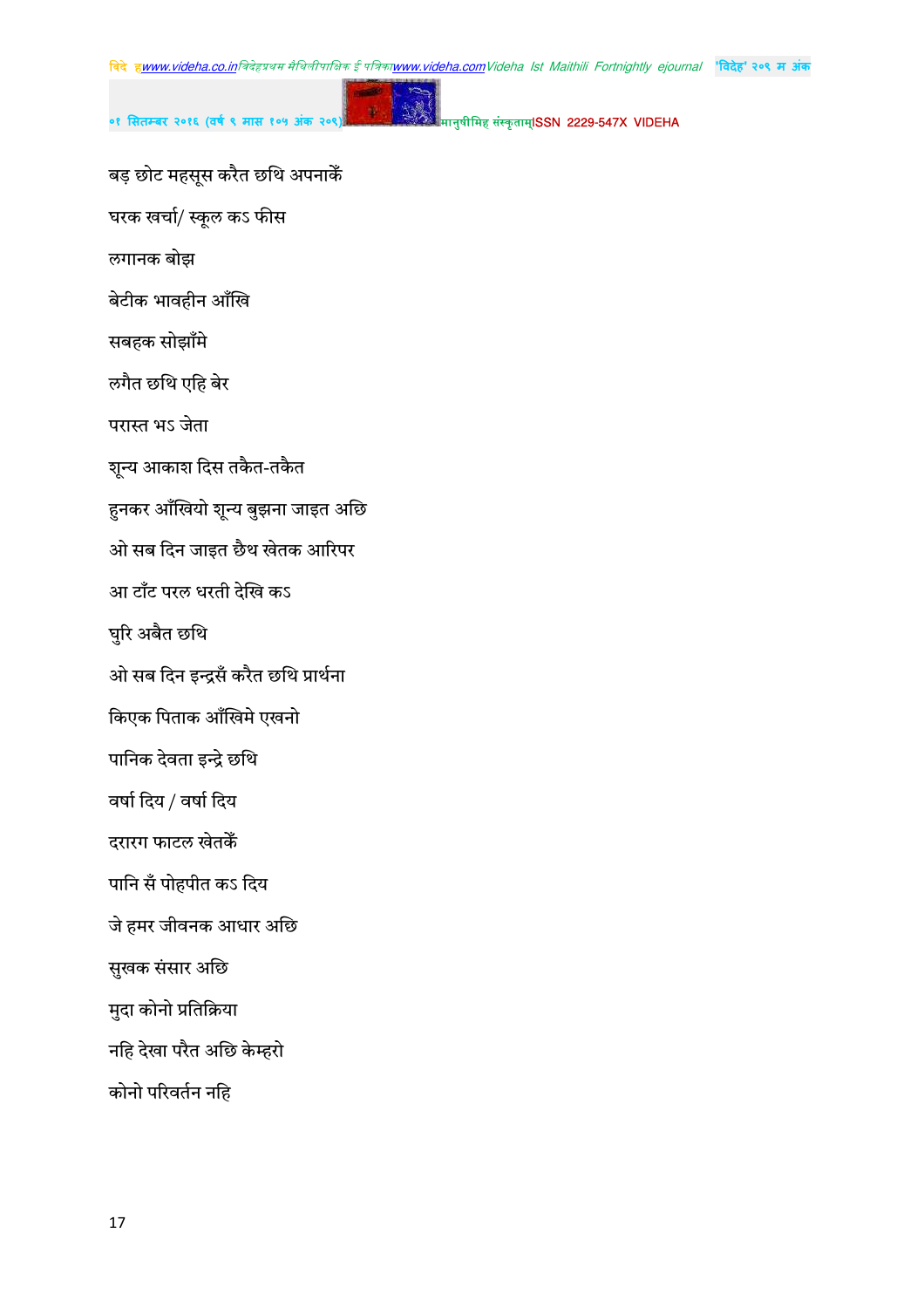बड़ छोट महसूस करैत छथि अपनाकेँ

घरक खर्चा/ स्कूल कऽ फीस

लगानक बोझ

बेटीक भावहीन आँखि

सबहक सोझाँमे

लगैत छथि एहि बेर

परास्त भऽ जेता

शून्य आकाश दिस तकैत-तकैत

हुनकर आँखियो शून्य बुझना जाइत अछि

ओ सब दिन जाइत छैथ खेतक आरिपर

आ टाँट परल धरती देखि कऽ

घुरि अबैत छथि

ओ सब दिन इन्द्रसँ करैत छथि प्रार्थना

किएक पिताक आँखिमे एखनो

पानिक देवता इन्द्रे छथि

वर्षा दिय / वर्षा दिय

दरारग फाटल खेतकेँ

पानि सँ पोहपीत कऽ दिय

जे हमर जीवनक आधार अछि

सुखक संसार अछि

मुदा कोनो प्रतिक्रिया

नहि देखा परैत अछि केम्हरो

कोनो परिवर्तन नहि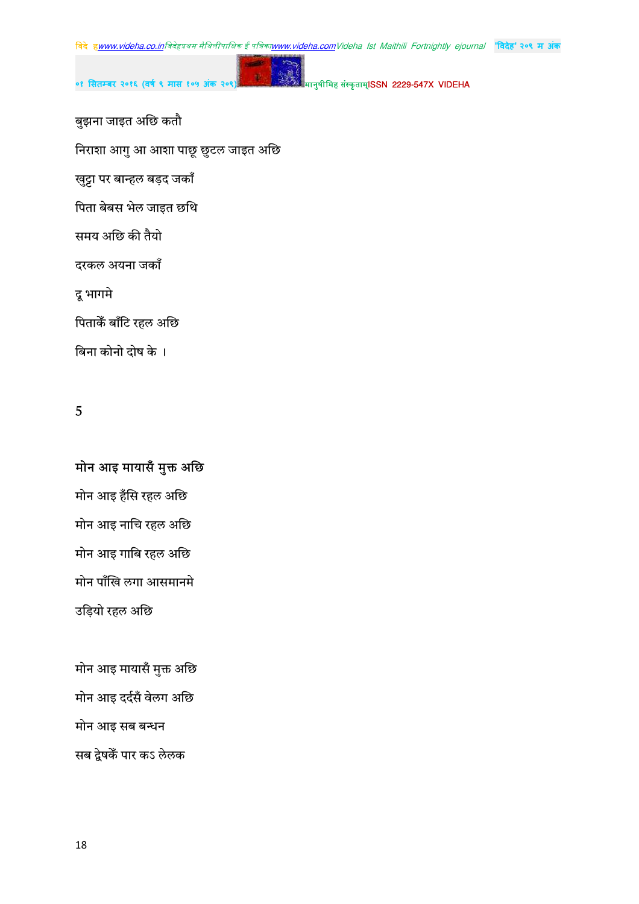बुझना जाइत अछि कतौ

निराशा आगु आ आशा पाछू छुटल जाइत अछि

खुट्टा पर बान्हल बड़द जकाँ

पिता बेबस भेल जाइत छथि

समय अछि की तैयो

दरकल अयना जकाँ

दू भागमे

पिताकेँ बाँटि रहल अछि

बिना कोनो दोष के ।

5

**मोन आइ मायासँ मुक्त अछि**

मोन आइ हँसि रहल अछि

मोन आइ नाचि रहल अछि

मोन आइ गाबि रहल अछि

मोन पाँखि लगा आसमानमे

उड़ियो रहल अछि

मोन आइ मायासँ मुक्त अछि

मोन आइ दर्दसँ वेलग अछि

मोन आइ सब बन्धन

सब द्वेषकेँ पार कऽ लेलक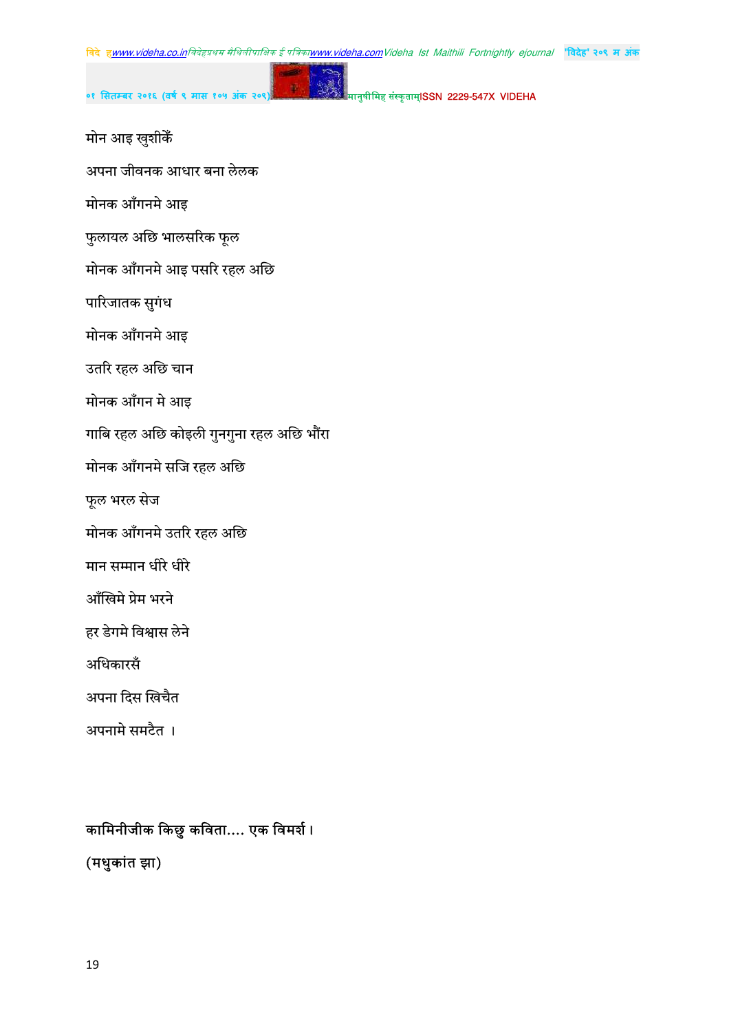मोन आइ खुशीकेँ

अपना जीवनक आधार बना लेलक

मोनक आँगनमे आइ

फुलायल अछि भालसरिक फूल

मोनक आँगनमे आइ पसरि रहल अछि

पारिजातक सुगंध

मोनक आँगनमे आइ

उतरि रहल अछि चान

मोनक आँगन मे आइ

गाबि रहल अछि कोइली गुनगुना रहल अछि भौंरा

मोनक आँगनमे सजि रहल अछि

फूल भरल सेज

मोनक आँगनमे उतरि रहल अछि

मान सम्मान धीरे धीरे

आँखिमे प्रेम भरने

हर डेगमे विश्वास लेने

अधिकारसँ

अपना दिस खिचैत

अपनामे समटैत ।

**कामिनीजीक किछु कविता.... एक विमर्श।**

**(मधुकांत झा)**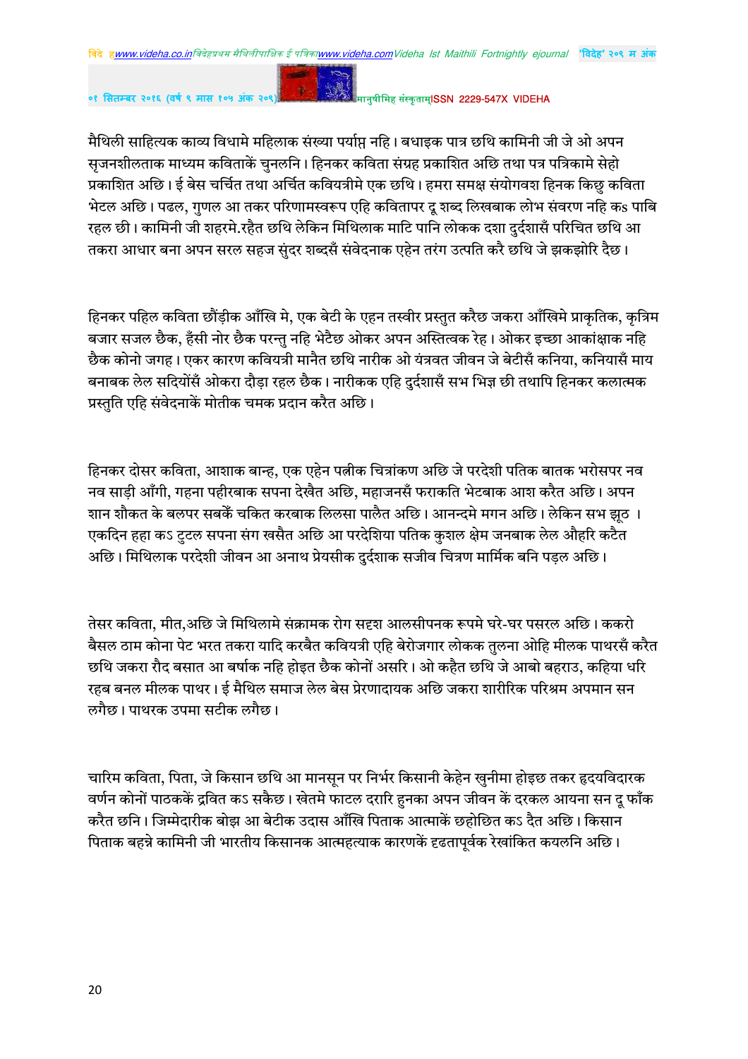मैथिली साहित्यक काव्य विधामे महिलाक संख्या पर्याप्त नहि। बधाइक पात्र छथि कामिनी जी जे ओ अपन सृजनशीलताक माध्यम कविताकें चुनलनि। हिनकर कविता संग्रह प्रकाशित अछि तथा पत्र पत्रिकामे सेहो प्रकाशित अछि। ई बेस चर्चित तथा अर्चित कवियत्रीमे एक छथि। हमरा समक्ष संयोगवश हिनक किछु कविता भेटल अछि। पढल, गुणल आ तकर परिणामस्वरूप एहि कवितापर दू शब्द लिखबाक लोभ संवरण नहि कऽ पाबि रहल छी। कामिनी जी शहरमे.रहैत छथि लेकिन मिथिलाक माटि पानि लोकक दशा दुर्दशासँ परिचित छथि आ तकरा आधार बना अपन सरल सहज सुंदर शब्दसँ संवेदनाक एहेन तरंग उत्पति करै छथि जे झकझोरि दैछ।

हिनकर पहिल कविता छौंड़ीक आँखि मे, एक बेटी के एहन तस्वीर प्रस्तुत करैछ जकरा आँखिमे प्राकृतिक, कृत्रिम बजार सजल छैक, हँसी नोर छैक परन्तु नहि भेटैछ ओकर अपन अस्तित्वक रेह। ओकर इच्छा आकांक्षाक नहि छैक कोनो जगह। एकर कारण कवियत्री मानैत छथि नारीक ओ यंत्रवत जीवन जे बेटीसँ कनिया, कनियासँ माय बनाबक लेल सदियोंसँ ओकरा दौड़ा रहल छैक। नारीकक एहि दुर्दशासँ सभ भिज्ञ छी तथापि हिनकर कलात्मक प्रस्तुति एहि संवेदनाकें मोतीक चमक प्रदान करैत अछि।

हिनकर दोसर कविता, आशाक बान्ह, एक एहेन पत्नीक चित्रांकण अछि जे परदेशी पतिक बातक भरोसपर नव नव साड़ी आँगी, गहना पहीरबाक सपना देखैत अछि, महाजनसँ फराकति भेटबाक आश करैत अछि। अपन शान शौकत के बलपर सबकें चकित करबाक लिलसा पालैत अछि। आनन्दमे मगन अछि। लेकिन सभ झूठ । एकदिन हहा कऽ टुटल सपना संग खसैत अछि आ परदेशिया पतिक कुशल क्षेम जनबाक लेल औहरि कटैत अछि। मिथिलाक परदेशी जीवन आ अनाथ प्रेयसीक दुर्दशाक सजीव चित्रण मार्मिक बनि पड़ल अछि।

तेसर कविता, मीत,अछि जे मिथिलामे संक्रामक रोग सदृश आलसीपनक रूपमे घरे-घर पसरल अछि। ककरो बैसल ठाम कोना पेट भरत तकरा यादि करबैत कवियत्री एहि बेरोजगार लोकक तुलना ओहि मीलक पाथरसँ करैत छथि जकरा रौद बसात आ बर्षाक नहि होइत छैक कोनों असरि। ओ कहैत छथि जे आबो बहराउ, कहिया धरि रहब बनल मीलक पाथर। ई मैथिल समाज लेल बेस प्रेरणादायक अछि जकरा शारीरिक परिश्रम अपमान सन लगैछ। पाथरक उपमा सटीक लगैछ।

चारिम कविता, पिता, जे किसान छथि आ मानसून पर निर्भर किसानी केहेन खुनीमा होइछ तकर हृदयविदारक वर्णन कोनों पाठककें द्रवित कऽ सकैछ। खेतमे फाटल दरारि हुनका अपन जीवन कें दरकल आयना सन दू फाँक करैत छनि। जिम्मेदारीक बोझ आ बेटीक उदास आँखि पिताक आत्माकें छहोछित कऽ दैत अछि। किसान पिताक बहन्ने कामिनी जी भारतीय किसानक आत्महत्याक कारणकें दृढतापूर्वक रेखांकित कयलनि अछि।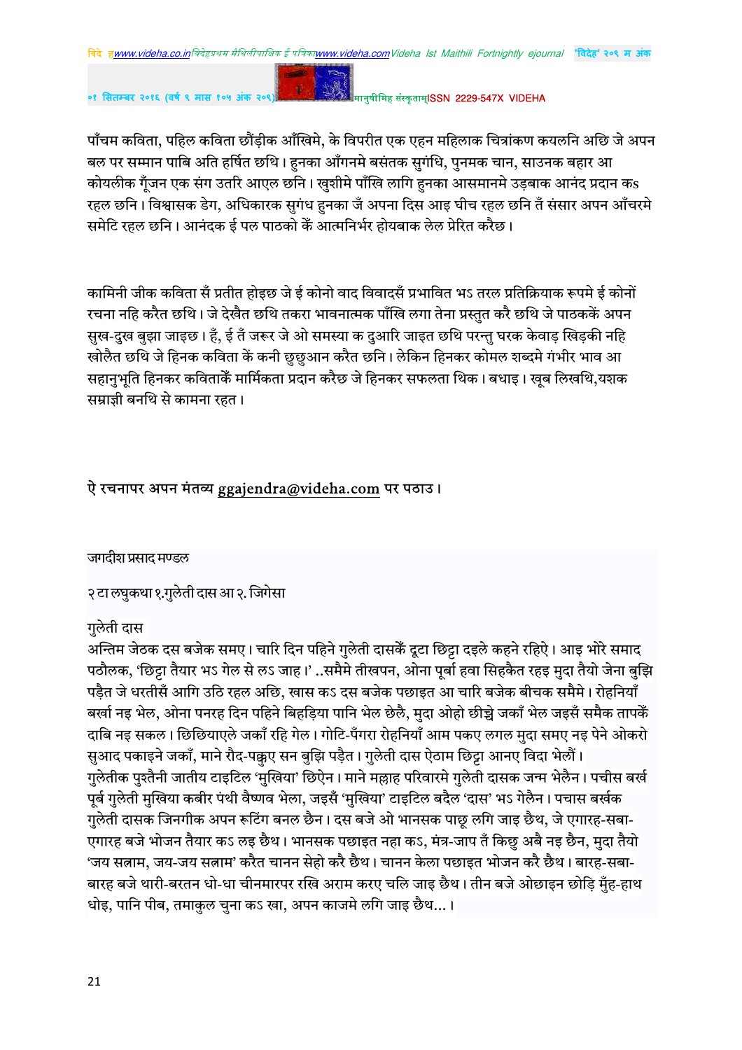पाँचम कविता, पहिल कविता छौंड़ीक आँखिमे, के विपरीत एक एहन महिलाक चित्रांकण कयलनि अछि जे अपन बल पर सम्मान पाबि अति हर्षित छथि। हुनका आँगनमे बसंतक सुगंधि, पुनमक चान, साउनक बहार आ कोयलीक गूँजन एक संग उतरि आएल छनि। खुशीमे पाँखि लागि हुनका आसमानमे उड़बाक आनंद प्रदान कऽ रहल छनि। विश्वासक डेग, अधिकारक सुगंध हुनका जँ अपना दिस आइ घीच रहल छनि तँ संसार अपन आँचरमे समेटि रहल छनि। आनंदक ई पल पाठको कें आत्मनिर्भर होयबाक लेल प्रेरित करैछ।

कामिनी जीक कविता सँ प्रतीत होइछ जे ई कोनो वाद विवादसँ प्रभावित भऽ तरल प्रतिक्रियाक रूपमे ई कोनों रचना नहि करैत छथि। जे देखैत छथि तकरा भावनात्मक पाँखि लगा तेना प्रस्तुत करै छथि जे पाठककें अपन सुख-दुख बुझा जाइछ। हँ, ई तँ जरूर जे ओ समस्या क दुआरि जाइत छथि परन्तु घरक केवाड़ खिड़की नहि खोलैत छथि जे हिनक कविता कें कनी छुछुआन करैत छनि। लेकिन हिनकर कोमल शब्दमे गंभीर भाव आ सहानुभूति हिनकर कविताकें मार्मिकता प्रदान करैछ जे हिनकर सफलता थिक। बधाइ। खूब लिखथि,यशक सम्राज्ञी बनथि से कामना रहत।

ऐ रचनापर अपन मंतव्य ggajendra@videha.com पर पठाउ।

जगदीश प्रसाद मण्डल

२ टा लघुकथा १.गुलेती दास आ २. जिगेसा

गुलेती दास

अन्तिम जेठक दस बजेक समए। चारि दिन पहिने गुलेती दासकेँ दूटा छिट्टा दइले कहने रहिऐ। आइ भोरे समाद पठौलक, 'छिट्टा तैयार भऽ गेल से लऽ जाह।' ..समैमे तीखपन, ओना पूर्बा हवा सिहकैत रहइ मुदा तैयो जेना बुझि पड़ैत जे धरतीसँ आगि उठि रहल अछि, खास कऽ दस बजेक पछाइत आ चारि बजेक बीचक समैमे। रोहनियाँ बर्खा नइ भेल, ओना पनरह दिन पहिने बिहड़िया पानि भेल छेलै, मुदा ओहो छीच्चे जकाँ भेल जइसँ समैक तापकेँ दाबि नइ सकल। छिछियाएले जकाँ रहि गेल। गोटि-पँगरा रोहनियाँ आम पकए लगल मुदा समए नइ पेने ओकरो सुआद पकाइने जकाँ, माने रौद-पक्कुए सन बुझि पड़ैत। गुलेती दास ऐठाम छिट्टा आनए विदा भेलौं। गुलेतीक पुश्तैनी जातीय टाइटिल 'मुखिया' छिऐन। माने मल्लाह परिवारमे गुलेती दासक जन्म भेलैन। पचीस बर्ख पूर्ब गुलेती मुखिया कबीर पंथी वैष्णव भेला, जइसँ 'मुखिया' टाइटिल बदैल 'दास' भऽ गेलैन। पचास बर्खक गुलेती दासक जिनगीक अपन रूटिंग बनल छैन। दस बजे ओ भानसक पाछू लगि जाइ छैथ, जे एगारह-सबा-एगारह बजे भोजन तैयार कऽ लइ छैथ। भानसक पछाइत नहा कऽ, मंत्र-जाप तँ किछु अबै नइ छैन, मुदा तैयो 'जय सत्ताम, जय-जय सत्ताम' करैत चानन सेहो करै छैथ। चानन केला पछाइत भोजन करै छैथ। बारह-सबा-बारह बजे थारी-बरतन धो-धा चीनमारपर रखि अराम करए चलि जाइ छैथ। तीन बजे ओछाइन छोड़ि मुँह-हाथ धोइ, पानि पीब, तमाकुल चुना कऽ खा, अपन काजमे लगि जाइ छैथ...।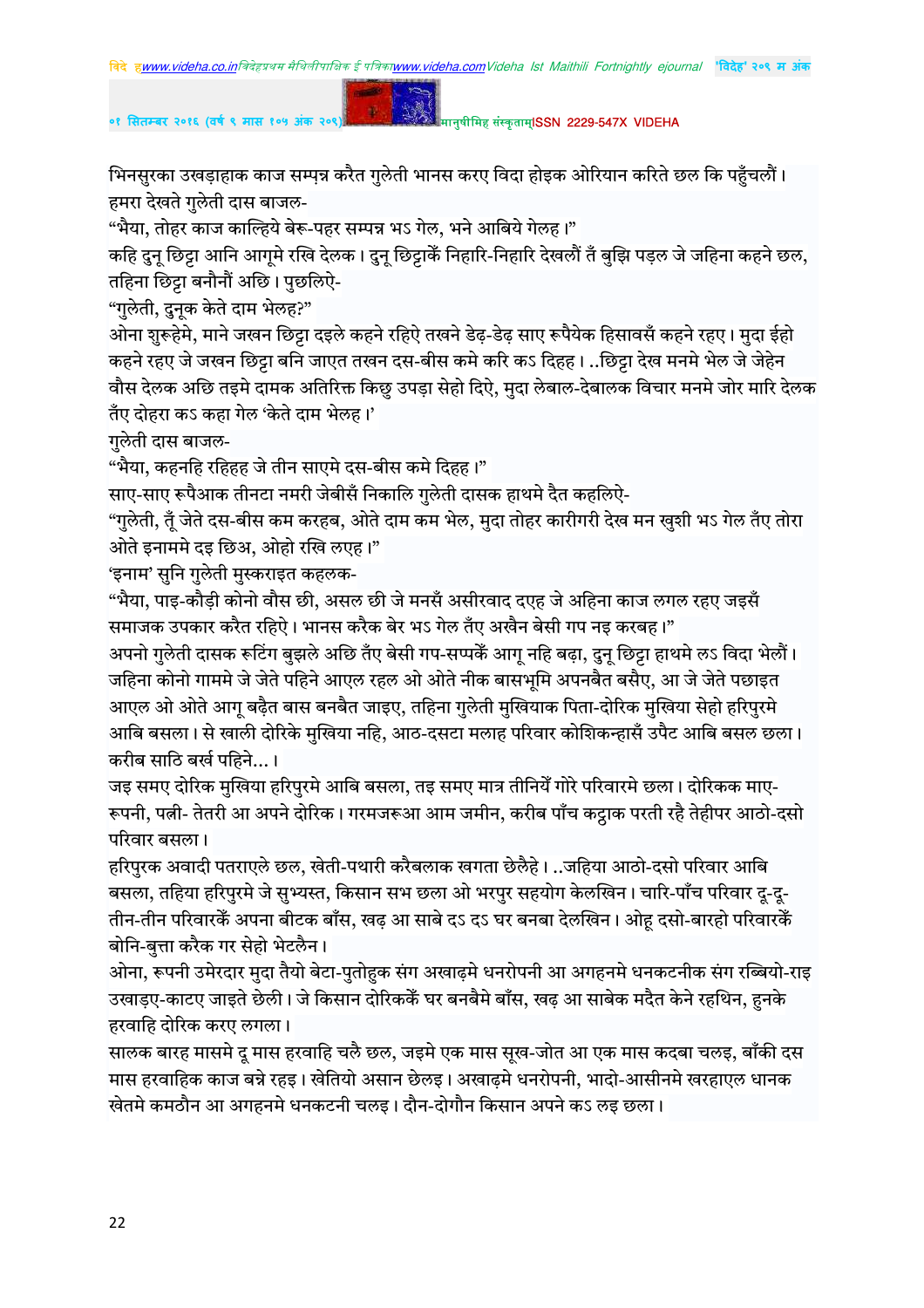भिनसुरका उखड़ाहाक काज सम्पन्न करैत गुलेती भानस करए विदा होइक ओरियान करिते छल कि पहुँचलौं। हमरा देखते गुलेती दास बाजल-

"भैया, तोहर काज काल्हिये बेरू-पहर सम्पन्न भऽ गेल, भने आबिये गेलह।"

कहि दुनू छिट्टा आनि आगूमे रखि देलक। दुनू छिट्टाकेँ निहारि-निहारि देखलौं तँ बुझि पड़ल जे जहिना कहने छल, तहिना छिट्टा बनौनौं अछि। पुछलिऐ-

"गुलेती, दुनूक केते दाम भेलह?"

ओना शुरूहेमे, माने जखन छिट्टा दइले कहने रहिऐ तखने डेढ़-डेढ़ साए रूपैयेक हिसावसँ कहने रहए। मुदा ईहो कहने रहए जे जखन छिट्टा बनि जाएत तखन दस-बीस कमे करि कऽ दिहह। ..छिट्टा देख मनमे भेल जे जेहेन वौस देलक अछि तइमे दामक अतिरिक्त किछु उपड़ा सेहो दिऐ, मुदा लेबाल-देबालक विचार मनमे जोर मारि देलक तँए दोहरा कऽ कहा गेल 'केते दाम भेलह।'

गुलेती दास बाजल-

"भैया, कहनहि रहिहह जे तीन साएमे दस-बीस कमे दिहह।"

साए-साए रूपैआक तीनटा नमरी जेबीसँ निकालि गुलेती दासक हाथमे दैत कहलिऐ-

"गुलेती, तूँ जेते दस-बीस कम करहब, ओते दाम कम भेल, मुदा तोहर कारीगरी देख मन खुशी भऽ गेल तँए तोरा ओते इनाममे दइ छिअ, ओहो रखि लएह।"

'इनाम' सुनि गुलेती मुस्कराइत कहलक-

"भैया, पाइ-कौड़ी कोनो वौस छी, असल छी जे मनसँ असीरवाद दएह जे अहिना काज लगल रहए जइसँ समाजक उपकार करैत रहिऐ। भानस करैक बेर भऽ गेल तँए अखैन बेसी गप नइ करबह।"

अपनो गुलेती दासक रूटिंग बुझले अछि तँए बेसी गप-सप्पकेँ आगू नहि बढ़ा, दुनू छिट्टा हाथमे लऽ विदा भेलौं। जहिना कोनो गाममे जे जेते पहिने आएल रहल ओ ओते नीक बासभूमि अपनबैत बसैए, आ जे जेते पछाइत आएल ओ ओते आगू बढ़ैत बास बनबैत जाइए, तहिना गुलेती मुखियाक पिता-दोरिक मुखिया सेहो हरिपुरमे आबि बसला। से खाली दोरिके मुखिया नहि, आठ-दसटा मलाह परिवार कोशिकन्हासँ उपैट आबि बसल छला। करीब साठि बर्ख पहिने...।

जइ समए दोरिक मुखिया हरिपुरमे आबि बसला, तइ समए मात्र तीनियेँ गोरे परिवारमे छला। दोरिकक माए-रूपनी, पत्नी- तेतरी आ अपने दोरिक। गरमजरूआ आम जमीन, करीब पाँच कट्ठाक परती रहै तेहीपर आठो-दसो परिवार बसला।

हरिपुरक अवादी पतराएले छल, खेती-पथारी करैबलाक खगता छेलैहे। ..जहिया आठो-दसो परिवार आबि बसला, तहिया हरिपुरमे जे सुभ्यस्त, किसान सभ छला ओ भरपुर सहयोग केलखिन। चारि-पाँच परिवार दू-दू-तीन-तीन परिवारकेँ अपना बीटक बाँस, खढ़ आ साबे दऽ दऽ घर बनबा देलखिन। ओहू दसो-बारहो परिवारकेँ बोनि-बुत्ता करैक गर सेहो भेटलैन।

ओना, रूपनी उमेरदार मुदा तैयो बेटा-पुतोहुक संग अखाढ़मे धनरोपनी आ अगहनमे धनकटनीक संग रब्बियो-राइ उखाड़ए-काटए जाइते छेली। जे किसान दोरिककेँ घर बनबैमे बाँस, खढ़ आ साबेक मदैत केने रहथिन, हुनके हरवाहि दोरिक करए लगला।

सालक बारह मासमे दू मास हरवाहि चलै छल, जइमे एक मास सूख-जोत आ एक मास कदबा चलइ, बाँकी दस मास हरवाहिक काज बन्ने रहइ। खेतियो असान छेलइ। अखाढ़मे धनरोपनी, भादो-आसीनमे खरहाएल धानक खेतमे कमठौन आ अगहनमे धनकटनी चलइ। दौन-दोगौन किसान अपने कऽ लइ छला।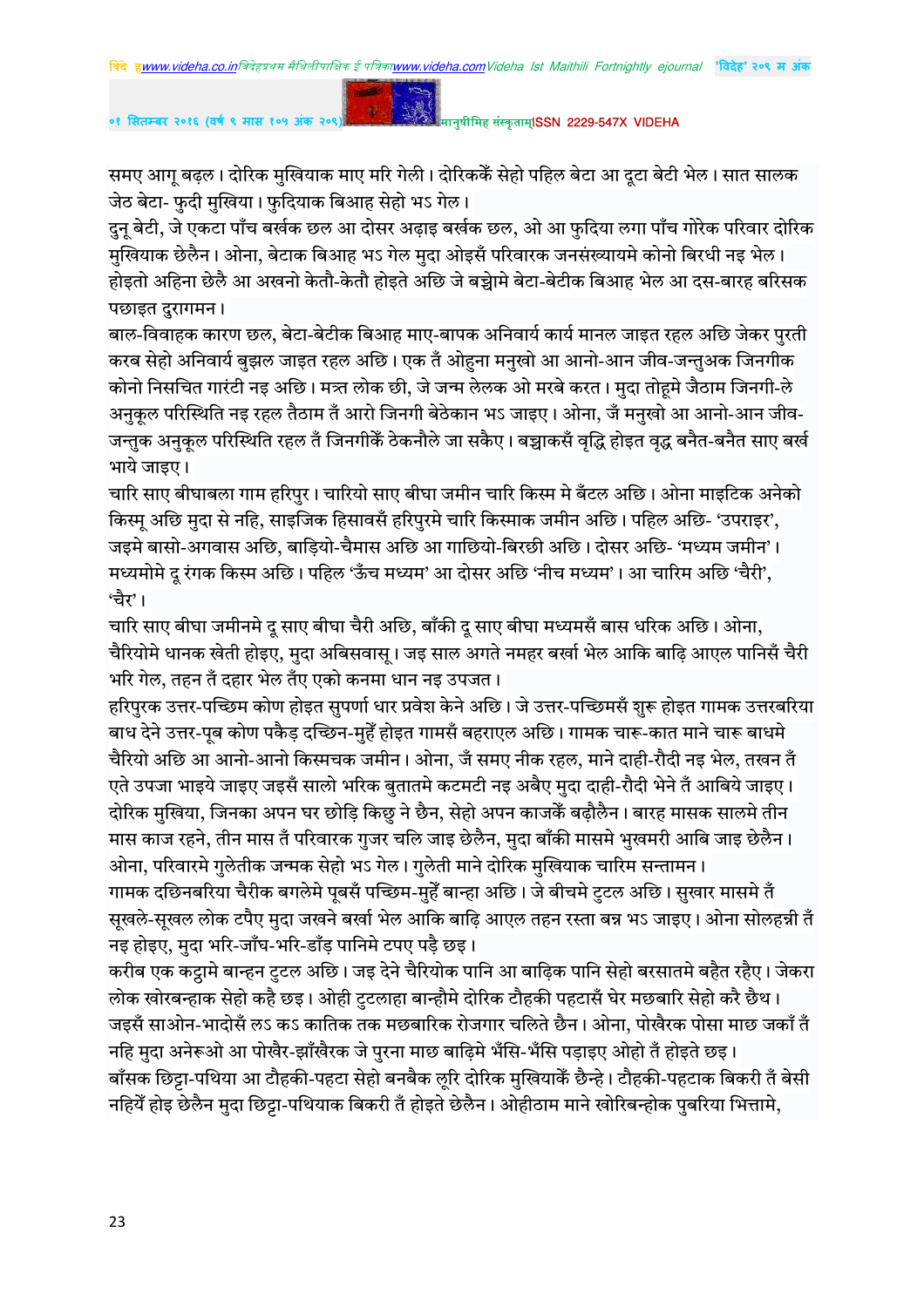समए आगू बढ़ल। दोरिक मुखियाक माए मरि गेली। दोरिककेँ सेहो पहिल बेटा आ दूटा बेटी भेल। सात सालक जेठ बेटा- फुदी मुखिया। फुदियाक बिआह सेहो भऽ गेल।

दुनू बेटी, जे एकटा पाँच बर्खक छल आ दोसर अढ़ाइ बर्खक छल, ओ आ फुदिया लगा पाँच गोरेक परिवार दोरिक मुखियाक छेलैन। ओना, बेटाक बिआह भऽ गेल मुदा ओइसँ परिवारक जनसंख्यायमे कोनो बिरधी नइ भेल। होइतो अहिना छेलै आ अखनो केतौ-केतौ होइते अछि जे बच्चेमे बेटा-बेटीक बिआह भेल आ दस-बारह बरिसक पछाइत दुरागमन।

बाल-विवाहक कारण छल, बेटा-बेटीक बिआह माए-बापक अनिवार्य कार्य मानल जाइत रहल अछि जेकर पुरती करब सेहो अनिवार्य बुझल जाइत रहल अछि। एक तँ ओहुना मनुखो आ आनो-आन जीव-जन्तुअक जिनगीक कोनो निसचित गारंटी नइ अछि। मत्त लोक छी, जे जन्म लेलक ओ मरबे करत। मुदा तोहूमे जैठाम जिनगी-ले अनुकूल परिस्थिति नइ रहल तैठाम तँ आरो जिनगी बेठेकान भऽ जाइए। ओना, जँ मनुखो आ आनो-आन जीव-जन्तुक अनुकूल परिस्थिति रहल तँ जिनगीकेँ ठेकनौले जा सकैए। बच्चाकसँ वृद्धि होइत वृद्ध बनैत-बनैत साए बर्ख भाये जाइए।

चारि साए बीघाबला गाम हरिपुर। चारियो साए बीघा जमीन चारि किस्म मे बँटल अछि। ओना माइटिक अनेको किस्मू अछि मुदा से नहि, साइजिक हिसावसँ हरिपुरमे चारि किस्माक जमीन अछि। पहिल अछि- 'उपराइर', जइमे बासो-अगवास अछि, बाड़ियो-चैमास अछि आ गाछियो-बिरछी अछि। दोसर अछि- 'मध्यम जमीन'। मध्यमोमे दू रंगक किस्म अछि। पहिल 'ऊँच मध्यम' आ दोसर अछि 'नीच मध्यम'। आ चारिम अछि 'चैरी', 'चैर'।

चारि साए बीघा जमीनमे दू साए बीघा चैरी अछि, बाँकी दू साए बीघा मध्यमसँ बास धरिक अछि। ओना, चैरियोमे धानक खेती होइए, मुदा अबिसवासू। जइ साल अगते नमहर बर्खा भेल आकि बाढ़ि आएल पानिसँ चैरी भरि गेल, तहन तँ दहार भेल तँए एको कनमा धान नइ उपजत।

हरिपुरक उत्तर-पच्छिम कोण होइत सुपर्णा धार प्रवेश केने अछि। जे उत्तर-पच्छिमसँ शुरू होइत गामक उत्तरबरिया बाध देने उत्तर-पूब कोण पकैड़ दच्छिन-मुहेँ होइत गामसँ बहराएल अछि। गामक चारू-कात माने चारू बाधमे चैरियो अछि आ आनो-आनो किस्मचक जमीन। ओना, जँ समए नीक रहल, माने दाही-रौदी नइ भेल, तखन तँ एते उपजा भाइये जाइए जइसँ सालो भरिक बुतातमे कटमटी नइ अबैए मुदा दाही-रौदी भेने तँ आबिये जाइए। दोरिक मुखिया, जिनका अपन घर छोड़ि किछु ने छैन, सेहो अपन काजकेँ बढ़ौलैन। बारह मासक सालमे तीन मास काज रहने, तीन मास तँ परिवारक गुजर चलि जाइ छेलैन, मुदा बाँकी मासमे भुखमरी आबि जाइ छेलैन। ओना, परिवारमे गुलेतीक जन्मक सेहो भऽ गेल। गुलेती माने दोरिक मुखियाक चारिम सन्तामन।

गामक दछिनबरिया चैरीक बगलेमे पूबसँ पच्छिम-मुहेँ बान्हा अछि। जे बीचमे टुटल अछि। सुखार मासमे तँ सूखले-सूखल लोक टपैए मुदा जखने बर्खा भेल आकि बाढ़ि आएल तहन रस्ता बन्न भऽ जाइए। ओना सोलहन्नी तँ नइ होइए, मुदा भरि-जाँघ-भरि-डाँड़ पानिमे टपए पड़ै छइ।

करीब एक कट्ठामे बान्हन टुटल अछि। जइ देने चैरियोक पानि आ बाढ़िक पानि सेहो बरसातमे बहैत रहैए। जेकरा लोक खोरबन्हाक सेहो कहै छइ। ओही टुटलाहा बान्हौमे दोरिक टौहकी पहटासँ घेर मछबारि सेहो करै छैथ। जइसँ साओन-भादोसँ लऽ कऽ कातिक तक मछबारिक रोजगार चलिते छैन। ओना, पोखैरक पोसा माछ जकाँ तँ नहि मुदा अनेरूओ आ पोखैर-झाँखैरक जे पुरना माछ बाढ़िमे भँसि-भँसि पड़ाइए ओहो तँ होइते छइ।

बाँसक छिट्टा-पथिया आ टौहकी-पहटा सेहो बनबैक लूरि दोरिक मुखियाकेँ छैन्हे। टौहकी-पहटाक बिकरी तँ बेसी नहियेँ होइ छेलैन मुदा छिट्टा-पथियाक बिकरी तँ होइते छेलैन। ओहीठाम माने खोरिबन्होक पुबरिया भित्तामे,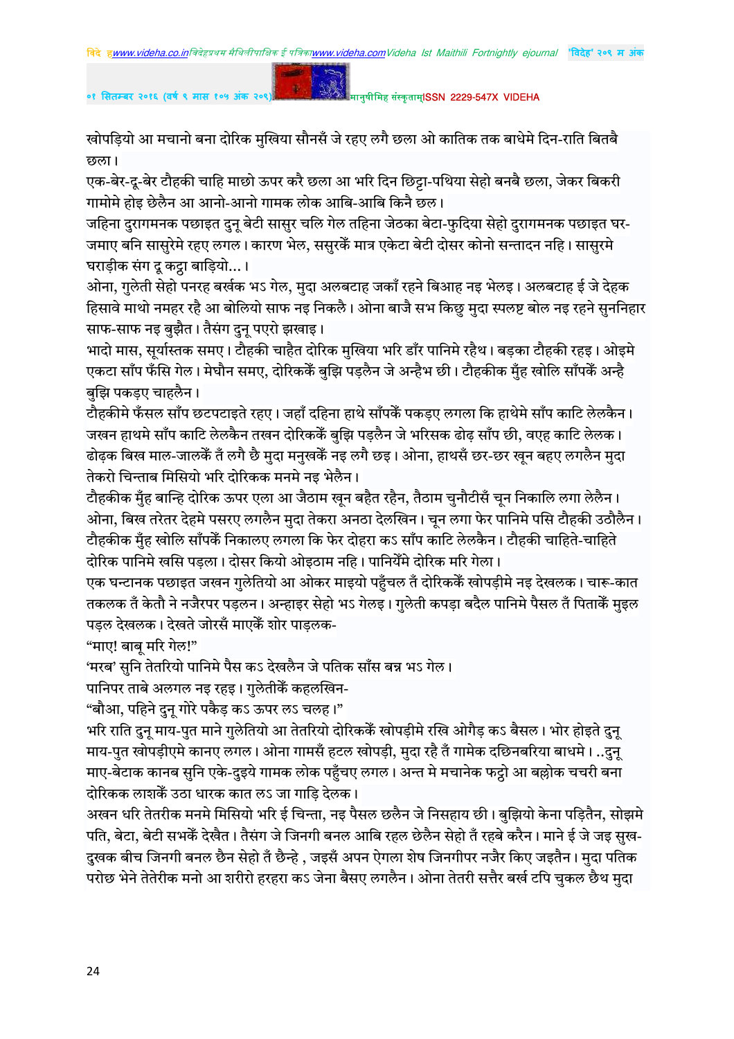खोपड़ियो आ मचानो बना दोरिक मुखिया सौनसँ जे रहए लगै छला ओ कातिक तक बाधेमे दिन-राति बितबै छला।

एक-बेर-दू-बेर टौहकी चाहि माछो ऊपर करै छला आ भरि दिन छिट्टा-पथिया सेहो बनबै छला, जेकर बिकरी गामोमे होइ छेलैन आ आनो-आनो गामक लोक आबि-आबि किनै छल।

जहिना दुरागमनक पछाइत दुनू बेटी सासुर चलि गेल तहिना जेठका बेटा-फुदिया सेहो दुरागमनक पछाइत घर-जमाए बनि सासुरेमे रहए लगल। कारण भेल, ससुरकेँ मात्र एकेटा बेटी दोसर कोनो सन्तादन नहि। सासुरमे घराड़ीक संग दू कट्ठा बाड़ियो...।

ओना, गुलेती सेहो पनरह बर्खक भऽ गेल, मुदा अलबटाह जकाँ रहने बिआह नइ भेलइ। अलबटाह ई जे देहक हिसाबे माथो नमहर रहै आ बोलियो साफ नइ निकलै। ओना बाजै सभ किछु मुदा स्पलष्ट बोल नइ रहने सुननिहार साफ-साफ नइ बुझैत। तैसंग दुनू पएरो झखाइ।

भादो मास, सूर्यास्तक समए। टौहकी चाहैत दोरिक मुखिया भरि डाँर पानिमे रहैथ। बड़का टौहकी रहइ। ओइमे एकटा साँप फँसि गेल। मेघौन समए, दोरिककेँ बुझि पड़लैन जे अन्हैभ छी। टौहकीक मुँह खोलि साँपकेँ अन्है बुझि पकड़ए चाहलैन।

टौहकीमे फँसल साँप छटपटाइते रहए। जहाँ दहिना हाथे साँपकेँ पकड़ए लगला कि हाथेमे साँप काटि लेलकैन। जखन हाथमे साँप काटि लेलकैन तखन दोरिककेँ बुझि पड़लैन जे भरिसक ढोढ़ साँप छी, वएह काटि लेलक। ढोढ़क बिख माल-जालकेँ तँ लगै छै मुदा मनुखकेँ नइ लगै छइ। ओना, हाथसँ छर-छर खून बहए लगलैन मुदा तेकरो चिन्ताब मिसियो भरि दोरिकक मनमे नइ भेलैन।

टौहकीक मुँह बान्हि दोरिक ऊपर एला आ जैठाम खून बहैत रहैन, तैठाम चुनौटीसँ चून निकालि लगा लेलैन। ओना, बिख तरेतर देहमे पसरए लगलैन मुदा तेकरा अनठा देलखिन। चून लगा फेर पानिमे पसि टौहकी उठौलैन। टौहकीक मुँह खोलि साँपकेँ निकालए लगला कि फेर दोहरा कऽ साँप काटि लेलकैन। टौहकी चाहिते-चाहिते दोरिक पानिमे खसि पड़ला। दोसर कियो ओइठाम नहि। पानियेँमे दोरिक मरि गेला।

एक घन्टानक पछाइत जखन गुलेतियो आ ओकर माइयो पहुँचल तँ दोरिककेँ खोपड़ीमे नइ देखलक। चारू-कात तकलक तँ केतौ ने नजैरपर पड़लन। अन्हाइर सेहो भऽ गेलइ। गुलेती कपड़ा बदैल पानिमे पैसल तँ पिताकेँ मुइल पड़ल देखलक। देखते जोरसँ माएकेँ शोर पाड़लक-

"माए! बाबू मरि गेल!"

'मरब' सुनि तेतरियो पानिमे पैस कऽ देखलैन जे पतिक साँस बन्न भऽ गेल।

पानिपर ताबे अलगल नइ रहइ। गुलेतीकेँ कहलखिन-

"बौआ, पहिने दुनू गोरे पकैड़ कऽ ऊपर लऽ चलह।"

भरि राति दुनू माय-पुत माने गुलेतियो आ तेतरियो दोरिककेँ खोपड़ीमे रखि ओगैड़ कऽ बैसल। भोर होइते दुनू माय-पुत खोपड़ीएमे कानए लगल। ओना गामसँ हटल खोपड़ी, मुदा रहै तँ गामेक दछिनबरिया बाधमे। ..दुनू माए-बेटाक कानब सुनि एके-दुइये गामक लोक पहुँचए लगल। अन्त मे मचानेक फट्ठो आ बह्नोक चचरी बना दोरिकक लाशकेँ उठा धारक कात लऽ जा गाड़ि देलक।

अखन धरि तेतरीक मनमे मिसियो भरि ई चिन्ता, नइ पैसल छलैन जे निसहाय छी। बुझियो केना पड़ितैन, सोझमे पति, बेटा, बेटी सभकेँ देखैत। तैसंग जे जिनगी बनल आबि रहल छेलैन सेहो तँ रहबे करैन। माने ई जे जइ सुख-दुखक बीच जिनगी बनल छैन सेहो तँ छैन्हे , जइसँ अपन ऐगला शेष जिनगीपर नजैर किए जइतैन। मुदा पतिक परोछ भेने तेतेरीक मनो आ शरीरो हरहरा कऽ जेना बैसए लगलैन। ओना तेतरी सत्तैर बर्ख टपि चुकल छैथ मुदा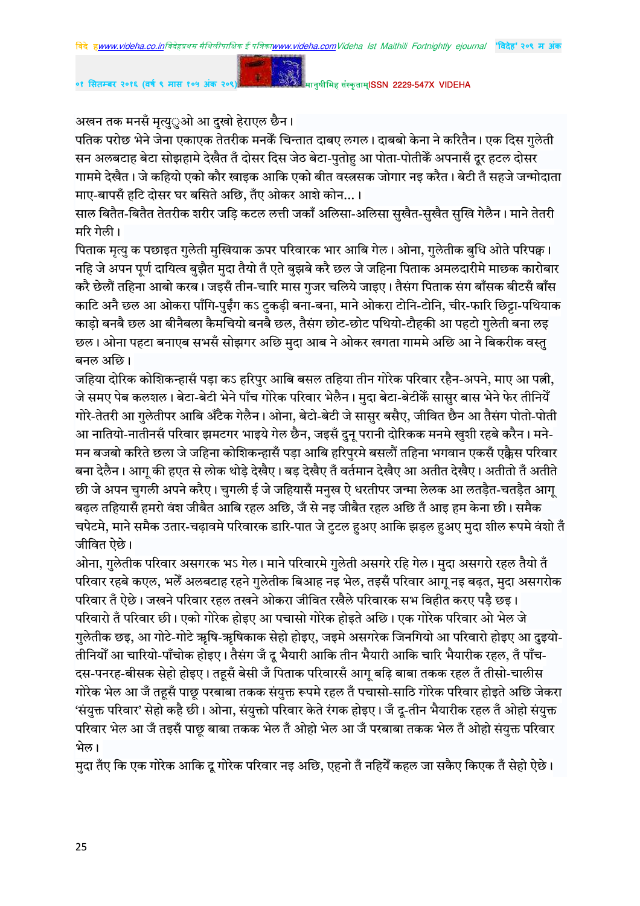अखन तक मनसँ मृत्युुओ आ दुखो हेराएल छैन।

पतिक परोछ भेने जेना एकाएक तेतरीक मनकेँ चिन्तात दाबए लगल। दाबबो केना ने करितैन। एक दिस गुलेती सन अलबटाह बेटा सोझहामे देखैत तँ दोसर दिस जेठ बेटा-पुतोहु आ पोता-पोतीकेँ अपनासँ दूर हटल दोसर गाममे देखैत। जे कहियो एको कौर खाइक आकि एको बीत वस्त्रसक जोगार नइ करैत। बेटी तँ सहजे जन्मोदाता माए-बापसँ हटि दोसर घर बसिते अछि, तँए ओकर आशे कोन...।

साल बितैत-बितैत तेतरीक शरीर जड़ि कटल लत्ती जकाँ अलिसा-अलिसा सुखैत-सुखैत सुखि गेलैन। माने तेतरी मरि गेली।

पिताक मृत्यु क पछाइत गुलेती मुखियाक ऊपर परिवारक भार आबि गेल। ओना, गुलेतीक बुधि ओते परिपक्व। नहि जे अपन पूर्ण दायित्व बुझैत मुदा तैयो तँ एते बुझबे करै छल जे जहिना पिताक अमलदारीमे माछक कारोबार करै छेलौं तहिना आबो करब। जइसँ तीन-चारि मास गुजर चलिये जाइए। तैसंग पिताक संग बाँसक बीटसँ बाँस काटि अनै छल आ ओकरा पाँगि-पुइंग कऽ टुकड़ी बना-बना, माने ओकरा टोनि-टोनि, चीर-फारि छिट्टा-पथियाक काड़ो बनबै छल आ बीनैबला कैमचियो बनबै छल, तैसंग छोट-छोट पथियो-टौहकी आ पहटो गुलेती बना लइ छल। ओना पहटा बनाएब सभसँ सोझगर अछि मुदा आब ने ओकर खगता गाममे अछि आ ने बिकरीक वस्तु बनल अछि।

जहिया दोरिक कोशिकन्हासँ पड़ा कऽ हरिपुर आबि बसल तहिया तीन गोरेक परिवार रहैन-अपने, माए आ पत्नी, जे समए पेब कलशल। बेटा-बेटी भेने पाँच गोरेक परिवार भेलैन। मुदा बेटा-बेटीकेँ सासुर बास भेने फेर तीनियेँ गोरे-तेतरी आ गुलेतीपर आबि अँटैक गेलैन। ओना, बेटो-बेटी जे सासुर बसैए, जीवित छैन आ तैसंग पोतो-पोती आ नातियो-नातीनसँ परिवार झमटगर भाइये गेल छैन, जइसँ दुनू परानी दोरिकक मनमे खुशी रहबे करैन। मने-मन बजबो करिते छला जे जहिना कोशिकन्हासँ पड़ा आबि हरिपुरमे बसलौं तहिना भगवान एकसँ एक्कैस परिवार बना देलैन। आगू की हएत से लोक थोड़े देखैए। बड़ देखैए तँ वर्तमान देखैए आ अतीत देखैए। अतीतो तँ अतीते छी जे अपन चुगली अपने करैए। चुगली ई जे जहियासँ मनुख ऐ धरतीपर जन्मा लेलक आ लतड़ैत-चतड़ैत आगू बढ़ल तहियासँ हमरो वंश जीबैत आबि रहल अछि, जँ से नइ जीबैत रहल अछि तँ आइ हम केना छी। समैक चपेटमे, माने समैक उतार-चढ़ावमे परिवारक डारि-पात जे टुटल हुअए आकि झड़ल हुअए मुदा शील रूपमे वंशो तँ जीवित ऐछे।

ओना, गुलेतीक परिवार असगरक भऽ गेल। माने परिवारमे गुलेती असगरे रहि गेल। मुदा असगरो रहल तैयो तँ परिवार रहबे कएल, भलेँ अलबटाह रहने गुलेतीक बिआह नइ भेल, तइसँ परिवार आगू नइ बढ़त, मुदा असगरोक परिवार तँ ऐछे। जखने परिवार रहल तखने ओकरा जीवित रखैले परिवारक सभ विहीत करए पड़ै छइ। परिवारो तँ परिवार छी। एको गोरेक होइए आ पचासो गोरेक होइते अछि। एक गोरेक परिवार ओ भेल जे गुलेतीक छइ, आ गोटे-गोटे ऋृषि-ऋृषिकाक सेहो होइए, जइमे असगरेक जिनगियो आ परिवारो होइए आ दुइयो-तीनियोँ आ चारियो-पाँचोक होइए। तैसंग जँ दू भैयारी आकि तीन भैयारी आकि चारि भैयारीक रहल, तँ पाँच-दस-पनरह-बीसक सेहो होइए। तहूसँ बेसी जँ पिताक परिवारसँ आगू बढ़ि बाबा तकक रहल तँ तीसो-चालीस गोरेक भेल आ जँ तहूसँ पाछू परबाबा तकक संयुक्त रूपमे रहल तँ पचासो-साठि गोरेक परिवार होइते अछि जेकरा 'संयुक्त परिवार' सेहो कहै छी। ओना, संयुक्तो परिवार केते रंगक होइए। जँ दू-तीन भैयारीक रहल तँ ओहो संयुक्त परिवार भेल आ जँ तइसँ पाछू बाबा तकक भेल तँ ओहो भेल आ जँ परबाबा तकक भेल तँ ओहो संयुक्त परिवार भेल।

मुदा तँए कि एक गोरेक आकि दू गोरेक परिवार नइ अछि, एहनो तँ नहियेँ कहल जा सकैए किएक तँ सेहो ऐछे।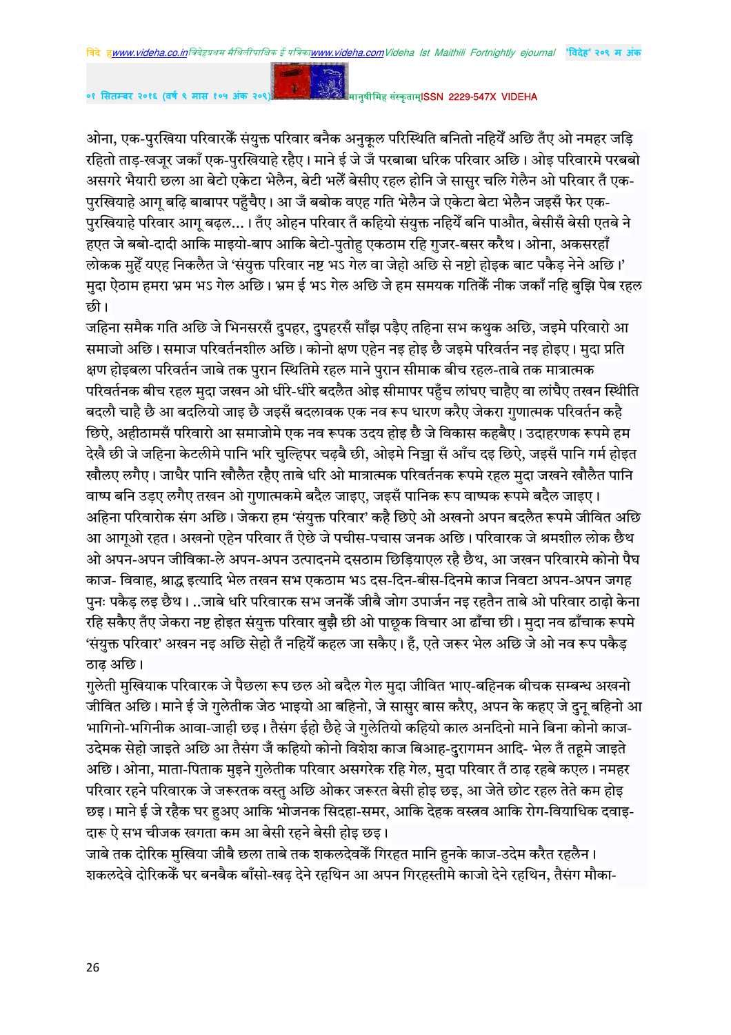ओना, एक-पुरखिया परिवारकेँ संयुक्त परिवार बनैक अनुकूल परिस्थिति बनितो नहियेँ अछि तँए ओ नमहर जड़ि रहितो ताड़-खजूर जकाँ एक-पुरखियाहे रहैए। माने ई जे जँ परबाबा धरिक परिवार अछि। ओइ परिवारमे परबबो असगरे भैयारी छला आ बेटो एकेटा भेलैन, बेटी भलेँ बेसीए रहल होनि जे सासुर चलि गेलैन ओ परिवार तँ एक-पुरखियाहे आगू बढ़ि बाबापर पहुँचैए। आ जँ बबोक वएह गति भेलैन जे एकेटा बेटा भेलैन जइसँ फेर एक-पुरखियाहे परिवार आगू बढ़ल... । तँए ओहन परिवार तँ कहियो संयुक्त नहियेँ बनि पाऔत, बेसीसँ बेसी एतबे ने हएत जे बबो-दादी आकि माइयो-बाप आकि बेटो-पुतोहु एकठाम रहि गुजर-बसर करैथ। ओना, अकसरहाँ लोकक मुहेँ यएह निकलैत जे 'संयुक्त परिवार नष्ट भऽ गेल वा जेहो अछि से नष्टो होइक बाट पकैड़ नेने अछि।' मुदा ऐठाम हमरा भ्रम भऽ गेल अछि। भ्रम ई भऽ गेल अछि जे हम समयक गतिकेँ नीक जकाँ नहि बुझि पेब रहल छी।

जहिना समैक गति अछि जे भिनसरसँ दुपहर, दुपहरसँ साँझ पड़ैए तहिना सभ कथुक अछि, जइमे परिवारो आ समाजो अछि। समाज परिवर्तनशील अछि। कोनो क्षण एहेन नइ होइ छै जइमे परिवर्तन नइ होइए। मुदा प्रति क्षण होइबला परिवर्तन जाबे तक पुरान स्थितिमे रहल माने पुरान सीमाक बीच रहल-ताबे तक मात्रात्मक परिवर्तनक बीच रहल मुदा जखन ओ धीरे-धीरे बदलैत ओइ सीमापर पहुँच लांघए चाहैए वा लांघैए तखन स्थीति बदलौ चाहै छै आ बदलियो जाइ छै जइसँ बदलावक एक नव रूप धारण करैए जेकरा गुणात्मक परिवर्तन कहै छिऐ, अहीठामसँ परिवारो आ समाजोमे एक नव रूपक उदय होइ छै जे विकास कहबैए। उदाहरणक रूपमे हम देखै छी जे जहिना केटलीमे पानि भरि चुल्हिपर चढ़बै छी, ओइमे निच्चा सँ आँच दइ छिऐ, जइसँ पानि गर्म होइत खौलए लगैए। जाधैर पानि खौलैत रहैए ताबे धरि ओ मात्रात्मक परिवर्तनक रूपमे रहल मुदा जखने खौलैत पानि वाष्प बनि उड़ए लगैए तखन ओ गुणात्मकमे बदैल जाइए, जइसँ पानिक रूप वाष्पक रूपमे बदैल जाइए। अहिना परिवारोक संग अछि। जेकरा हम 'संयुक्त परिवार' कहै छिऐ ओ अखनो अपन बदलैत रूपमे जीवित अछि आ आगूओ रहत। अखनो एहेन परिवार तँ ऐछे जे पचीस-पचास जनक अछि। परिवारक जे श्रमशील लोक छैथ ओ अपन-अपन जीविका-ले अपन-अपन उत्पादनमे दसठाम छिड़ियाएल रहै छैथ, आ जखन परिवारमे कोनो पैघ काज- विवाह, श्राद्ध इत्यादि भेल तखन सभ एकठाम भऽ दस-दिन-बीस-दिनमे काज निवटा अपन-अपन जगह पुनः पकैड़ लइ छैथ। ..जाबे धरि परिवारक सभ जनकेँ जीबै जोग उपार्जन नइ रहतैन ताबे ओ परिवार ठाढ़ो केना रहि सकैए तँए जेकरा नष्ट होइत संयुक्त परिवार बुझै छी ओ पाछूक विचार आ ढाँचा छी। मुदा नव ढाँचाक रूपमे 'संयुक्त परिवार' अखन नइ अछि सेहो तँ नहियेँ कहल जा सकैए। हँ, एते जरूर भेल अछि जे ओ नव रूप पकैड़ ठाढ़ अछि।

गुलेती मुखियाक परिवारक जे पैछला रूप छल ओ बदैल गेल मुदा जीवित भाए-बहिनक बीचक सम्बन्ध अखनो जीवित अछि। माने ई जे गुलेतीक जेठ भाइयो आ बहिनो, जे सासुर बास करैए, अपन के कहए जे दुनू बहिनो आ भागिनो-भगिनीक आवा-जाही छइ। तैसंग ईहो छैहे जे गुलेतियो कहियो काल अनदिनो माने बिना कोनो काज-उदेमक सेहो जाइते अछि आ तैसंग जँ कहियो कोनो विशेश काज बिआह-दुरागमन आदि- भेल तँ तहूमे जाइते अछि। ओना, माता-पिताक मुइने गुलेतीक परिवार असगरेक रहि गेल, मुदा परिवार तँ ठाढ़ रहबे कएल। नमहर परिवार रहने परिवारक जे जरूरतक वस्तु अछि ओकर जरूरत बेसी होइ छइ, आ जेते छोट रहल तेते कम होइ छइ। माने ई जे रहैक घर हुअए आकि भोजनक सिदहा-समर, आकि देहक वस्त्रव आकि रोग-वियाधिक दवाइ-दारू ऐ सभ चीजक खगता कम आ बेसी रहने बेसी होइ छइ।

जाबे तक दोरिक मुखिया जीबै छला ताबे तक शकलदेवकेँ गिरहत मानि हुनके काज-उदेम करैत रहलैन। शकलदेवे दोरिककेँ घर बनबैक बाँसो-खढ़ देने रहथिन आ अपन गिरहस्तीमे काजो देने रहथिन, तैसंग मौका-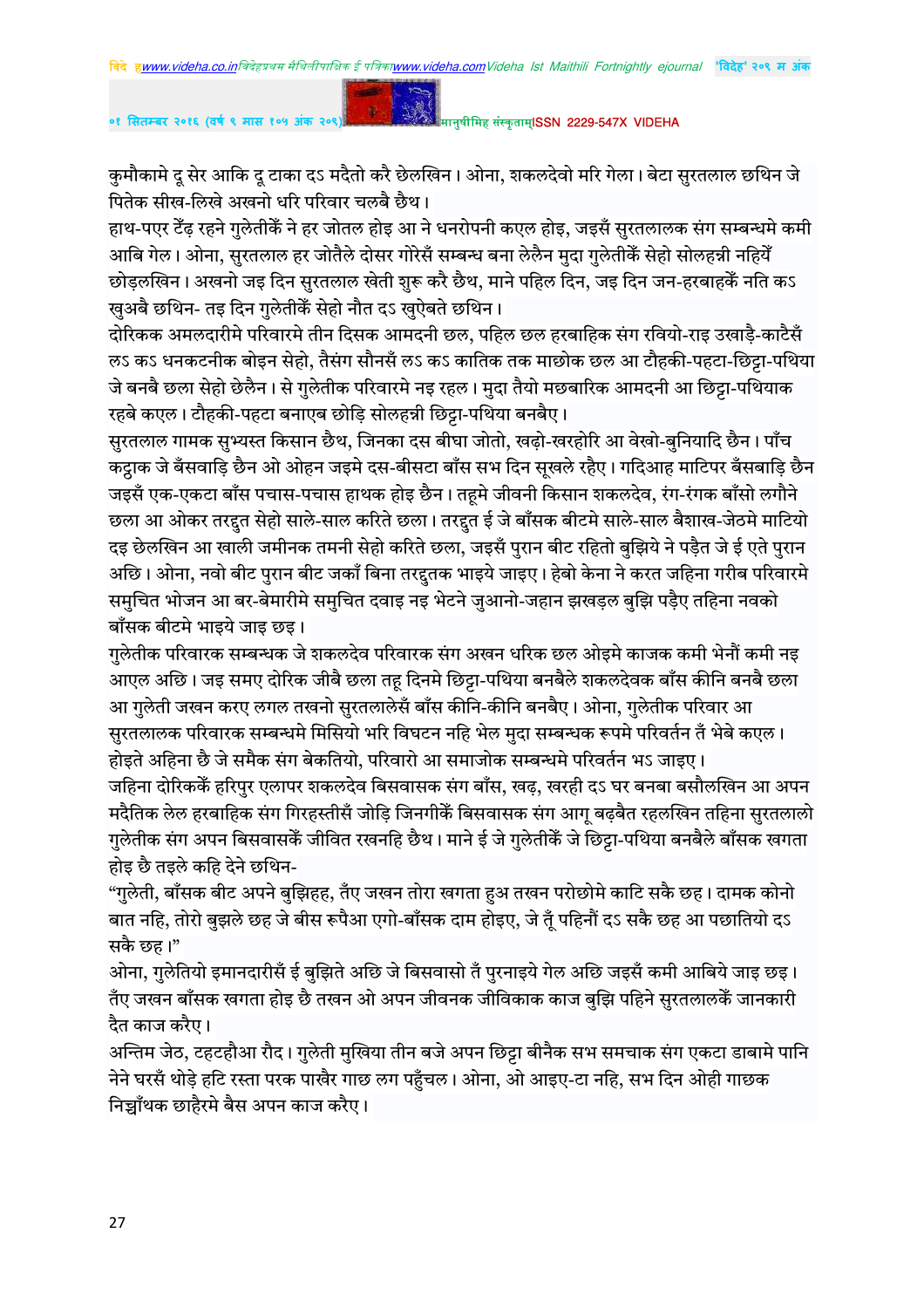कुमौकामे दू सेर आकि दू टाका दऽ मदैतो करै छेलखिन। ओना, शकलदेवो मरि गेला। बेटा सुरतलाल छथिन जे पितेक सीख-लिखे अखनो धरि परिवार चलबै छैथ।

हाथ-पएर टेँढ़ रहने गुलेतीकेँ ने हर जोतल होइ आ ने धनरोपनी कएल होइ, जइसँ सुरतलालक संग सम्बन्धमे कमी आबि गेल। ओना, सुरतलाल हर जोतैले दोसर गोरेसँ सम्बन्ध बना लेलैन मुदा गुलेतीकेँ सेहो सोलहन्नी नहियेँ छोड़लखिन। अखनो जइ दिन सुरतलाल खेती शुरू करै छैथ, माने पहिल दिन, जइ दिन जन-हरबाहकेँ नति कऽ खुअबै छथिन- तइ दिन गुलेतीकेँ सेहो नौत दऽ खुऐबते छथिन।

दोरिकक अमलदारीमे परिवारमे तीन दिसक आमदनी छल, पहिल छल हरबाहिक संग रवियो-राइ उखाड़ै-काटैसँ लऽ कऽ धनकटनीक बोइन सेहो, तैसंग सौनसँ लऽ कऽ कातिक तक माछोक छल आ टौहकी-पहटा-छिट्टा-पथिया जे बनबै छला सेहो छेलैन। से गुलेतीक परिवारमे नइ रहल। मुदा तैयो मछबारिक आमदनी आ छिट्टा-पथियाक रहबे कएल। टौहकी-पहटा बनाएब छोड़ि सोलहन्नी छिट्टा-पथिया बनबैए।

सुरतलाल गामक सुभ्यस्त किसान छैथ, जिनका दस बीघा जोतो, खढ़ो-खरहोरि आ वेखो-बुनियादि छैन। पाँच कट्ठाक जे बँसवाड़ि छैन ओ ओहन जइमे दस-बीसटा बाँस सभ दिन सूखले रहैए। गदिआह माटिपर बँसबाड़ि छैन जइसँ एक-एकटा बाँस पचास-पचास हाथक होइ छैन। तहूमे जीवनी किसान शकलदेव, रंग-रंगक बाँसो लगौने छला आ ओकर तरद्दुत सेहो साले-साल करिते छला। तरद्दुत ई जे बाँसक बीटमे साले-साल बैशाख-जेठमे माटियो दइ छेलखिन आ खाली जमीनक तमनी सेहो करिते छला, जइसँ पुरान बीट रहितो बुझिये ने पड़ैत जे ई एते पुरान अछि। ओना, नवो बीट पुरान बीट जकाँ बिना तरद्दुतक भाइये जाइए। हेबो केना ने करत जहिना गरीब परिवारमे समुचित भोजन आ बर-बेमारीमे समुचित दवाइ नइ भेटने जुआनो-जहान झखड़ल बुझि पड़ैए तहिना नवको बाँसक बीटमे भाइये जाइ छइ।

गुलेतीक परिवारक सम्बन्धक जे शकलदेव परिवारक संग अखन धरिक छल ओइमे काजक कमी भेनौं कमी नइ आएल अछि। जइ समए दोरिक जीबै छला तहू दिनमे छिट्टा-पथिया बनबैले शकलदेवक बाँस कीनि बनबै छला आ गुलेती जखन करए लगल तखनो सुरतलालेसँ बाँस कीनि-कीनि बनबैए। ओना, गुलेतीक परिवार आ सुरतलालक परिवारक सम्बन्धमे मिसियो भरि विघटन नहि भेल मुदा सम्बन्धक रूपमे परिवर्तन तँ भेबे कएल। होइते अहिना छै जे समैक संग बेकतियो, परिवारो आ समाजोक सम्बन्धमे परिवर्तन भऽ जाइए।

जहिना दोरिककेँ हरिपुर एलापर शकलदेव बिसवासक संग बाँस, खढ़, खरही दऽ घर बनबा बसौलखिन आ अपन मदैतिक लेल हरबाहिक संग गिरहस्तीसँ जोड़ि जिनगीकेँ बिसवासक संग आगू बढ़बैत रहलखिन तहिना सुरतलालो गुलेतीक संग अपन बिसवासकेँ जीवित रखनहि छैथ। माने ई जे गुलेतीकेँ जे छिट्टा-पथिया बनबैले बाँसक खगता होइ छै तइले कहि देने छथिन-

"गुलेती, बाँसक बीट अपने बुझिहह, तँए जखन तोरा खगता हुअ तखन परोछोमे काटि सकै छह। दामक कोनो बात नहि, तोरो बुझले छह जे बीस रूपैआ एगो-बाँसक दाम होइए, जे तूँ पहिनौं दऽ सकै छह आ पछातियो दऽ सकै छह।"

ओना, गुलेतियो इमानदारीसँ ई बुझिते अछि जे बिसवासो तँ पुरनाइये गेल अछि जइसँ कमी आबिये जाइ छइ। तँए जखन बाँसक खगता होइ छै तखन ओ अपन जीवनक जीविकाक काज बुझि पहिने सुरतलालकेँ जानकारी दैत काज करैए।

अन्तिम जेठ, टहटहौआ रौद। गुलेती मुखिया तीन बजे अपन छिट्टा बीनैक सभ समचाक संग एकटा डाबामे पानि नेने घरसँ थोड़े हटि रस्ता परक पाखैर गाछ लग पहुँचल। ओना, ओ आइए-टा नहि, सभ दिन ओही गाछक निच्चाँथक छाहैरमे बैस अपन काज करैए।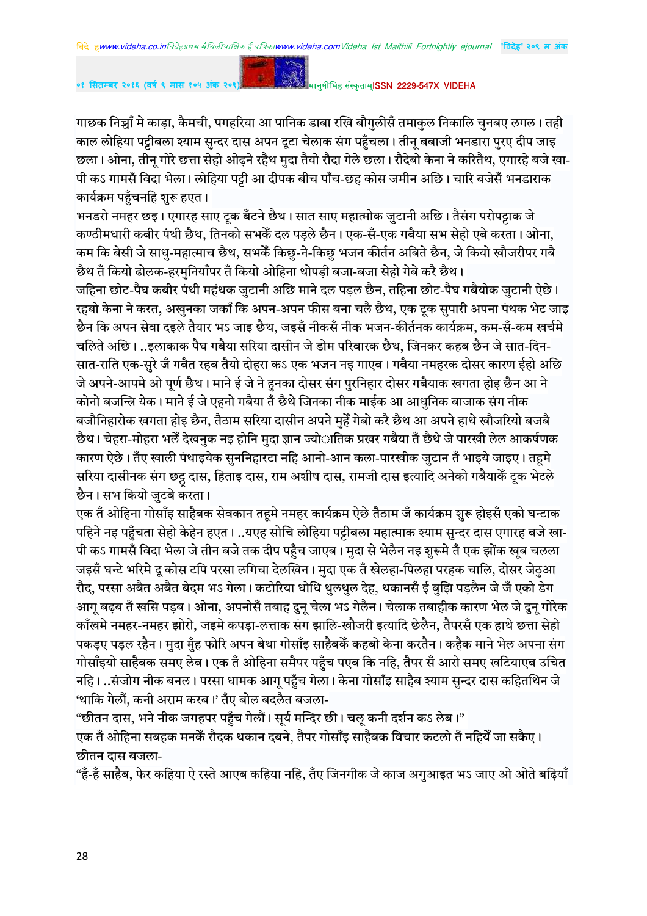गाछक निच्चाँ मे काड़ा, कैमची, पगहरिया आ पानिक डाबा रखि बौगुलीसँ तमाकुल निकालि चुनबए लगल। तही काल लोहिया पट्टीबला श्याम सुन्दर दास अपन दूटा चेलाक संग पहुँचला। तीनू बबाजी भनडारा पुरए दीप जाइ छला। ओना, तीनू गोरे छत्ता सेहो ओढ़ने रहैथ मुदा तैयो रौदा गेले छला। रौदेबो केना ने करितैथ, एगारहे बजे खा-पी कऽ गामसँ विदा भेला। लोहिया पट्टी आ दीपक बीच पाँच-छह कोस जमीन अछि। चारि बजेसँ भनडाराक कार्यक्रम पहुँचनहि शुरू हएत।

भनडरो नमहर छइ। एगारह साए टूक बँटने छैथ। सात साए महात्मोक जुटानी अछि। तैसंग परोपट्टाक जे कण्ठीमधारी कबीर पंथी छैथ, तिनको सभकेँ दल पड़ले छैन। एक-सँ-एक गबैया सभ सेहो एबे करता। ओना, कम कि बेसी जे साधु-महात्माच छैथ, सभकेँ किछु-ने-किछु भजन कीर्तन अबिते छैन, जे कियो खौजरीपर गबै छैथ तँ कियो ढोलक-हरमुनियाँपर तँ कियो ओहिना थोपड़ी बजा-बजा सेहो गेबे करै छैथ।

जहिना छोट-पैघ कबीर पंथी महंथक जुटानी अछि माने दल पड़ल छैन, तहिना छोट-पैघ गबैयोक जुटानी ऐछे। रहबो केना ने करत, अखुनका जकाँ कि अपन-अपन फीस बना चलै छैथ, एक टूक सुपारी अपना पंथक भेट जाइ छैन कि अपन सेवा दइले तैयार भऽ जाइ छैथ, जइसँ नीकसँ नीक भजन-कीर्तनक कार्यक्रम, कम-सँ-कम खर्चमे चलिते अछि। ..इलाकाक पैघ गबैया सरिया दासीन जे डोम परिवारक छैथ, जिनकर कहब छैन जे सात-दिन-सात-राति एक-सुरे जँ गबैत रहब तैयो दोहरा कऽ एक भजन नइ गाएब। गबैया नमहरक दोसर कारण ईहो अछि जे अपने-आपमे ओ पूर्ण छैथ। माने ई जे ने हुनका दोसर संग पुरनिहार दोसर गबैयाक खगता होइ छैन आ ने कोनो बजन्त्रि येक। माने ई जे एहनो गबैया तँ छैथे जिनका नीक माईक आ आधुनिक बाजाक संग नीक बजौनिहारोक खगता होइ छैन, तैठाम सरिया दासीन अपने मुहेँ गेबो करै छैथ आ अपने हाथे खौजरियो बजबै छैथ। चेहरा-मोहरा भलेँ देखनुक नइ होनि मुदा ज्ञान ज्योातिक प्रखर गबैया तँ छैथे जे पारखी लेल आकर्षणक कारण ऐछे। तँए खाली पंथाइयेक सुननिहारटा नहि आनो-आन कला-पारखीक जुटान तँ भाइये जाइए। तहूमे सरिया दासीनक संग छठू दास, हिताइ दास, राम अशीष दास, रामजी दास इत्यादि अनेको गबैयाकेँ टूक भेटले छैन। सभ कियो जुटबे करता।

एक तँ ओहिना गोसाँइ साहैबक सेवकान तहूमे नमहर कार्यक्रम ऐछे तैठाम जँ कार्यक्रम शुरू होइसँ एको घन्टाक पहिने नइ पहुँचता सेहो केहेन हएत। ..यएह सोचि लोहिया पट्टीबला महात्माक श्याम सुन्दर दास एगारह बजे खा-पी कऽ गामसँ विदा भेला जे तीन बजे तक दीप पहुँच जाएब। मुदा से भेलैन नइ शुरूमे तँ एक झोंक खूब चलला जइसँ घन्टे भरिमे दू कोस टपि परसा लगिचा देलखिन। मुदा एक तँ खेलहा-पिलहा परहक चालि, दोसर जेठुआ रौद, परसा अबैत अबैत बेदम भऽ गेला। कटोरिया धोधि थुलथुल देह, थकानसँ ई बुझि पड़लैन जे जँ एको डेग आगू बढ़ब तँ खसि पड़ब। ओना, अपनोसँ तबाह दुनू चेला भऽ गेलैन। चेलाक तबाहीक कारण भेल जे दुनू गोरेक काँखमे नमहर-नमहर झोरो, जइमे कपड़ा-लत्ताक संग झालि-खौजरी इत्यादि छेलैन, तैपरसँ एक हाथे छत्ता सेहो पकड़ए पड़ल रहैन। मुदा मुँह फोरि अपन बेथा गोसाँइ साहैबकेँ कहबो केना करतैन। कहैक माने भेल अपना संग गोसाँइयो साहैबक समए लेब। एक तँ ओहिना समैपर पहुँच पएब कि नहि, तैपर सँ आरो समए खटियाएब उचित नहि। ..संजोग नीक बनल। परसा धामक आगू पहुँच गेला। केना गोसाँइ साहैब श्याम सुन्दर दास कहितथिन जे 'थाकि गेलौं, कनी अराम करब।' तँए बोल बदलैत बजला-

"छीतन दास, भने नीक जगहपर पहुँच गेलौं। सूर्य मन्दिर छी। चलू कनी दर्शन कऽ लेब।"

एक तँ ओहिना सबहक मनकेँ रौदक थकान दबने, तैपर गोसाँइ साहैबक विचार कटलो तँ नहियेँ जा सकैए। छीतन दास बजला-

"हँ-हँ साहैब, फेर कहिया ऐ रस्ते आएब कहिया नहि, तँए जिनगीक जे काज अगुआइत भऽ जाए ओ ओते बढ़ियाँ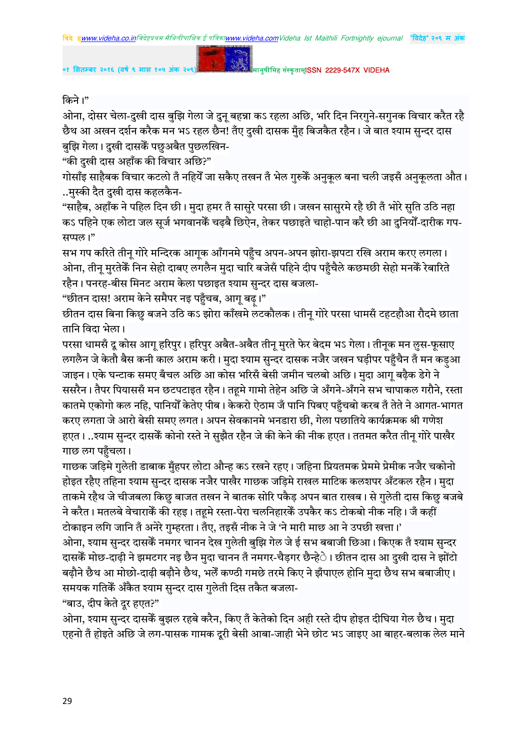किने।"

ओना, दोसर चेला-दुखी दास बुझि गेला जे दुनू बहन्ना कऽ रहला अछि, भरि दिन निरगुने-सगुनक विचार करैत रहै छैथ आ अखन दर्शन करैक मन भऽ रहल छैन! तँए दुखी दासक मुँह बिजकैत रहैन। जे बात श्याम सुन्दर दास बुझि गेला। दुखी दासकेँ पछुअबैत पुछलखिन-

"की दुखी दास अहाँक की विचार अछि?"

गोसाँइ साहैबक विचार कटलो तँ नहियेँ जा सकैए तखन तँ भेल गुरुकेँ अनुकूल बना चली जइसँ अनुकूलता औत। ..मुस्की दैत दुखी दास कहलकैन-

"साहैब, अहाँक ने पहिल दिन छी। मुदा हमर तँ सासुरे परसा छी। जखन सासुरमे रहै छी तँ भोरे सुति उठि नहा कऽ पहिने एक लोटा जल सूर्ज भगवानकेँ चढ़बै छिऐन, तेकर पछाइते चाहो-पान करै छी आ दुनियाँ-दारीक गप-सप्पल।"

सभ गप करिते तीनू गोरे मन्दिरक आगूक आँगनमे पहुँच अपन-अपन झोरा-झपटा रखि अराम करए लगला। ओना, तीनू मुरतेकेँ निन सेहो दाबए लगलैन मुदा चारि बजेसँ पहिने दीप पहुँचैले कछमछी सेहो मनकेँ रेबारिते रहैन। पनरह-बीस मिनट अराम केला पछाइत श्याम सुन्दर दास बजला-

"छीतन दास! अराम केने समैपर नइ पहुँचब, आगू बढ़ू।"

छीतन दास बिना किछु बजने उठि कऽ झोरा काँखमे लटकौलक। तीनू गोरे परसा धामसँ टहटहौआ रौदमे छाता तानि विदा भेला।

परसा धामसँ दू कोस आगू हरिपुर। हरिपुर अबैत-अबैत तीनू मुरते फेर बेदम भऽ गेला। तीनूक मन लुस-फूसाए लगलैन जे केतौ बैस कनी काल अराम करी। मुदा श्याम सुन्दर दासक नजैर जखन घड़ीपर पहुँचैन तँ मन कड़ुआ जाइन। एके घन्टाक समए बँचल अछि आ कोस भरिसँ बेसी जमीन चलबो अछि। मुदा आगू बढ़ैक डेगे ने ससरैन। तैपर पियाससँ मन छटपटाइत रहैन। तहूमे गामो तेहेन अछि जे अँगने-अँगने सभ चापाकल गरौने, रस्ता कातमे एकोगो कल नहि, पानियोँ केतेए पीब। केकरो ऐठाम जँ पानि पिबए पहुँचबो करब तँ तेते ने आगत-भागत करए लगता जे आरो बेसी समए लगत। अपन सेवकानमे भनडारा छी, गेला पछातिये कार्यक्रमक श्री गणेश हएत। ..श्याम सुन्दर दासकेँ कोनो रस्ते ने सुझैत रहैन जे की केने की नीक हएत। ततमत करैत तीनू गोरे पाखैर गाछ लग पहुँचला।

गाछक जड़िमे गुलेती डाबाक मुँहपर लोटा औन्ह कऽ रखने रहए। जहिना प्रियतमक प्रेममे प्रेमीक नजैर चकोनो होइत रहैए तहिना श्याम सुन्दर दासक नजैर पाखैर गाछक जड़िमे राखल माटिक कलशपर अँटकल रहैन। मुदा ताकमे रहैथ जे चीजबला किछु बाजत तखन ने बातक सोरि पकैड़ अपन बात राखब। से गुलेती दास किछु बजबे ने करैत। मतलबे वेचाराकेँ की रहइ। तहूमे रस्ता-पेरा चलनिहारकेँ उपकैर कऽ टोकबो नीक नहि। जँ कहीं टोकाइन लगि जानि तँ अनेरे गुम्हरता। तँए, तइसँ नीक ने जे 'ने मारी माछ आ ने उपछी खत्ता।'

ओना, श्याम सुन्दर दासकेँ नमगर चानन देख गुलेती बुझि गेल जे ई सभ बबाजी छिआ। किएक तँ श्याम सुन्दर दासकेँ मोछ-दाढ़ी ने झमटगर नइ छैन मुदा चानन तँ नमगर-चैड़गर छैन्हे। छीतन दास आ दुखी दास ने झोंटो बढ़ौने छैथ आ मोछो-दाढ़ी बढ़ौने छैथ, भलेँ कण्ठी गमछे तरमे किए ने झँपाएल होनि मुदा छैथ सभ बबाजीए। समयक गतिकेँ अँकैत श्याम सुन्दर दास गुलेती दिस तकैत बजला-

"बाउ, दीप केते दूर हएत?"

ओना, श्याम सुन्दर दासकेँ बुझल रहबे करैन, किए तँ केतेको दिन अही रस्ते दीप होइत दीघिया गेल छैथ। मुदा एहनो तँ होइते अछि जे लग-पासक गामक दूरी बेसी आबा-जाही भेने छोट भऽ जाइए आ बाहर-बलाक लेल माने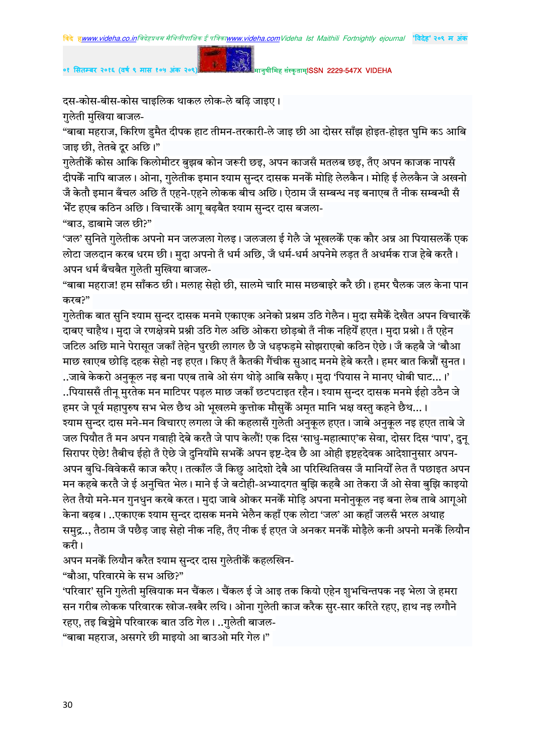दस-कोस-बीस-कोस चाइलिक थाकल लोक-ले बढ़ि जाइए।

गुलेती मुखिया बाजल-

"बाबा महराज, किरिण डुमैत दीपक हाट तीमन-तरकारी-ले जाइ छी आ दोसर साँझ होइत-होइत घुमि कऽ आबि जाइ छी, तेतबे दूर अछि।"

गुलेतीकेँ कोस आकि किलोमीटर बुझब कोन जरूरी छइ, अपन काजसँ मतलब छइ, तँए अपन काजक नापसँ दीपकेँ नापि बाजल। ओना, गुलेतीक इमान श्याम सुन्दर दासक मनकेँ मोहि लेलकैन। मोहि ई लेलकैन जे अखनो जँ केतौ इमान बँचल अछि तँ एहने-एहने लोकक बीच अछि। ऐठाम जँ सम्बन्ध नइ बनाएब तँ नीक सम्बन्धी सँ भेँट हएब कठिन अछि। विचारकेँ आगू बढ़बैत श्याम सुन्दर दास बजला-

"बाउ, डाबामे जल छी?"

'जल' सुनिते गुलेतीक अपनो मन जलजला गेलइ। जलजला ई गेलै जे भूखलकेँ एक कौर अन्न आ पियासलकेँ एक लोटा जलदान करब धरम छी। मुदा अपनो तँ धर्म अछि, जँ धर्म-धर्म अपनेमे लड़त तँ अधर्मक राज हेबे करतै। अपन धर्म बँचबैत गुलेती मुखिया बाजल-

"बाबा महराज! हम साँकठ छी। मलाह सेहो छी, सालमे चारि मास मछबाइरे करै छी। हमर चैलक जल केना पान करब?"

गुलेतीक बात सुनि श्याम सुन्दर दासक मनमे एकाएक अनेको प्रश्नम उठि गेलैन। मुदा समैकेँ देखैत अपन विचारकेँ दाबए चाहैथ। मुदा जे रणक्षेत्रमे प्रश्नी उठि गेल अछि ओकरा छोड़बो तँ नीक नहियेँ हएत। मुदा प्रश्नो। तँ एहेन जटिल अछि माने पेरासूत जकाँ तेहेन घुरछी लागल छै जे धड़फड़मे सोझराएबो कठिन ऐछे। जँ कहबै जे 'बौआ माछ खाएब छोड़ि दहक सेहो नइ हएत। किए तँ कैतकी गैंचीक सुआद मनमे हेबे करतै। हमर बात किन्नौं सुनत। ..जाबे केकरो अनुकूल नइ बना पएब ताबे ओ संग थोड़े आबि सकैए। मुदा 'पियास ने मानए धोबी घाट... ।' ..पियाससँ तीनू मुरतेक मन माटिपर पड़ल माछ जकाँ छटपटाइत रहैन। श्याम सुन्दर दासक मनमे ईहो उठैन जे हमर जे पूर्व महापुरुष सभ भेल छैथ ओ भूखलमे कुत्तोक मौसुकेँ अमृत मानि भक्ष वस्तु कहने छैथ...।

श्याम सुन्दर दास मने-मन विचारए लगला जे की कहलासँ गुलेती अनुकूल हएत। जाबे अनुकूल नइ हएत ताबे जे जल पियौत तँ मन अपन गवाही देबे करतै जे पाप केलौं! एक दिस 'साधु-महात्माए'क सेवा, दोसर दिस 'पाप', दुनू सिरापर ऐछे! तैबीच ईहो तँ ऐछे जे दुनियाँमे सभकेँ अपन इष्ट-देव छै आ ओही इष्टदेवक आदेशानुसार अपन-अपन बुधि-विवेकसँ काज करैए। तत्काँल जँ किछु आदेशो देबै आ परिस्थितिवस जँ मानियोँ लेत तँ पछाइत अपन मन कहबे करतै जे ई अनुचित भेल। माने ई जे बटोही-अभ्यादगत बुझि कहबै आ तेकरा जँ ओ सेवा बुझि काइयो लेत तैयो मने-मन गुनधुन करबे करत। मुदा जाबे ओकर मनकेँ मोड़ि अपना मनोनुकूल नइ बना लेब ताबे आगूओ केना बढ़ब। ..एकाएक श्याम सुन्दर दासक मनमे भेलैन कहाँ एक लोटा 'जल' आ कहाँ जलसँ भरल अथाह समुद्र.., तैठाम जँ पछैड़ जाइ सेहो नीक नहि, तँए नीक ई हएत जे अनकर मनकेँ मोड़ैले कनी अपनो मनकेँ लियौन करी।

अपन मनकेँ लियौन करैत श्याम सुन्दर दास गुलेतीकेँ कहलखिन-

"बौआ, परिवारमे के सभ अछि?"

'परिवार' सुनि गुलेती मुखियाक मन चैंकल। चैंकल ई जे आइ तक कियो एहेन शुभचिन्तपक नइ भेला जे हमरा सन गरीब लोकक परिवारक खोज-खबैर लथि। ओना गुलेती काज करैक सुर-सार करिते रहए, हाथ नइ लगौने रहए, तइ बिच्चेमे परिवारक बात उठि गेल। ..गुलेती बाजल-

"बाबा महराज, असगरे छी माइयो आ बाउओ मरि गेल।"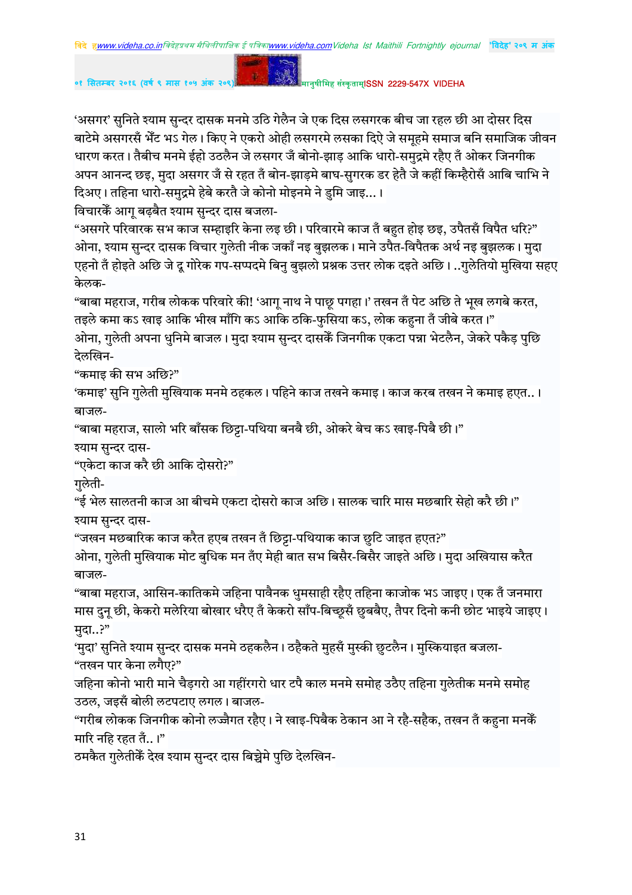'असगर' सुनिते श्याम सुन्दर दासक मनमे उठि गेलैन जे एक दिस लसगरक बीच जा रहल छी आ दोसर दिस बाटेमे असगरसँ भेँट भऽ गेल। किए ने एकरो ओही लसगरमे लसका दिऐ जे समूहमे समाज बनि समाजिक जीवन धारण करत। तैबीच मनमे ईहो उठलैन जे लसगर जँ बोनो-झाड़ आकि धारो-समुद्रमे रहैए तँ ओकर जिनगीक अपन आनन्द छइ, मुदा असगर जँ से रहत तँ बोन-झाड़मे बाघ-सुगरक डर हेतै जे कहीं किम्हैरोसँ आबि चाभि ने दिअए। तहिना धारो-समुद्रमे हेबे करतै जे कोनो मोइनमे ने डुमि जाइ...।

विचारकेँ आगू बढ़बैत श्याम सुन्दर दास बजला-

"असगरे परिवारक सभ काज सम्हाइरि केना लइ छी। परिवारमे काज तँ बहुत होइ छइ, उपैतसँ विपैत धरि?"

ओना, श्याम सुन्दर दासक विचार गुलेती नीक जकाँ नइ बुझलक। माने उपैत-विपैतक अर्थ नइ बुझलक। मुदा एहनो तँ होइते अछि जे दू गोरेक गप-सप्पदमे बिनु बुझलो प्रश्नक उत्तर लोक दइते अछि। ..गुलेतियो मुखिया सहए केलक-

"बाबा महराज, गरीब लोकक परिवारे की! 'आगू नाथ ने पाछू पगहा।' तखन तँ पेट अछि ते भूख लगबे करत, तइले कमा कऽ खाइ आकि भीख माँगि कऽ आकि ठकि-फुसिया कऽ, लोक कहुना तँ जीबे करत।"

ओना, गुलेती अपना धुनिमे बाजल। मुदा श्याम सुन्दर दासकेँ जिनगीक एकटा पन्ना भेटलैन, जेकरे पकैड़ पुछि देलखिन-

"कमाइ की सभ अछि?"

'कमाइ' सुनि गुलेती मुखियाक मनमे ठहकल। पहिने काज तखने कमाइ। काज करब तखन ने कमाइ हएत..। बाजल-

"बाबा महराज, सालो भरि बाँसक छिट्टा-पथिया बनबै छी, ओकरे बेच कऽ खाइ-पिबै छी।"

श्याम सुन्दर दास-

"एकेटा काज करै छी आकि दोसरो?"

गुलेती-

"ई भेल सालतनी काज आ बीचमे एकटा दोसरो काज अछि। सालक चारि मास मछबारि सेहो करै छी।"

श्याम सुन्दर दास-

"जखन मछबारिक काज करैत हएब तखन तँ छिट्टा-पथियाक काज छुटि जाइत हएत?"

ओना, गुलेती मुखियाक मोट बुधिक मन तँए मेही बात सभ बिसैर-बिसैर जाइते अछि। मुदा अखियास करैत बाजल-

"बाबा महराज, आसिन-कातिकमे जहिना पावैनक धुमसाही रहैए तहिना काजोक भऽ जाइए। एक तँ जनमारा मास दुनू छी, केकरो मलेरिया बोखार धरैए तँ केकरो साँप-बिच्छूसँ छुबबैए, तैपर दिनो कनी छोट भाइये जाइए। मुदा..?"

'मुदा' सुनिते श्याम सुन्दर दासक मनमे ठहकलैन। ठहैकते मुहसँ मुस्की छुटलैन। मुस्कियाइत बजला-

"तखन पार केना लगैए?"

जहिना कोनो भारी माने चैड़गरो आ गहींरगरो धार टपै काल मनमे समोह उठैए तहिना गुलेतीक मनमे समोह उठल, जइसँ बोली लटपटाए लगल। बाजल-

"गरीब लोकक जिनगीक कोनो लज्जैगत रहैए। ने खाइ-पिबैक ठेकान आ ने रहै-सहैक, तखन तँ कहुना मनकेँ मारि नहि रहत तँ..।"

ठमकैत गुलेतीकेँ देख श्याम सुन्दर दास बिच्चेमे पुछि देलखिन-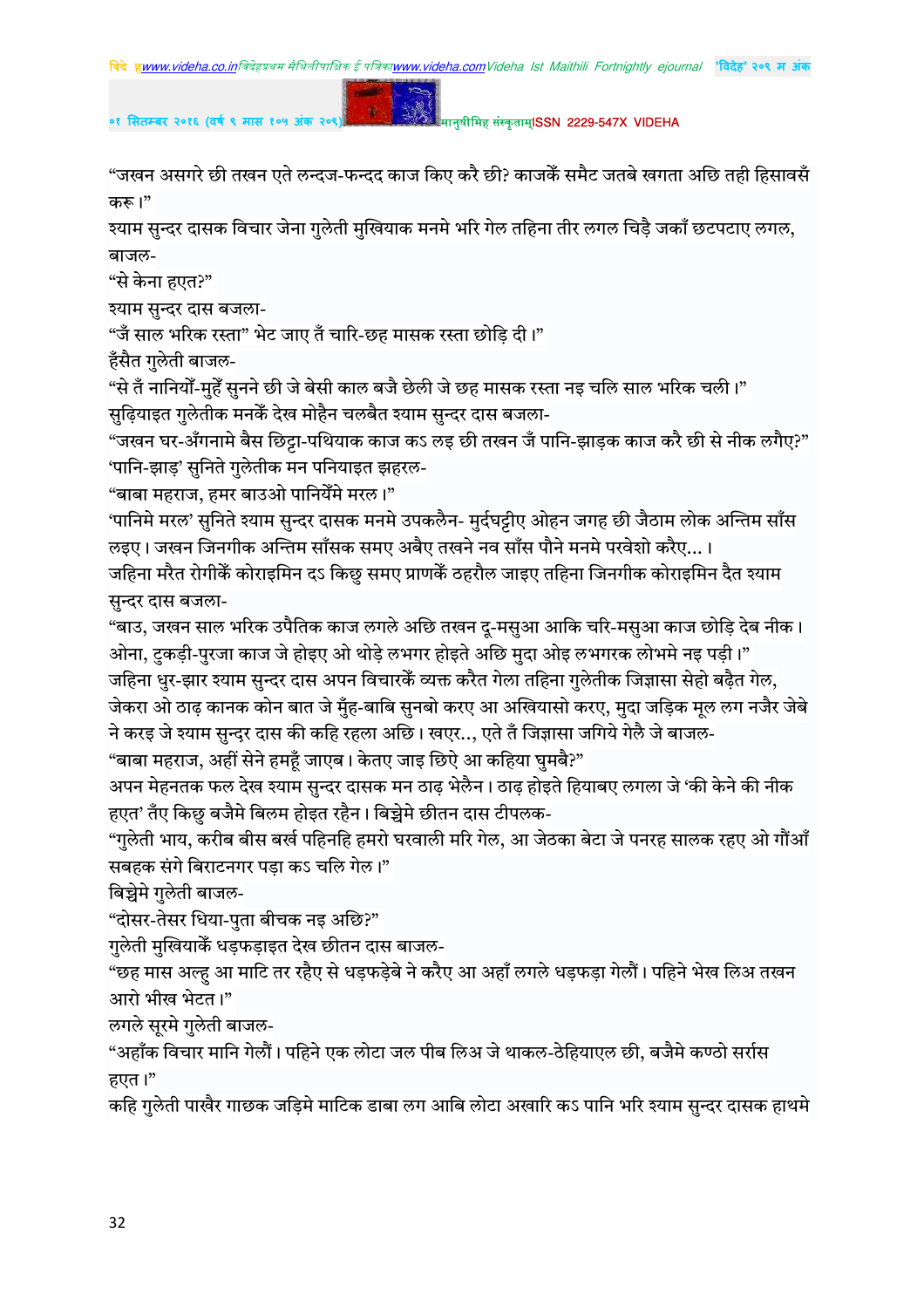"जखन असगरे छी तखन एते लन्दज-फन्दद काज किए करै छी? काजकेँ समैट जतबे खगता अछि तही हिसावसँ करू।"

श्याम सुन्दर दासक विचार जेना गुलेती मुखियाक मनमे भरि गेल तहिना तीर लगल चिड़ै जकाँ छटपटाए लगल, बाजल-

"से केना हएत?"

श्याम सुन्दर दास बजला-

"जँ साल भरिक रस्ता" भेट जाए तँ चारि-छह मासक रस्ता छोड़ि दी।"

हँसैत गुलेती बाजल-

"से तँ नानियौं-मुहेँ सुनने छी जे बेसी काल बजै छेली जे छह मासक रस्ता नइ चलि साल भरिक चली।"

सुढ़ियाइत गुलेतीक मनकेँ देख मोहैन चलबैत श्याम सुन्दर दास बजला-

"जखन घर-अँगनामे बैस छिट्टा-पथियाक काज कऽ लइ छी तखन जँ पानि-झाड़क काज करै छी से नीक लगैए?"

'पानि-झाड़' सुनिते गुलेतीक मन पनियाइत झहरल-

"बाबा महराज, हमर बाउओ पानियेँमे मरल।"

'पानिमे मरल' सुनिते श्याम सुन्दर दासक मनमे उपकलैन- मुर्दघट्टीए ओहन जगह छी जैठाम लोक अन्तिम साँस लइए। जखन जिनगीक अन्तिम साँसक समए अबैए तखने नव साँस पौने मनमे परवेशो करैए...।

जहिना मरैत रोगीकेँ कोराइमिन दऽ किछु समए प्राणकेँ ठहरौल जाइए तहिना जिनगीक कोराइमिन दैत श्याम सुन्दर दास बजला-

"बाउ, जखन साल भरिक उपैतिक काज लगले अछि तखन दू-मसुआ आकि चरि-मसुआ काज छोड़ि देब नीक। ओना, टुकड़ी-पुरजा काज जे होइए ओ थोड़े लभगर होइते अछि मुदा ओइ लभगरक लोभमे नइ पड़ी।"

जहिना धुर-झार श्याम सुन्दर दास अपन विचारकेँ व्यक्त करैत गेला तहिना गुलेतीक जिज्ञासा सेहो बढ़ैत गेल, जेकरा ओ ठाढ़ कानक कोन बात जे मुँह-बाबि सुनबो करए आ अखियासो करए, मुदा जड़िक मूल लग नजैर जेबे ने करइ जे श्याम सुन्दर दास की कहि रहला अछि। खएर..., एते तँ जिज्ञासा जगिये गेलै जे बाजल-

"बाबा महराज, अहीं सेने हमहूँ जाएब। केतए जाइ छिऐ आ कहिया घुमबै?"

अपन मेहनतक फल देख श्याम सुन्दर दासक मन ठाढ़ भेलैन। ठाढ़ होइते हियाबए लगला जे 'की केने की नीक हएत' तँए किछु बजैमे बिलम होइत रहैन। बिच्चेमे छीतन दास टीपलक-

"गुलेती भाय, करीब बीस बर्ख पहिनहि हमरो घरवाली मरि गेल, आ जेठका बेटा जे पनरह सालक रहए ओ गौँआँ सबहक संगे बिराटनगर पड़ा कऽ चलि गेल।"

बिच्चेमे गुलेती बाजल-

"दोसर-तेसर धिया-पुता बीचक नइ अछि?"

गुलेती मुखियाकेँ धड़फड़ाइत देख छीतन दास बाजल-

"छह मास अल्हु आ माटि तर रहैए से धड़फड़ेबे ने करैए आ अहाँ लगले धड़फड़ा गेलौं। पहिने भेख लिअ तखन आरो भीख भेटत।"

लगले सूरमे गुलेती बाजल-

"अहाँक विचार मानि गेलौं। पहिने एक लोटा जल पीब लिअ जे थाकल-ठेहियाएल छी, बजैमे कण्ठो सर्रास हएत।"

कहि गुलेती पाखैर गाछक जड़िमे माटिक डाबा लग आबि लोटा अखारि कऽ पानि भरि श्याम सुन्दर दासक हाथमे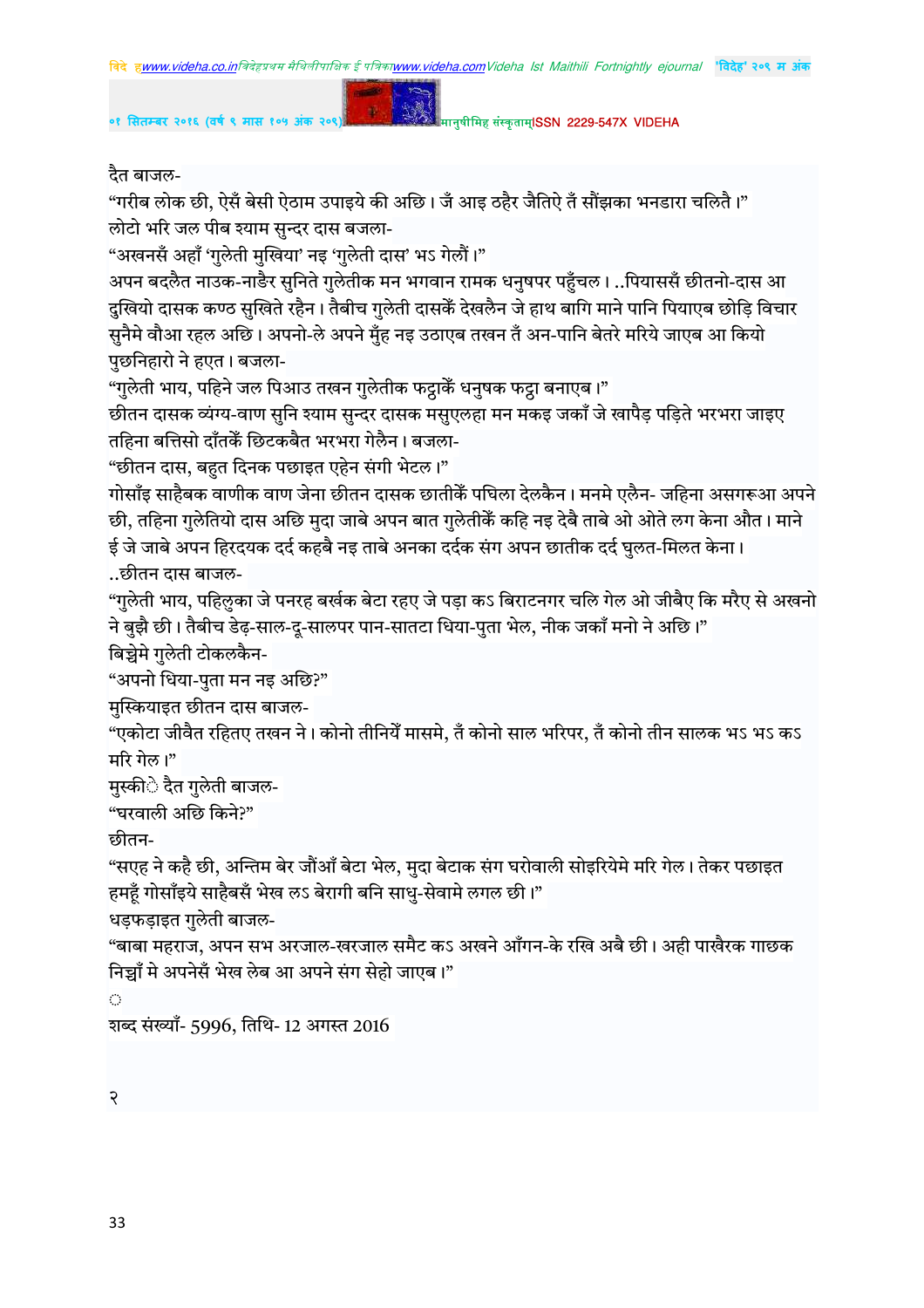दैत बाजल-

"गरीब लोक छी, ऐसँ बेसी ऐठाम उपाइये की अछि। जँ आइ ठहैर जैतिऐ तँ सौंझका भनडारा चलितै।"

लोटो भरि जल पीब श्याम सुन्दर दास बजला-

"अखनसँ अहाँ 'गुलेती मुखिया' नइ 'गुलेती दास' भऽ गेलौं।"

अपन बदलैत नाउक-नाङैर सुनिते गुलेतीक मन भगवान रामक धनुषपर पहुँचल। ..पियाससँ छीतनो-दास आ दुखियो दासक कण्ठ सुखिते रहैन। तैबीच गुलेती दासकेँ देखलैन जे हाथ बागि माने पानि पियाएब छोड़ि विचार सुनैमे वौआ रहल अछि। अपनो-ले अपने मुँह नइ उठाएब तखन तँ अन-पानि बेतरे मरिये जाएब आ कियो पुछनिहारो ने हएत। बजला-

"गुलेती भाय, पहिने जल पिआउ तखन गुलेतीक फट्ठाकेँ धनुषक फट्ठा बनाएब।"

छीतन दासक व्यंग्य-वाण सुनि श्याम सुन्दर दासक मसुएलहा मन मकइ जकाँ जे खापैड़ पड़िते भरभरा जाइए तहिना बत्तिसो दाँतकेँ छिटकबैत भरभरा गेलैन। बजला-

"छीतन दास, बहुत दिनक पछाइत एहेन संगी भेटल।"

गोसाँइ साहैबक वाणीक वाण जेना छीतन दासक छातीकेँ पघिला देलकैन। मनमे एलैन- जहिना असगरूआ अपने छी, तहिना गुलेतियो दास अछि मुदा जाबे अपन बात गुलेतीकेँ कहि नइ देबै ताबे ओ ओते लग केना औत। माने ई जे जाबे अपन हिरदयक दर्द कहबै नइ ताबे अनका दर्दक संग अपन छातीक दर्द घुलत-मिलत केना।

..छीतन दास बाजल-

"गुलेती भाय, पहिलुका जे पनरह बर्खक बेटा रहए जे पड़ा कऽ बिराटनगर चलि गेल ओ जीबैए कि मरैए से अखनो ने बुझै छी। तैबीच डेढ़-साल-दू-सालपर पान-सातटा धिया-पुता भेल, नीक जकाँ मनो ने अछि।"

बिच्चेमे गुलेती टोकलकैन-

"अपनो धिया-पुता मन नइ अछि?"

मुस्कियाइत छीतन दास बाजल-

"एकोटा जीवैत रहितए तखन ने। कोनो तीनियेँ मासमे, तँ कोनो साल भरिपर, तँ कोनो तीन सालक भऽ भऽ कऽ मरि गेल।"

मुस्की ैत गुलेती बाजल-

"घरवाली अछि किने?"

छीतन-

"सएह ने कहै छी, अन्तिम बेर जौंआँ बेटा भेल, मुदा बेटाक संग घरोवाली सोइरियेमे मरि गेल। तेकर पछाइत हमहूँ गोसाँइये साहैबसँ भेख लऽ बेरागी बनि साधु-सेवामे लगल छी।"

धड़फड़ाइत गुलेती बाजल-

"बाबा महराज, अपन सभ अरजाल-खरजाल समैट कऽ अखने आँगन-के रखि अबै छी। अही पाखैरक गाछक निच्चाँ मे अपनेसँ भेख लेब आ अपने संग सेहो जाएब।"

शब्द संख्याँ- 5996, तिथि- 12 अगस्त 2016

२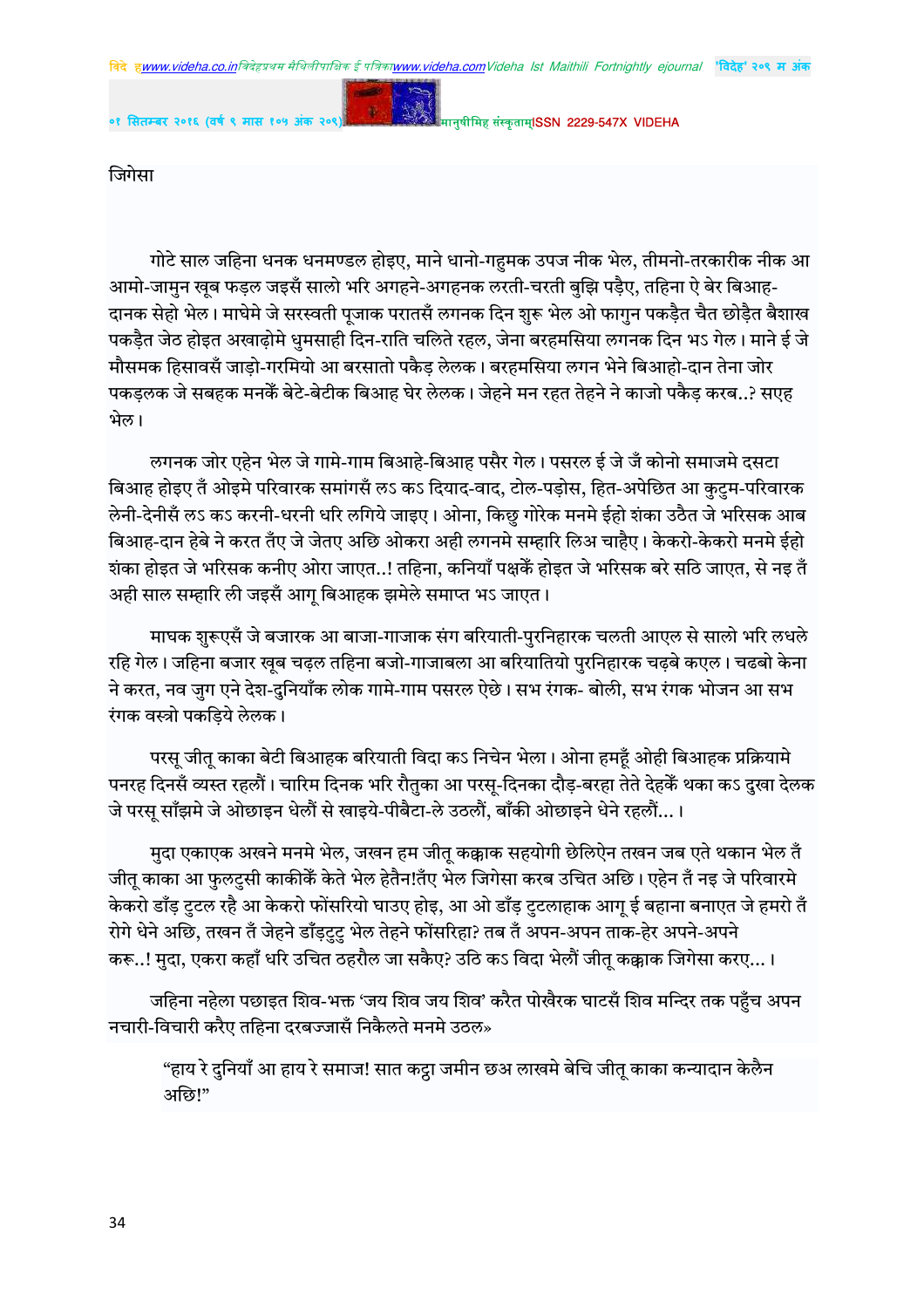जिगेसा

गोटे साल जहिना धनक धनमण्डल होइए, माने धानो-गहुमक उपज नीक भेल, तीमनो-तरकारीक नीक आ आमो-जामुन खूब फड़ल जइसँ सालो भरि अगहने-अगहनक लरती-चरती बुझि पड़ैए, तहिना ऐ बेर बिआह-दानक सेहो भेल। माघेमे जे सरस्वती पूजाक परातसँ लगनक दिन शुरू भेल ओ फागुन पकड़ैत चैत छोड़ैत बैशाख पकड़ैत जेठ होइत अखाढ़ोमे धुमसाही दिन-राति चलिते रहल, जेना बरहमसिया लगनक दिन भऽ गेल। माने ई जे मौसमक हिसावसँ जाड़ो-गरमियो आ बरसातो पकैड़ लेलक। बरहमसिया लगन भेने बिआहो-दान तेना जोर पकड़लक जे सबहक मनकेँ बेटे-बेटीक बिआह घेर लेलक। जेहने मन रहत तेहने ने काजो पकैड़ करब..? सएह भेल।

लगनक जोर एहेन भेल जे गामे-गाम बिआहे-बिआह पसैर गेल। पसरल ई जे जँ कोनो समाजमे दसटा बिआह होइए तँ ओइमे परिवारक समांगसँ लऽ कऽ दियाद-वाद, टोल-पड़ोस, हित-अपेछित आ कुटुम-परिवारक लेनी-देनीसँ लऽ कऽ करनी-धरनी धरि लगिये जाइए। ओना, किछु गोरेक मनमे ईहो शंका उठैत जे भरिसक आब बिआह-दान हेबे ने करत तँए जे जेतए अछि ओकरा अही लगनमे सम्हारि लिअ चाहैए। केकरो-केकरो मनमे ईहो शंका होइत जे भरिसक कनीए ओरा जाएत..! तहिना, कनियाँ पक्षकेँ होइत जे भरिसक बरे सठि जाएत, से नइ तँ अही साल सम्हारि ली जइसँ आगू बिआहक झमेले समाप्त भऽ जाएत।

माघक शुरूएसँ जे बजारक आ बाजा-गाजाक संग बरियाती-पुरनिहारक चलती आएल से सालो भरि लधले रहि गेल। जहिना बजार खूब चढ़ल तहिना बजो-गाजाबला आ बरियातियो पुरनिहारक चढ़बे कएल। चढबो केना ने करत, नव जुग एने देश-दुनियाँक लोक गामे-गाम पसरल ऐछे। सभ रंगक- बोली, सभ रंगक भोजन आ सभ रंगक वस्त्रो पकड़िये लेलक।

परसू जीतू काका बेटी बिआहक बरियाती विदा कऽ निचेन भेला। ओना हमहूँ ओही बिआहक प्रक्रियामे पनरह दिनसँ व्यस्त रहलौं। चारिम दिनक भरि रौतुका आ परसू-दिनका दौड़-बरहा तेते देहकेँ थका कऽ दुखा देलक जे परसू साँझमे जे ओछाइन धेलौं से खाइये-पीबैटा-ले उठलौं, बाँकी ओछाइने धेने रहलौं...।

मुदा एकाएक अखने मनमे भेल, जखन हम जीतू कक्काक सहयोगी छेलिऐन तखन जब एते थकान भेल तँ जीतू काका आ फुलटुसी काकीकेँ केते भेल हेतैन!तँए भेल जिगेसा करब उचित अछि। एहेन तँ नइ जे परिवारमे केकरो डाँड़ टुटल रहै आ केकरो फोंसरियो घाउए होइ, आ ओ डाँड़ टुटलाहाक आगू ई बहाना बनाएत जे हमरो तँ रोगे धेने अछि, तखन तँ जेहने डाँड़टुटु भेल तेहने फोंसरिहा? तब तँ अपन-अपन ताक-हेर अपने-अपने करू..! मुदा, एकरा कहाँ धरि उचित ठहरौल जा सकैए? उठि कऽ विदा भेलौं जीतू कक्काक जिगेसा करए...।

जहिना नहेला पछाइत शिव-भक्त 'जय शिव जय शिव' करैत पोखैरक घाटसँ शिव मन्दिर तक पहुँच अपन नचारी-विचारी करैए तहिना दरबज्जासँ निकैलते मनमे उठल»

> "हाय रे दुनियाँ आ हाय रे समाज! सात कट्ठा जमीन छअ लाखमे बेचि जीतू काका कन्यादान केलैन अछि!"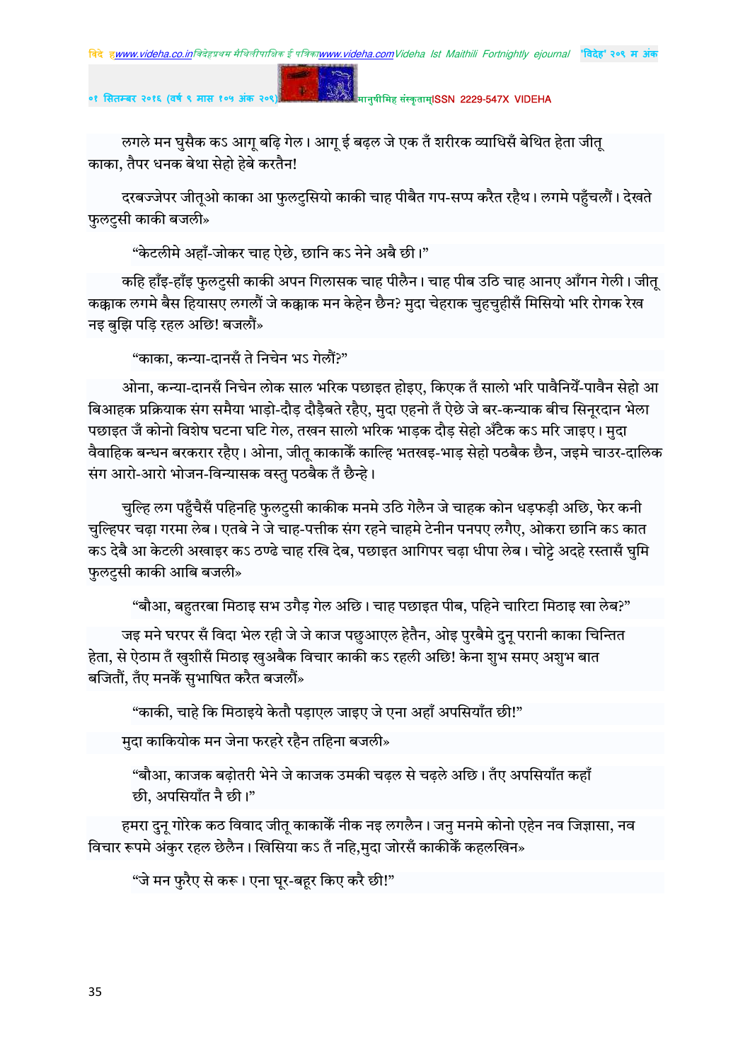लगले मन घुसैक कऽ आगू बढ़ि गेल। आगू ई बढ़ल जे एक तँ शरीरक व्याधिसँ बेथित हेता जीतू काका, तैपर धनक बेथा सेहो हेबे करतैन!

दरबज्जेपर जीतूओ काका आ फुलटुसियो काकी चाह पीबैत गप-सप्प करैत रहैथ। लगमे पहुँचलौं। देखते फुलटुसी काकी बजली»

"केटलीमे अहाँ-जोकर चाह ऐछे, छानि कऽ नेने अबै छी।"

कहि हाँइ-हाँइ फुलटुसी काकी अपन गिलासक चाह पीलैन। चाह पीब उठि चाह आनए आँगन गेली। जीतू कक्काक लगमे बैस हियासए लगलौं जे कक्काक मन केहेन छैन? मुदा चेहराक चुहचुहीसँ मिसियो भरि रोगक रेख नइ बुझि पड़ि रहल अछि! बजलौं»

"काका, कन्या-दानसँ ते निचेन भऽ गेलौं?"

ओना, कन्या-दानसँ निचेन लोक साल भरिक पछाइत होइए, किएक तँ सालो भरि पावैनियेँ-पावैन सेहो आ बिआहक प्रक्रियाक संग समैया भाड़ो-दौड़ दौड़ैबते रहैए, मुदा एहनो तँ ऐछे जे बर-कन्याक बीच सिनूरदान भेला पछाइत जँ कोनो विशेष घटना घटि गेल, तखन सालो भरिक भाड़क दौड़ सेहो अँटैक कऽ मरि जाइए। मुदा वैवाहिक बन्धन बरकरार रहैए। ओना, जीतू काकाकेँ काल्हि भतखइ-भाड़ सेहो पठबैक छैन, जइमे चाउर-दालिक संग आरो-आरो भोजन-विन्यासक वस्तु पठबैक तँ छैन्हे।

चुल्हि लग पहुँचैसँ पहिनहि फुलटुसी काकीक मनमे उठि गेलैन जे चाहक कोन धड़फड़ी अछि, फेर कनी चुल्हिपर चढ़ा गरमा लेब। एतबे ने जे चाह-पत्तीक संग रहने चाहमे टेनीन पनपए लगैए, ओकरा छानि कऽ कात कऽ देबै आ केटली अखाइर कऽ ठण्ढे चाह रखि देब, पछाइत आगिपर चढ़ा धीपा लेब। चोट्टे अदहे रस्तासँ घुमि फुलटुसी काकी आबि बजली»

"बौआ, बहुतरबा मिठाइ सभ उगैड़ गेल अछि। चाह पछाइत पीब, पहिने चारिटा मिठाइ खा लेब?"

जइ मने घरपर सँ विदा भेल रही जे जे काज पछुआएल हेतैन, ओइ पुरबैमे दुनू परानी काका चिन्तित हेता, से ऐठाम तँ खुशीसँ मिठाइ खुअबैक विचार काकी कऽ रहली अछि! केना शुभ समए अशुभ बात बजितौं, तँए मनकेँ सुभाषित करैत बजलौं»

"काकी, चाहे कि मिठाइये केतौ पड़ाएल जाइए जे एना अहाँ अपसियाँत छी!"

मुदा काकियोक मन जेना फरहरे रहैन तहिना बजली»

"बौआ, काजक बढ़ोतरी भेने जे काजक उमकी चढ़ल से चढ़ले अछि। तँए अपसियाँत कहाँ छी, अपसियाँत नै छी।"

हमरा दुनू गोरेक कठ विवाद जीतू काकाकेँ नीक नइ लगलैन। जनु मनमे कोनो एहेन नव जिज्ञासा, नव विचार रूपमे अंकुर रहल छेलैन। खिसिया कऽ तँ नहि,मुदा जोरसँ काकीकेँ कहलखिन»

"जे मन फुरैए से करू। एना घूर-बहूर किए करै छी!"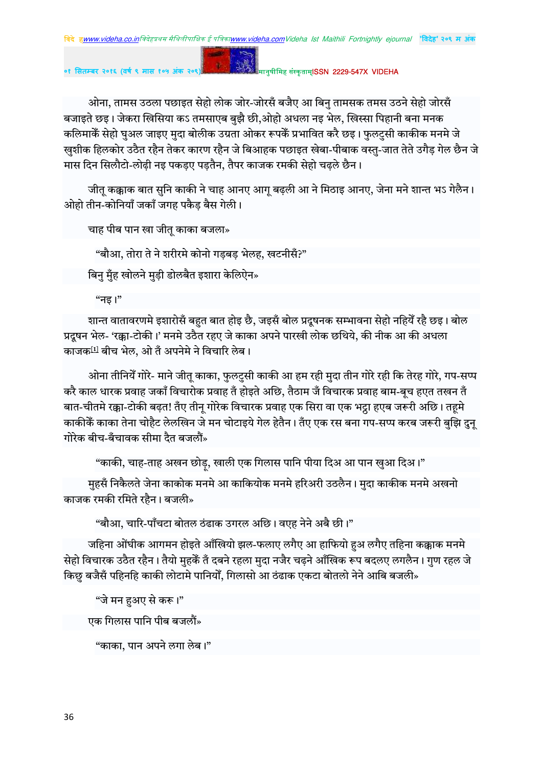ओना, तामस उठला पछाइत सेहो लोक जोर-जोरसँ बजैए आ बिनु तामसक तमस उठने सेहो जोरसँ बजाइते छइ। जेकरा खिसिया कऽ तमसाएब बुझै छी,ओहो अधला नइ भेल, खिस्सा पिहानी बना मनक कलिमाकेँ सेहो घुअल जाइए मुदा बोलीक उग्रता ओकर रूपकेँ प्रभावित करै छइ। फुलटुसी काकीक मनमे जे खुशीक हिलकोर उठैत रहैन तेकर कारण रहैन जे बिआहक पछाइत खेबा-पीबाक वस्तु-जात तेते उगैड़ गेल छैन जे मास दिन सिलौटो-लोढ़ी नइ पकड़ए पड़तैन, तैपर काजक रमकी सेहो चढ़ले छैन।

जीतू कक्काक बात सुनि काकी ने चाह आनए आगू बढ़ली आ ने मिठाइ आनए, जेना मने शान्त भऽ गेलैन। ओहो तीन-कोनियाँ जकाँ जगह पकैड़ बैस गेली।

चाह पीब पान खा जीतू काका बजला»

"बौआ, तोरा ते ने शरीरमे कोनो गड़बड़ भेलह, खटनीसँ?"

बिनु मुँह खोलने मुड़ी डोलबैत इशारा केलिऐन»

"नइ।"

शान्त वातावरणमे इशारोसँ बहुत बात होइ छै, जइसँ बोल प्रदूषनक सम्भावना सेहो नहियेँ रहै छइ। बोल प्रदूषन भेल- 'रक्का-टोकी।' मनमे उठैत रहए जे काका अपने पारखी लोक छथिये, की नीक आ की अधला काजक[1] बीच भेल, ओ तँ अपनेमे ने विचारि लेब।

ओना तीनियेँ गोरे- माने जीतू काका, फुलटुसी काकी आ हम रही मुदा तीन गोरे रही कि तेरह गोरे, गप-सप्प करै काल धारक प्रवाह जकाँ विचारोक प्रवाह तँ होइते अछि, तैठाम जँ विचारक प्रवाह बाम-बूच हएत तखन तँ बात-चीतमे रक्का-टोकी बढ़त! तँए तीनू गोरेक विचारक प्रवाह एक सिरा वा एक भट्ठा हएब जरूरी अछि। तहूमे काकीकेँ काका तेना चोहैट लेलखिन जे मन चोटाइये गेल हेतैन। तँए एक रस बना गप-सप्प करब जरूरी बुझि दुनू गोरेक बीच-बँचावक सीमा दैत बजलौं»

"काकी, चाह-ताह अखन छोड़ू, खाली एक गिलास पानि पीया दिअ आ पान खुआ दिअ।"

मुहसँ निकैलते जेना काकोक मनमे आ काकियोक मनमे हरिअरी उठलैन। मुदा काकीक मनमे अखनो काजक रमकी रमिते रहैन। बजली»

"बौआ, चारि-पाँचटा बोतल ठंढाक उगरल अछि। वएह नेने अबै छी।"

जहिना ओंघीक आगमन होइते आँखियो झल-फलाए लगैए आ हाफियो हुअ लगैए तहिना कक्काक मनमे सेहो विचारक उठैत रहैन। तैयो मुहकेँ तँ दबने रहला मुदा नजैर चढ़ने आँखिक रूप बदलए लगलैन। गुण रहल जे किछु बजैसँ पहिनहि काकी लोटामे पानियोँ, गिलासो आ ठंढाक एकटा बोतलो नेने आबि बजली»

"जे मन हुअए से करू।"

एक गिलास पानि पीब बजलौं»

"काका, पान अपने लगा लेब।"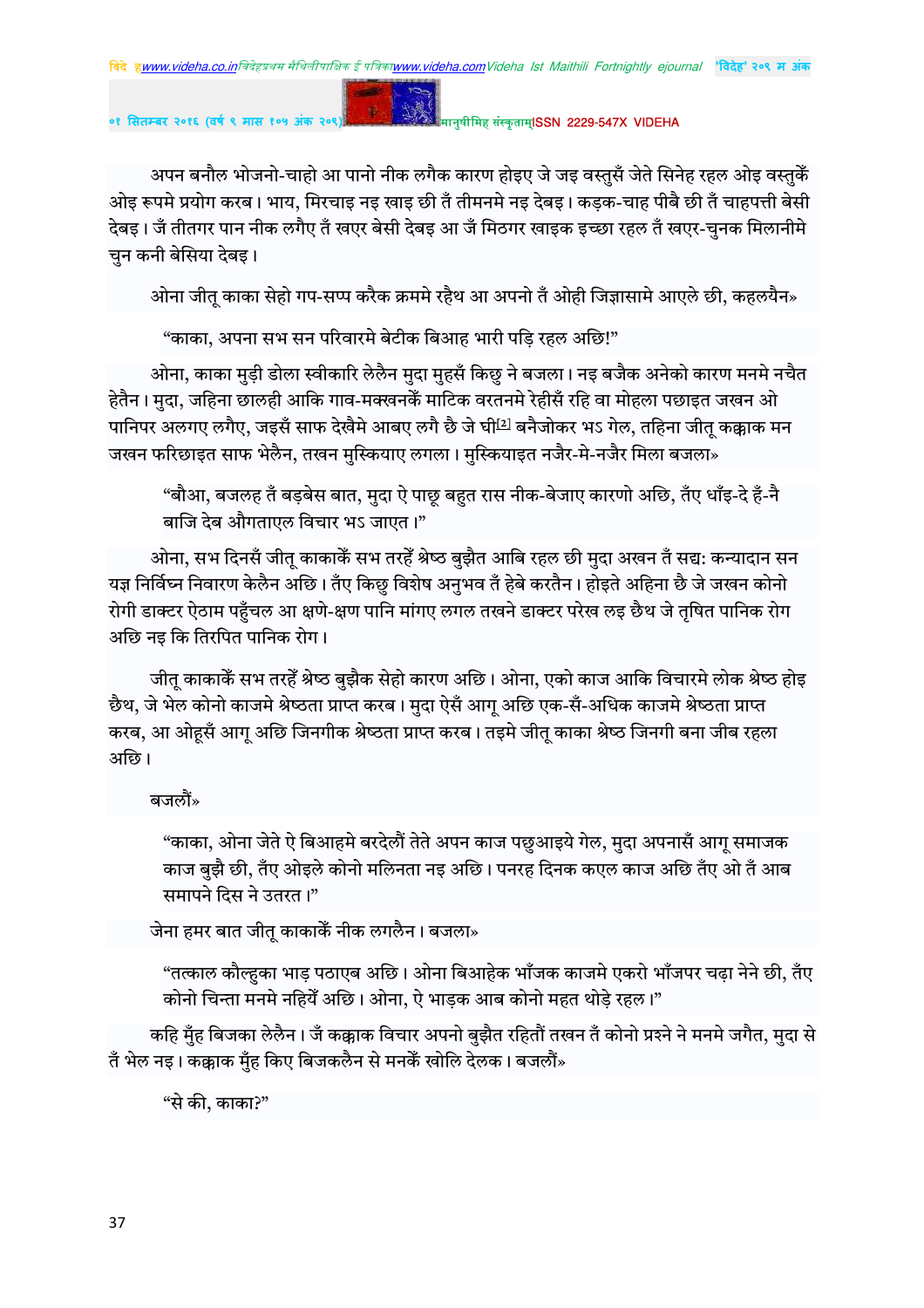अपन बनौल भोजनो-चाहो आ पानो नीक लगैक कारण होइए जे जइ वस्तुसँ जेते सिनेह रहल ओइ वस्तुकेँ ओइ रूपमे प्रयोग करब। भाय, मिरचाइ नइ खाइ छी तँ तीमनमे नइ देबइ। कड़क-चाह पीबै छी तँ चाहपत्ती बेसी देबइ। जँ तीतगर पान नीक लगैए तँ खएर बेसी देबइ आ जँ मिठगर खाइक इच्छा रहल तँ खएर-चुनक मिलानीमे चुन कनी बेसिया देबइ।

ओना जीतू काका सेहो गप-सप्प करैक क्रममे रहैथ आ अपनो तँ ओही जिज्ञासामे आएले छी, कहलयैन»

"काका, अपना सभ सन परिवारमे बेटीक बिआह भारी पड़ि रहल अछि!"

ओना, काका मुड़ी डोला स्वीकारि लेलैन मुदा मुहसँ किछु ने बजला। नइ बजैक अनेको कारण मनमे नचैत हेतैन। मुदा, जहिना छालही आकि गाव-मक्खनकेँ माटिक वरतनमे रेहीसँ रहि वा मोहला पछाइत जखन ओ पानिपर अलगए लगैए, जइसँ साफ देखैमे आबए लगै छै जे घी[2] बनैजोकर भऽ गेल, तहिना जीतू कक्काक मन जखन फरिछाइत साफ भेलैन, तखन मुस्कियाए लगला। मुस्कियाइत नजैर-मे-नजैर मिला बजला»

"बौआ, बजलह तँ बड़बेस बात, मुदा ऐ पाछू बहुत रास नीक-बेजाए कारणो अछि, तँए धाँइ-दे हँ-नै बाजि देब औगताएल विचार भऽ जाएत।"

ओना, सभ दिनसँ जीतू काकाकेँ सभ तरहेँ श्रेष्ठ बुझैत आबि रहल छी मुदा अखन तँ सद्य: कन्यादान सन यज्ञ निर्विघ्न निवारण केलैन अछि। तँए किछु विशेष अनुभव तँ हेबे करतैन। होइते अहिना छै जे जखन कोनो रोगी डाक्टर ऐठाम पहुँचल आ क्षणे-क्षण पानि मांगए लगल तखने डाक्टर परेख लइ छैथ जे तृषित पानिक रोग अछि नइ कि तिरपित पानिक रोग।

जीतू काकाकेँ सभ तरहेँ श्रेष्ठ बुझैक सेहो कारण अछि। ओना, एको काज आकि विचारमे लोक श्रेष्ठ होइ छैथ, जे भेल कोनो काजमे श्रेष्ठता प्राप्त करब। मुदा ऐसँ आगू अछि एक-सँ-अधिक काजमे श्रेष्ठता प्राप्त करब, आ ओहूसँ आगू अछि जिनगीक श्रेष्ठता प्राप्त करब। तइमे जीतू काका श्रेष्ठ जिनगी बना जीब रहला अछि।

बजलौं»

"काका, ओना जेते ऐ बिआहमे बरदेलौं तेते अपन काज पछुआइये गेल, मुदा अपनासँ आगू समाजक काज बुझै छी, तँए ओइले कोनो मलिनता नइ अछि। पनरह दिनक कएल काज अछि तँए ओ तँ आब समापने दिस ने उतरत।"

जेना हमर बात जीतू काकाकेँ नीक लगलैन। बजला»

"तत्काल कौल्हुका भाड़ पठाएब अछि। ओना बिआहेक भाँजक काजमे एकरो भाँजपर चढ़ा नेने छी, तँए कोनो चिन्ता मनमे नहियेँ अछि। ओना, ऐ भाड़क आब कोनो महत थोड़े रहल।"

कहि मुँह बिजका लेलैन। जँ कक्काक विचार अपनो बुझैत रहितौं तखन तँ कोनो प्रश्ने ने मनमे जगैत, मुदा से तँ भेल नइ। कक्काक मुँह किए बिजकलैन से मनकेँ खोलि देलक। बजलौं»

"से की, काका?"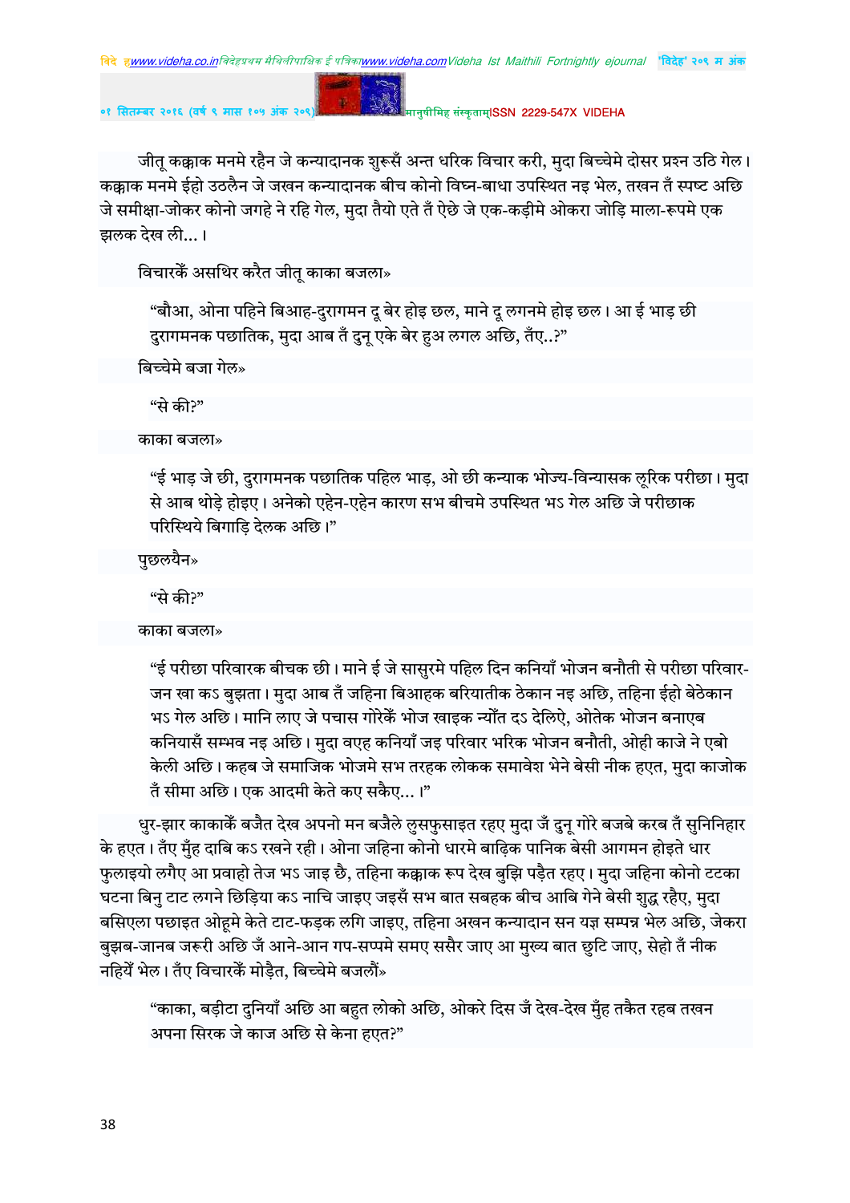जीतू कक्काक मनमे रहैन जे कन्यादानक शुरूसँ अन्त धरिक विचार करी, मुदा बिच्चेमे दोसर प्रश्न उठि गेल। कक्काक मनमे ईहो उठलैन जे जखन कन्यादानक बीच कोनो विघ्न-बाधा उपस्थित नइ भेल, तखन तँ स्पष्ट अछि जे समीक्षा-जोकर कोनो जगहे ने रहि गेल, मुदा तैयो एते तँ ऐछे जे एक-कड़ीमे ओकरा जोड़ि माला-रूपमे एक झलक देख ली...।

विचारकेँ असथिर करैत जीतू काका बजला»

"बौआ, ओना पहिने बिआह-दुरागमन दू बेर होइ छल, माने दू लगनमे होइ छल। आ ई भाड़ छी दुरागमनक पछातिक, मुदा आब तँ दुनू एके बेर हुअ लगल अछि, तँए..?"

बिच्चेमे बजा गेल»

"से की?"

काका बजला»

"ई भाड़ जे छी, दुरागमनक पछातिक पहिल भाड़, ओ छी कन्याक भोज्य-विन्यासक लूरिक परीछा। मुदा से आब थोड़े होइए। अनेको एहेन-एहेन कारण सभ बीचमे उपस्थित भऽ गेल अछि जे परीछाक परिस्थिये बिगाड़ि देलक अछि।"

पुछलयैन»

"से की?"

काका बजला»

"ई परीछा परिवारक बीचक छी। माने ई जे सासुरमे पहिल दिन कनियाँ भोजन बनौती से परीछा परिवार-जन खा कऽ बुझता। मुदा आब तँ जहिना बिआहक बरियातीक ठेकान नइ अछि, तहिना ईहो बेठेकान भऽ गेल अछि। मानि लाए जे पचास गोरेकेँ भोज खाइक न्यौंत दऽ देलिऐ, ओतेक भोजन बनाएब कनियासँ सम्भव नइ अछि। मुदा वएह कनियाँ जइ परिवार भरिक भोजन बनौती, ओही काजे ने एबो केली अछि। कहब जे समाजिक भोजमे सभ तरहक लोकक समावेश भेने बेसी नीक हएत, मुदा काजोक तँ सीमा अछि। एक आदमी केते कए सकैए...।"

धुर-झार काकाकेँ बजैत देख अपनो मन बजैले लुसफुसाइत रहए मुदा जँ दुनू गोरे बजबे करब तँ सुनिनिहार के हएत। तँए मुँह दाबि कऽ रखने रही। ओना जहिना कोनो धारमे बाढ़िक पानिक बेसी आगमन होइते धार फुलाइयो लगैए आ प्रवाहो तेज भऽ जाइ छै, तहिना कक्काक रूप देख बुझि पड़ैत रहए। मुदा जहिना कोनो टटका घटना बिनु टाट लगने छिड़िया कऽ नाचि जाइए जइसँ सभ बात सबहक बीच आबि गेने बेसी शुद्ध रहैए, मुदा बसिएला पछाइत ओहूमे केते टाट-फड़क लगि जाइए, तहिना अखन कन्यादान सन यज्ञ सम्पन्न भेल अछि, जेकरा बुझब-जानब जरूरी अछि जँ आने-आन गप-सप्पमे समए ससैर जाए आ मुख्य बात छुटि जाए, सेहो तँ नीक नहियेँ भेल। तँए विचारकेँ मोड़ैत, बिच्चेमे बजलौं»

"काका, बड़ीटा दुनियाँ अछि आ बहुत लोको अछि, ओकरे दिस जँ देख-देख मुँह तकैत रहब तखन अपना सिरक जे काज अछि से केना हएत?"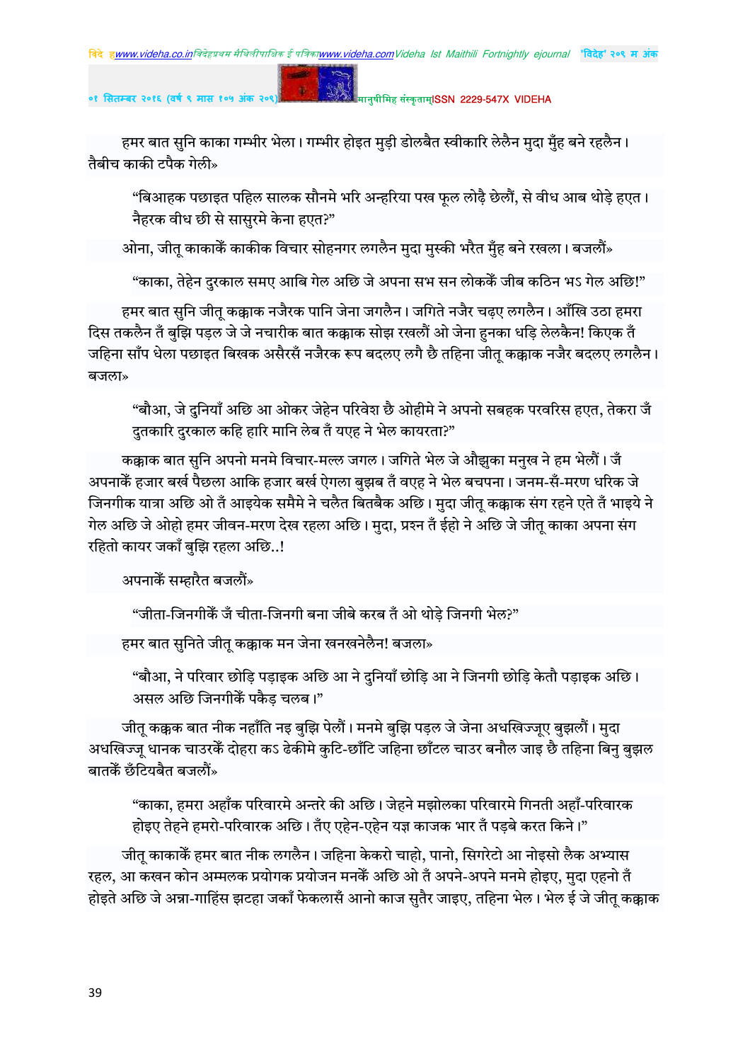हमर बात सुनि काका गम्भीर भेला। गम्भीर होइत मुड़ी डोलबैत स्वीकारि लेलैन मुदा मुँह बने रहलैन। तैबीच काकी टपैक गेली»

"बिआहक पछाइत पहिल सालक सौनमे भरि अन्हरिया पख फूल लोढ़ै छेलौं, से वीध आब थोड़े हएत। नैहरक वीध छी से सासुरमे केना हएत?"

ओना, जीतू काकाकेँ काकीक विचार सोहनगर लगलैन मुदा मुस्की भरैत मुँह बने रखला। बजलौं»

"काका, तेहेन दुरकाल समए आबि गेल अछि जे अपना सभ सन लोककेँ जीब कठिन भऽ गेल अछि!"

हमर बात सुनि जीतू कक्काक नजैरक पानि जेना जगलैन। जगिते नजैर चढ़ए लगलैन। आँखि उठा हमरा दिस तकलैन तँ बुझि पड़ल जे जे नचारीक बात कक्काक सोझ रखलौं ओ जेना हुनका धड़ि लेलकैन! किएक तँ जहिना साँप धेला पछाइत बिखक असैरसँ नजैरक रूप बदलए लगै छै तहिना जीतू कक्काक नजैर बदलए लगलैन। बजला»

"बौआ, जे दुनियाँ अछि आ ओकर जेहेन परिवेश छै ओहीमे ने अपनो सबहक परवरिस हएत, तेकरा जँ दुतकारि दुरकाल कहि हारि मानि लेब तँ यएह ने भेल कायरता?"

कक्काक बात सुनि अपनो मनमे विचार-मल्ल जगल। जगिते भेल जे औझुका मनुख ने हम भेलौं। जँ अपनाकेँ हजार बर्ख पैछला आकि हजार बर्ख ऐगला बुझब तँ वएह ने भेल बचपना। जनम-सँ-मरण धरिक जे जिनगीक यात्रा अछि ओ तँ आइयेक समैमे ने चलैत बितबैक अछि। मुदा जीतू कक्काक संग रहने एते तँ भाइये ने गेल अछि जे ओहो हमर जीवन-मरण देख रहला अछि। मुदा, प्रश्न तँ ईहो ने अछि जे जीतू काका अपना संग रहितो कायर जकाँ बुझि रहला अछि..!

अपनाकेँ सम्हारैत बजलौं»

"जीता-जिनगीकेँ जँ चीता-जिनगी बना जीबे करब तँ ओ थोड़े जिनगी भेल?"

हमर बात सुनिते जीतू कक्काक मन जेना खनखनेलैन! बजला»

"बौआ, ने परिवार छोड़ि पड़ाइक अछि आ ने दुनियाँ छोड़ि आ ने जिनगी छोड़ि केतौ पड़ाइक अछि। असल अछि जिनगीकेँ पकैड़ चलब।"

जीतू कक्कक बात नीक नहाँति नइ बुझि पेलौं। मनमे बुझि पड़ल जे जेना अधखिज्जूए बुझलौं। मुदा अधखिज्जू धानक चाउरकेँ दोहरा कऽ ढेकीमे कुटि-छाँटि जहिना छाँटल चाउर बनौल जाइ छै तहिना बिनु बुझल बातकेँ छँटियबैत बजलौं»

"काका, हमरा अहाँक परिवारमे अन्तरे की अछि। जेहने मझोलका परिवारमे गिनती अहाँ-परिवारक होइए तेहने हमरो-परिवारक अछि। तँए एहेन-एहेन यज्ञ काजक भार तँ पड़बे करत किने।"

जीतू काकाकेँ हमर बात नीक लगलैन। जहिना केकरो चाहो, पानो, सिगरेटो आ नोइसो लैक अभ्यास रहल, आ कखन कोन अम्मलक प्रयोगक प्रयोजन मनकेँ अछि ओ तँ अपने-अपने मनमे होइए, मुदा एहनो तँ होइते अछि जे अन्ना-गाहिंस झटहा जकाँ फेकलासँ आनो काज सुतैर जाइए, तहिना भेल। भेल ई जे जीतू कक्काक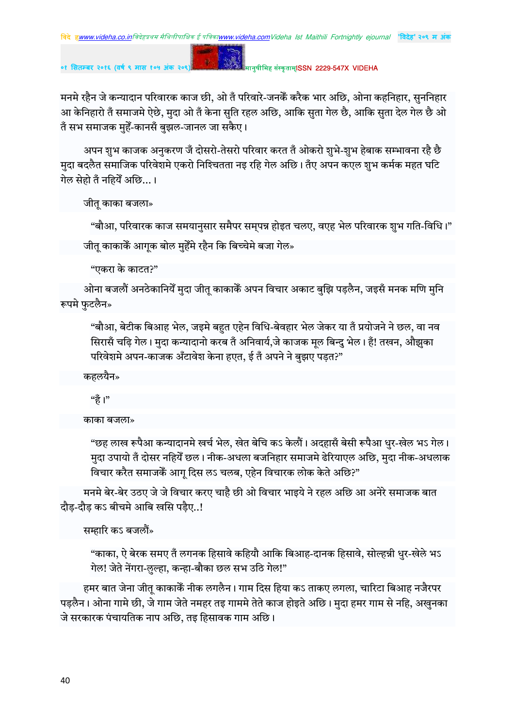मनमे रहैन जे कन्यादान परिवारक काज छी, ओ तँ परिवारे-जनकैं करैक भार अछि, ओना कहनिहार, सुननिहार आ केनिहारो तँ समाजमे ऐछे, मुदा ओ तँ केना सुति रहल अछि, आकि सुता गेल छै, आकि सुता देल गेल छै ओ तँ सभ समाजक मुहेँ-कानसँ बुझल-जानल जा सकैए।

अपन शुभ काजक अनुकरण जँ दोसरो-तेसरो परिवार करत तँ ओकरो शुभे-शुभ हेबाक सम्भावना रहै छै मुदा बदलैत समाजिक परिवेशमे एकरो निश्चितता नइ रहि गेल अछि। तँए अपन कएल शुभ कर्मक महत घटि गेल सेहो तँ नहियेँ अछि...।

जीतू काका बजला»

"बौआ, परिवारक काज समयानुसार समैपर सम्पन्न होइत चलए, वएह भेल परिवारक शुभ गति-विधि।"

जीतू काकाकेँ आगूक बोल मुहेँमे रहैन कि बिच्चेमे बजा गेल»

"एकरा के काटत?"

ओना बजलौं अनठेकानियेँ मुदा जीतू काकाकेँ अपन विचार अकाट बुझि पड़लैन, जइसँ मनक मणि मुनि रूपमे फुटलैन»

"बौआ, बेटीक बिआह भेल, जइमे बहुत एहेन विधि-बेवहार भेल जेकर या तँ प्रयोजने ने छल, वा नव सिरासँ चढ़ि गेल। मुदा कन्यादानो करब तँ अनिवार्य,जे काजक मूल बिन्दु भेल। हँ! तखन, औझुका परिवेशमे अपन-काजक अँटावेश केना हएत, ई तँ अपने ने बुझए पड़त?"

कहलयैन»

"हँ।"

काका बजला»

"छह लाख रूपैआ कन्यादानमे खर्च भेल, खेत बेचि कऽ केलौं। अदहासँ बेसी रूपैआ धुर-खेल भऽ गेल। मुदा उपायो तँ दोसर नहियेँ छल। नीक-अधला बजनिहार समाजमे ढेरियाएल अछि, मुदा नीक-अधलाक विचार करैत समाजकेँ आगू दिस लऽ चलब, एहेन विचारक लोक केते अछि?"

मनमे बेर-बेर उठए जे जे विचार करए चाहै छी ओ विचार भाइये ने रहल अछि आ अनेरे समाजक बात दौड़-दौड़ कऽ बीचमे आबि खसि पड़ैए..!

सम्हारि कऽ बजलौं»

"काका, ऐ बेरक समए तँ लगनक हिसावे कहियौ आकि बिआह-दानक हिसावे, सोल्हन्नी धुर-खेले भऽ गेल! जेते नेंगरा-लुल्हा, कन्हा-बौका छल सभ उठि गेल!"

हमर बात जेना जीतू काकाकेँ नीक लगलैन। गाम दिस हिया कऽ ताकए लगला, चारिटा बिआह नजैरपर पड़लैन। ओना गामे छी, जे गाम जेते नमहर तइ गाममे तेते काज होइते अछि। मुदा हमर गाम से नहि, अखुनका जे सरकारक पंचायतिक नाप अछि, तइ हिसावक गाम अछि।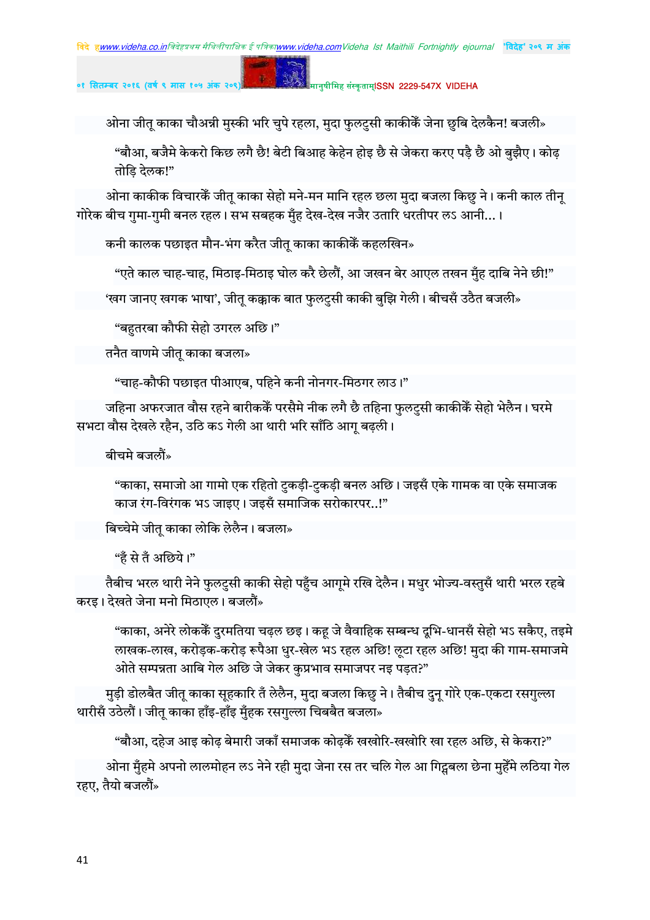ओना जीतू काका चौअन्नी मुस्की भरि चुपे रहला, मुदा फुलटुसी काकीकेँ जेना छुबि देलकैन! बजली»

"बौआ, बजैमे केकरो किछ लगै छै! बेटी बिआह केहेन होइ छै से जेकरा करए पड़ै छै ओ बुझैए। कोढ़ तोड़ि देलक!"

ओना काकीक विचारकेँ जीतू काका सेहो मने-मन मानि रहल छला मुदा बजला किछु ने। कनी काल तीनू गोरेक बीच गुमा-गुमी बनल रहल। सभ सबहक मुँह देख-देख नजैर उतारि धरतीपर लऽ आनी...।

कनी कालक पछाइत मौन-भंग करैत जीतू काका काकीकेँ कहलखिन»

"एते काल चाह-चाह, मिठाइ-मिठाइ घोल करै छेलौं, आ जखन बेर आएल तखन मुँह दाबि नेने छी!"

'खग जानए खगक भाषा', जीतू कक्काक बात फुलटुसी काकी बुझि गेली। बीचसँ उठैत बजली»

"बहुतरबा कौफी सेहो उगरल अछि।"

तनैत वाणमे जीतू काका बजला»

"चाह-कौफी पछाइत पीआएब, पहिने कनी नोनगर-मिठगर लाउ।"

जहिना अफरजात वौस रहने बारीककेँ परसैमे नीक लगै छै तहिना फुलटुसी काकीकेँ सेहो भेलैन। घरमे सभटा वौस देखले रहैन, उठि कऽ गेली आ थारी भरि साँठि आगू बढ़ली।

बीचमे बजलौं»

"काका, समाजो आ गामो एक रहितो टुकड़ी-टुकड़ी बनल अछि। जइसँ एके गामक वा एके समाजक काज रंग-विरंगक भऽ जाइए। जइसँ समाजिक सरोकारपर..!"

बिच्चेमे जीतू काका लोकि लेलैन। बजला»

"हँ से तँ अछिये।"

तैबीच भरल थारी नेने फुलटुसी काकी सेहो पहुँच आगूमे रखि देलैन। मधुर भोज्य-वस्तुसँ थारी भरल रहबे करइ। देखते जेना मनो मिठाएल। बजलौं»

"काका, अनेरे लोककेँ दुरमतिया चढ़ल छइ। कहू जे वैवाहिक सम्बन्ध दूभि-धानसँ सेहो भऽ सकैए, तइमे लाखक-लाख, करोड़क-करोड़ रूपैआ धुर-खेल भऽ रहल अछि! लूटा रहल अछि! मुदा की गाम-समाजमे ओते सम्पन्नता आबि गेल अछि जे जेकर कुप्रभाव समाजपर नइ पड़त?"

मुड़ी डोलबैत जीतू काका सूहकारि तँ लेलैन, मुदा बजला किछु ने। तैबीच दुनू गोरे एक-एकटा रसगुल्ला थारीसँ उठेलौं। जीतू काका हाँइ-हाँइ मुँहक रसगुल्ला चिबबैत बजला»

"बौआ, दहेज आइ कोढ़ बेमारी जकाँ समाजक कोढ़केँ खखोरि-खखोरि खा रहल अछि, से केकरा?"

ओना मुँहमे अपनो लालमोहन लऽ नेने रही मुदा जेना रस तर चलि गेल आ गिट्ठबला छेना मुहेँमे लठिया गेल रहए, तैयो बजलौं»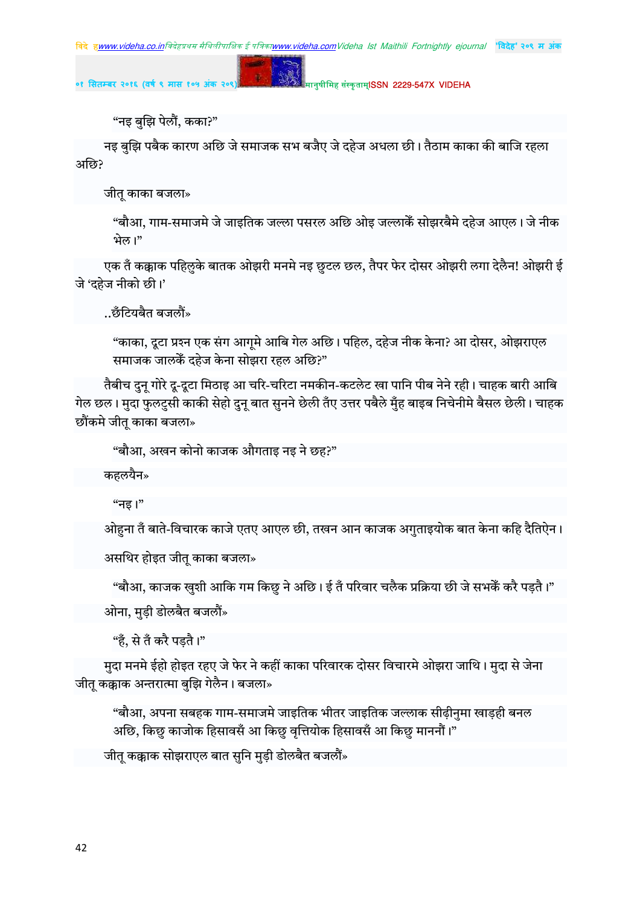“नइ बुझि पेलौं, कका?”

नइ बुझि पबैक कारण अछि जे समाजक सभ बजैए जे दहेज अधला छी। तैठाम काका की बाजि रहला अछि?

जीतू काका बजला»

“बौआ, गाम-समाजमे जे जाइतिक जल्ला पसरल अछि ओइ जल्लाकेँ सोझरबैमे दहेज आएल। जे नीक भेल।”

एक तँ कक्काक पहिलुके बातक ओझरी मनमे नइ छुटल छल, तैपर फेर दोसर ओझरी लगा देलैन! ओझरी ई जे ‘दहेज नीको छी।’

..छँटियबैत बजलौं»

“काका, दूटा प्रश्न एक संग आगूमे आबि गेल अछि। पहिल, दहेज नीक केना? आ दोसर, ओझराएल समाजक जालकेँ दहेज केना सोझरा रहल अछि?”

तैबीच दुनू गोरे दू-दूटा मिठाइ आ चरि-चरिटा नमकीन-कटलेट खा पानि पीब नेने रही। चाहक बारी आबि गेल छल। मुदा फुलटुसी काकी सेहो दुनू बात सुनने छेली तँए उत्तर पबैले मुँह बाइब निचेनीमे बैसल छेली। चाहक छौंकमे जीतू काका बजला»

“बौआ, अखन कोनो काजक औगताइ नइ ने छह?”

कहलयैन»

“नइ।”

ओहुना तँ बाते-विचारक काजे एतए आएल छी, तखन आन काजक अगुताइयोक बात केना कहि दैतिऐन।

असथिर होइत जीतू काका बजला»

“बौआ, काजक खुशी आकि गम किछु ने अछि। ई तँ परिवार चलैक प्रक्रिया छी जे सभकेँ करै पड़तै।”

ओना, मुड़ी डोलबैत बजलौं»

“हँ, से तँ करै पड़तै।”

मुदा मनमे ईहो होइत रहए जे फेर ने कहीं काका परिवारक दोसर विचारमे ओझरा जाथि। मुदा से जेना जीतू कक्काक अन्तरात्मा बुझि गेलैन। बजला»

“बौआ, अपना सबहक गाम-समाजमे जाइतिक भीतर जाइतिक जल्लाक सीढ़ीनुमा खाड़ही बनल अछि, किछु काजोक हिसावसँ आ किछु वृत्तियोक हिसावसँ आ किछु माननौं।”

जीतू कक्काक सोझराएल बात सुनि मुड़ी डोलबैत बजलौं»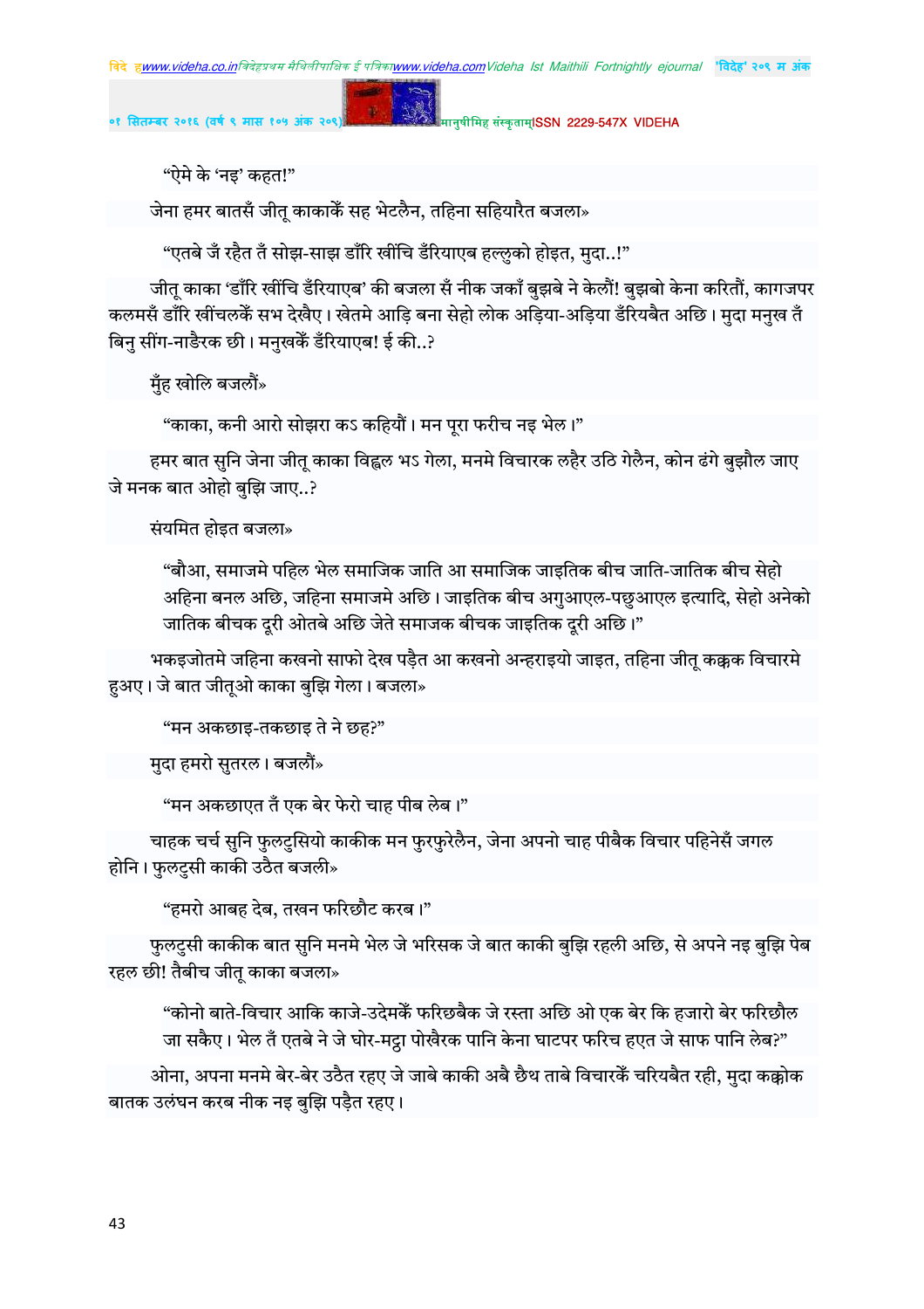"ऐमे के 'नइ' कहत!"

जेना हमर बातसँ जीतू काकाकेँ सह भेटलैन, तहिना सहियारैत बजला»

"एतबे जँ रहैत तँ सोझ-साझ डाँरि खींचि डँरियाएब हल्लुको होइत, मुदा..!"

जीतू काका 'डाँरि खींचि डँरियाएब' की बजला सँ नीक जकाँ बुझबे ने केलौं! बुझबो केना करितौं, कागजपर कलमसँ डाँरि खींचलकेँ सभ देखैए। खेतमे आड़ि बना सेहो लोक अड़िया-अड़िया डँरियबैत अछि। मुदा मनुख तँ बिनु सींग-नाङैरक छी। मनुखकेँ डँरियाएब! ई की..?

मुँह खोलि बजलौं»

"काका, कनी आरो सोझरा कऽ कहियौं। मन पूरा फरीच नइ भेल।"

हमर बात सुनि जेना जीतू काका विह्वल भऽ गेला, मनमे विचारक लहैर उठि गेलैन, कोन ढंगे बुझौल जाए जे मनक बात ओहो बुझि जाए..?

संयमित होइत बजला»

"बौआ, समाजमे पहिल भेल समाजिक जाति आ समाजिक जाइतिक बीच जाति-जातिक बीच सेहो अहिना बनल अछि, जहिना समाजमे अछि। जाइतिक बीच अगुआएल-पछुआएल इत्यादि, सेहो अनेको जातिक बीचक दूरी ओतबे अछि जेते समाजक बीचक जाइतिक दूरी अछि।"

भकइजोतमे जहिना कखनो साफो देख पड़ैत आ कखनो अन्हराइयो जाइत, तहिना जीतू कक्कक विचारमे हुअए। जे बात जीतूओ काका बुझि गेला। बजला»

"मन अकछाइ-तकछाइ ते ने छह?"

मुदा हमरो सुतरल। बजलौं»

"मन अकछाएत तँ एक बेर फेरो चाह पीब लेब।"

चाहक चर्च सुनि फुलटुसियो काकीक मन फुरफुरेलैन, जेना अपनो चाह पीबैक विचार पहिनेसँ जगल होनि। फुलटुसी काकी उठैत बजली»

"हमरो आबह देब, तखन फरिछौट करब।"

फुलटुसी काकीक बात सुनि मनमे भेल जे भरिसक जे बात काकी बुझि रहली अछि, से अपने नइ बुझि पेब रहल छी! तैबीच जीतू काका बजला»

"कोनो बाते-विचार आकि काजे-उदेमकेँ फरिछबैक जे रस्ता अछि ओ एक बेर कि हजारो बेर फरिछौल जा सकैए। भेल तँ एतबे ने जे घोर-मट्ठा पोखैरक पानि केना घाटपर फरिच हएत जे साफ पानि लेब?"

ओना, अपना मनमे बेर-बेर उठैत रहए जे जाबे काकी अबै छैथ ताबे विचारकेँ चरियबैत रही, मुदा कक्कोक बातक उलंघन करब नीक नइ बुझि पड़ैत रहए।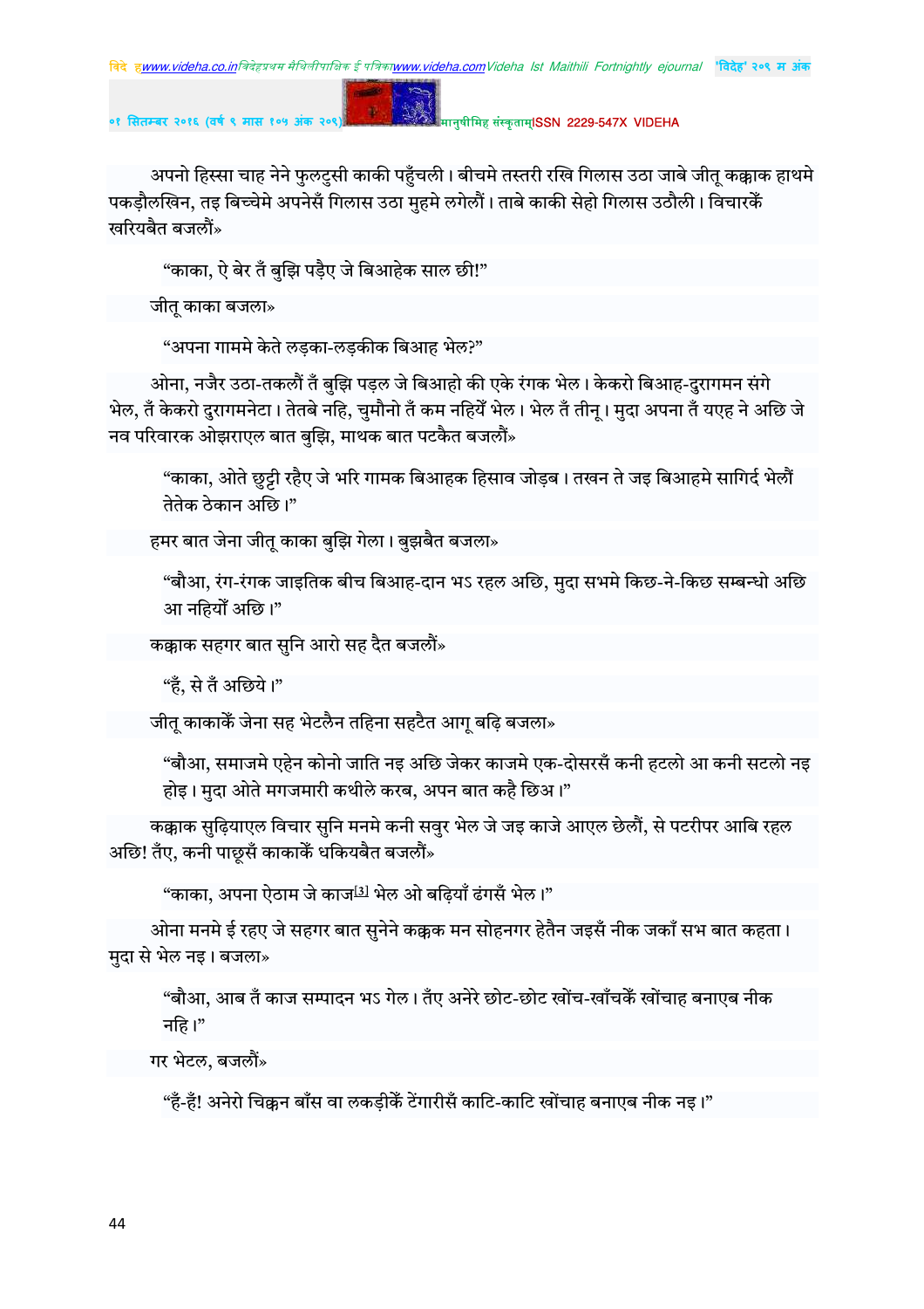अपनो हिस्सा चाह नेने फुलटुसी काकी पहुँचली। बीचमे तस्तरी रखि गिलास उठा जाबे जीतू कक्काक हाथमे पकड़ौलखिन, तइ बिच्चेमे अपनेसँ गिलास उठा मुहमे लगेलौं। ताबे काकी सेहो गिलास उठौली। विचारकेँ खरियबैत बजलौं»

"काका, ऐ बेर तँ बुझि पड़ैए जे बिआहेक साल छी!"

जीतू काका बजला»

"अपना गाममे केते लड़का-लड़कीक बिआह भेल?"

ओना, नजैर उठा-तकलौं तँ बुझि पड़ल जे बिआहो की एके रंगक भेल। केकरो बिआह-दुरागमन संगे भेल, तँ केकरो दुरागमनेटा। तेतबे नहि, चुमौनो तँ कम नहियेँ भेल। भेल तँ तीनू। मुदा अपना तँ यएह ने अछि जे नव परिवारक ओझराएल बात बुझि, माथक बात पटकैत बजलौं»

"काका, ओते छुट्टी रहैए जे भरि गामक बिआहक हिसाव जोड़ब। तखन ते जइ बिआहमे सागिर्द भेलौं तेतेक ठेकान अछि।"

हमर बात जेना जीतू काका बुझि गेला। बुझबैत बजला»

"बौआ, रंग-रंगक जाइतिक बीच बिआह-दान भऽ रहल अछि, मुदा सभमे किछ-ने-किछ सम्बन्धो अछि आ नहियोँ अछि।"

कक्काक सहगर बात सुनि आरो सह दैत बजलौं»

"हँ, से तँ अछिये।"

जीतू काकाकेँ जेना सह भेटलैन तहिना सहटैत आगू बढ़ि बजला»

"बौआ, समाजमे एहेन कोनो जाति नइ अछि जेकर काजमे एक-दोसरसँ कनी हटलो आ कनी सटलो नइ होइ। मुदा ओते मगजमारी कथीले करब, अपन बात कहै छिअ।"

कक्काक सुढ़ियाएल विचार सुनि मनमे कनी सवुर भेल जे जइ काजे आएल छेलौं, से पटरीपर आबि रहल अछि! तँए, कनी पाछूसँ काकाकेँ धकियबैत बजलौं»

"काका, अपना ऐठाम जे काज[3] भेल ओ बढ़ियाँ ढंगसँ भेल।"

ओना मनमे ई रहए जे सहगर बात सुनेने कक्कक मन सोहनगर हेतैन जइसँ नीक जकाँ सभ बात कहता। मुदा से भेल नइ। बजला»

"बौआ, आब तँ काज सम्पादन भऽ गेल। तँए अनेरे छोट-छोट खोंच-खाँचकेँ खोंचाह बनाएब नीक नहि।"

गर भेटल, बजलौं»

"हँ-हँ! अनेरो चिक्कन बाँस वा लकड़ीकेँ टेंगारीसँ काटि-काटि खोंचाह बनाएब नीक नइ।"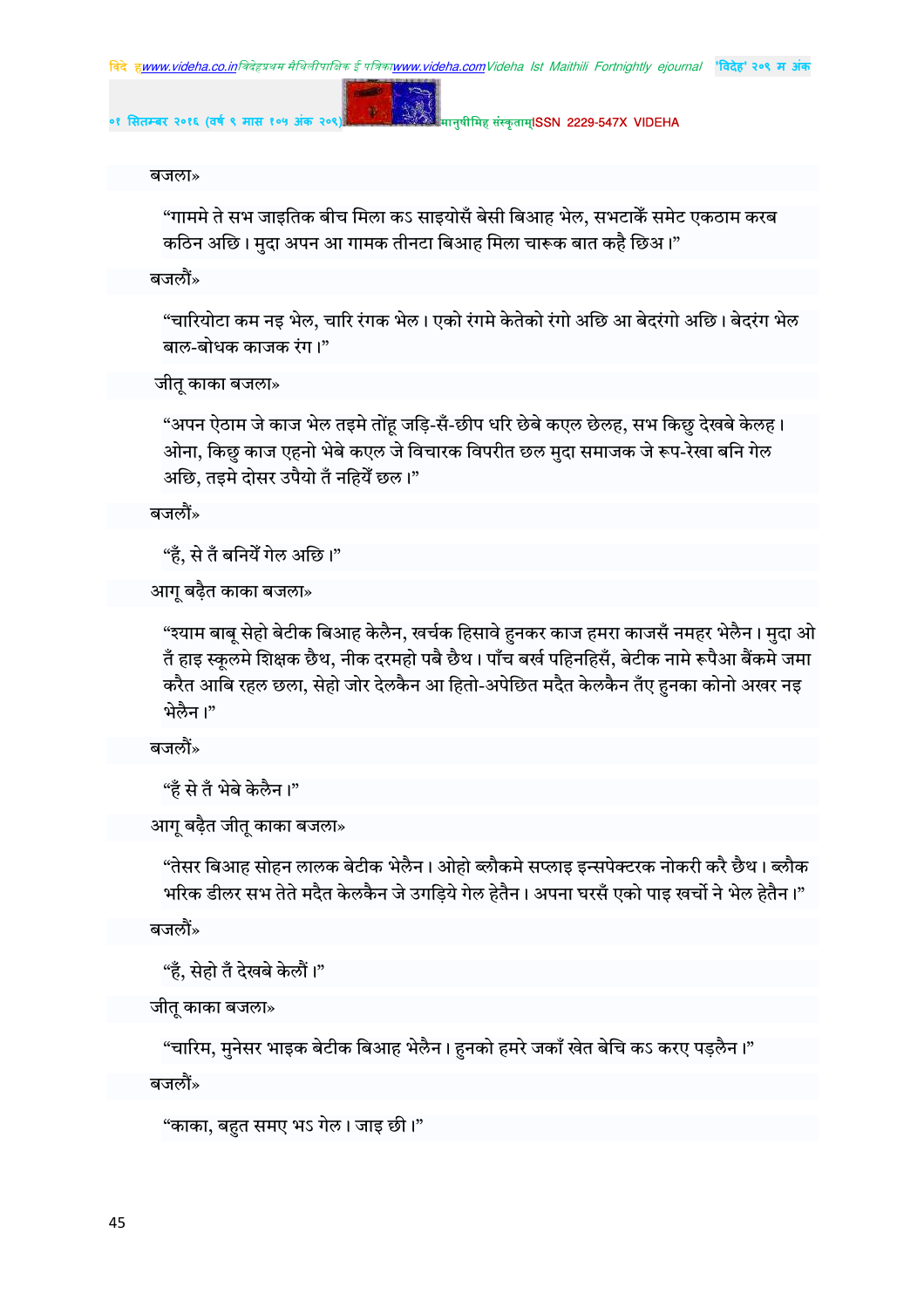बजला»

"गाममे ते सभ जाइतिक बीच मिला कऽ साइयोसँ बेसी बिआह भेल, सभटाकेँ समेट एकठाम करब कठिन अछि। मुदा अपन आ गामक तीनटा बिआह मिला चारूक बात कहै छिअ।"

बजलौं»

"चारियोटा कम नइ भेल, चारि रंगक भेल। एको रंगमे केतेको रंगो अछि आ बेदरंगो अछि। बेदरंग भेल बाल-बोधक काजक रंग।"

जीतू काका बजला»

"अपन ऐठाम जे काज भेल तइमे तोंहू जड़ि-सँ-छीप धरि छेबे कएल छेलह, सभ किछु देखबे केलह। ओना, किछु काज एहनो भेबे कएल जे विचारक विपरीत छल मुदा समाजक जे रूप-रेखा बनि गेल अछि, तइमे दोसर उपैयो तँ नहियेँ छल।"

बजलौं»

"हँ, से तँ बनियेँ गेल अछि।"

आगू बढ़ैत काका बजला»

"श्याम बाबू सेहो बेटीक बिआह केलैन, खर्चक हिसावे हुनकर काज हमरा काजसँ नमहर भेलैन। मुदा ओ तँ हाइ स्कूलमे शिक्षक छैथ, नीक दरमहो पबै छैथ। पाँच बर्ख पहिनहिसँ, बेटीक नामे रूपैआ बैंकमे जमा करैत आबि रहल छला, सेहो जोर देलकैन आ हितो-अपेछित मदैत केलकैन तँए हुनका कोनो अखर नइ भेलैन।"

बजलौं»

"हँ से तँ भेबे केलैन।"

आगू बढ़ैत जीतू काका बजला»

"तेसर बिआह सोहन लालक बेटीक भेलैन। ओहो ब्लौकमे सप्लाइ इन्सपेक्टरक नोकरी करै छैथ। ब्लौक भरिक डीलर सभ तेते मदैत केलकैन जे उगड़िये गेल हेतैन। अपना घरसँ एको पाइ खर्चो ने भेल हेतैन।"

बजलौं»

"हँ, सेहो तँ देखबे केलौं।"

जीतू काका बजला»

"चारिम, मुनेसर भाइक बेटीक बिआह भेलैन। हुनको हमरे जकाँ खेत बेचि कऽ करए पड़लैन।"

बजलौं»

"काका, बहुत समए भऽ गेल। जाइ छी।"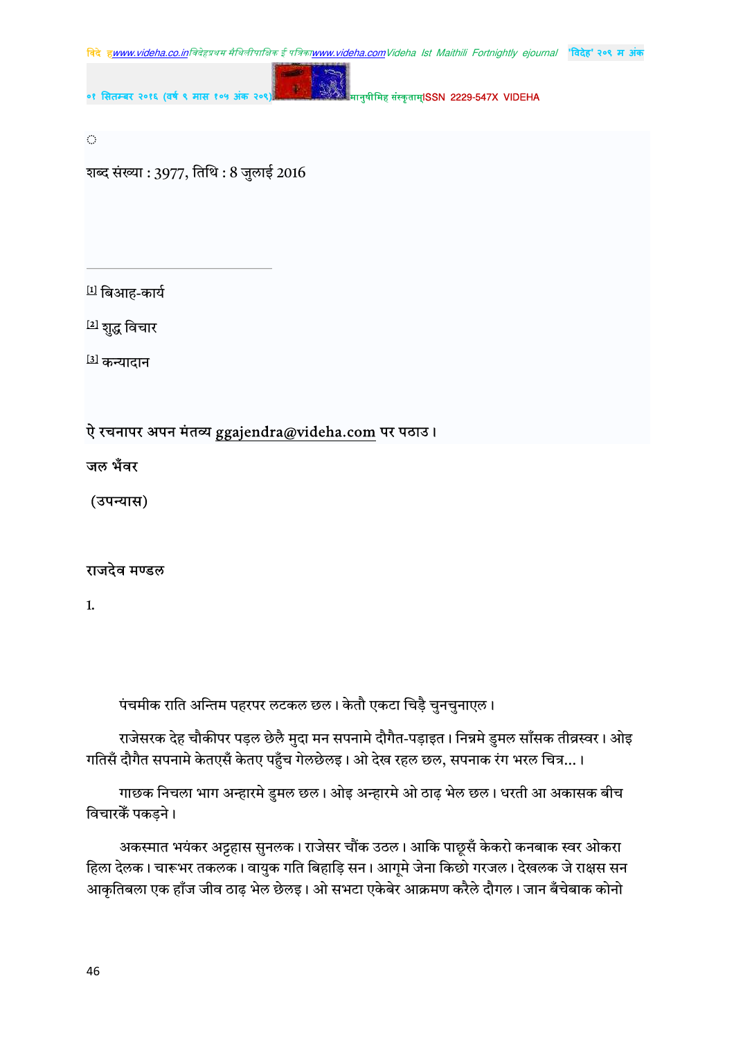◌

शब्द संख्या : 3977, तिथि : 8 जुलाई 2016

---

[1] बिआह-कार्य

[2] शुद्ध विचार

[3] कन्यादान

ऐ रचनापर अपन मंतव्य ggajendra@videha.com पर पठाउ।

**जल भँवर**

**(उपन्यास)**

**राजदेव मण्डल**

1.

पंचमीक राति अन्तिम पहरपर लटकल छल। केतौ एकटा चिड़ै चुनचुनाएल।

राजेसरक देह चौकीपर पड़ल छेलै मुदा मन सपनामे दौगैत-पड़ाइत। निन्नमे डुमल साँसक तीव्रस्वर। ओइ गतिसँ दौगैत सपनामे केतएसँ केतए पहुँच गेलछेलइ। ओ देख रहल छल, सपनाक रंग भरल चित्र...।

गाछक निचला भाग अन्हारमे डुमल छल। ओइ अन्हारमे ओ ठाढ़ भेल छल। धरती आ अकासक बीच विचारकेँ पकड़ने।

अकस्मात भयंकर अट्टहास सुनलक। राजेसर चौंक उठल। आकि पाछूसँ केकरो कनबाक स्वर ओकरा हिला देलक। चारूभर तकलक। वायुक गति बिहाड़ि सन। आगूमे जेना किछो गरजल। देखलक जे राक्षस सन आकृतिबला एक हाँज जीव ठाढ़ भेल छेलइ। ओ सभटा एकेबेर आक्रमण करैले दौगल। जान बँचेबाक कोनो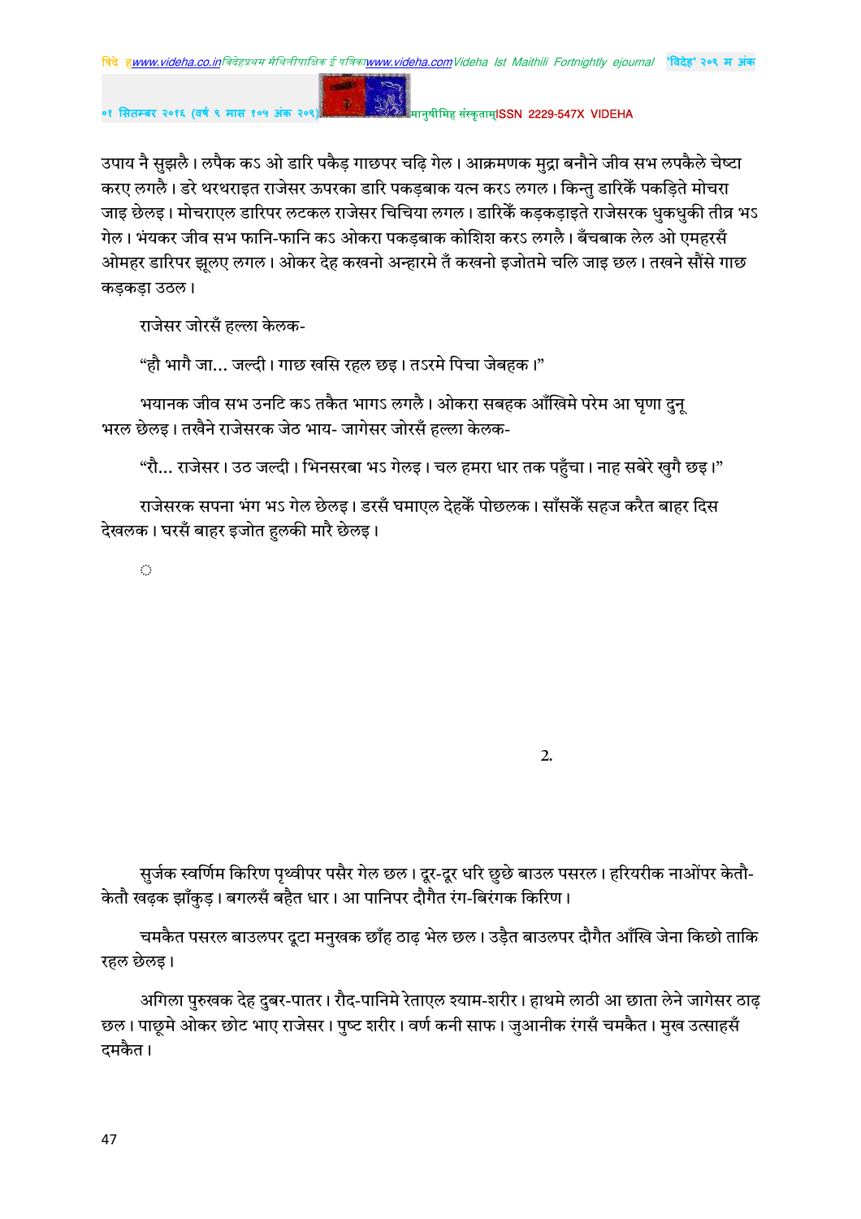उपाय नै सुझलै। लपैक कऽ ओ डारि पकैड़ गाछपर चढ़ि गेल। आक्रमणक मुद्रा बनौने जीव सभ लपकैले चेष्टा करए लगलै। डरे थरथराइत राजेसर ऊपरका डारि पकड़बाक यत्न करऽ लगल। किन्तु डारिकेँ पकड़िते मोचरा जाइ छेलइ। मोचराएल डारिपर लटकल राजेसर चिचिया लगल। डारिकेँ कड़कड़ाइते राजेसरक धुकधुकी तीव्र भऽ गेल। भंयकर जीव सभ फानि-फानि कऽ ओकरा पकड़बाक कोशिश करऽ लगलै। बँचबाक लेल ओ एमहरसँ ओमहर डारिपर झूलए लगल। ओकर देह कखनो अन्हारमे तँ कखनो इजोतमे चलि जाइ छल। तखने सौंसे गाछ कड़कड़ा उठल।

राजेसर जोरसँ हल्ला केलक-

"हौ भागै जा... जल्दी। गाछ खसि रहल छइ। तऽरमे पिचा जेबहक।"

भयानक जीव सभ उनटि कऽ तकैत भागऽ लगलै। ओकरा सबहक आँखिमे परेम आ घृणा दुनू भरल छेलइ। तखैने राजेसरक जेठ भाय- जागेसर जोरसँ हल्ला केलक-

"रौ... राजेसर। उठ जल्दी। भिनसरबा भऽ गेलइ। चल हमरा धार तक पहुँचा। नाह सबेरे खुगै छइ।"

राजेसरक सपना भंग भऽ गेल छेलइ। डरसँ घमाएल देहकेँ पोछलक। साँसकेँ सहज करैत बाहर दिस देखलक। घरसँ बाहर इजोत हुलकी मारै छेलइ।

◌

2.

सुर्जक स्वर्णिम किरिण पृथ्वीपर पसैर गेल छल। दूर-दूर धरि छुछे बाउल पसरल। हरियरीक नाओंपर केतौ-केतौ खढ़क झाँकुड़। बगलसँ बहैत धार। आ पानिपर दौगैत रंग-बिरंगक किरिण।

चमकैत पसरल बाउलपर दूटा मनुखक छाँह ठाढ़ भेल छल। उड़ैत बाउलपर दौगैत आँखि जेना किछो ताकि रहल छेलइ।

अगिला पुरुखक देह दुबर-पातर। रौद-पानिमे रेताएल श्याम-शरीर। हाथमे लाठी आ छाता लेने जागेसर ठाढ़ छल। पाछूमे ओकर छोट भाए राजेसर। पुष्ट शरीर। वर्ण कनी साफ। जुआनीक रंगसँ चमकैत। मुख उत्साहसँ दमकैत।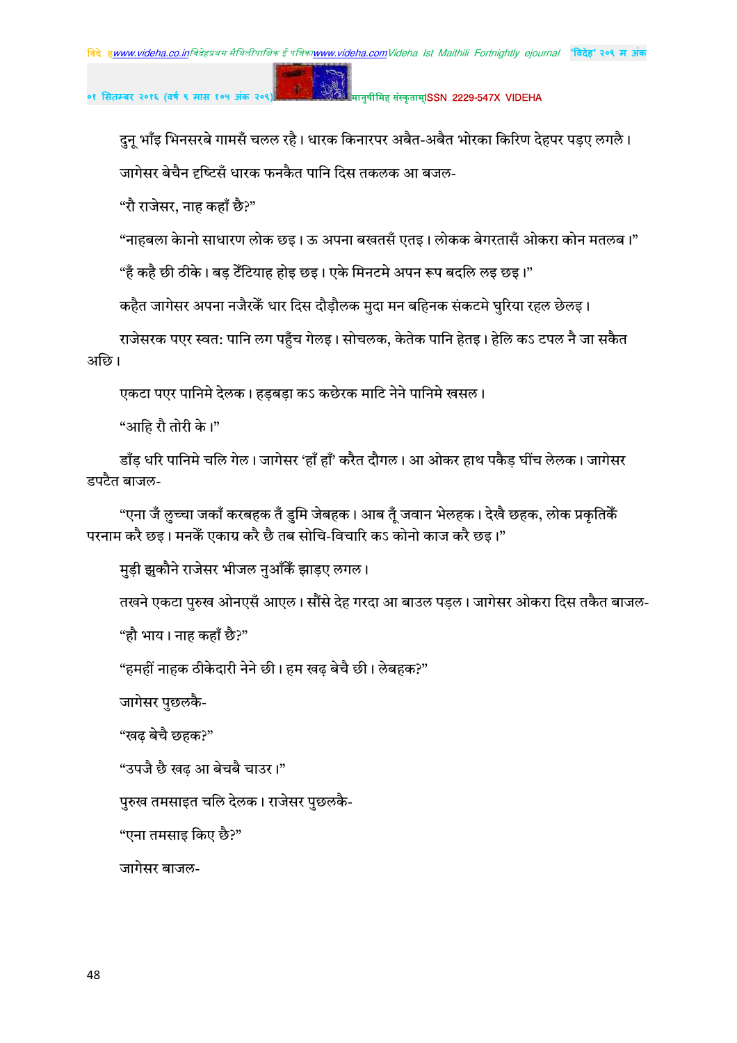दुनू भाँइ भिनसरबे गामसँ चलल रहै। धारक किनारपर अबैत-अबैत भोरका किरिण देहपर पड़ए लगलै।

जागेसर बेचैन दृष्टिसँ धारक फनकैत पानि दिस तकलक आ बजल-

"रौ राजेसर, नाह कहाँ छै?"

"नाहबला केनो साधारण लोक छइ। ऊ अपना बखतसँ एतइ। लोकक बेगरतासँ ओकरा कोन मतलब।"

"हँ कहै छी ठीके। बड़ टेँटियाह होइ छइ। एके मिनटमे अपन रूप बदलि लइ छइ।"

कहैत जागेसर अपना नजैरकेँ धार दिस दौड़ौलक मुदा मन बहिनक संकटमे घुरिया रहल छेलइ।

राजेसरक पएर स्वत: पानि लग पहुँच गेलइ। सोचलक, केतेक पानि हेतइ। हेलि कऽ टपल नै जा सकैत अछि।

एकटा पएर पानिमे देलक। हड़बड़ा कऽ कछेरक माटि नेने पानिमे खसल।

"आहि रौ तोरी के।"

डाँड़ धरि पानिमे चलि गेल। जागेसर 'हाँ हाँ' करैत दौगल। आ ओकर हाथ पकैड़ घींच लेलक। जागेसर डपटैत बाजल-

"एना जँ लुच्चा जकाँ करबहक तँ डुमि जेबहक। आब तूँ जवान भेलहक। देखै छहक, लोक प्रकृतिकेँ परनाम करै छइ। मनकेँ एकाग्र करै छै तब सोचि-विचारि कऽ कोनो काज करै छइ।"

मुड़ी झुकौने राजेसर भीजल नुआँकेँ झाड़ए लगल।

तखने एकटा पुरुख ओनएसँ आएल। सौंसे देह गरदा आ बाउल पड़ल। जागेसर ओकरा दिस तकैत बाजल-

"हौ भाय। नाह कहाँ छै?"

"हमहीं नाहक ठीकेदारी नेने छी। हम खढ़ बेचै छी। लेबहक?"

जागेसर पुछलकै-

"खढ़ बेचै छहक?"

"उपजै छै खढ़ आ बेचबै चाउर।"

पुरुख तमसाइत चलि देलक। राजेसर पुछलकै-

"एना तमसाइ किए छै?"

जागेसर बाजल-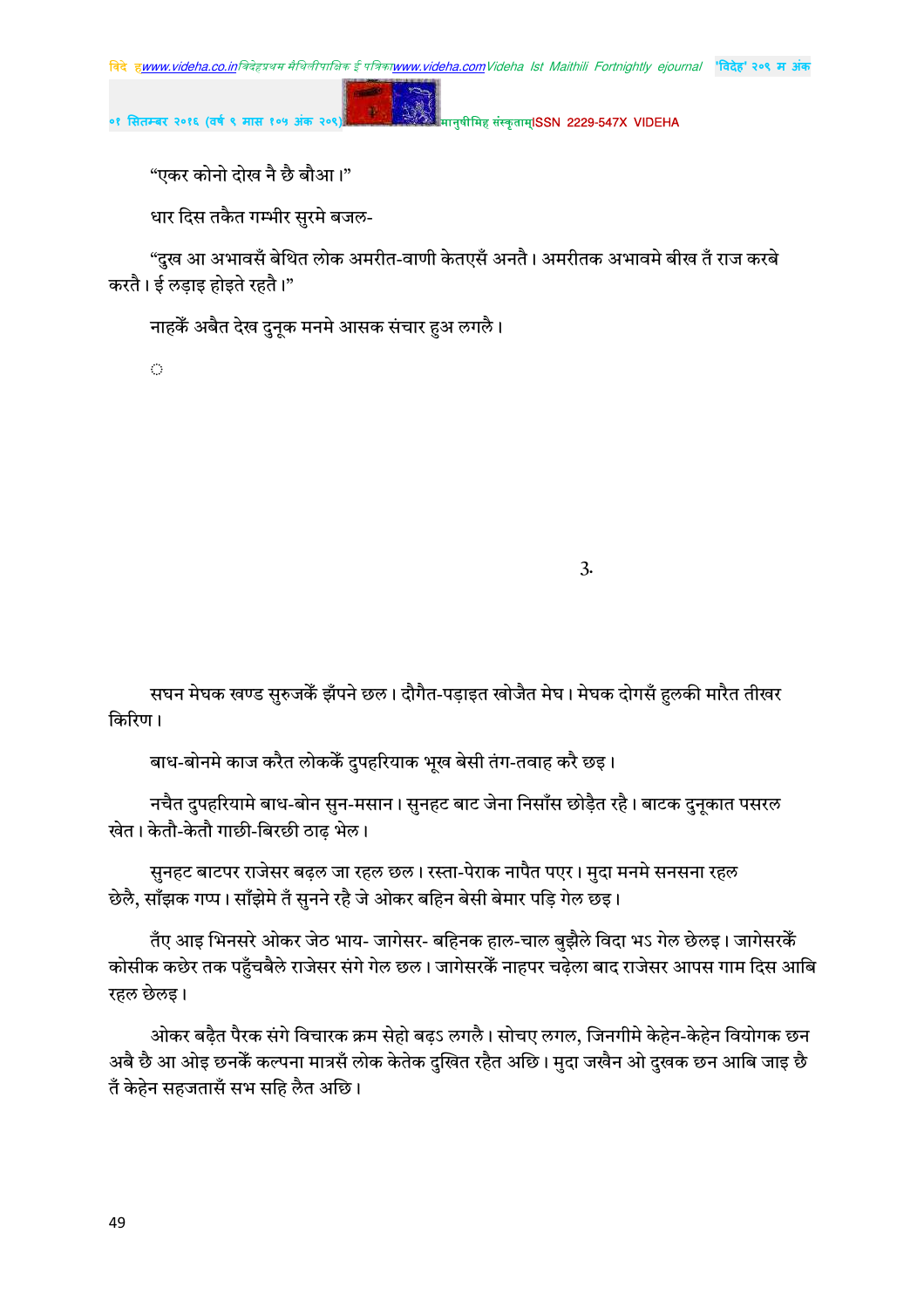"एकर कोनो दोख नै छै बौआ।"

धार दिस तकैत गम्भीर सुरमे बजल-

"दुख आ अभावसँ बेथित लोक अमरीत-वाणी केतएसँ अनतै। अमरीतक अभावमे बीख तँ राज करबे करतै। ई लड़ाइ होइते रहतै।"

नाहकेँ अबैत देख दुनूक मनमे आसक संचार हुअ लगलै।

◌

3.

सघन मेघक खण्ड सुरुजकेँ झँपने छल। दौगैत-पड़ाइत खोजैत मेघ। मेघक दोगसँ हुलकी मारैत तीखर किरिण।

बाध-बोनमे काज करैत लोककेँ दुपहरियाक भूख बेसी तंग-तवाह करै छइ।

नचैत दुपहरियामे बाध-बोन सुन-मसान। सुनहट बाट जेना निसाँस छोड़ैत रहै। बाटक दुनूकात पसरल खेत। केतौ-केतौ गाछी-बिरछी ठाढ़ भेल।

सुनहट बाटपर राजेसर बढ़ल जा रहल छल। रस्ता-पेराक नापैत पएर। मुदा मनमे सनसना रहल छेलै, साँझक गप्प। साँझेमे तँ सुनने रहै जे ओकर बहिन बेसी बेमार पड़ि गेल छइ।

तँए आइ भिनसरे ओकर जेठ भाय- जागेसर- बहिनक हाल-चाल बुझैले विदा भऽ गेल छेलइ। जागेसरकेँ कोसीक कछेर तक पहुँचबैले राजेसर संगे गेल छल। जागेसरकेँ नाहपर चढ़ेला बाद राजेसर आपस गाम दिस आबि रहल छेलइ।

ओकर बढ़ैत पैरक संगे विचारक क्रम सेहो बढ़ऽ लगलै। सोचए लगल, जिनगीमे केहेन-केहेन वियोगक छन अबै छै आ ओइ छनकेँ कल्पना मात्रसँ लोक केतेक दुखित रहैत अछि। मुदा जखैन ओ दुखक छन आबि जाइ छै तँ केहेन सहजतासँ सभ सहि लैत अछि।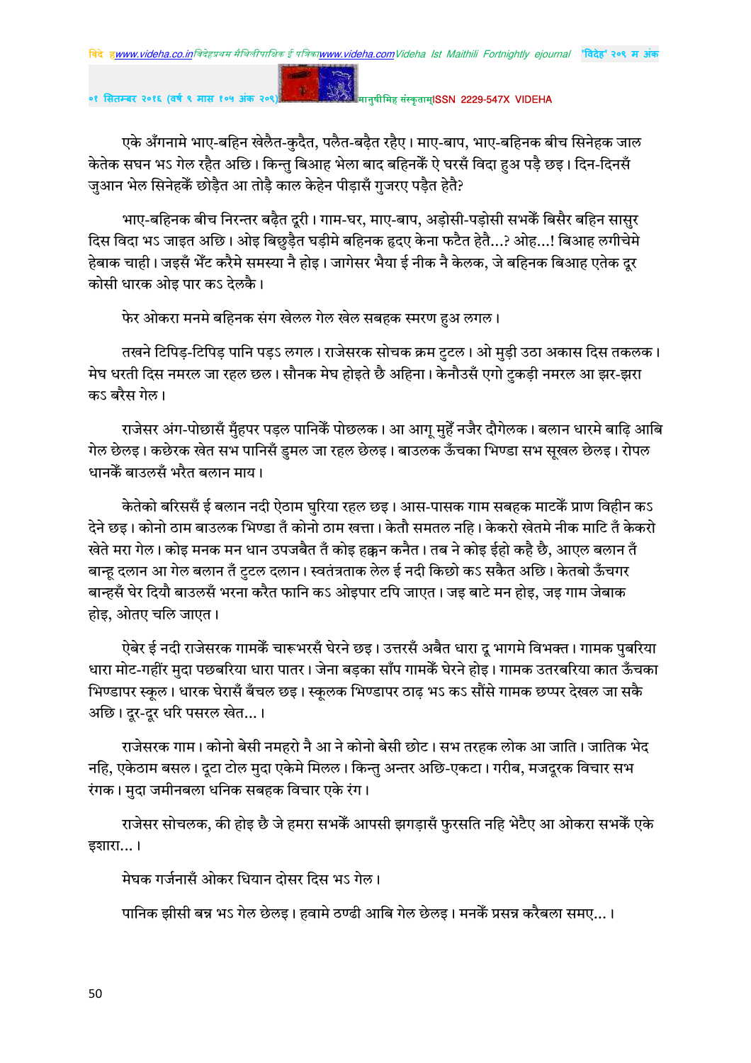एके अँगनामे भाए-बहिन खेलैत-कुदैत, पलैत-बढ़ैत रहैए। माए-बाप, भाए-बहिनक बीच सिनेहक जाल केतेक सघन भऽ गेल रहैत अछि। किन्तु बिआह भेला बाद बहिनकेँ ऐ घरसँ विदा हुअ पड़ै छइ। दिन-दिनसँ जुआन भेल सिनेहकेँ छोड़ैत आ तोड़ै काल केहेन पीड़ासँ गुजरए पड़ैत हेतै?

भाए-बहिनक बीच निरन्तर बढ़ैत दूरी। गाम-घर, माए-बाप, अड़ोसी-पड़ोसी सभकेँ बिसैर बहिन सासुर दिस विदा भऽ जाइत अछि। ओइ बिछुड़ैत घड़ीमे बहिनक हृदए केना फटैत हेतै...? ओह...! बिआह लगीचेमे हेबाक चाही। जइसँ भेँट करैमे समस्या नै होइ। जागेसर भैया ई नीक नै केलक, जे बहिनक बिआह एतेक दूर कोसी धारक ओइ पार कऽ देलकै।

फेर ओकरा मनमे बहिनक संग खेलल गेल खेल सबहक स्मरण हुअ लगल।

तखने टिपिड़-टिपिड़ पानि पड़ऽ लगल। राजेसरक सोचक क्रम टुटल। ओ मुड़ी उठा अकास दिस तकलक। मेघ धरती दिस नमरल जा रहल छल। सौनक मेघ होइते छै अहिना। केनौउसँ एगो टुकड़ी नमरल आ झर-झरा कऽ बरैस गेल।

राजेसर अंग-पोछासँ मुँहपर पड़ल पानिकेँ पोछलक। आ आगू मुहेँ नजैर दौगेलक। बलान धारमे बाढ़ि आबि गेल छेलइ। कछेरक खेत सभ पानिसँ डुमल जा रहल छेलइ। बाउलक ऊँचका भिण्डा सभ सूखल छेलइ। रोपल धानकेँ बाउलसँ भरैत बलान माय।

केतेको बरिससँ ई बलान नदी ऐठाम घुरिया रहल छइ। आस-पासक गाम सबहक माटकेँ प्राण विहीन कऽ देने छइ। कोनो ठाम बाउलक भिण्डा तँ कोनो ठाम खत्ता। केतौ समतल नहि। केकरो खेतमे नीक माटि तँ केकरो खेते मरा गेल। कोइ मनक मन धान उपजबैत तँ कोइ हक्कन कनैत। तब ने कोइ ईहो कहै छै, आएल बलान तँ बान्हू दलान आ गेल बलान तँ टुटल दलान। स्वतंत्रताक लेल ई नदी किछो कऽ सकैत अछि। केतबो ऊँचगर बान्हसँ घेर दियौ बाउलसँ भरना करैत फानि कऽ ओइपार टपि जाएत। जइ बाटे मन होइ, जइ गाम जेबाक होइ, ओतए चलि जाएत।

ऐबेर ई नदी राजेसरक गामकेँ चारूभरसँ घेरने छइ। उत्तरसँ अबैत धारा दू भागमे विभक्त। गामक पुबरिया धारा मोट-गहींर मुदा पछबरिया धारा पातर। जेना बड़का साँप गामकेँ घेरने होइ। गामक उतरबरिया कात ऊँचका भिण्डापर स्कूल। धारक घेरासँ बँचल छइ। स्कूलक भिण्डापर ठाढ़ भऽ कऽ सौंसे गामक छप्पर देखल जा सकै अछि। दूर-दूर धरि पसरल खेत...।

राजेसरक गाम। कोनो बेसी नमहरो नै आ ने कोनो बेसी छोट। सभ तरहक लोक आ जाति। जातिक भेद नहि, एकेठाम बसल। दूटा टोल मुदा एकेमे मिलल। किन्तु अन्तर अछि-एकटा। गरीब, मजदूरक विचार सभ रंगक। मुदा जमीनबला धनिक सबहक विचार एके रंग।

राजेसर सोचलक, की होइ छै जे हमरा सभकेँ आपसी झगड़ासँ फुरसति नहि भेटैए आ ओकरा सभकेँ एके इशारा...।

मेघक गर्जनासँ ओकर धियान दोसर दिस भऽ गेल।

पानिक झीसी बन्न भऽ गेल छेलइ। हवामे ठण्ढी आबि गेल छेलइ। मनकेँ प्रसन्न करैबला समए...।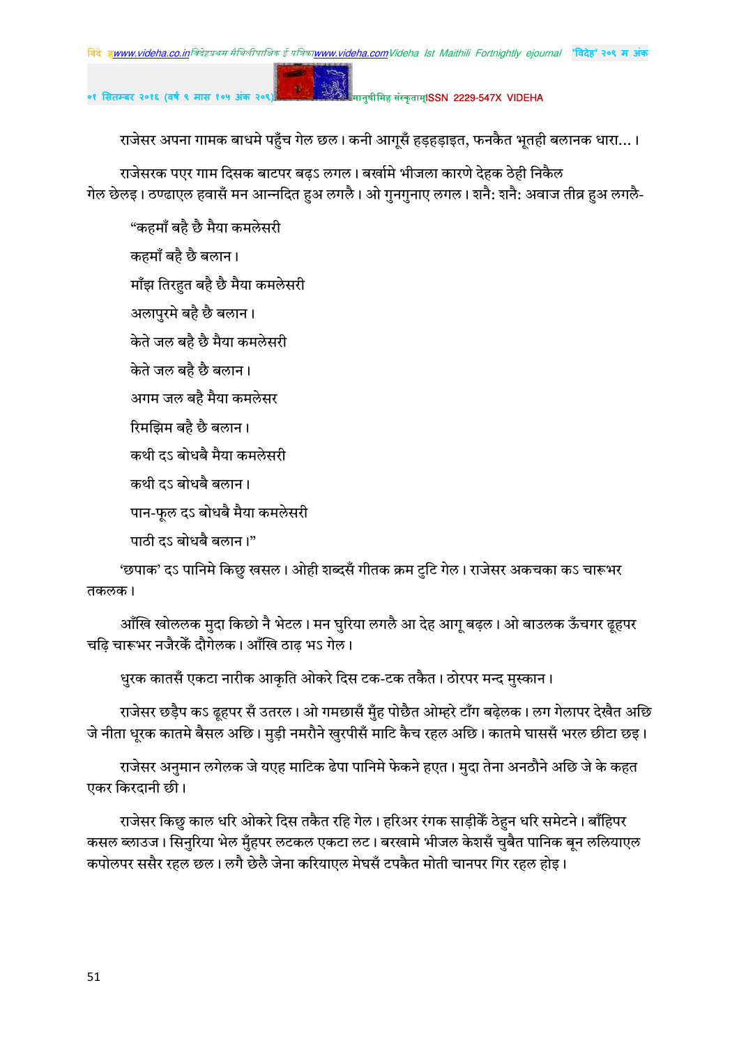राजेसर अपना गामक बाधमे पहुँच गेल छल। कनी आगूसँ हड़हड़ाइत, फनकैत भूतही बलानक धारा...।

राजेसरक पएर गाम दिसक बाटपर बढ़ऽ लगल। बर्खामे भीजला कारणे देहक ठेही निकैल गेल छेलइ। ठण्ढाएल हवासँ मन आन्नदित हुअ लगलै। ओ गुनगुनाए लगल। शनै: शनै: अवाज तीव्र हुअ लगलै-

"कहमाँ बहै छै मैया कमलेसरी

कहमाँ बहै छै बलान।

माँझ तिरहुत बहै छै मैया कमलेसरी

अलापुरमे बहै छै बलान।

केते जल बहै छै मैया कमलेसरी

केते जल बहै छै बलान।

अगम जल बहै मैया कमलेसर

रिमझिम बहै छै बलान।

कथी दऽ बोधबै मैया कमलेसरी

कथी दऽ बोधबै बलान।

पान-फूल दऽ बोधबै मैया कमलेसरी

पाठी दऽ बोधबै बलान।"

'छपाक' दऽ पानिमे किछु खसल। ओही शब्दसँ गीतक क्रम टुटि गेल। राजेसर अकचका कऽ चारूभर तकलक।

आँखि खोललक मुदा किछो नै भेटल। मन घुरिया लगलै आ देह आगू बढ़ल। ओ बाउलक ऊँचगर ढूहपर चढ़ि चारूभर नजैरकेँ दौगेलक। आँखि ठाढ़ भऽ गेल।

धुरक कातसँ एकटा नारीक आकृति ओकरे दिस टक-टक तकैत। ठोरपर मन्द मुस्कान।

राजेसर छड़ैप कऽ ढूहपर सँ उतरल। ओ गमछासँ मुँह पोछैत ओम्हरे टाँग बढ़ेलक। लग गेलापर देखैत अछि जे नीता धूरक कातमे बैसल अछि। मुड़ी नमरौने खुरपीसँ माटि कैच रहल अछि। कातमे घाससँ भरल छीटा छइ।

राजेसर अनुमान लगेलक जे यएह माटिक ढेपा पानिमे फेकने हएत। मुदा तेना अनठौने अछि जे के कहत एकर किरदानी छी।

राजेसर किछु काल धरि ओकरे दिस तकैत रहि गेल। हरिअर रंगक साड़ीकेँ ठेहुन धरि समेटने। बाँहिपर कसल ब्लाउज। सिनुरिया भेल मुँहपर लटकल एकटा लट। बरखामे भीजल केशसँ चुबैत पानिक बून ललियाएल कपोलपर ससैर रहल छल। लगै छेलै जेना करियाएल मेघसँ टपकैत मोती चानपर गिर रहल होइ।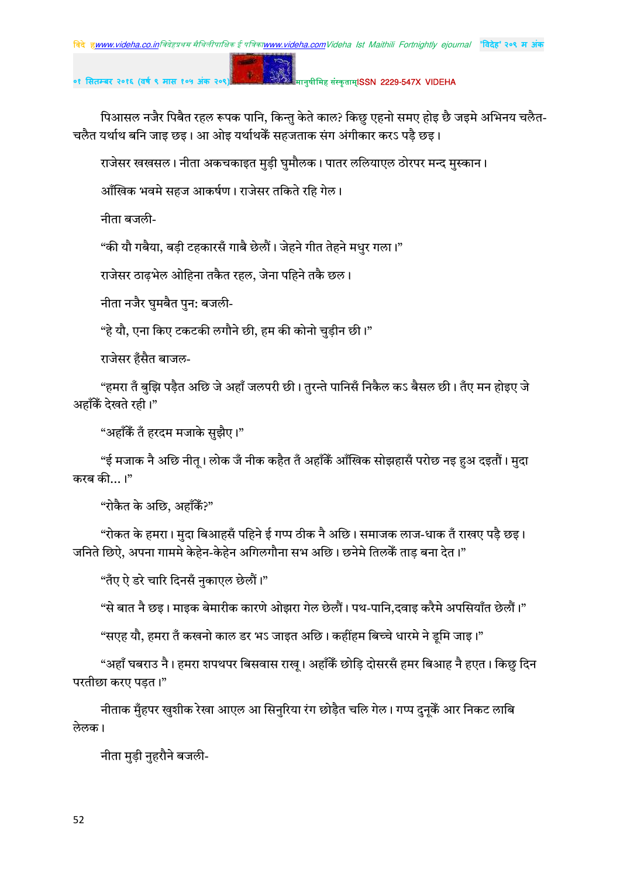पिआसल नजैर पिबैत रहल रूपक पानि, किन्तु केते काल? किछु एहनो समए होइ छै जइमे अभिनय चलैत-चलैत यर्थाथ बनि जाइ छइ। आ ओइ यर्थाथकेँ सहजताक संग अंगीकार करऽ पड़ै छइ।

राजेसर खखसल। नीता अकचकाइत मुड़ी घुमौलक। पातर ललियाएल ठोरपर मन्द मुस्कान।

आँखिक भवमे सहज आकर्षण। राजेसर तकिते रहि गेल।

नीता बजली-

“की यौ गबैया, बड़ी टहकारसँ गाबै छेलौं। जेहने गीत तेहने मधुर गला।”

राजेसर ठाढ़भेल ओहिना तकैत रहल, जेना पहिने तकै छल।

नीता नजैर घुमबैत पुन: बजली-

“हे यौ, एना किए टकटकी लगौने छी, हम की कोनो चुड़ीन छी।”

राजेसर हँसैत बाजल-

“हमरा तँ बुझि पड़ैत अछि जे अहाँ जलपरी छी। तुरन्ते पानिसँ निकैल कऽ बैसल छी। तँए मन होइए जे अहाँकेँ देखते रही।”

“अहाँकेँ तँ हरदम मजाके सुझैए।”

“ई मजाक नै अछि नीतू। लोक जँ नीक कहैत तँ अहाँकेँ आँखिक सोझहासँ परोछ नइ हुअ दइतौं। मुदा करब की...।”

“रोकैत के अछि, अहाँकेँ?”

“रोकत के हमरा। मुदा बिआहसँ पहिने ई गप्प ठीक नै अछि। समाजक लाज-धाक तँ राखए पड़ै छइ। जनिते छिऐ, अपना गाममे केहेन-केहेन अगिलगौना सभ अछि। छनेमे तिलकेँ ताड़ बना देत।”

“तँए ऐ डरे चारि दिनसँ नुकाएल छेलौं।”

“से बात नै छइ। माइक बेमारीक कारणे ओझरा गेल छेलौं। पथ-पानि,दवाइ करैमे अपसियाँत छेलौं।”

“सएह यौ, हमरा तँ कखनो काल डर भऽ जाइत अछि। कहींहम बिच्चे धारमे ने डूमि जाइ।”

“अहाँ घबराउ नै। हमरा शपथपर बिसवास राखू। अहाँकेँ छोड़ि दोसरसँ हमर बिआह नै हएत। किछु दिन परतीछा करए पड़त।”

नीताक मुँहपर खुशीक रेखा आएल आ सिनुरिया रंग छोड़ैत चलि गेल। गप्प दुनूकेँ आर निकट लाबि लेलक।

नीता मुड़ी नुहरौने बजली-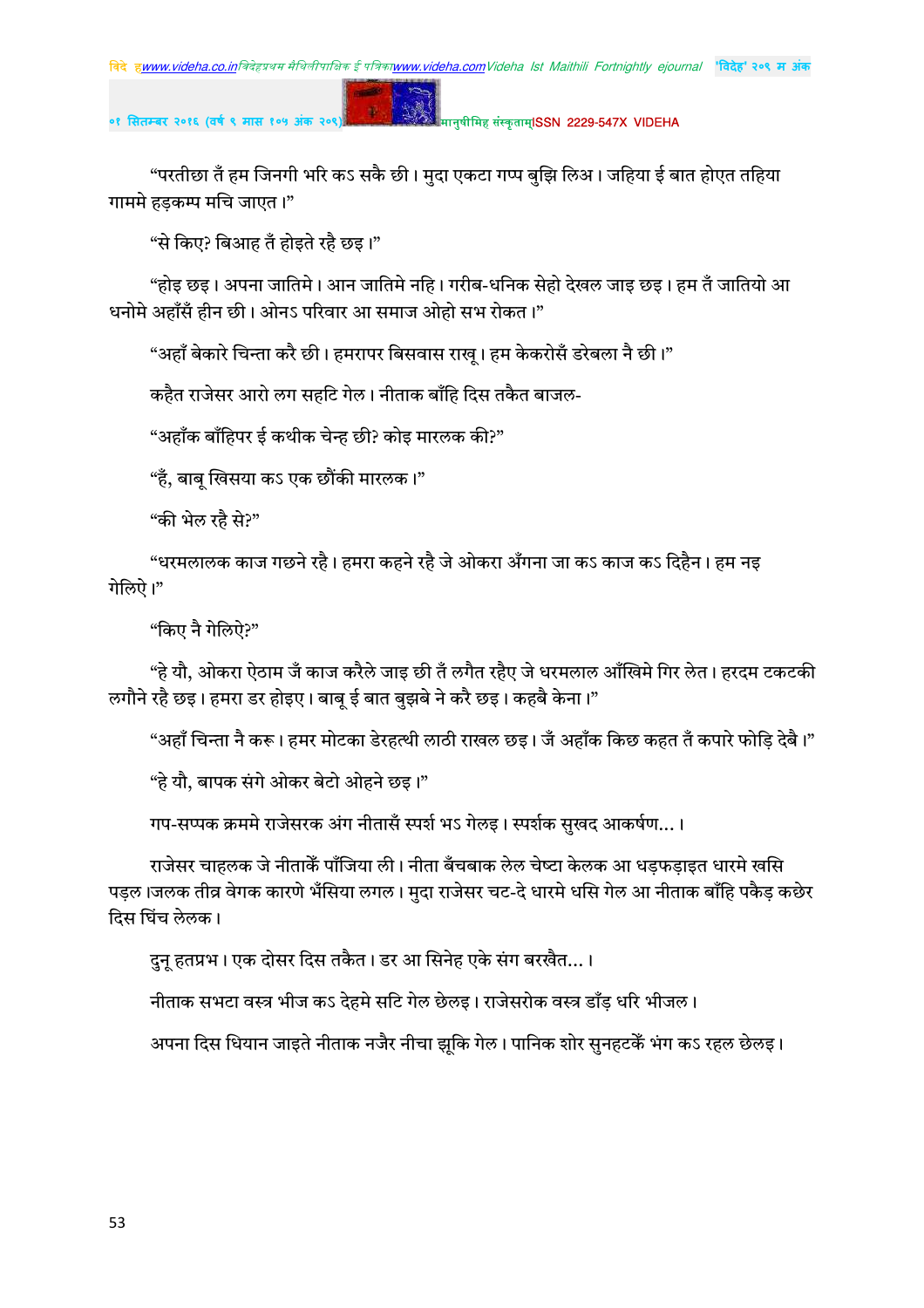"परतीछा तँ हम जिनगी भरि कऽ सकै छी। मुदा एकटा गप्प बुझि लिअ। जहिया ई बात होएत तहिया गाममे हड़कम्प मचि जाएत।"

"से किए? बिआह तँ होइते रहै छइ।"

"होइ छइ। अपना जातिमे। आन जातिमे नहि। गरीब-धनिक सेहो देखल जाइ छइ। हम तँ जातियो आ धनोमे अहाँसँ हीन छी। ओनऽ परिवार आ समाज ओहो सभ रोकत।"

"अहाँ बेकारे चिन्ता करै छी। हमरापर बिसवास राखू। हम केकरोसँ डरेबला नै छी।"

कहैत राजेसर आरो लग सहटि गेल। नीताक बाँहि दिस तकैत बाजल-

"अहाँक बाँहिपर ई कथीक चेन्ह छी? कोइ मारलक की?"

"हँ, बाबू खिसिया कऽ एक छौंकी मारलक।"

"की भेल रहै से?"

"धरमलालक काज गछने रहै। हमरा कहने रहै जे ओकरा अँगना जा कऽ काज कऽ दिहैन। हम नइ गेलिऐ।"

"किए नै गेलिऐ?"

"हे यौ, ओकरा ऐठाम जँ काज करैले जाइ छी तँ लगैत रहैए जे धरमलाल आँखिमे गिर लेत। हरदम टकटकी लगौने रहै छइ। हमरा डर होइए। बाबू ई बात बुझबे ने करै छइ। कहबै केना।"

"अहाँ चिन्ता नै करू। हमर मोटका डेरहत्थी लाठी राखल छइ। जँ अहाँक किछ कहत तँ कपारे फोड़ि देबै।"

"हे यौ, बापक संगे ओकर बेटो ओहने छइ।"

गप-सप्पक क्रममे राजेसरक अंग नीतासँ स्पर्श भऽ गेलइ। स्पर्शक सुखद आकर्षण...।

राजेसर चाहलक जे नीताकेँ पाँजिया ली। नीता बँचबाक लेल चेष्टा केलक आ धड़फड़ाइत धारमे खसि पड़ल।जलक तीव्र वेगक कारणे भँसिया लगल। मुदा राजेसर चट-दे धारमे धसि गेल आ नीताक बाँहि पकैड़ कछेर दिस घिंच लेलक।

दुनू हतप्रभ। एक दोसर दिस तकैत। डर आ सिनेह एके संग बरखैत...।

नीताक सभटा वस्त्र भीज कऽ देहमे सटि गेल छेलइ। राजेसरोक वस्त्र डाँड़ धरि भीजल।

अपना दिस धियान जाइते नीताक नजैर नीचा झूकि गेल। पानिक शोर सुनहटकेँ भंग कऽ रहल छेलइ।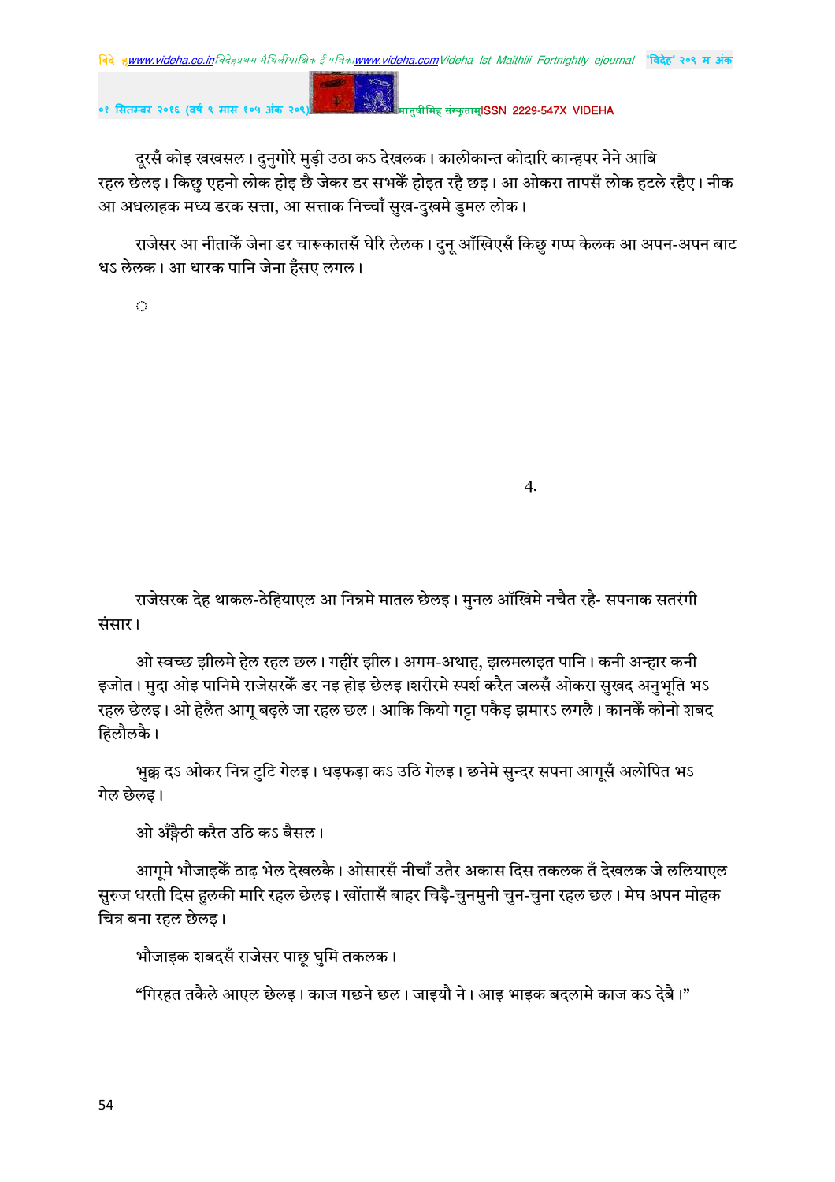दूरसँ कोइ खखसल। दुनुगोरे मुड़ी उठा कऽ देखलक। कालीकान्त कोदारि कान्हपर नेने आबि रहल छेलइ। किछु एहनो लोक होइ छै जेकर डर सभकेँ होइत रहै छइ। आ ओकरा तापसँ लोक हटले रहैए। नीक आ अधलाहक मध्य डरक सत्ता, आ सत्ताक निच्चाँ सुख-दुखमे डुमल लोक।

राजेसर आ नीताकेँ जेना डर चारूकातसँ घेरि लेलक। दुनू आँखिएसँ किछु गप्प केलक आ अपन-अपन बाट धऽ लेलक। आ धारक पानि जेना हँसए लगल।

◌

4.

राजेसरक देह थाकल-ठेहियाएल आ निन्नमे मातल छेलइ। मुनल आँखिमे नचैत रहै- सपनाक सतरंगी संसार।

ओ स्वच्छ झीलमे हेल रहल छल। गहींर झील। अगम-अथाह, झलमलाइत पानि। कनी अन्हार कनी इजोत। मुदा ओइ पानिमे राजेसरकेँ डर नइ होइ छेलइ।शरीरमे स्पर्श करैत जलसँ ओकरा सुखद अनुभूति भऽ रहल छेलइ। ओ हेलैत आगू बढ़ले जा रहल छल। आकि कियो गट्टा पकैड़ झमारऽ लगलै। कानकेँ कोनो शबद हिलौलकै।

भुक्क दऽ ओकर निन्न टुटि गेलइ। धड़फड़ा कऽ उठि गेलइ। छनेमे सुन्दर सपना आगूसँ अलोपित भऽ गेल छेलइ।

ओ अँङैठी करैत उठि कऽ बैसल।

आगूमे भौजाइकेँ ठाढ़ भेल देखलकै। ओसारसँ नीचाँ उतैर अकास दिस तकलक तँ देखलक जे ललियाएल सुरुज धरती दिस हुलकी मारि रहल छेलइ। खोंतासँ बाहर चिड़ै-चुनमुनी चुन-चुना रहल छल। मेघ अपन मोहक चित्र बना रहल छेलइ।

भौजाइक शबदसँ राजेसर पाछू घुमि तकलक।

“गिरहत तकैले आएल छेलइ। काज गछने छल। जाइयौ ने। आइ भाइक बदलामे काज कऽ देबै।”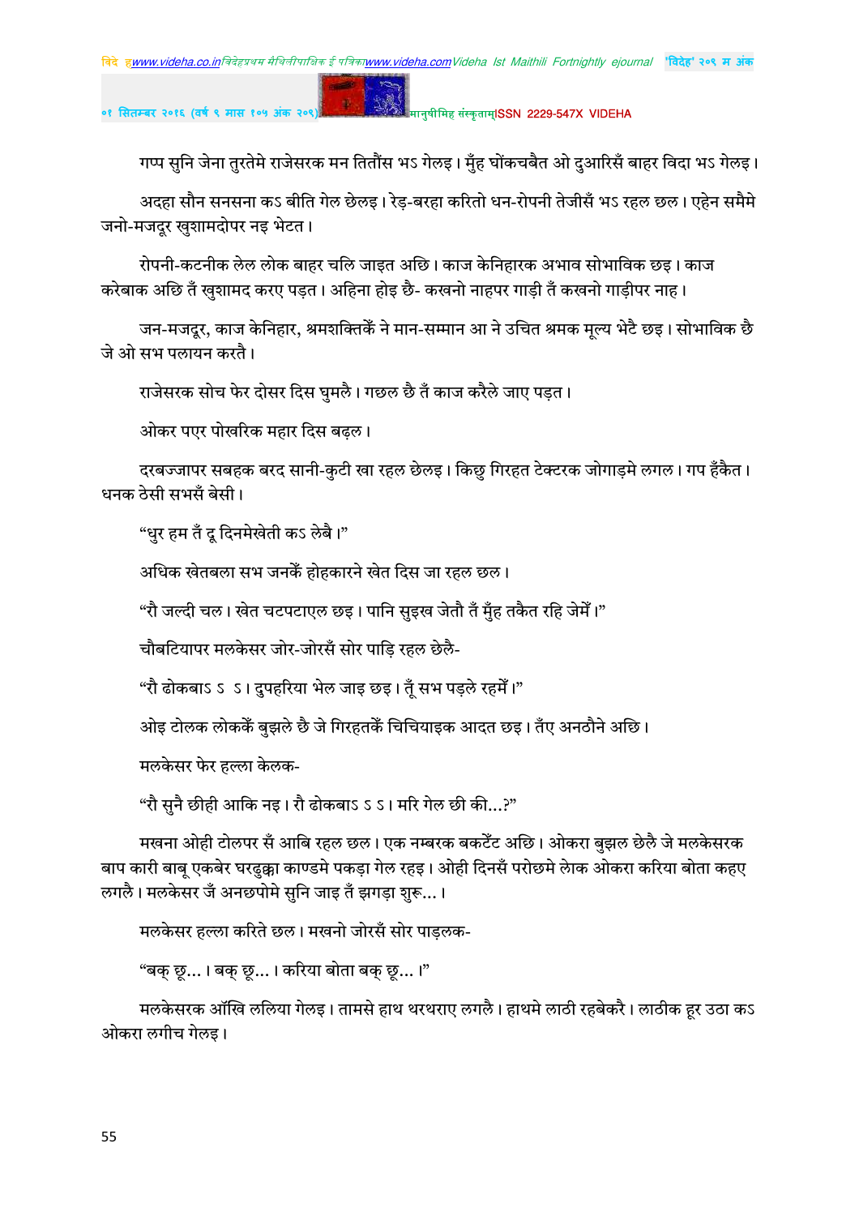गप्प सुनि जेना तुरतेमे राजेसरक मन तितौंस भऽ गेलइ। मुँह घोंकचबैत ओ दुआरिसँ बाहर विदा भऽ गेलइ।

अदहा सौन सनसना कऽ बीति गेल छेलइ। रेड़-बरहा करितो धन-रोपनी तेजीसँ भऽ रहल छल। एहेन समैमे जनो-मजदूर खुशामदोपर नइ भेटत।

रोपनी-कटनीक लेल लोक बाहर चलि जाइत अछि। काज केनिहारक अभाव सोभाविक छइ। काज करेबाक अछि तँ खुशामद करए पड़त। अहिना होइ छै- कखनो नाहपर गाड़ी तँ कखनो गाड़ीपर नाह।

जन-मजदूर, काज केनिहार, श्रमशक्तिकेँ ने मान-सम्मान आ ने उचित श्रमक मूल्य भेटै छइ। सोभाविक छै जे ओ सभ पलायन करतै।

राजेसरक सोच फेर दोसर दिस घुमलै। गछल छै तँ काज करैले जाए पड़त।

ओकर पएर पोखरिक महार दिस बढ़ल।

दरबज्जापर सबहक बरद सानी-कुटी खा रहल छेलइ। किछु गिरहत टेक्टरक जोगाड़मे लगल। गप हँकैत। धनक ठेसी सभसँ बेसी।

"धुर हम तँ दू दिनमेखेती कऽ लेबै।"

अधिक खेतबला सभ जनकेँ होहकारने खेत दिस जा रहल छल।

"रौ जल्दी चल। खेत चटपटाएल छइ। पानि सुइख जेतौ तँ मुँह तकैत रहि जेमेँ।"

चौबटियापर मलकेसर जोर-जोरसँ सोर पाड़ि रहल छेलै-

"रौ ढोकबाऽ ऽ ऽ। दुपहरिया भेल जाइ छइ। तूँ सभ पड़ले रहमेँ।"

ओइ टोलक लोककेँ बुझले छै जे गिरहतकेँ चिचियाइक आदत छइ। तँए अनठौने अछि।

मलकेसर फेर हल्ला केलक-

"रौ सुनै छीही आकि नइ। रौ ढोकबाऽ ऽ ऽ। मरि गेल छी की...?"

मखना ओही टोलपर सँ आबि रहल छल। एक नम्बरक बकटेंट अछि। ओकरा बुझल छेलै जे मलकेसरक बाप कारी बाबू एकबेर घरढुक्का काण्डमे पकड़ा गेल रहइ। ओही दिनसँ परोछमे लेाक ओकरा करिया बोता कहए लगलै। मलकेसर जँ अनछपोमे सुनि जाइ तँ झगड़ा शुरू...।

मलकेसर हल्ला करिते छल। मखनो जोरसँ सोर पाड़लक-

"बक् छू...। बक् छू...। करिया बोता बक् छू...।"

मलकेसरक ऑखि ललिया गेलइ। तामसे हाथ थरथराए लगलै। हाथमे लाठी रहबेकरै। लाठीक हूर उठा कऽ ओकरा लगीच गेलइ।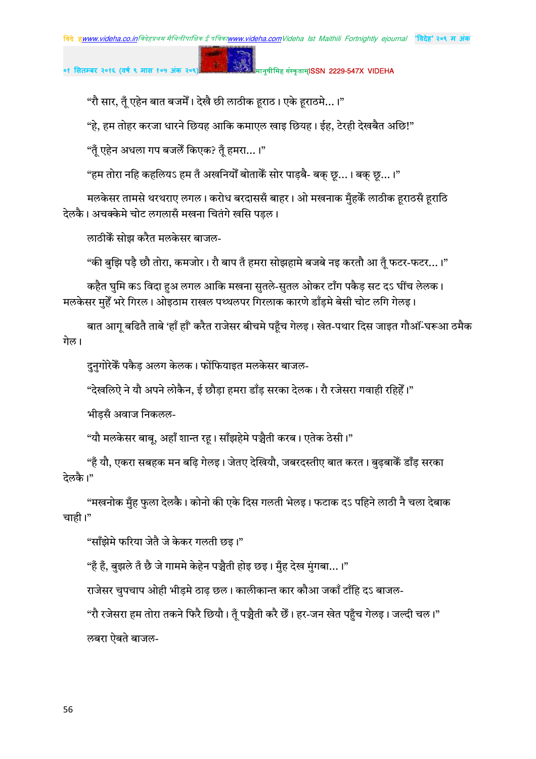"रौ सार, तूँ एहेन बात बजमेँ। देखै छी लाठीक हूराठ। एके हूराठमे...।"

"हे, हम तोहर करजा धारने छियह आकि कमाएल खाइ छियह। ईह, टेरही देखबैत अछि!"

"तूँ एहेन अधला गप बजलेँ किएक? तूँ हमरा...।"

"हम तोरा नहि कहलियऽ हम तँ अखनियोँ बोताकेँ सोर पाड़बै- बक् छू...। बक् छू...।"

मलकेसर तामसे थरथराए लगल। करोध बरदाससँ बाहर। ओ मखनाक मुँहकेँ लाठीक हूराठसँ हूराठि देलकै। अचक्केमे चोट लगलासँ मखना चितंगे खसि पड़ल।

लाठीकेँ सोझ करैत मलकेसर बाजल-

"की बुझि पड़ै छौ तोरा, कमजोर। रौ बाप तँ हमरा सोझहामे बजबे नइ करतौ आ तूँ फटर-फटर...।"

कहैत घुमि कऽ विदा हुअ लगल आकि मखना सुतले-सुतल ओकर टाँग पकैड़ सट दऽ घींच लेलक। मलकेसर मुहेँ भरे गिरल। ओइठाम राखल पथ्थलपर गिरलाक कारणे डाँड़मे बेसी चोट लगि गेलइ।

बात आगू बढ़ितै ताबे 'हाँ हाँ' करैत राजेसर बीचमे पहूँच गेलइ। खेत-पथार दिस जाइत गौआँ-घरूआ ठमैक गेल।

दुनुगोरेकेँ पकैड़ अलग केलक। फोंफियाइत मलकेसर बाजल-

"देखलिऐ ने यौ अपने लोकैन, ई छौड़ा हमरा डाँड़ सरका देलक। रौ रजेसरा गवाही रहिहेँ।"

भीड़सँ अवाज निकलल-

"यौ मलकेसर बाबू, अहाँ शान्त रहू। साँझहेमे पञ्चैती करब। एतेक ठेसी।"

"हँ यौ, एकरा सबहक मन बढ़ि गेलइ। जेतए देखियौ, जबरदस्तीए बात करत। बुढ़बाकेँ डाँड़ सरका देलकै।"

"मखनोक मुँह फुला देलकै। कोनो की एके दिस गलती भेलइ। फटाक दऽ पहिने लाठी नै चला देबाक चाही।"

"साँझेमे फरिया जेतै जे केकर गलती छइ।"

"हँ हँ, बुझले तँ छै जे गाममे केहेन पञ्चैती होइ छइ। मुँह देख मुंगबा...।"

राजेसर चुपचाप ओही भीड़मे ठाढ़ छल। कालीकान्त कार कौआ जकाँ टाँहि दऽ बाजल-

"रौ रजेसरा हम तोरा तकने फिरै छियौ। तूँ पञ्चैती करै छेँ। हर-जन खेत पहुँच गेलइ। जल्दी चल।"

लबरा ऐबते बाजल-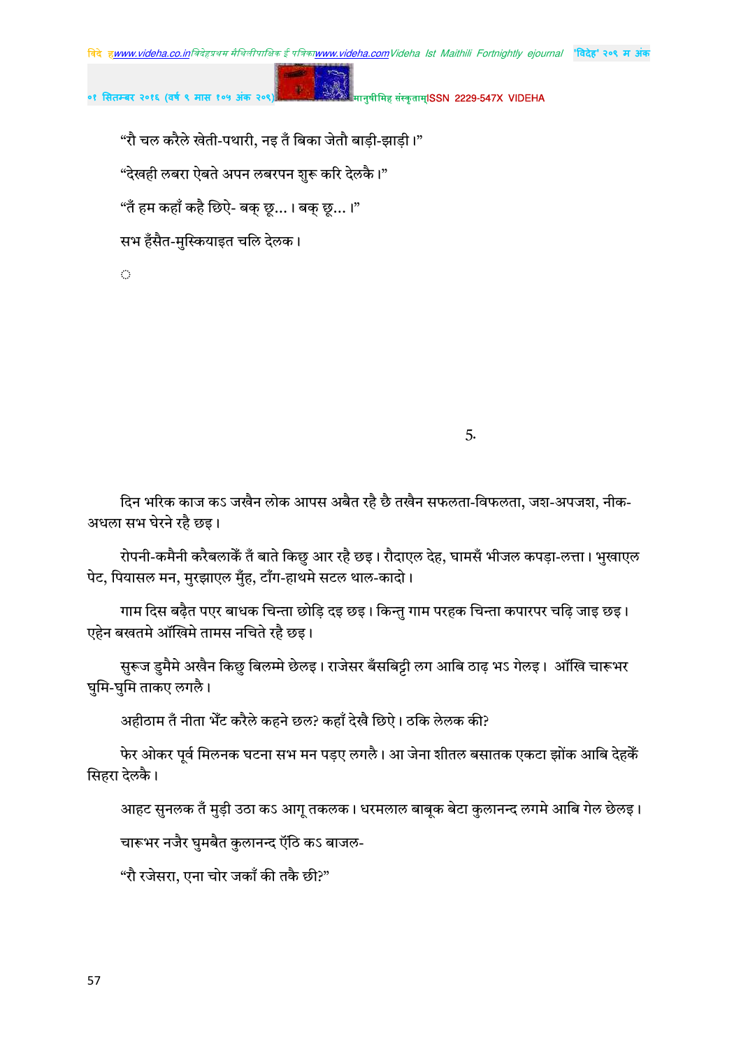"रौ चल करैले खेती-पथारी, नइ तँ बिका जेतौ बाड़ी-झाड़ी।"

"देखही लबरा ऐबते अपन लबरपन शुरू करि देलकै।"

"तँ हम कहाँ कहै छिऐ- बक् छू...। बक् छू...।"

सभ हँसैत-मुस्कियाइत चलि देलक।

◌

5.

दिन भरिक काज कऽ जखैन लोक आपस अबैत रहै छै तखैन सफलता-विफलता, जश-अपजश, नीक-अधला सभ घेरने रहै छइ।

रोपनी-कमैनी करैबलाकेँ तँ बाते किछु आर रहै छइ। रौदाएल देह, घामसँ भीजल कपड़ा-लत्ता। भुखाएल पेट, पियासल मन, मुरझाएल मुँह, टाँग-हाथमे सटल थाल-कादो।

गाम दिस बढ़ैत पएर बाधक चिन्ता छोड़ि दइ छइ। किन्तु गाम परहक चिन्ता कपारपर चढ़ि जाइ छइ। एहेन बखतमे ऑखिमे तामस नचिते रहै छइ।

सुरूज डुमैमे अखैन किछु बिलम्बे छेलइ। राजेसर बँसबिट्टी लग आबि ठाढ़ भऽ गेलइ। ऑखि चारूभर घुमि-घुमि ताकए लगलै।

अहीठाम तँ नीता भेँट करैले कहने छल? कहाँ देखै छिऐ। ठकि लेलक की?

फेर ओकर पूर्व मिलनक घटना सभ मन पड़ए लगलै। आ जेना शीतल बसातक एकटा झोंक आबि देहकेँ सिहरा देलकै।

आहट सुनलक तँ मुड़ी उठा कऽ आगू तकलक। धरमलाल बाबूक बेटा कुलानन्द लगमे आबि गेल छेलइ।

चारूभर नजैर घुमबैत कुलानन्द ऍंठि कऽ बाजल-

"रौ रजेसरा, एना चोर जकाँ की तकै छी?"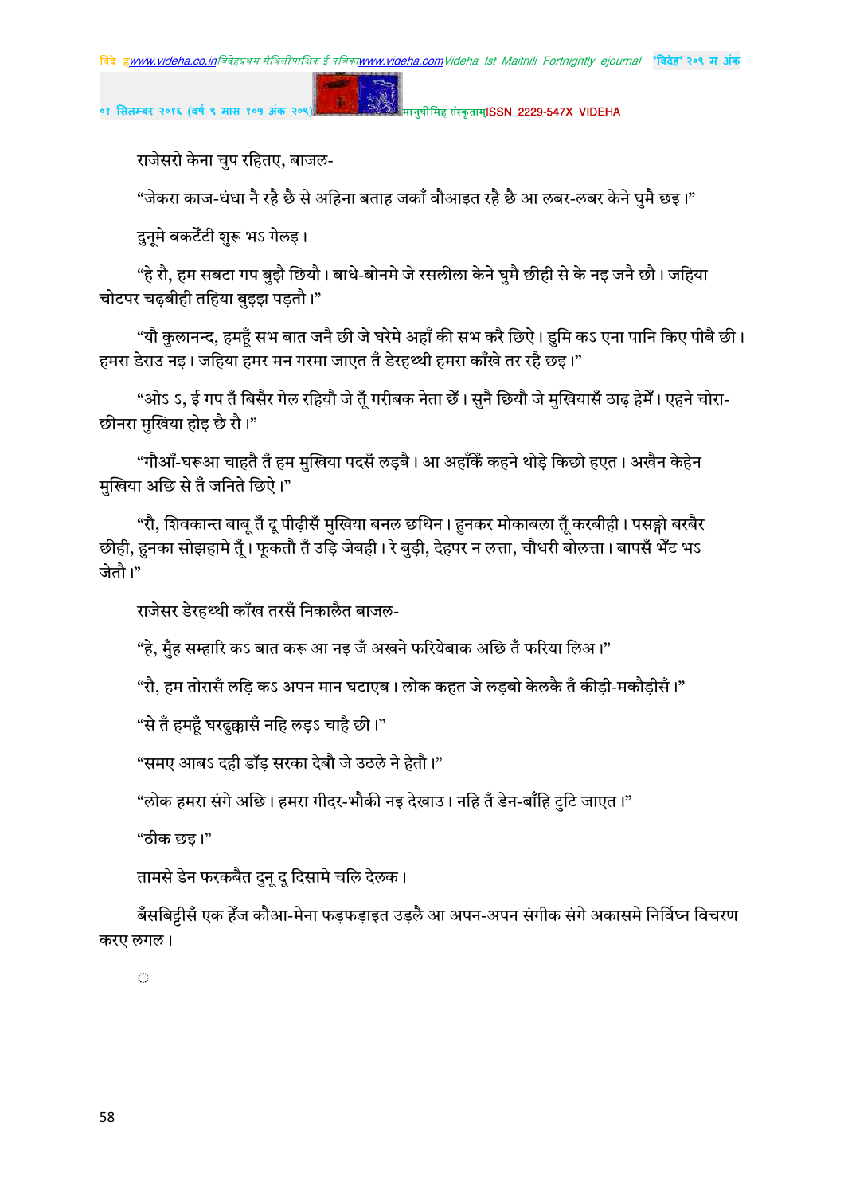राजेसरो केना चुप रहितए, बाजल-

"जेकरा काज-धंधा नै रहै छै से अहिना बताह जकाँ वौआइत रहै छै आ लबर-लबर केने घुमै छइ।"

दुनूमे बकटेँटी शुरू भऽ गेलइ।

"हे रौ, हम सबटा गप बुझै छियौ। बाधे-बोनमे जे रसलीला केने घुमै छीही से के नइ जनै छौ। जहिया चोटपर चढ़बीही तहिया बुझइ पड़तौ।"

"यौ कुलानन्द, हमहूँ सभ बात जनै छी जे घरेमे अहाँ की सभ करै छिऐ। डुमि कऽ एना पानि किए पीबै छी। हमरा डेराउ नइ। जहिया हमर मन गरमा जाएत तँ डेरहथ्थी हमरा काँखे तर रहै छइ।"

"ओऽ ऽ, ई गप तँ बिसैर गेल रहियौ जे तूँ गरीबक नेता छेँ। सुनै छियौ जे मुखियासँ ठाढ़ हेमेँ। एहने चोरा-छीनरा मुखिया होइ छै रौ।"

"गौआँ-घरूआ चाहतै तँ हम मुखिया पदसँ लड़बै। आ अहाँकेँ कहने थोड़े किछो हएत। अखैन केहेन मुखिया अछि से तँ जनिते छिऐ।"

"रौ, शिवकान्त बाबू तँ दू पीढ़ीसँ मुखिया बनल छथिन। हुनकर मोकाबला तूँ करबीही। पसङ्गो बरबैर छीही, हुनका सोझहामे तूँ। फूकतौ तँ उड़ि जेबही। रे बुड़ी, देहपर न लत्ता, चौधरी बोलत्ता। बापसँ भेँट भऽ जेतौ।"

राजेसर डेरहथ्थी काँख तरसँ निकालैत बाजल-

"हे, मुँह सम्हारि कऽ बात करू आ नइ जँ अखने फरियेबाक अछि तँ फरिया लिअ।"

"रौ, हम तोरासँ लड़ि कऽ अपन मान घटाएब। लोक कहत जे लड़बो केलकै तँ कीड़ी-मकौड़ीसँ।"

"से तँ हमहूँ घरढुक्कासँ नहि लड़ऽ चाहै छी।"

"समए आबऽ दही डाँड़ सरका देबौ जे उठले ने हेतौ।"

"लोक हमरा संगे अछि। हमरा गीदर-भौकी नइ देखाउ। नहि तँ डेन-बाँहि टुटि जाएत।"

"ठीक छइ।"

तामसे डेन फरकबैत दुनू दू दिसामे चलि देलक।

बँसबिट्टीसँ एक हेँज कौआ-मेना फड़फड़ाइत उड़लै आ अपन-अपन संगीक संगे अकासमे निर्विघ्न विचरण करए लगल।

◌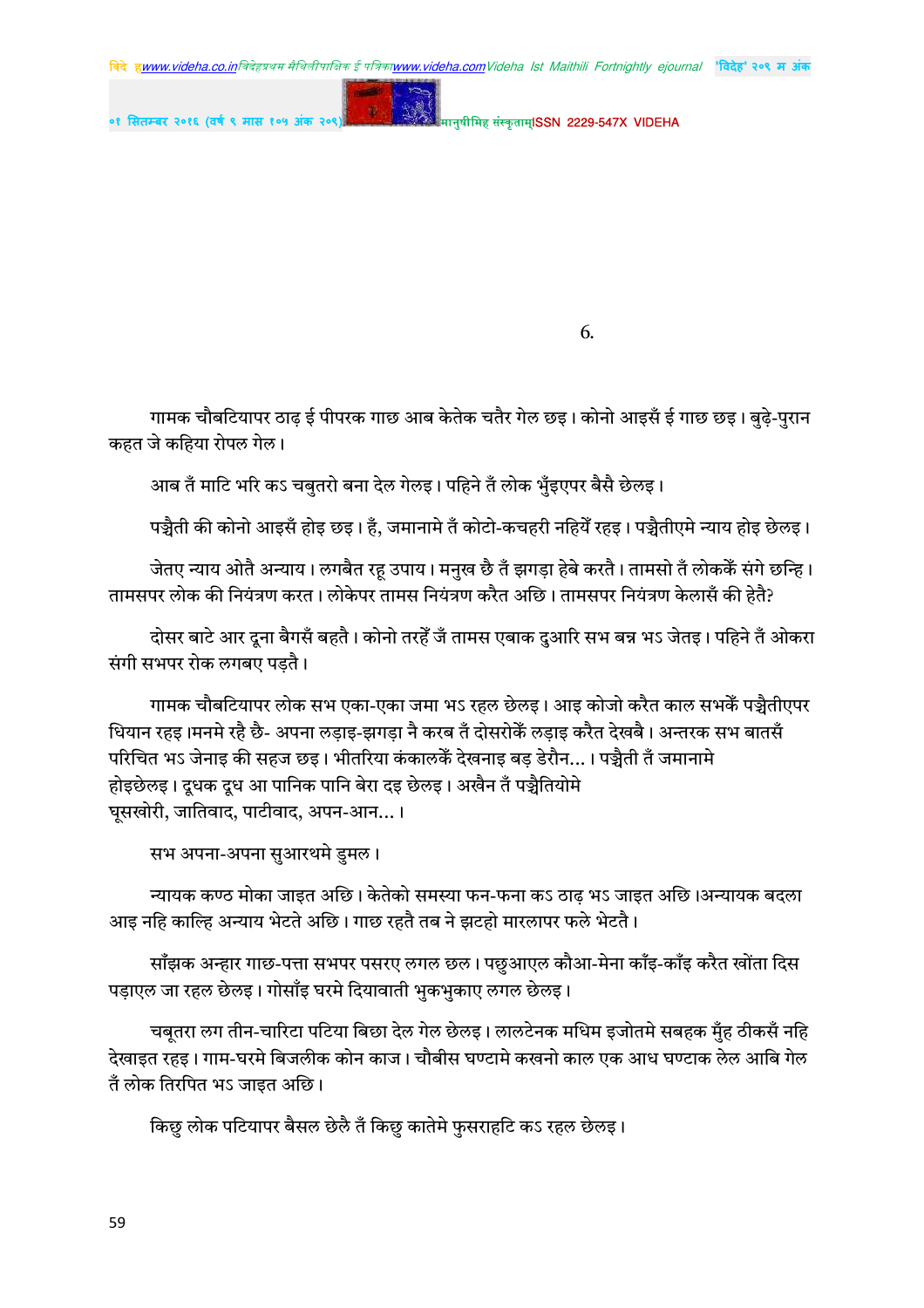6.

गामक चौबटियापर ठाढ़ ई पीपरक गाछ आब केतेक चतैर गेल छइ। कोनो आइसँ ई गाछ छइ। बुढ़े-पुरान कहत जे कहिया रोपल गेल।

आब तँ माटि भरि कऽ चबुतरो बना देल गेलइ। पहिने तँ लोक भुँइएपर बैसै छेलइ।

पञ्चैती की कोनो आइसँ होइ छइ। हँ, जमानामे तँ कोटो-कचहरी नहियेँ रहइ। पञ्चैतीएमे न्याय होइ छेलइ।

जेतए न्याय ओतै अन्याय। लगबैत रहू उपाय। मनुख छै तँ झगड़ा हेबे करतै। तामसो तँ लोककेँ संगे छन्हि। तामसपर लोक की नियंत्रण करत। लोकेपर तामस नियंत्रण करैत अछि। तामसपर नियंत्रण केलासँ की हेतै?

दोसर बाटे आर दूना बैगसँ बहतै। कोनो तरहेँ जँ तामस एबाक दुआरि सभ बन्न भऽ जेतइ। पहिने तँ ओकरा संगी सभपर रोक लगबए पड़तै।

गामक चौबटियापर लोक सभ एका-एका जमा भऽ रहल छेलइ। आइ कोजो करैत काल सभकेँ पञ्चैतीएपर धियान रहइ।मनमे रहै छै- अपना लड़ाइ-झगड़ा नै करब तँ दोसरोकेँ लड़ाइ करैत देखबै। अन्तरक सभ बातसँ परिचित भऽ जेनाइ की सहज छइ। भीतरिया कंकालकेँ देखनाइ बड़ डेरौन...। पञ्चैती तँ जमानामे होइछेलइ। दूधक दूध आ पानिक पानि बेरा दइ छेलइ। अखैन तँ पञ्चैतियोमे घूसखोरी, जातिवाद, पाटीवाद, अपन-आन...।

सभ अपना-अपना सुआरथमे डुमल।

न्यायक कण्ठ मोका जाइत अछि। केतेको समस्या फन-फना कऽ ठाढ़ भऽ जाइत अछि।अन्यायक बदला आइ नहि काल्हि अन्याय भेटते अछि। गाछ रहतै तब ने झटहो मारलापर फले भेटतै।

साँझक अन्हार गाछ-पत्ता सभपर पसरए लगल छल। पछुआएल कौआ-मेना काँइ-काँइ करैत खोंता दिस पड़ाएल जा रहल छेलइ। गोसाँइ घरमे दियावाती भुकभुकाए लगल छेलइ।

चबूतरा लग तीन-चारिटा पटिया बिछा देल गेल छेलइ। लालटेनक मधिम इजोतमे सबहक मुँह ठीकसँ नहि देखाइत रहइ। गाम-घरमे बिजलीक कोन काज। चौबीस घण्टामे कखनो काल एक आध घण्टाक लेल आबि गेल तँ लोक तिरपित भऽ जाइत अछि।

किछु लोक पटियापर बैसल छेलै तँ किछु कातेमे फुसराहटि कऽ रहल छेलइ।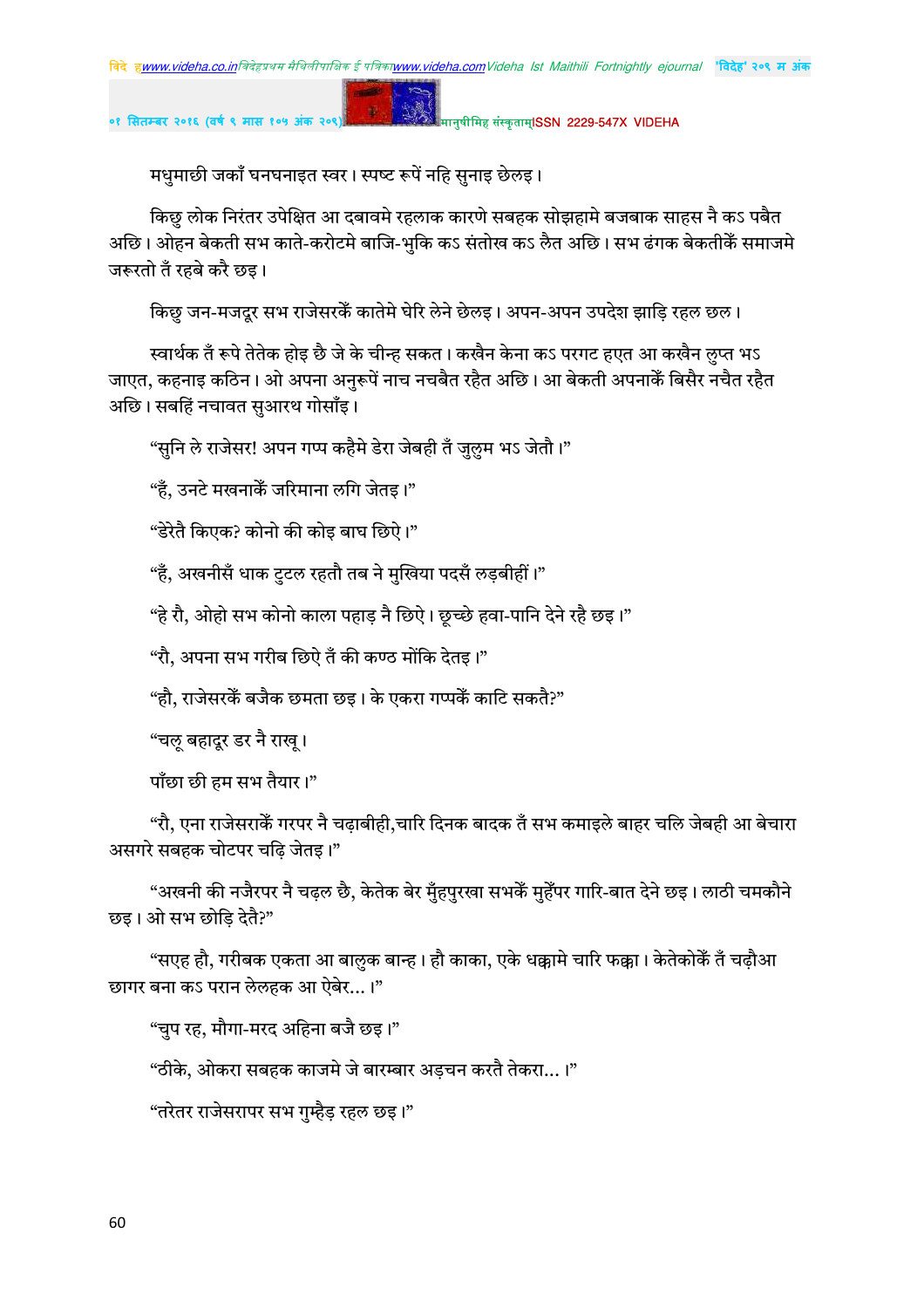मधुमाछी जकाँ घनघनाइत स्वर। स्पष्ट रूपें नहि सुनाइ छेलइ।

किछु लोक निरंतर उपेक्षित आ दबावमे रहलाक कारणे सबहक सोझहामे बजबाक साहस नै कऽ पबैत अछि। ओहन बेकती सभ काते-करोटमे बाजि-भुकि कऽ संतोख कऽ लैत अछि। सभ ढंगक बेकतीकेँ समाजमे जरूरतो तँ रहबे करै छइ।

किछु जन-मजदूर सभ राजेसरकेँ कातेमे घेरि लेने छेलइ। अपन-अपन उपदेश झाड़ि रहल छल।

स्वार्थक तँ रूपे तेतेक होइ छै जे के चीन्ह सकत। कखैन केना कऽ परगट हएत आ कखैन लुप्त भऽ जाएत, कहनाइ कठिन। ओ अपना अनुरूपें नाच नचबैत रहैत अछि। आ बेकती अपनाकेँ बिसैर नचैत रहैत अछि। सबहिं नचावत सुआरथ गोसाँइ।

"सुनि ले राजेसर! अपन गप्प कहैमे डेरा जेबही तँ जुलुम भऽ जेतौ।"

"हँ, उनटे मखनाकेँ जरिमाना लगि जेतइ।"

"डेरेतै किएक? कोनो की कोइ बाघ छिऐ।"

"हँ, अखनीसँ धाक टुटल रहतौ तब ने मुखिया पदसँ लड़बीहीं।"

"हे रौ, ओहो सभ कोनो काला पहाड़ नै छिऐ। छूच्छे हवा-पानि देने रहै छइ।"

"रौ, अपना सभ गरीब छिऐ तँ की कण्ठ मोंकि देतइ।"

"हौ, राजेसरकेँ बजैक छमता छइ। के एकरा गप्पकेँ काटि सकतै?"

"चलू बहादूर डर नै राखू।

पाँछा छी हम सभ तैयार।"

"रौ, एना राजेसराकेँ गरपर नै चढ़ाबीही,चारि दिनक बादक तँ सभ कमाइले बाहर चलि जेबही आ बेचारा असगरे सबहक चोटपर चढ़ि जेतइ।"

"अखनी की नजैरपर नै चढ़ल छै, केतेक बेर मुँहपुरखा सभकेँ मुहँपर गारि-बात देने छइ। लाठी चमकौने छइ। ओ सभ छोड़ि देतै?"

"सएह हौ, गरीबक एकता आ बालुक बान्ह। हौ काका, एके धक्कामे चारि फक्का। केतेकोकेँ तँ चढ़ौआ छागर बना कऽ परान लेलहक आ ऐबेर...।"

"चुप रह, मौगा-मरद अहिना बजै छइ।"

"ठीके, ओकरा सबहक काजमे जे बारम्बार अड़चन करतै तेकरा...।"

"तरेतर राजेसरापर सभ गुम्हैड़ रहल छइ।"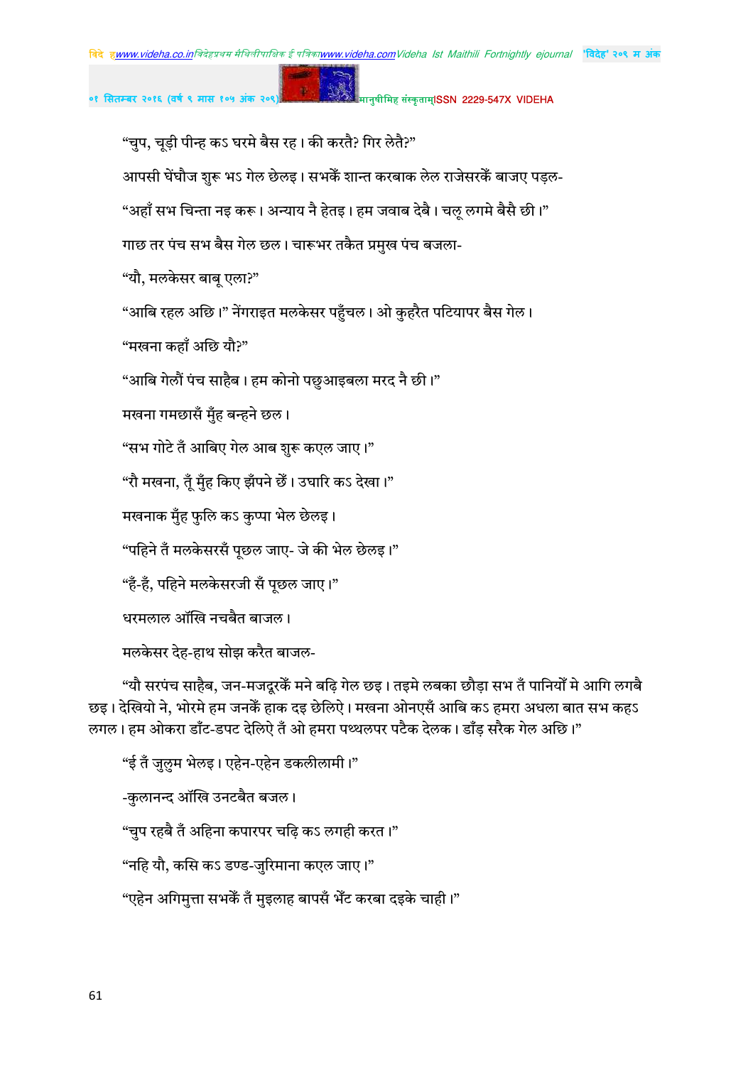"चुप, चूड़ी पीन्ह कऽ घरमे बैस रह। की करतै? गिर लेतै?"

आपसी घेंघौज शुरू भऽ गेल छेलइ। सभकेँ शान्त करबाक लेल राजेसरकेँ बाजए पड़ल-

"अहाँ सभ चिन्ता नइ करू। अन्याय नै हेतइ। हम जवाब देबै। चलू लगमे बैसै छी।"

गाछ तर पंच सभ बैस गेल छल। चारूभर तकैत प्रमुख पंच बजला-

"यौ, मलकेसर बाबू एला?"

"आबि रहल अछि।" नेंगराइत मलकेसर पहुँचल। ओ कुहरैत पटियापर बैस गेल।

"मखना कहाँ अछि यौ?"

"आबि गेलौं पंच साहैब। हम कोनो पछुआइबला मरद नै छी।"

मखना गमछासँ मुँह बन्हने छल।

"सभ गोटे तँ आबिए गेल आब शुरू कएल जाए।"

"रौ मखना, तूँ मुँह किए झँपने छेँ। उघारि कऽ देखा।"

मखनाक मुँह फुलि कऽ कुप्पा भेल छेलइ।

"पहिने तँ मलकेसरसँ पूछल जाए- जे की भेल छेलइ।"

"हँ-हँ, पहिने मलकेसरजी सँ पूछल जाए।"

धरमलाल आँखि नचबैत बाजल।

मलकेसर देह-हाथ सोझ करैत बाजल-

"यौ सरपंच साहैब, जन-मजदूरकेँ मने बढ़ि गेल छइ। तइमे लबका छौड़ा सभ तँ पानियोँ मे आगि लगबै छइ। देखियो ने, भोरमे हम जनकेँ हाक दइ छेलिऐ। मखना ओनएसँ आबि कऽ हमरा अधला बात सभ कहऽ लगल। हम ओकरा डाँट-डपट देलिऐ तँ ओ हमरा पथ्थलपर पटैक देलक। डाँड़ सरैक गेल अछि।"

"ई तँ जुलुम भेलइ। एहेन-एहेन डकलीलामी।"

-कुलानन्द आँखि उनटबैत बजल।

"चुप रहबै तँ अहिना कपारपर चढ़ि कऽ लगही करत।"

"नहि यौ, कसि कऽ डण्ड-जुरिमाना कएल जाए।"

"एहेन अगिमुत्ता सभकेँ तँ मुइलाह बापसँ भेँट करबा दइके चाही।"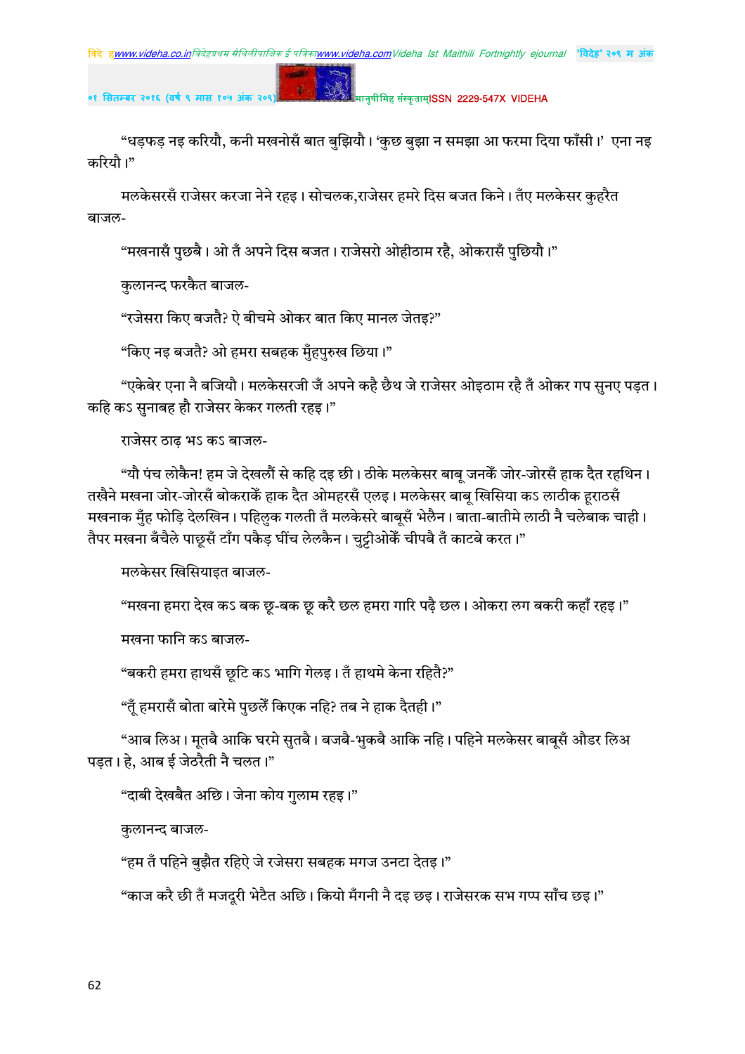“धड़फड़ नइ करियौ, कनी मखनोसँ बात बुझियौ। ‘कुछ बुझा न समझा आ फरमा दिया फाँसी।’ एना नइ करियौ।”

मलकेसरसँ राजेसर करजा नेने रहइ। सोचलक,राजेसर हमरे दिस बजत किने। तँए मलकेसर कुहरैत बाजल-

“मखनासँ पुछबै। ओ तँ अपने दिस बजत। राजेसरो ओहीठाम रहै, ओकरासँ पुछियौ।”

कुलानन्द फरकैत बाजल-

“रजेसरा किए बजतै? ऐ बीचमे ओकर बात किए मानल जेतइ?”

“किए नइ बजतै? ओ हमरा सबहक मुँहपुरुख छिया।”

“एकेबेर एना नै बजियौ। मलकेसरजी जँ अपने कहै छैथ जे राजेसर ओइठाम रहै तँ ओकर गप सुनए पड़त। कहि कऽ सुनाबह हौ राजेसर केकर गलती रहइ।”

राजेसर ठाढ़ भऽ कऽ बाजल-

“यौ पंच लोकैन! हम जे देखलौं से कहि दइ छी। ठीके मलकेसर बाबू जनकेँ जोर-जोरसँ हाक दैत रहथिन। तखैने मखना जोर-जोरसँ बोकराकेँ हाक दैत ओमहरसँ एलइ। मलकेसर बाबू खिसिया कऽ लाठीक हूराठसँ मखनाक मुँह फोड़ि देलखिन। पहिलुक गलती तँ मलकेसरे बाबूसँ भेलैन। बाता-बातीमे लाठी नै चलेबाक चाही। तैपर मखना बँचैले पाछूसँ टाँग पकैड़ घींच लेलकैन। चुट्टीओकेँ चीपबै तँ काटबे करत।”

मलकेसर खिसियाइत बाजल-

“मखना हमरा देख कऽ बक छू-बक छू करै छल हमरा गारि पढ़ै छल। ओकरा लग बकरी कहाँ रहइ।”

मखना फानि कऽ बाजल-

“बकरी हमरा हाथसँ छूटि कऽ भागि गेलइ। तँ हाथमे केना रहितै?”

“तूँ हमरासँ बोता बारेमे पुछलेँ किएक नहि? तब ने हाक दैतही।”

“आब लिअ। मूतबै आकि घरमे सुतबै। बजबै-भुकबै आकि नहि। पहिने मलकेसर बाबूसँ औडर लिअ पड़त। हे, आब ई जेठरैती नै चलत।”

“दाबी देखबैत अछि। जेना कोय गुलाम रहइ।”

कुलानन्द बाजल-

“हम तँ पहिने बुझैत रहिऐ जे रजेसरा सबहक मगज उनटा देतइ।”

“काज करै छी तँ मजदूरी भेटैत अछि। कियो मँगनी नै दइ छइ। राजेसरक सभ गप्प साँच छइ।”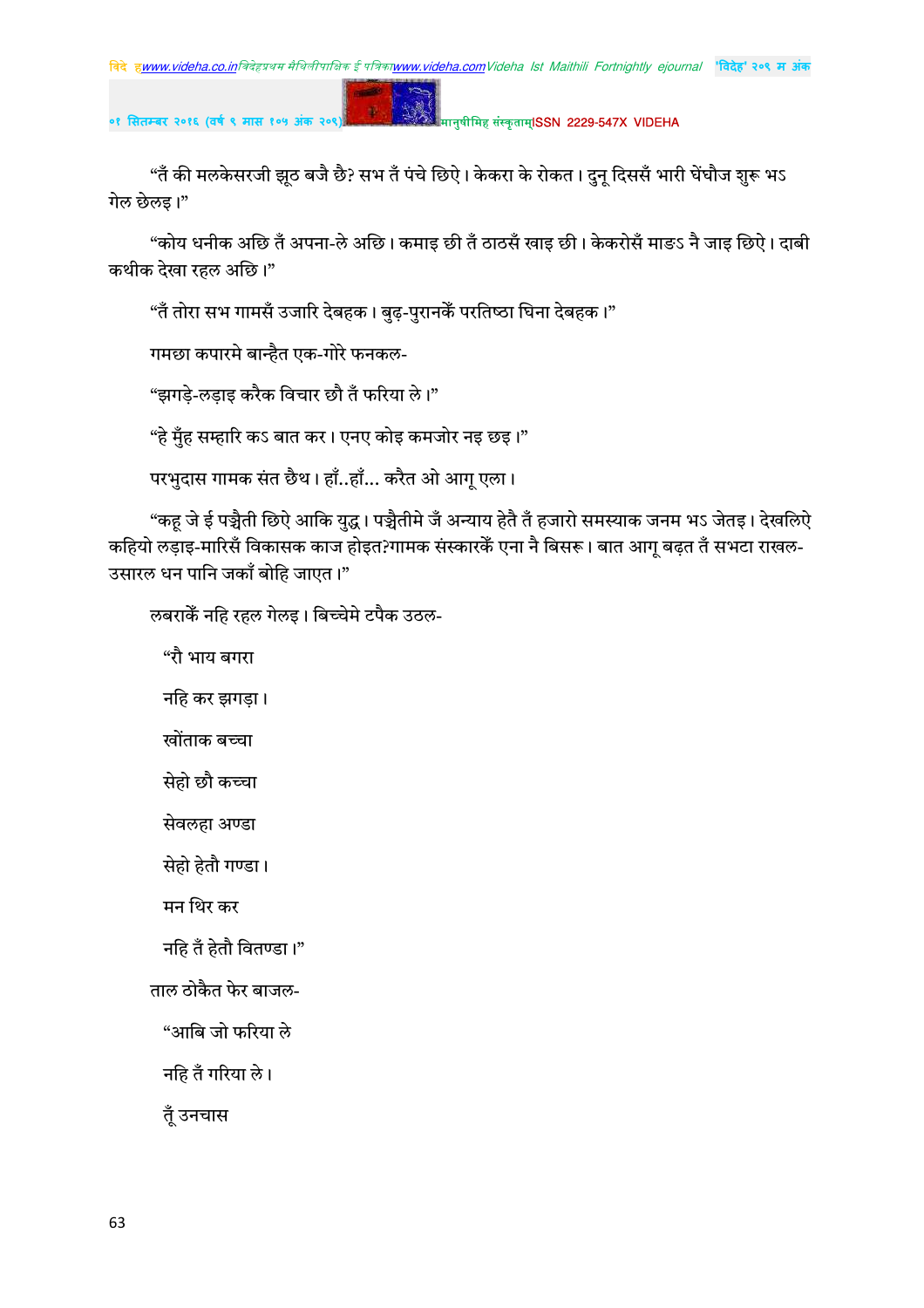“तँ की मलकेसरजी झूठ बजै छै? सभ तँ पंचे छिऐ। केकरा के रोकत। दुनू दिससँ भारी घेंघौज शुरू भऽ गेल छेलइ।”

“कोय धनीक अछि तँ अपना-ले अछि। कमाइ छी तँ ठाठसँ खाइ छी। केकरोसँ माङऽ नै जाइ छिऐ। दाबी कथीक देखा रहल अछि।”

“तँ तोरा सभ गामसँ उजारि देबहक। बुढ़-पुरानकेँ परतिष्ठा घिना देबहक।”

गमछा कपारमे बान्हैत एक-गोरे फनकल-

“झगड़े-लड़ाइ करैक विचार छौ तँ फरिया ले।”

“हे मुँह सम्हारि कऽ बात कर। एनए कोइ कमजोर नइ छइ।”

परभुदास गामक संत छैथ। हाँ..हाँ... करैत ओ आगू एला।

“कहू जे ई पञ्चैती छिऐ आकि युद्ध। पञ्चैतीमे जँ अन्याय हेतै तँ हजारो समस्याक जनम भऽ जेतइ। देखलिऐ कहियो लड़ाइ-मारिसँ विकासक काज होइत?गामक संस्कारकेँ एना नै बिसरू। बात आगू बढ़त तँ सभटा राखल-उसारल धन पानि जकाँ बोहि जाएत।”

लबराकेँ नहि रहल गेलइ। बिच्चेमे टपैक उठल-

“रौ भाय बगरा

नहि कर झगड़ा।

खोंताक बच्चा

सेहो छौ कच्चा

सेवलहा अण्डा

सेहो हेतौ गण्डा।

मन थिर कर

नहि तँ हेतौ वितण्डा।”

ताल ठोकैत फेर बाजल-

“आबि जो फरिया ले

नहि तँ गरिया ले।

तूँ उनचास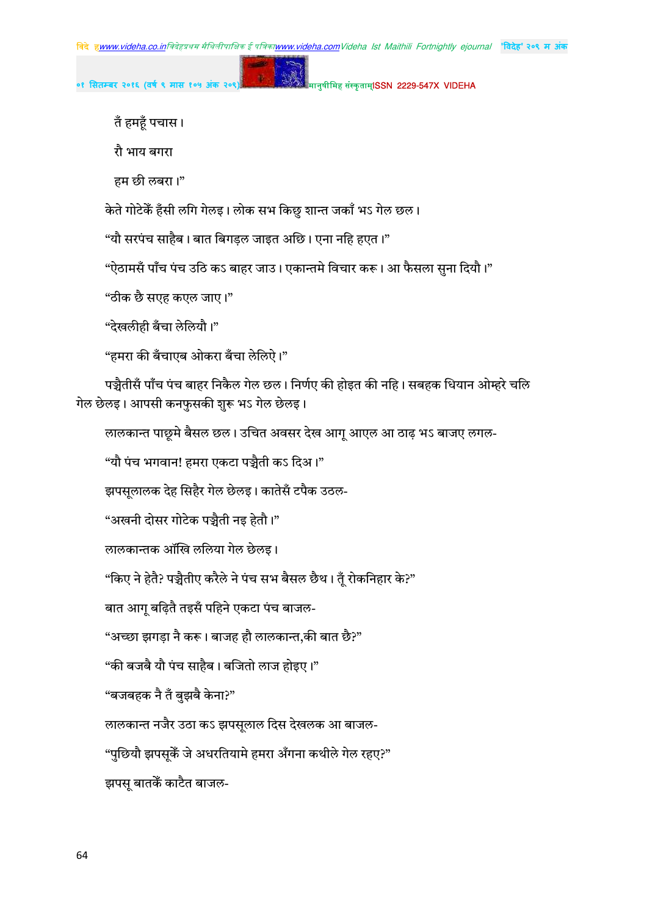तँ हमहूँ पचास।

रौ भाय बगरा

हम छी लबरा।"

केते गोटेकेँ हँसी लगि गेलइ। लोक सभ किछु शान्त जकाँ भऽ गेल छल।

"यौ सरपंच साहैब। बात बिगड़ल जाइत अछि। एना नहि हएत।"

"ऐठामसँ पाँच पंच उठि कऽ बाहर जाउ। एकान्तमे विचार करू। आ फैसला सुना दियौ।"

"ठीक छै सएह कएल जाए।"

"देखलीही बँचा लेलियौ।"

"हमरा की बँचाएब ओकरा बँचा लेलिऐ।"

पञ्चैतीसँ पाँच पंच बाहर निकैल गेल छल। निर्णए की होइत की नहि। सबहक धियान ओम्हरे चलि गेल छेलइ। आपसी कनफुसकी शुरू भऽ गेल छेलइ।

लालकान्त पाछूमे बैसल छल। उचित अवसर देख आगू आएल आ ठाढ़ भऽ बाजए लगल-

"यौ पंच भगवान! हमरा एकटा पञ्चैती कऽ दिअ।"

झपसूलालक देह सिहैर गेल छेलइ। कातेसँ टपैक उठल-

"अखनी दोसर गोटेक पञ्चैती नइ हेतौ।"

लालकान्तक आँखि ललिया गेल छेलइ।

"किए ने हेतै? पञ्चैतीए करैले ने पंच सभ बैसल छैथ। तूँ रोकनिहार के?"

बात आगू बढ़ितै तइसँ पहिने एकटा पंच बाजल-

"अच्छा झगड़ा नै करू। बाजह हौ लालकान्त,की बात छै?"

"की बजबै यौ पंच साहैब। बजितो लाज होइए।"

"बजबहक नै तँ बुझबै केना?"

लालकान्त नजैर उठा कऽ झपसूलाल दिस देखलक आ बाजल-

"पुछियौ झपसूकेँ जे अधरतियामे हमरा अँगना कथीले गेल रहए?"

झपसू बातकेँ काटैत बाजल-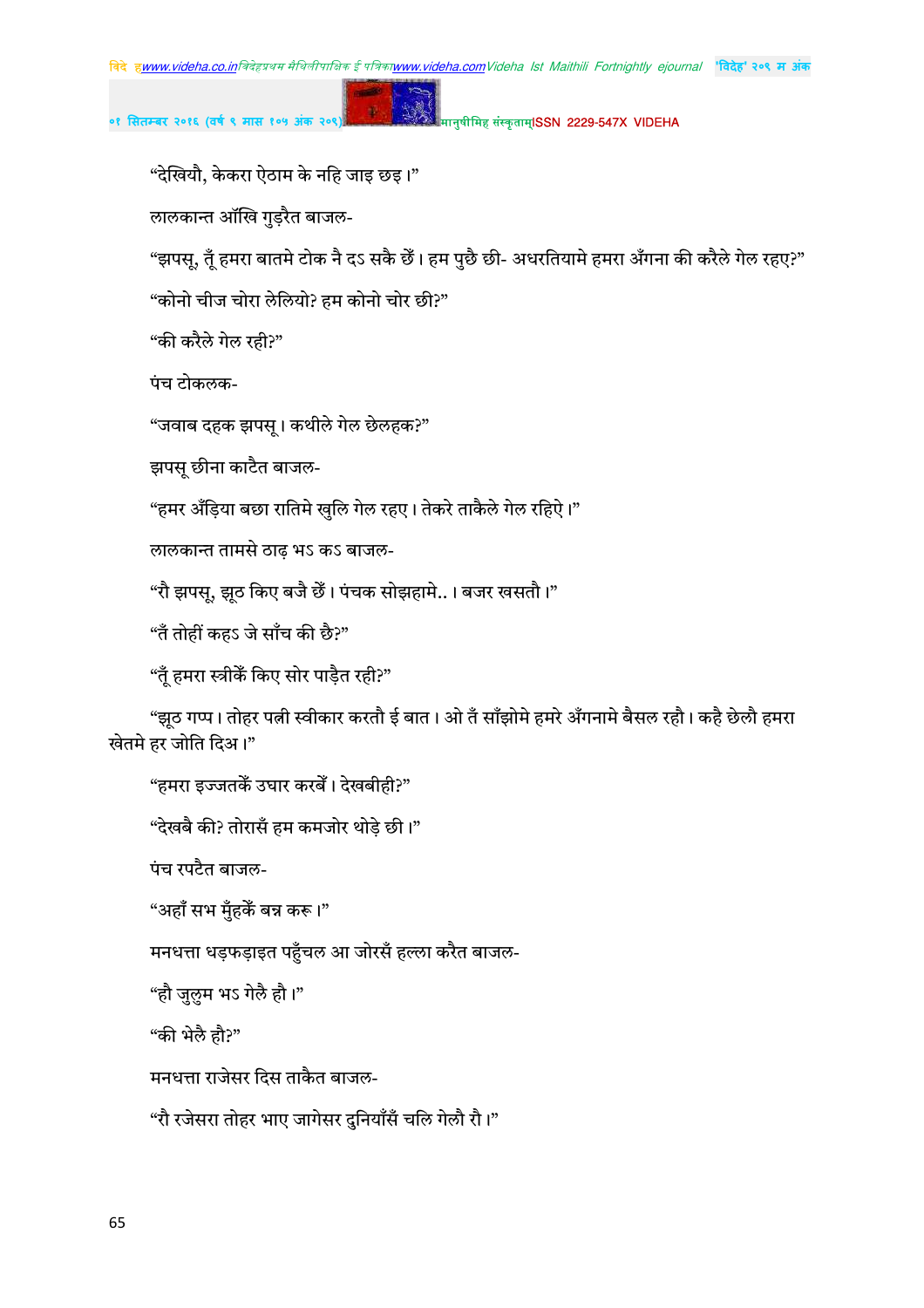“देखियौ, केकरा ऐठाम के नहि जाइ छइ।”

लालकान्त आँखि गुड़रैत बाजल-

“झपसू, तूँ हमरा बातमे टोक नै दऽ सकै छैं। हम पुछै छी- अधरतियामे हमरा अँगना की करैले गेल रहए?”

“कोनो चीज चोरा लेलियो? हम कोनो चोर छी?”

“की करैले गेल रही?”

पंच टोकलक-

“जवाब दहक झपसू। कथीले गेल छेलहक?”

झपसू छीना काटैत बाजल-

“हमर अँड़िया बछा रातिमे खुलि गेल रहए। तेकरे ताकैले गेल रहिऐ।”

लालकान्त तामसे ठाढ़ भऽ कऽ बाजल-

“रौ झपसू, झूठ किए बजै छैं। पंचक सोझहामे..। बजर खसतौ।”

“तँ तोहीं कहऽ जे साँच की छै?”

“तूँ हमरा स्त्रीकें किए सोर पाड़ैत रही?”

“झूठ गप्प। तोहर पत्नी स्वीकार करतौ ई बात। ओ तँ साँझोमे हमरे अँगनामे बैसल रहौ। कहै छेलौ हमरा खेतमे हर जोति दिअ।”

“हमरा इज्जतकें उघार करबें। देखबीही?”

“देखबै की? तोरासँ हम कमजोर थोड़े छी।”

पंच रपटैत बाजल-

“अहाँ सभ मुँहकें बन्न करू।”

मनधत्ता धड़फड़ाइत पहुँचल आ जोरसँ हल्ला करैत बाजल-

“हौ जुलुम भऽ गेलै हौ।”

“की भेलै हौ?”

मनधत्ता राजेसर दिस ताकैत बाजल-

“रौ रजेसरा तोहर भाए जागेसर दुनियाँसँ चलि गेलौ रौ।”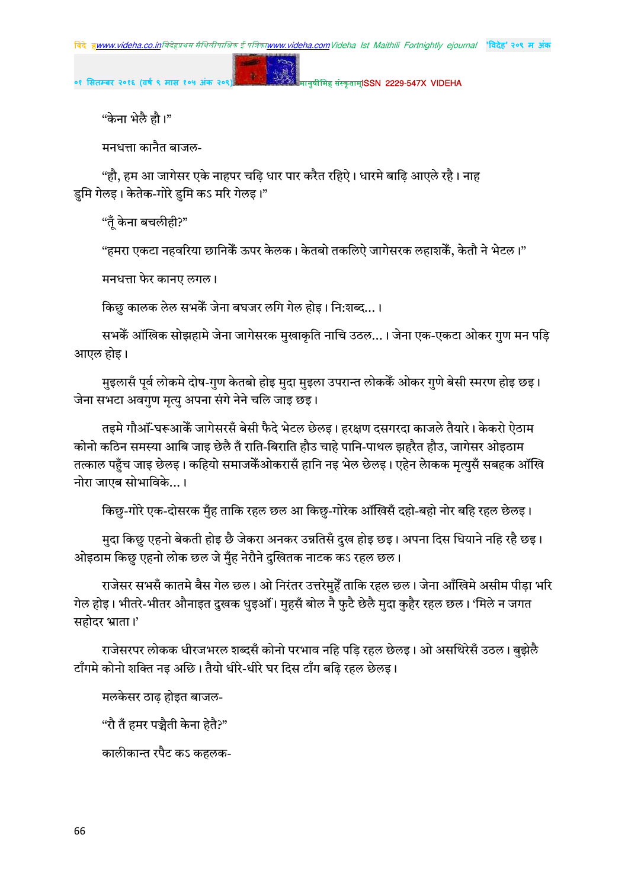"केना भेलै हौ।"

मनधत्ता कानैत बाजल-

"हौ, हम आ जागेसर एके नाहपर चढ़ि धार पार करैत रहिऐ। धारमे बाढ़ि आएले रहै। नाह डुमि गेलइ। केतेक-गोरे डुमि कऽ मरि गेलइ।"

"तूँ केना बचलीही?"

"हमरा एकटा नहवरिया छानिकेँ ऊपर केलक। केतबो तकलिऐ जागेसरक लहाशकेँ, केतौ ने भेटल।"

मनधत्ता फेर कानए लगल।

किछु कालक लेल सभकेँ जेना बघजर लगि गेल होइ। नि:शब्द...।

सभकेँ आँखिक सोझहामे जेना जागेसरक मुखाकृति नाचि उठल...। जेना एक-एकटा ओकर गुण मन पड़ि आएल होइ।

मुइलासँ पूर्व लोकमे दोष-गुण केतबो होइ मुदा मुइला उपरान्त लोककेँ ओकर गुणे बेसी स्मरण होइ छइ। जेना सभटा अवगुण मृत्यु अपना संगे नेने चलि जाइ छइ।

तइमे गौआँ-घरूआकेँ जागेसरसँ बेसी फैदे भेटल छेलइ। हरक्षण दसगरदा काजले तैयारे। केकरो ऐठाम कोनो कठिन समस्या आबि जाइ छेलै तँ राति-बिराति हौउ चाहे पानि-पाथल झहरैत हौउ, जागेसर ओइठाम तत्काल पहुँच जाइ छेलइ। कहियो समाजकेँओकरासँ हानि नइ भेल छेलइ। एहेन लेाकक मृत्युसँ सबहक आँखि नोरा जाएब सोभाविके...।

किछु-गोरे एक-दोसरक मुँह ताकि रहल छल आ किछु-गोरेक आँखिसँ दहो-बहो नोर बहि रहल छेलइ।

मुदा किछु एहनो बेकती होइ छै जेकरा अनकर उन्नतिसँ दुख होइ छइ। अपना दिस धियाने नहि रहै छइ। ओइठाम किछु एहनो लोक छल जे मुँह नेरौने दुखितक नाटक कऽ रहल छल।

राजेसर सभसँ कातमे बैस गेल छल। ओ निरंतर उत्तरेमुहेँ ताकि रहल छल। जेना आँखिमे असीम पीड़ा भरि गेल होइ। भीतरे-भीतर औनाइत दुखक धुइआँ। मुहसँ बोल नै फुटै छेलै मुदा कुहैर रहल छल। 'मिले न जगत सहोदर भ्राता।'

राजेसरपर लोकक धीरजभरल शब्दसँ कोनो परभाव नहि पड़ि रहल छेलइ। ओ असथिरेसँ उठल। बुझेलै टाँगमे कोनो शक्ति नइ अछि। तैयो धीरे-धीरे घर दिस टाँग बढ़ि रहल छेलइ।

मलकेसर ठाढ़ होइत बाजल-

"रौ तँ हमर पञ्चैती केना हेतै?"

कालीकान्त रपैट कऽ कहलक-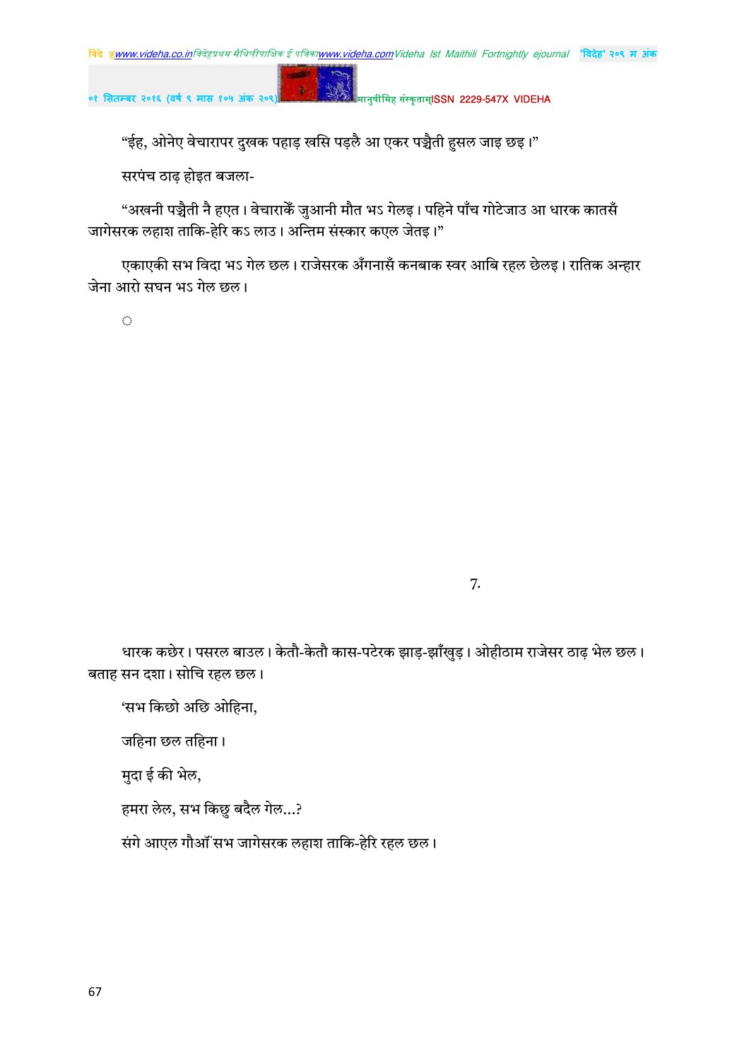"ईह, ओनेए वेचारापर दुखक पहाड़ खसि पड़लै आ एकर पञ्चैती हुसल जाइ छइ।"

सरपंच ठाढ़ होइत बजला-

"अखनी पञ्चैती नै हएत। वेचाराकेँ जुआनी मौत भऽ गेलइ। पहिने पाँच गोटेजाउ आ धारक कातसँ जागेसरक लहाश ताकि-हेरि कऽ लाउ। अन्तिम संस्कार कएल जेतइ।"

एकाएकी सभ विदा भऽ गेल छल। राजेसरक अँगनासँ कनबाक स्वर आबि रहल छेलइ। रातिक अन्हार जेना आरो सघन भऽ गेल छल।

◌

7.

धारक कछेर। पसरल बाउल। केतौ-केतौ कास-पटेरक झाड़-झाँखुड़। ओहीठाम राजेसर ठाढ़ भेल छल। बताह सन दशा। सोचि रहल छल।

'सभ किछो अछि ओहिना,

जहिना छल तहिना।

मुदा ई की भेल,

हमरा लेल, सभ किछु बदैल गेल...?

संगे आएल गौआँ सभ जागेसरक लहाश ताकि-हेरि रहल छल।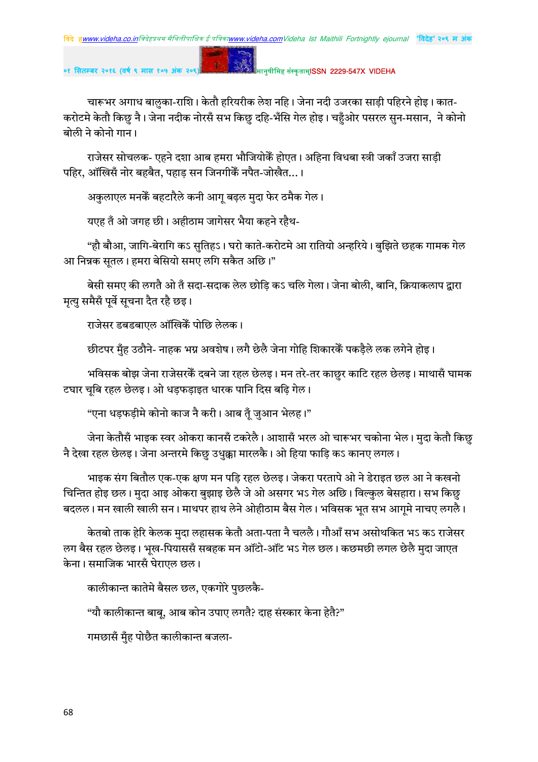चारूभर अगाध बालुका-राशि। केतौ हरियरीक लेश नहि। जेना नदी उजरका साड़ी पहिरने होइ। कात-करोटमे केतौ किछु नै। जेना नदीक नोरसँ सभ किछु दहि-भँसि गेल होइ। चहुँओर पसरल सुन-मसान, ने कोनो बोली ने कोनो गान।

राजेसर सोचलक- एहने दशा आब हमरा भौजियोकेँ होएत। अहिना विधवा स्त्री जकाँ उजरा साड़ी पहिर, आँखिसँ नोर बहबैत, पहाड़ सन जिनगीकेँ नपैत-जोखैत...।

अकुलाएल मनकेँ बहटारैले कनी आगू बढ़ल मुदा फेर ठमैक गेल।

यएह तँ ओ जगह छी। अहीठाम जागेसर भैया कहने रहैथ-

"हौ बौआ, जागि-बेरागि कऽ सुतिहऽ। घरो काते-करोटमे आ रातियो अन्हरिये। बुझिते छहक गामक गेल आ निन्नक सूतल। हमरा बेसियो समए लगि सकैत अछि।"

बेसी समए की लगतै ओ तँ सदा-सदाक लेल छोड़ि कऽ चलि गेला। जेना बोली, बानि, क्रियाकलाप द्वारा मृत्यु समैसँ पूर्वे सूचना दैत रहै छइ।

राजेसर डबडबाएल आँखिकेँ पोछि लेलक।

छीटपर मुँह उठौने- नाहक भग्न अवशेष। लगै छेलै जेना गोहि शिकारकेँ पकड़ैले लक लगेने होइ।

भविसक बोझ जेना राजेसरकेँ दबने जा रहल छेलइ। मन तरे-तर काछुर काटि रहल छेलइ। माथासँ घामक टघार चूबि रहल छेलइ। ओ धड़फड़ाइत धारक पानि दिस बढ़ि गेल।

"एना धड़फड़ीमे कोनो काज नै करी। आब तूँ जुआन भेलह।"

जेना केतौसँ भाइक स्वर ओकरा कानसँ टकरेलै। आशासँ भरल ओ चारूभर चकोना भेल। मुदा केतौ किछु नै देखा रहल छेलइ। जेना अन्तरमे किछु उधुक्का मारलकै। ओ हिया फाड़ि कऽ कानए लगल।

भाइक संग बितौल एक-एक क्षण मन पड़ि रहल छेलइ। जेकरा परतापे ओ ने डेराइत छल आ ने कखनो चिन्तित होइ छल। मुदा आइ ओकरा बुझाइ छेलै जे ओ असगर भऽ गेल अछि। विल्कुल बेसहारा। सभ किछु बदलल। मन खाली खाली सन। माथपर हाथ लेने ओहीठाम बैस गेल। भविसक भूत सभ आगूमे नाचए लगलै।

केतबो ताक हेरि केलक मुदा लहासक केतौ अता-पता नै चललै। गौआँ सभ असोथकित भऽ कऽ राजेसर लग बैस रहल छेलइ। भूख-पियाससँ सबहक मन औँटो-औँट भऽ गेल छल। कछमछी लगल छेलै मुदा जाएत केना। समाजिक भारसँ घेराएल छल।

कालीकान्त कातेमे बैसल छल, एकगोरे पुछलकै-

"यौ कालीकान्त बाबू, आब कोन उपाए लगतै? दाह संस्कार केना हेतै?"

गमछासँ मुँह पोछैत कालीकान्त बजला-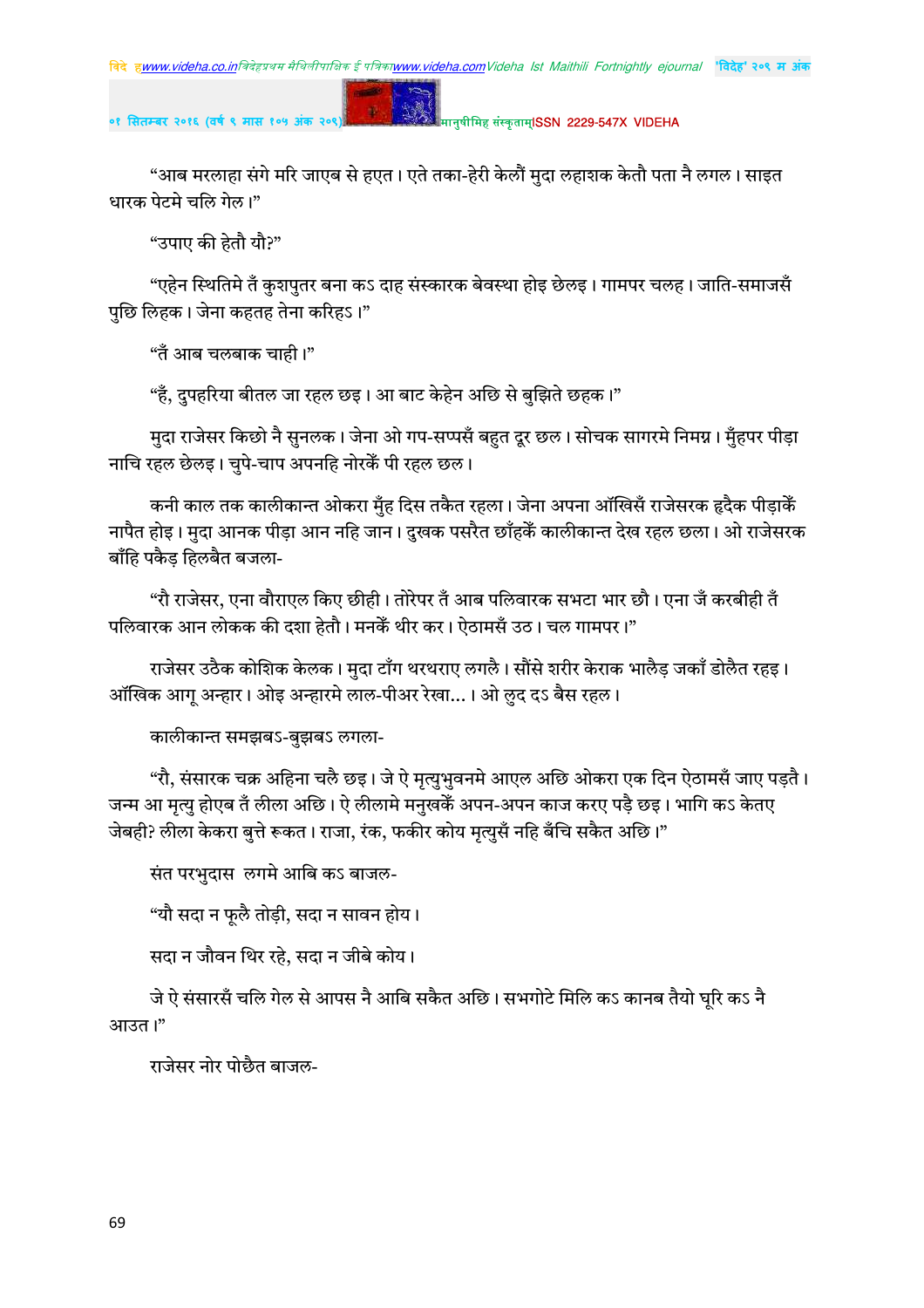"आब मरलाहा संगे मरि जाएब से हएत। एते तका-हेरी केलौं मुदा लहाशक केतौ पता नै लगल। साइत धारक पेटमे चलि गेल।"

"उपाए की हेतौ यौ?"

"एहेन स्थितिमे तँ कुशपुतर बना कऽ दाह संस्कारक बेवस्था होइ छेलइ। गामपर चलह। जाति-समाजसँ पुछि लिहक। जेना कहतह तेना करिहऽ।"

"तँ आब चलबाक चाही।"

"हँ, दुपहरिया बीतल जा रहल छइ। आ बाट केहेन अछि से बुझिते छहक।"

मुदा राजेसर किछो नै सुनलक। जेना ओ गप-सप्पसँ बहुत दूर छल। सोचक सागरमे निमग्न। मुँहपर पीड़ा नाचि रहल छेलइ। चुपे-चाप अपनहि नोरकेँ पी रहल छल।

कनी काल तक कालीकान्त ओकरा मुँह दिस तकैत रहला। जेना अपना आँखिसँ राजेसरक हृदैक पीड़ाकेँ नापैत होइ। मुदा आनक पीड़ा आन नहि जान। दुखक पसरैत छाँहकेँ कालीकान्त देख रहल छला। ओ राजेसरक बाँहि पकैड़ हिलबैत बजला-

"रौ राजेसर, एना बौराएल किए छीही। तोरेपर तँ आब पलिवारक सभटा भार छौ। एना जँ करबीही तँ पलिवारक आन लोकक की दशा हेतौ। मनकेँ थीर कर। ऐठामसँ उठ। चल गामपर।"

राजेसर उठैक कोशिक केलक। मुदा टाँग थरथराए लगलै। सौंसे शरीर केराक भालैड़ जकाँ डोलैत रहइ। आँखिक आगू अन्हार। ओइ अन्हारमे लाल-पीअर रेखा...। ओ लुद दऽ बैस रहल।

कालीकान्त समझबऽ-बुझबऽ लगला-

"रौ, संसारक चक्र अहिना चलै छइ। जे ऐ मृत्युभुवनमे आएल अछि ओकरा एक दिन ऐठामसँ जाए पड़तै। जन्म आ मृत्यु होएब तँ लीला अछि। ऐ लीलामे मनुखकेँ अपन-अपन काज करए पड़ै छइ। भागि कऽ केतए जेबही? लीला केकरा बुत्ते रूकत। राजा, रंक, फकीर कोय मृत्युसँ नहि बँचि सकैत अछि।"

संत परभुदास लगमे आबि कऽ बाजल-

"यौ सदा न फूलै तोड़ी, सदा न सावन होय।

सदा न जौवन थिर रहे, सदा न जीबे कोय।

जे ऐ संसारसँ चलि गेल से आपस नै आबि सकैत अछि। सभगोटे मिलि कऽ कानब तैयो घूरि कऽ नै आउत।"

राजेसर नोर पोछैत बाजल-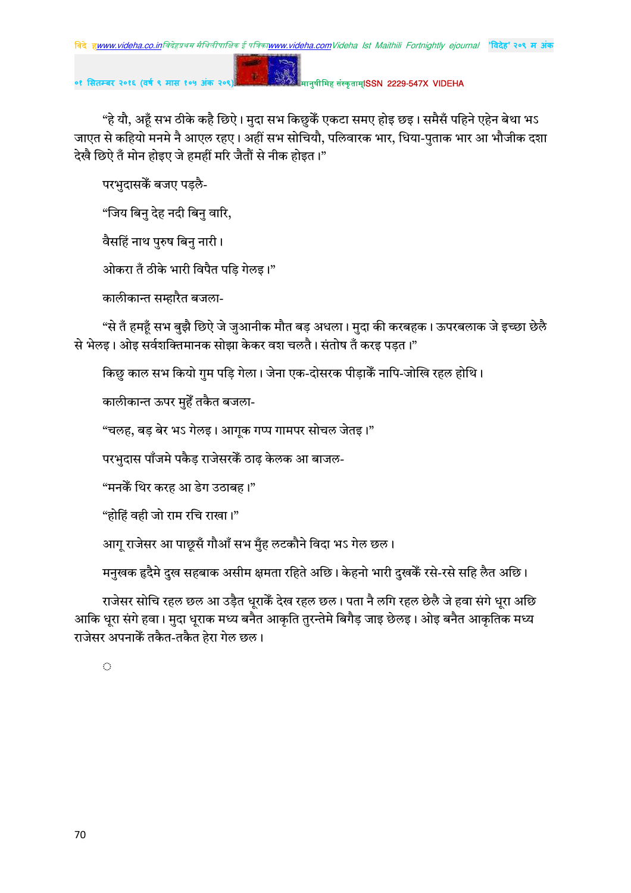"हे यौ, अहूँ सभ ठीके कहै छिऐ। मुदा सभ किछुकेँ एकटा समए होइ छइ। समैसँ पहिने एहेन बेथा भऽ जाएत से कहियो मनमे नै आएल रहए। अहीं सभ सोचियौ, पलिवारक भार, धिया-पुताक भार आ भौजीक दशा देखै छिऐ तँ मोन होइए जे हमहीं मरि जैतौं से नीक होइत।"

परभुदासकेँ बजए पड़लै-

"जिय बिनु देह नदी बिनु वारि,

वैसहिं नाथ पुरुष बिनु नारी।

ओकरा तँ ठीके भारी विपैत पड़ि गेलइ।"

कालीकान्त सम्हारैत बजला-

"से तँ हमहूँ सभ बुझै छिऐ जे जुआनीक मौत बड़ अधला। मुदा की करबहक। ऊपरबलाक जे इच्छा छेलै से भेलइ। ओइ सर्वशक्तिमानक सोझा केकर वश चलतै। संतोष तँ करइ पड़त।"

किछु काल सभ कियो गुम पड़ि गेला। जेना एक-दोसरक पीड़ाकेँ नापि-जोखि रहल होथि।

कालीकान्त ऊपर मुहेँ तकैत बजला-

"चलह, बड़ बेर भऽ गेलइ। आगूक गप्प गामपर सोचल जेतइ।"

परभुदास पाँजमे पकैड़ राजेसरकेँ ठाढ़ केलक आ बाजल-

"मनकेँ थिर करह आ डेग उठाबह।"

"होहिं वही जो राम रचि राखा।"

आगू राजेसर आ पाछूसँ गौआँ सभ मुँह लटकौने विदा भऽ गेल छल।

मनुखक हृदैमे दुख सहबाक असीम क्षमता रहिते अछि। केहनो भारी दुखकेँ रसे-रसे सहि लैत अछि।

राजेसर सोचि रहल छल आ उड़ैत धूराकेँ देख रहल छल। पता नै लगि रहल छेलै जे हवा संगे धूरा अछि आकि धूरा संगे हवा। मुदा धूराक मध्य बनैत आकृति तुरन्तेमे बिगैड़ जाइ छेलइ। ओइ बनैत आकृतिक मध्य राजेसर अपनाकेँ तकैत-तकैत हेरा गेल छल।

◌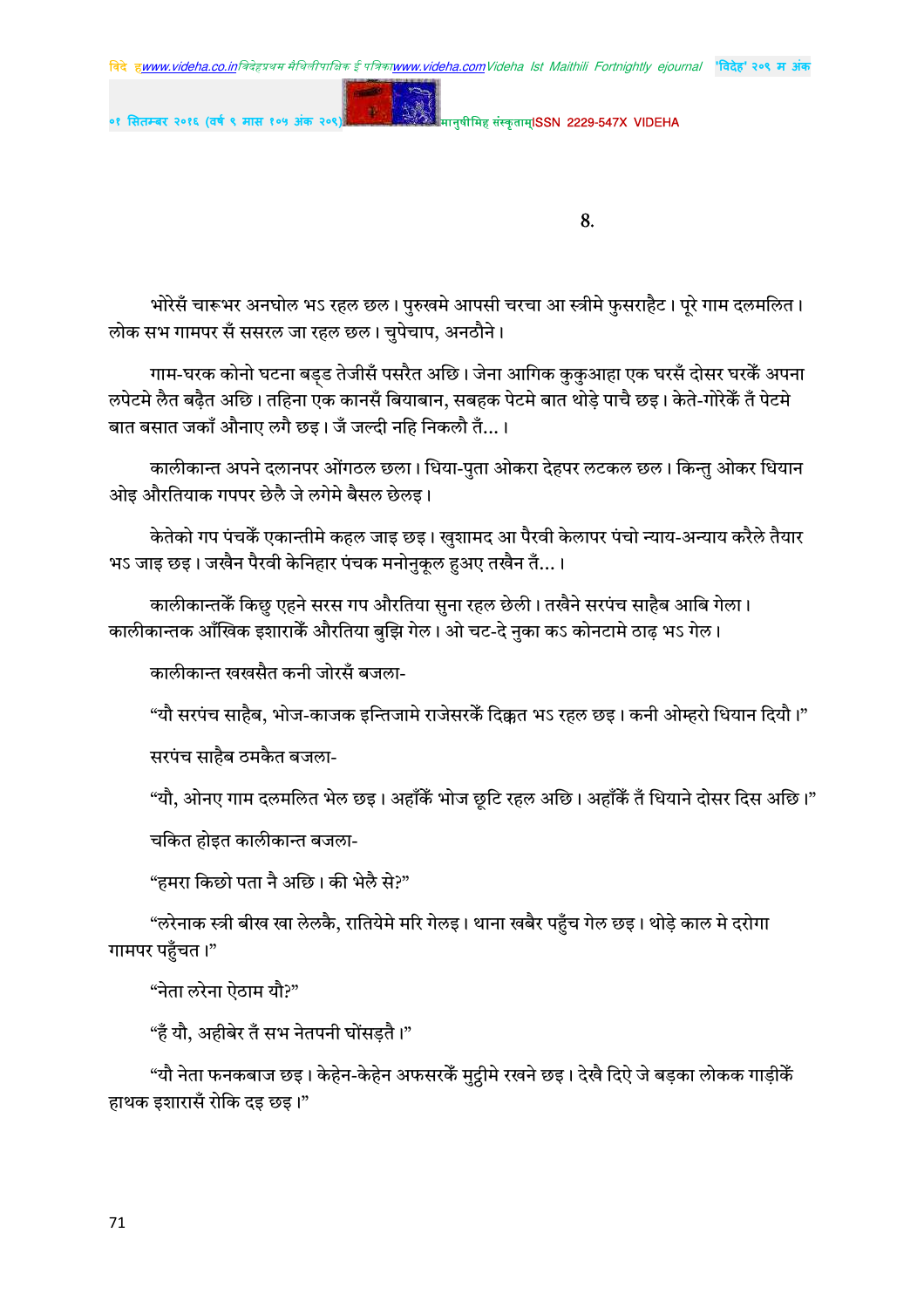8.

भोरेसँ चारूभर अनघोल भऽ रहल छल। पुरुखमे आपसी चरचा आ स्त्रीमे फुसराहैट। पूरे गाम दलमलित। लोक सभ गामपर सँ ससरल जा रहल छल। चुपेचाप, अनठौने।

गाम-घरक कोनो घटना बड्ड तेजीसँ पसरैत अछि। जेना आगिक कुकुआहा एक घरसँ दोसर घरकेँ अपना लपेटमे लैत बढ़ैत अछि। तहिना एक कानसँ बियाबान, सबहक पेटमे बात थोड़े पाचै छइ। केते-गोरेकेँ तँ पेटमे बात बसात जकाँ औनाए लगै छइ। जँ जल्दी नहि निकलौ तँ...।

कालीकान्त अपने दलानपर ओंगठल छला। धिया-पुता ओकरा देहपर लटकल छल। किन्तु ओकर धियान ओइ औरतियाक गपपर छेलै जे लगेमे बैसल छेलइ।

केतेको गप पंचकेँ एकान्तीमे कहल जाइ छइ। खुशामद आ पैरवी केलापर पंचो न्याय-अन्याय करैले तैयार भऽ जाइ छइ। जखैन पैरवी केनिहार पंचक मनोनुकूल हुअए तखैन तँ...।

कालीकान्तकेँ किछु एहने सरस गप औरतिया सुना रहल छेली। तखैने सरपंच साहैब आबि गेला। कालीकान्तक आँखिक इशाराकेँ औरतिया बुझि गेल। ओ चट-दे नुका कऽ कोनटामे ठाढ़ भऽ गेल।

कालीकान्त खखसैत कनी जोरसँ बजला-

"यौ सरपंच साहैब, भोज-काजक इन्तिजामे राजेसरकेँ दिक्कत भऽ रहल छइ। कनी ओम्हरो धियान दियौ।"

सरपंच साहैब ठमकैत बजला-

"यौ, ओनए गाम दलमलित भेल छइ। अहाँकेँ भोज छूटि रहल अछि। अहाँकेँ तँ धियाने दोसर दिस अछि।"

चकित होइत कालीकान्त बजला-

"हमरा किछो पता नै अछि। की भेलै से?"

"लरेनाक स्त्री बीख खा लेलकै, रातियेमे मरि गेलइ। थाना खबैर पहुँच गेल छइ। थोड़े काल मे दरोगा गामपर पहुँचत।"

"नेता लरेना ऐठाम यौ?"

"हँ यौ, अहीबेर तँ सभ नेतपनी घोंसड़तै।"

"यौ नेता फनकबाज छइ। केहेन-केहेन अफसरकेँ मुट्ठीमे रखने छइ। देखै दिऐ जे बड़का लोकक गाड़ीकेँ हाथक इशारासँ रोकि दइ छइ।"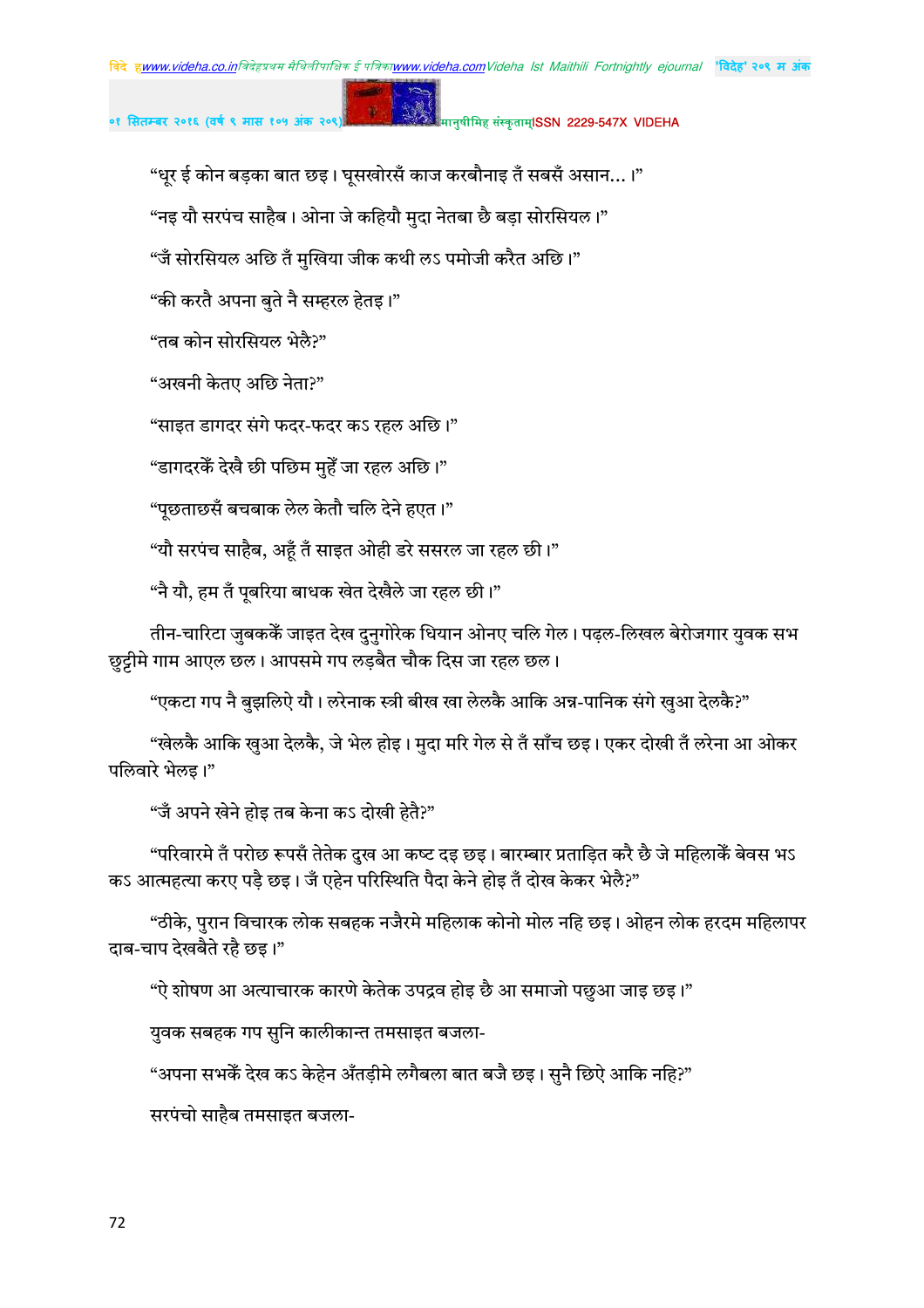"धूर ई कोन बड़का बात छइ। घूसखोरसँ काज करबौनाइ तँ सबसँ असान... ।"

"नइ यौ सरपंच साहैब। ओना जे कहियौ मुदा नेतबा छै बड़ा सोरसियल।"

"जँ सोरसियल अछि तँ मुखिया जीक कथी लऽ पमोजी करैत अछि।"

"की करतै अपना बुते नै सम्हरल हेतइ।"

"तब कोन सोरसियल भेलै?"

"अखनी केतए अछि नेता?"

"साइत डागदर संगे फदर-फदर कऽ रहल अछि।"

"डागदरकेँ देखै छी पछिम मुहेँ जा रहल अछि।"

"पूछताछसँ बचबाक लेल केतौ चलि देने हएत।"

"यौ सरपंच साहैब, अहूँ तँ साइत ओही डरे ससरल जा रहल छी।"

"नै यौ, हम तँ पूबरिया बाधक खेत देखैले जा रहल छी।"

तीन-चारिटा जुबककेँ जाइत देख दुनुगोरेक धियान ओनए चलि गेल। पढ़ल-लिखल बेरोजगार युवक सभ छुट्टीमे गाम आएल छल। आपसमे गप लड़बैत चौक दिस जा रहल छल।

"एकटा गप नै बुझलिऐ यौ। लरेनाक स्त्री बीख खा लेलकै आकि अन्न-पानिक संगे खुआ देलकै?"

"खेलकै आकि खुआ देलकै, जे भेल होइ। मुदा मरि गेल से तँ साँच छइ। एकर दोखी तँ लरेना आ ओकर पलिवारे भेलइ।"

"जँ अपने खेने होइ तब केना कऽ दोखी हेतै?"

"परिवारमे तँ परोछ रूपसँ तेतेक दुख आ कष्ट दइ छइ। बारम्बार प्रताड़ित करै छै जे महिलाकेँ बेवस भऽ कऽ आत्महत्या करए पड़ै छइ। जँ एहेन परिस्थिति पैदा केने होइ तँ दोख केकर भेलै?"

"ठीके, पुरान विचारक लोक सबहक नजैरमे महिलाक कोनो मोल नहि छइ। ओहन लोक हरदम महिलापर दाब-चाप देखबैते रहै छइ।"

"ऐ शोषण आ अत्याचारक कारणे केतेक उपद्रव होइ छै आ समाजो पछुआ जाइ छइ।"

युवक सबहक गप सुनि कालीकान्त तमसाइत बजला-

"अपना सभकेँ देख कऽ केहेन अँतड़ीमे लगैबला बात बजै छइ। सुनै छिऐ आकि नहि?"

सरपंचो साहैब तमसाइत बजला-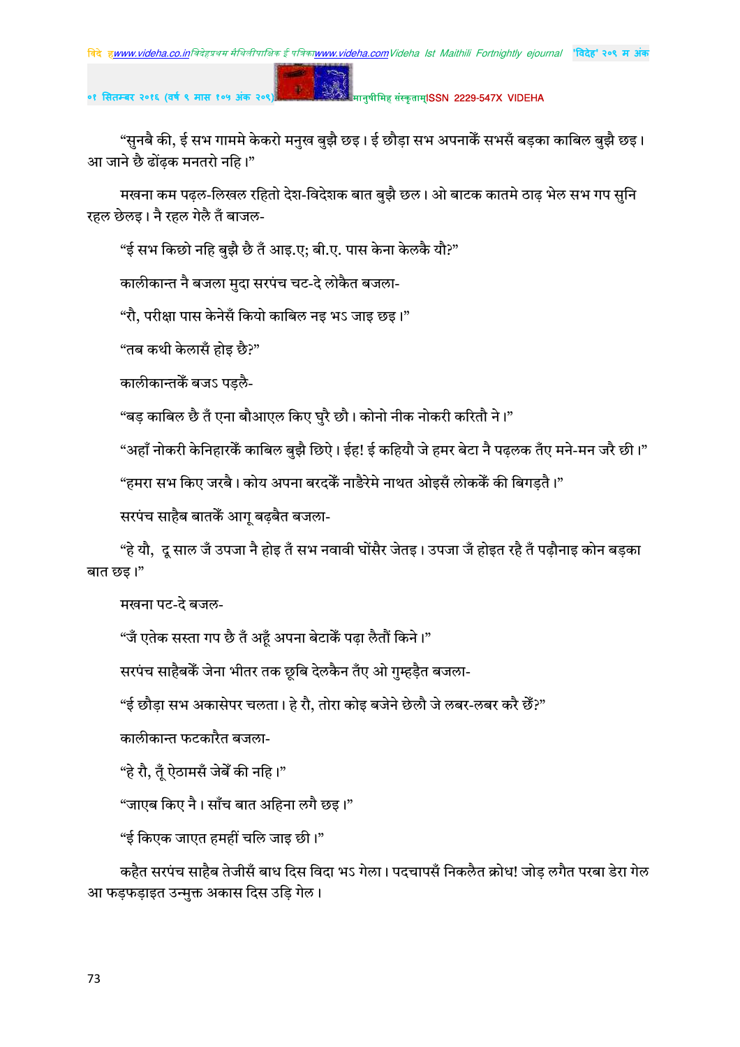"सुनबै की, ई सभ गाममे केकरो मनुख बुझै छइ। ई छौड़ा सभ अपनाकेँ सभसँ बड़का काबिल बुझै छइ। आ जाने छै ढोंढ़क मनतरो नहि।"

मखना कम पढ़ल-लिखल रहितो देश-विदेशक बात बुझै छल। ओ बाटक कातमे ठाढ़ भेल सभ गप सुनि रहल छेलइ। नै रहल गेलै तँ बाजल-

"ई सभ किछो नहि बुझै छै तँ आइ.ए; बी.ए. पास केना केलकै यौ?"

कालीकान्त नै बजला मुदा सरपंच चट-दे लोकैत बजला-

"रौ, परीक्षा पास केनेसँ कियो काबिल नइ भऽ जाइ छइ।"

"तब कथी केलासँ होइ छै?"

कालीकान्तकेँ बजऽ पड़लै-

"बड़ काबिल छै तँ एना बौआएल किए घुरै छौ। कोनो नीक नोकरी करितौ ने।"

"अहाँ नोकरी केनिहारकेँ काबिल बुझै छिऐ। ईह! ई कहियौ जे हमर बेटा नै पढ़लक तँए मने-मन जरै छी।"

"हमरा सभ किए जरबै। कोय अपना बरदकेँ नाडैरेमे नाथत ओइसँ लोककेँ की बिगड़तै।"

सरपंच साहैब बातकेँ आगू बढ़बैत बजला-

"हे यौ, दू साल जँ उपजा नै होइ तँ सभ नवावी घोंसैर जेतइ। उपजा जँ होइत रहै तँ पढ़ौनाइ कोन बड़का बात छइ।"

मखना पट-दे बजल-

"जँ एतेक सस्ता गप छै तँ अहूँ अपना बेटाकेँ पढ़ा लैतौं किने।"

सरपंच साहैबकेँ जेना भीतर तक छूबि देलकैन तँए ओ गुम्हड़ैत बजला-

"ई छौड़ा सभ अकासेपर चलता। हे रौ, तोरा कोइ बजेने छेलौ जे लबर-लबर करै छैं?"

कालीकान्त फटकारैत बजला-

"हे रौ, तूँ ऐठामसँ जेबेँ की नहि।"

"जाएब किए नै। साँच बात अहिना लगै छइ।"

"ई किएक जाएत हमहीं चलि जाइ छी।"

कहैत सरपंच साहैब तेजीसँ बाध दिस विदा भऽ गेला। पदचापसँ निकलैत क्रोध! जोड़ लगैत परबा डेरा गेल आ फड़फड़ाइत उन्मुक्त अकास दिस उड़ि गेल।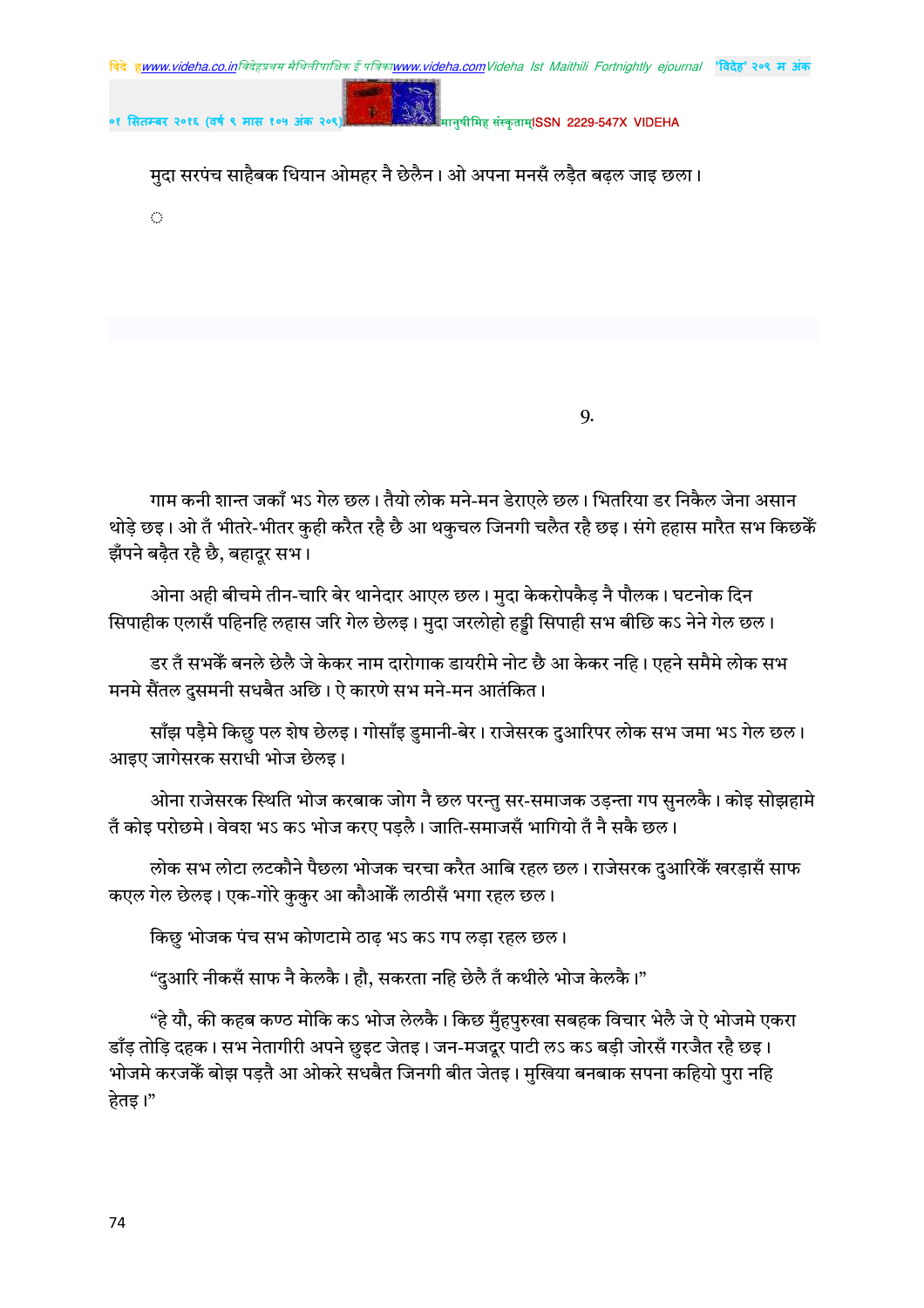मुदा सरपंच साहैबक धियान ओमहर नै छेलैन। ओ अपना मनसँ लड़ैत बढ़ल जाइ छला।

◌

9.

गाम कनी शान्त जकाँ भऽ गेल छल। तैयो लोक मने-मन डेराएले छल। भितरिया डर निकैल जेना असान थोड़े छइ। ओ तँ भीतरे-भीतर कुही करैत रहै छै आ थकुचल जिनगी चलैत रहै छइ। संगे हहास मारैत सभ किछकेँ झँपने बढ़ैत रहै छै, बहादूर सभ।

ओना अही बीचमे तीन-चारि बेर थानेदार आएल छल। मुदा केकरोपकैड़ नै पौलक। घटनोक दिन सिपाहीक एलासँ पहिनहि लहास जरि गेल छेलइ। मुदा जरलोहो हड्डी सिपाही सभ बीछि कऽ नेने गेल छल।

डर तँ सभकेँ बनले छेलै जे केकर नाम दारोगाक डायरीमे नोट छै आ केकर नहि। एहने समैमे लोक सभ मनमे सैंतल दुसमनी सधबैत अछि। ऐ कारणे सभ मने-मन आतंकित।

साँझ पड़ैमे किछु पल शेष छेलइ। गोसाँइ डुमानी-बेर। राजेसरक दुआरिपर लोक सभ जमा भऽ गेल छल। आइए जागेसरक सराधी भोज छेलइ।

ओना राजेसरक स्थिति भोज करबाक जोग नै छल परन्तु सर-समाजक उड़न्ता गप सुनलकै। कोइ सोझहामे तँ कोइ परोछमे। वेवश भऽ कऽ भोज करए पड़लै। जाति-समाजसँ भागियो तँ नै सकै छल।

लोक सभ लोटा लटकौने पैछला भोजक चरचा करैत आबि रहल छल। राजेसरक दुआरिकेँ खरड़ासँ साफ कएल गेल छेलइ। एक-गोरे कुकुर आ कौआकेँ लाठीसँ भगा रहल छल।

किछु भोजक पंच सभ कोणटामे ठाढ़ भऽ कऽ गप लड़ा रहल छल।

“दुआरि नीकसँ साफ नै केलकै। हौ, सकरता नहि छेलै तँ कथीले भोज केलकै।”

“हे यौ, की कहब कण्ठ मोकि कऽ भोज लेलकै। किछ मुँहपुरुखा सबहक विचार भेलै जे ऐ भोजमे एकरा डाँड़ तोड़ि दहक। सभ नेतागीरी अपने छुइट जेतइ। जन-मजदूर पाटी लऽ कऽ बड़ी जोरसँ गरजैत रहै छइ। भोजमे करजकेँ बोझ पड़तै आ ओकरे सधबैत जिनगी बीत जेतइ। मुखिया बनबाक सपना कहियो पुरा नहि हेतइ।”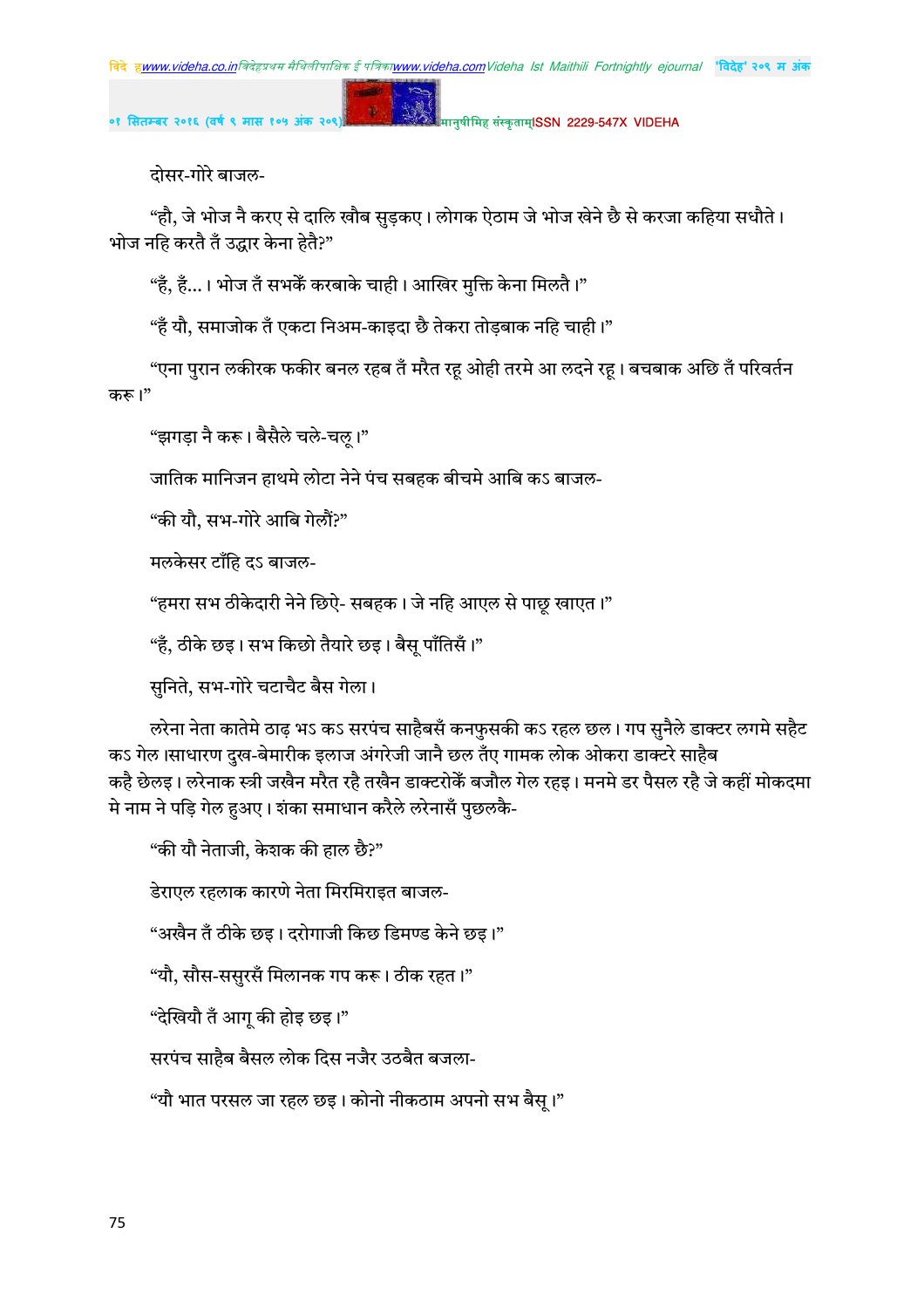दोसर-गोरे बाजल-

"हौ, जे भोज नै करए से दालि खौब सुड़कए। लोगक ऐठाम जे भोज खेने छै से करजा कहिया सधौते। भोज नहि करतै तँ उद्धार केना हेतै?"

"हँ, हँ...। भोज तँ सभकेँ करबाके चाही। आखिर मुक्ति केना मिलतै।"

"हँ यौ, समाजोक तँ एकटा निअम-काइदा छै तेकरा तोड़बाक नहि चाही।"

"एना पुरान लकीरक फकीर बनल रहब तँ मरैत रहू ओही तरमे आ लदने रहू। बचबाक अछि तँ परिवर्तन करू।"

"झगड़ा नै करू। बैसैले चले-चलू।"

जातिक मानिजन हाथमे लोटा नेने पंच सबहक बीचमे आबि कऽ बाजल-

"की यौ, सभ-गोरे आबि गेलौं?"

मलकेसर टाँहि दऽ बाजल-

"हमरा सभ ठीकेदारी नेने छिऐ- सबहक। जे नहि आएल से पाछू खाएत।"

"हँ, ठीके छइ। सभ किछो तैयारे छइ। बैसू पाँतिसँ।"

सुनिते, सभ-गोरे चटाचैट बैस गेला।

लरेना नेता कातेमे ठाढ़ भऽ कऽ सरपंच साहैबसँ कनफुसकी कऽ रहल छल। गप सुनैले डाक्टर लगमे सहैट कऽ गेल।साधारण दुख-बेमारीक इलाज अंगरेजी जानै छल तँए गामक लोक ओकरा डाक्टरे साहैब कहै छेलइ। लरेनाक स्त्री जखैन मरैत रहै तखैन डाक्टरोकेँ बजौल गेल रहइ। मनमे डर पैसल रहै जे कहीं मोकदमा मे नाम ने पड़ि गेल हुअए। शंका समाधान करैले लरेनासँ पुछलकै-

"की यौ नेताजी, केशक की हाल छै?"

डेराएल रहलाक कारणे नेता मिरमिराइत बाजल-

"अखैन तँ ठीके छइ। दरोगाजी किछ डिमण्ड केने छइ।"

"यौ, सौस-ससुरसँ मिलानक गप करू। ठीक रहत।"

"देखियौ तँ आगू की होइ छइ।"

सरपंच साहैब बैसल लोक दिस नजैर उठबैत बजला-

"यौ भात परसल जा रहल छइ। कोनो नीकठाम अपनो सभ बैसू।"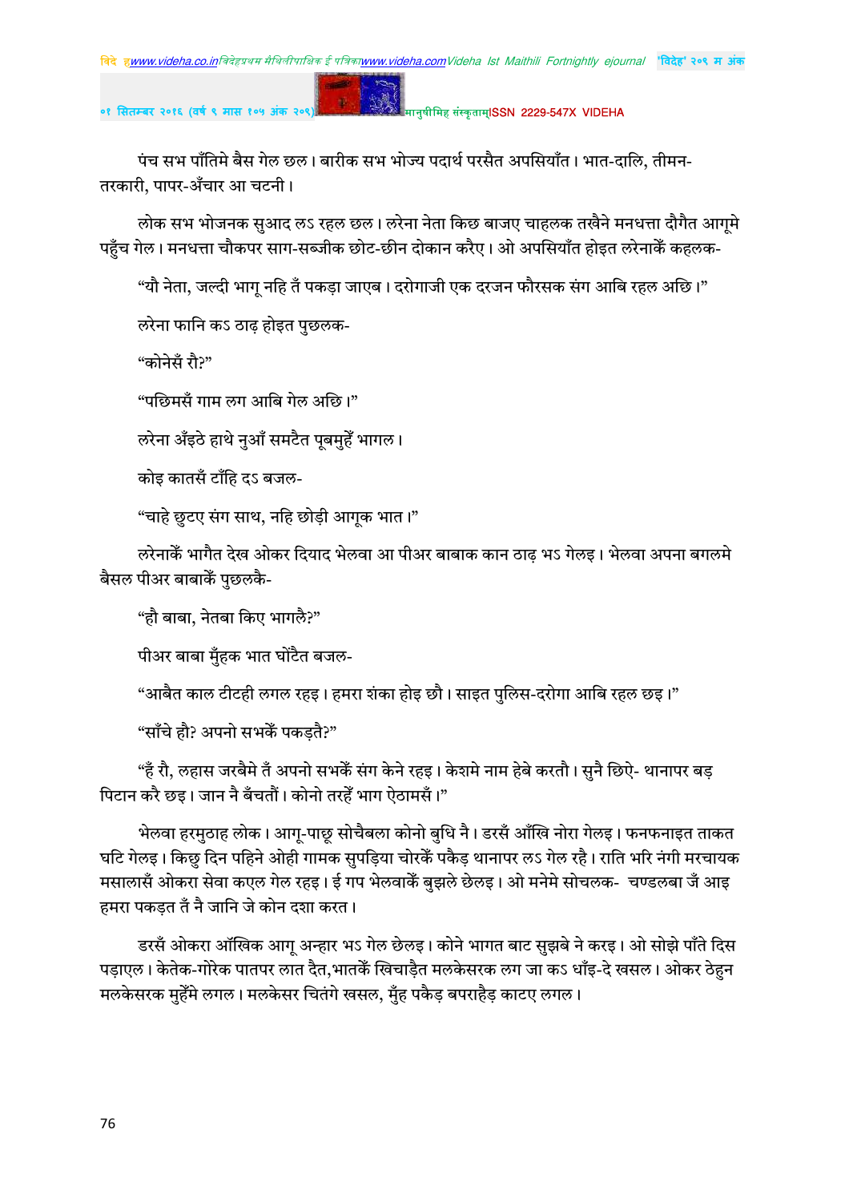पंच सभ पाँतिमे बैस गेल छल। बारीक सभ भोज्य पदार्थ परसैत अपसियाँत। भात-दालि, तीमन-तरकारी, पापर-अँचार आ चटनी।

लोक सभ भोजनक सुआद लऽ रहल छल। लरेना नेता किछ बाजए चाहलक तखैने मनधत्ता दौगैत आगूमे पहुँच गेल। मनधत्ता चौकपर साग-सब्जीक छोट-छीन दोकान करैए। ओ अपसियाँत होइत लरेनाकेँ कहलक-

"यौ नेता, जल्दी भागू नहि तँ पकड़ा जाएब। दरोगाजी एक दरजन फौरसक संग आबि रहल अछि।"

लरेना फानि कऽ ठाढ़ होइत पुछलक-

"कोनेसँ रौ?"

"पछिमसँ गाम लग आबि गेल अछि।"

लरेना अँइठे हाथे नुआँ समटैत पूबमुहेँ भागल।

कोइ कातसँ टाँहि दऽ बजल-

"चाहे छुटए संग साथ, नहि छोड़ी आगूक भात।"

लरेनाकेँ भागैत देख ओकर दियाद भेलवा आ पीअर बाबाक कान ठाढ़ भऽ गेलइ। भेलवा अपना बगलमे बैसल पीअर बाबाकेँ पुछलकै-

"हौ बाबा, नेतबा किए भागलै?"

पीअर बाबा मुँहक भात घोंटैत बजल-

"आबैत काल टीटही लगल रहइ। हमरा शंका होइ छौ। साइत पुलिस-दरोगा आबि रहल छइ।"

"साँचे हौ? अपनो सभकेँ पकड़तै?"

"हँ रौ, ल्हास जरबैमे तँ अपनो सभकेँ संग केने रहइ। केशमे नाम हेबे करतौ। सुनै छिऐ- थानापर बड़ पिटान करै छइ। जान नै बँचतौ। कोनो तरहेँ भाग ऐठामसँ।"

भेलवा हरमुठाह लोक। आगू-पाछू सोचैबला कोनो बुधि नै। डरसँ आँखि नोरा गेलइ। फनफनाइत ताकत घटि गेलइ। किछु दिन पहिने ओही गामक सुपड़िया चोरकेँ पकैड़ थानापर लऽ गेल रहै। राति भरि नंगी मरचायक मसालासँ ओकरा सेवा कएल गेल रहइ। ई गप भेलवाकेँ बुझले छेलइ। ओ मनेमे सोचलक- चण्डलबा जँ आइ हमरा पकड़त तँ नै जानि जे कोन दशा करत।

डरसँ ओकरा आँखिक आगू अन्हार भऽ गेल छेलइ। कोने भागत बाट सुझबे ने करइ। ओ सोझे पाँते दिस पड़ाएल। केतेक-गोरेक पातपर लात दैत,भातकेँ खिचाड़ैत मलकेसरक लग जा कऽ धाँइ-दे खसल। ओकर ठेहुन मलकेसरक मुहेँमे लगल। मलकेसर चितंगे खसल, मुँह पकैड़ बपराहैड़ काटए लगल।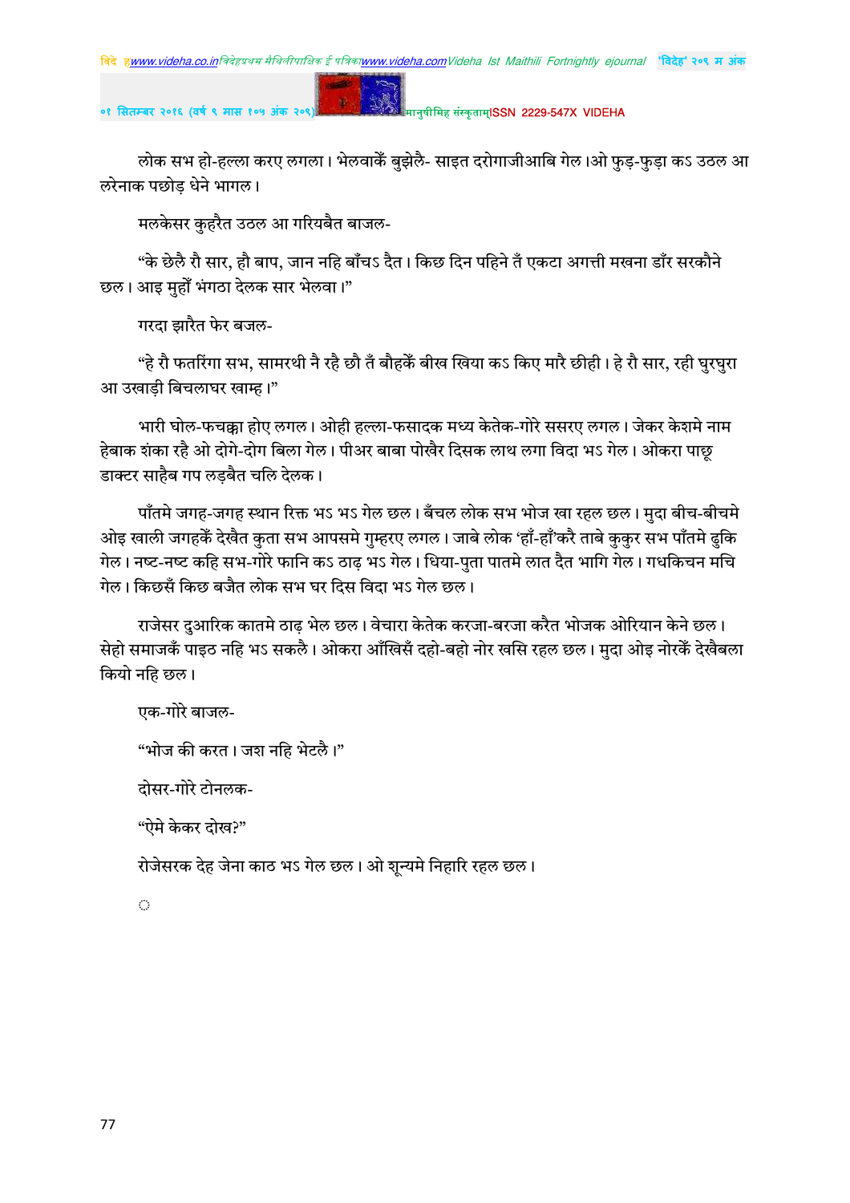लोक सभ हो-हल्ला करए लगला। भेलवाकें बुझेलै- साइत दरोगाजीआबि गेल।ओ फुड़-फुड़ा कऽ उठल आ लरेनाक पछोड़ धेने भागल।

मलकेसर कुहरैत उठल आ गरियबैत बाजल-

"के छेलै रौ सार, हौ बाप, जान नहि बाँचऽ दैत। किछ दिन पहिने तँ एकटा अगत्ती मखना डाँर सरकौने छल। आइ मुहोँ भंगठा देलक सार भेलवा।"

गरदा झारैत फेर बजल-

"हे रौ फतरिंगा सभ, सामरथी नै रहै छौ तँ बौहकें बीख खिया कऽ किए मारै छीही। हे रौ सार, रही घुरघुरा आ उखाड़ी बिचलाघर खाम्ह।"

भारी घोल-फचक्का होए लगल। ओही हल्ला-फसादक मध्य केतेक-गोरे ससरए लगल। जेकर केशमे नाम हेबाक शंका रहै ओ दोगे-दोग बिला गेल। पीअर बाबा पोखैर दिसक लाथ लगा विदा भऽ गेल। ओकरा पाछू डाक्टर साहैब गप लड़बैत चलि देलक।

पाँतमे जगह-जगह स्थान रिक्त भऽ भऽ गेल छल। बँचल लोक सभ भोज खा रहल छल। मुदा बीच-बीचमे ओइ खाली जगहकेँ देखैत कुता सभ आपसमे गुम्हरए लगल। जाबे लोक 'हाँ-हाँ'करै ताबे कुकुर सभ पाँतमे ढुकि गेल। नष्ट-नष्ट कहि सभ-गोरे फानि कऽ ठाढ़ भऽ गेल। धिया-पुता पातमे लात दैत भागि गेल। गधकिचन मचि गेल। किछसँ किछ बजैत लोक सभ घर दिस विदा भऽ गेल छल।

राजेसर दुआरिक कातमे ठाढ़ भेल छल। वेचारा केतेक करजा-बरजा करैत भोजक ओरियान केने छल। सेहो समाजकेँ पाइठ नहि भऽ सकलै। ओकरा आँखिसँ दहो-बहो नोर खसि रहल छल। मुदा ओइ नोरकेँ देखैबला कियो नहि छल।

एक-गोरे बाजल-

"भोज की करत। जश नहि भेटलै।"

दोसर-गोरे टोनलक-

"ऐमे केकर दोख?"

रोजेसरक देह जेना काठ भऽ गेल छल। ओ शून्यमे निहारि रहल छल।

◌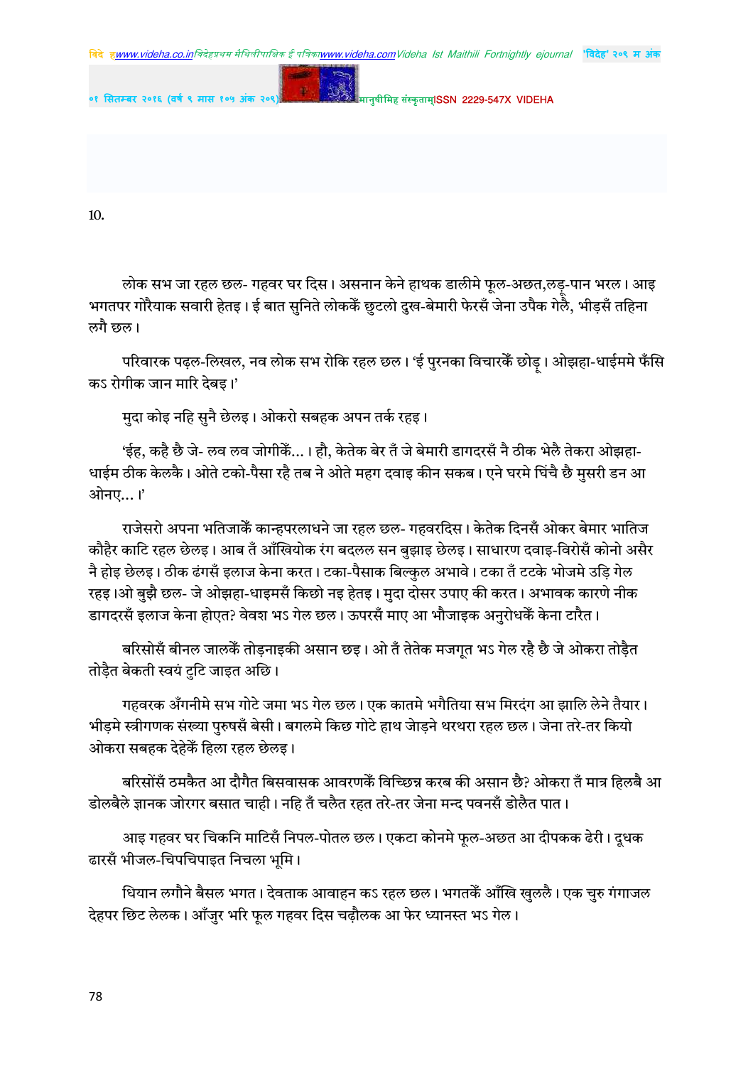10.

लोक सभ जा रहल छल- गहवर घर दिस। असनान केने हाथक डालीमे फूल-अछत,लड्डू-पान भरल। आइ भगतपर गौरैयाक सवारी हेतइ। ई बात सुनिते लोककेँ छुटलो दुख-बेमारी फेरसँ जेना उपैक गेलै, भीड़सँ तहिना लगै छल।

परिवारक पढ़ल-लिखल, नव लोक सभ रोकि रहल छल। 'ई पुरनका विचारकेँ छोड़ू। ओझहा-धाईममे फँसि कऽ रोगीक जान मारि देबइ।'

मुदा कोइ नहि सुनै छेलइ। ओकरो सबहक अपन तर्क रहइ।

'ईह, कहै छै जे- लव लव जोगीकेँ...। हौ, केतेक बेर तँ जे बेमारी डागदरसँ नै ठीक भेलै तेकरा ओझहा-धाईम ठीक केलकै। ओते टको-पैसा रहै तब ने ओते महग दवाइ कीन सकब। एने घरमे घिंचै छै मुसरी डन आ ओनए...।'

राजेसरो अपना भतिजाकेँ कान्हपरलाधने जा रहल छल- गहवरदिस। केतेक दिनसँ ओकर बेमार भातिज कौहैर काटि रहल छेलइ। आब तँ आँखियोक रंग बदलल सन बुझाइ छेलइ। साधारण दवाइ-विरोसँ कोनो असैर नै होइ छेलइ। ठीक ढंगसँ इलाज केना करत। टका-पैसाक बिल्कुल अभावे। टका तँ टटके भोजमे उड़ि गेल रहइ।ओ बुझै छल- जे ओझहा-धाइमसँ किछो नइ हेतइ। मुदा दोसर उपाए की करत। अभावक कारणे नीक डागदरसँ इलाज केना होएत? वेवश भऽ गेल छल। ऊपरसँ माए आ भौजाइक अनुरोधकेँ केना टारैत।

बरिसोसँ बीनल जालकेँ तोड़नाइकी असान छइ। ओ तँ तेतेक मजगूत भऽ गेल रहै छै जे ओकरा तोड़ैत तोड़ैत बेकती स्वयं टुटि जाइत अछि।

गहवरक अँगनीमे सभ गोटे जमा भऽ गेल छल। एक कातमे भगैतिया सभ मिरदंग आ झालि लेने तैयार। भीड़मे स्त्रीगणक संख्या पुरुषसँ बेसी। बगलमे किछ गोटे हाथ जोड़ने थरथरा रहल छल। जेना तरे-तर कियो ओकरा सबहक देहेकेँ हिला रहल छेलइ।

बरिसोंसँ ठमकैत आ दौगैत बिसवासक आवरणकेँ विच्छिन्न करब की असान छै? ओकरा तँ मात्र हिलबै आ डोलबैले ज्ञानक जोरगर बसात चाही। नहि तँ चलैत रहत तरे-तर जेना मन्द पवनसँ डोलैत पात।

आइ गहवर घर चिकनि माटिसँ निपल-पोतल छल। एकटा कोनमे फूल-अछत आ दीपकक ढेरी। दूधक ढारसँ भीजल-चिपचिपाइत निचला भूमि।

धियान लगौने बैसल भगत। देवताक आवाहन कऽ रहल छल। भगतकेँ आँखि खुललै। एक चुरु गंगाजल देहपर छिट लेलक। आँजुर भरि फूल गहवर दिस चढ़ौलक आ फेर ध्यानस्त भऽ गेल।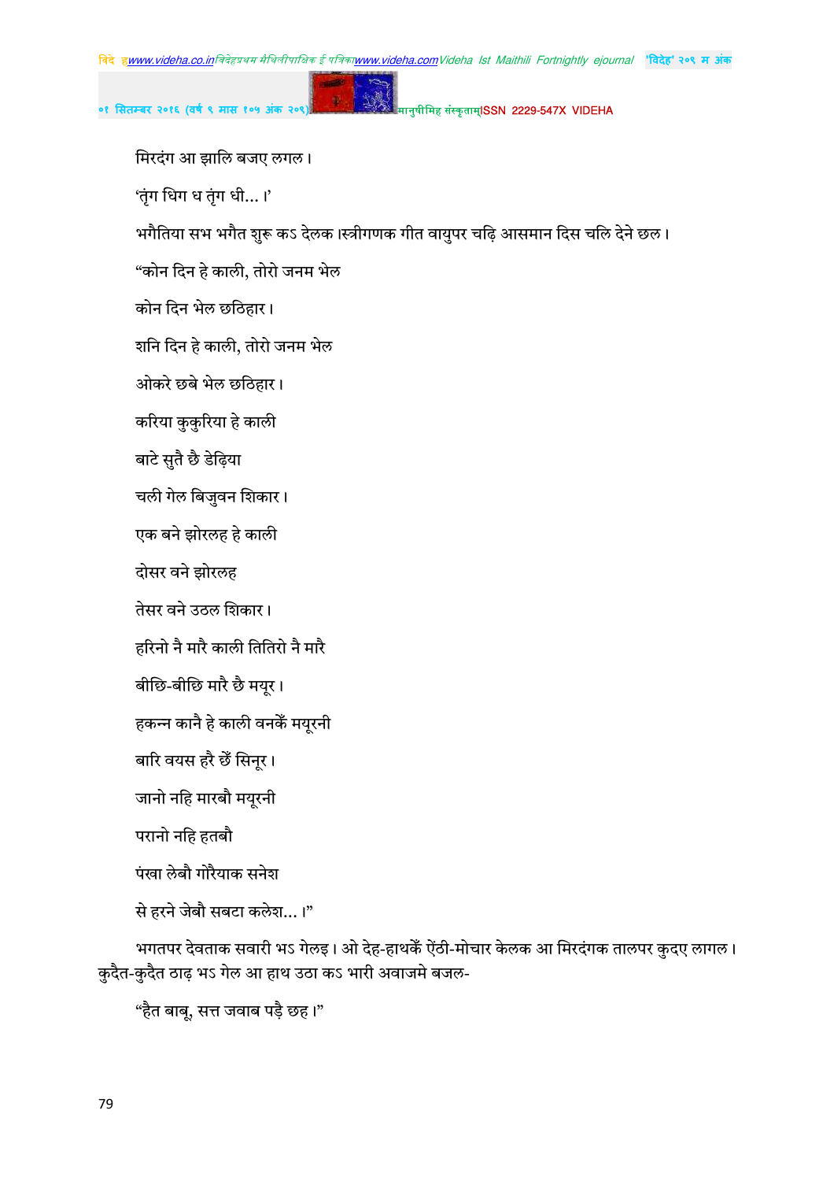मिरदंग आ झालि बजए लगल।

'तृंग धिग ध तृंग धी...।'

भगैतिया सभ भगैत शुरू कऽ देलक।स्त्रीगणक गीत वायुपर चढ़ि आसमान दिस चलि देने छल।

"कोन दिन हे काली, तोरो जनम भेल

कोन दिन भेल छठिहार।

शनि दिन हे काली, तोरो जनम भेल

ओकरे छबे भेल छठिहार।

करिया कुकुरिया हे काली

बाटे सुतै छै डेढ़िया

चली गेल बिजुवन शिकार।

एक बने झोरलह हे काली

दोसर वने झोरलह

तेसर वने उठल शिकार।

हरिनो नै मारै काली तितिरो नै मारै

बीछि-बीछि मारै छै मयूर।

हकन्न कानै हे काली वनकेँ मयूरनी

बारि वयस हरै छैँ सिनूर।

जानो नहि मारबौ मयूरनी

परानो नहि हतबौ

पंखा लेबौ गोरैयाक सनेश

से हरने जेबौ सबटा कलेश...।"

भगतपर देवताक सवारी भऽ गेलइ। ओ देह-हाथकेँ ऐंठी-मोचार केलक आ मिरदंगक तालपर कुदए लागल। कुदैत-कुदैत ठाढ़ भऽ गेल आ हाथ उठा कऽ भारी अवाजमे बजल-

"हैत बाबू, सत्त जवाब पड़ै छह।"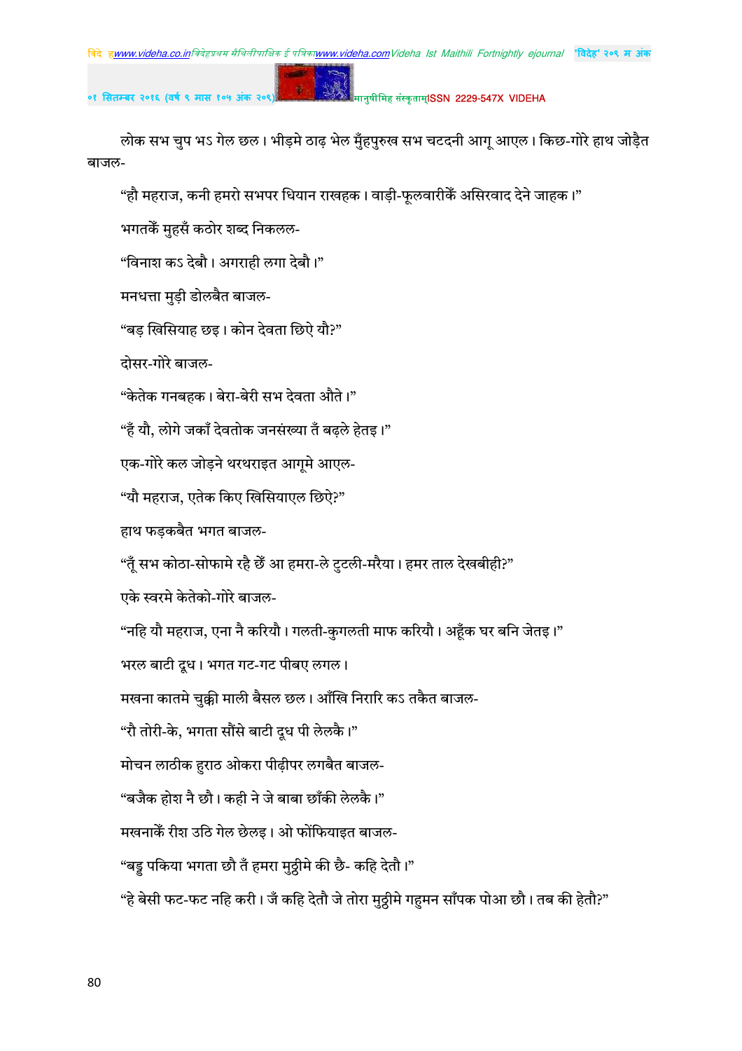लोक सभ चुप भऽ गेल छल। भीड़मे ठाढ़ भेल मुँहपुरुख सभ चटदनी आगू आएल। किछ-गोरे हाथ जोड़ैत बाजल-

"हौ महराज, कनी हमरो सभपर धियान राखहक। वाड़ी-फूलवारीकेँ असिरवाद देने जाहक।"

भगतकेँ मुहसँ कठोर शब्द निकलल-

"विनाश कऽ देबौ। अगराही लगा देबौ।"

मनधत्ता मुड़ी डोलबैत बाजल-

"बड़ खिसियाह छइ। कोन देवता छिऐ यौ?"

दोसर-गोरे बाजल-

"केतेक गनबहक। बेरा-बेरी सभ देवता औते।"

"हँ यौ, लोगे जकाँ देवतोक जनसंख्या तँ बढ़ले हेतइ।"

एक-गोरे कल जोड़ने थरथराइत आगूमे आएल-

"यौ महराज, एतेक किए खिसियाएल छिऐ?"

हाथ फड़कबैत भगत बाजल-

"तूँ सभ कोठा-सोफामे रहै छेँ आ हमरा-ले टुटली-मरैया। हमर ताल देखबीही?"

एके स्वरमे केतेको-गोरे बाजल-

"नहि यौ महराज, एना नै करियौ। गलती-कुगलती माफ करियौ। अहूँक घर बनि जेतइ।"

भरल बाटी दूध। भगत गट-गट पीबए लगल।

मखना कातमे चुक्की माली बैसल छल। आँखि निरारि कऽ तकैत बाजल-

"रौ तोरी-के, भगता सौंसे बाटी दूध पी लेलकै।"

मोचन लाठीक हुराठ ओकरा पीढ़ीपर लगबैत बाजल-

"बजैक होश नै छौ। कही ने जे बाबा छाँकी लेलकै।"

मखनाकेँ रीश उठि गेल छेलइ। ओ फोंफियाइत बाजल-

"बड्ड पकिया भगता छौ तँ हमरा मुठ्ठीमे की छै- कहि देतौ।"

"हे बेसी फट-फट नहि करी। जँ कहि देतौ जे तोरा मुठ्ठीमे गहुमन साँपक पोआ छौ। तब की हेतौ?"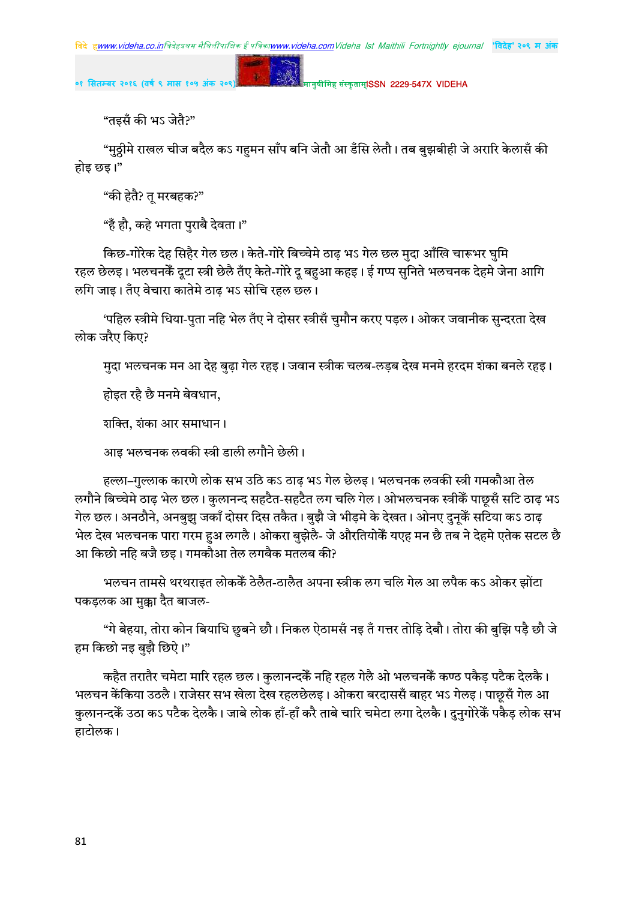"तइसँ की भऽ जेतै?"

"मुठ्ठीमे राखल चीज बदैल कऽ गहुमन साँप बनि जेतौ आ डँसि लेतौ। तब बुझबीही जे अरारि केलासँ की होइ छइ।"

"की हेतै? तू मरबहक?"

"हँ हौ, कहे भगता पुराबै देवता।"

किछ-गोरेक देह सिहैर गेल छल। केते-गोरे बिच्चेमे ठाढ़ भऽ गेल छल मुदा आँखि चारूभर घुमि रहल छेलइ। भलचनकेँ दूटा स्त्री छेलै तँए केते-गोरे दू बहुआ कहइ। ई गप्प सुनिते भलचनक देहमे जेना आगि लगि जाइ। तँए वेचारा कातेमे ठाढ़ भऽ सोचि रहल छल।

'पहिल स्त्रीमे धिया-पुता नहि भेल तँए ने दोसर स्त्रीसँ चुमौन करए पड़ल। ओकर जवानीक सुन्दरता देख लोक जरैए किए?

मुदा भलचनक मन आ देह बुढ़ा गेल रहइ। जवान स्त्रीक चलब-लड़ब देख मनमे हरदम शंका बनले रहइ।

होइत रहै छै मनमे बेवधान,

शक्ति, शंका आर समाधान।

आइ भलचनक लवकी स्त्री डाली लगौने छेली।

हल्ला–गुल्लाक कारणे लोक सभ उठि कऽ ठाढ़ भऽ गेल छेलइ। भलचनक लवकी स्त्री गमकौआ तेल लगौने बिच्चेमे ठाढ़ भेल छल। कुलानन्द सहटैत-सहटैत लग चलि गेल। ओभलचनक स्त्रीकेँ पाछूसँ सटि ठाढ़ भऽ गेल छल। अनठौने, अनबुझु जकाँ दोसर दिस तकैत। बुझै जे भीड़मे के देखत। ओनए दुनूकेँ सटिया कऽ ठाढ़ भेल देख भलचनक पारा गरम हुअ लगलै। ओकरा बुझेलै- जे औरतियोकेँ यएह मन छै तब ने देहमे एतेक सटल छै आ किछो नहि बजै छइ। गमकौआ तेल लगबैक मतलब की?

भलचन तामसे थरथराइत लोककेँ ठेलैत-ठालैत अपना स्त्रीक लग चलि गेल आ लपैक कऽ ओकर झोंटा पकड़लक आ मुक्का दैत बाजल-

"गे बेहया, तोरा कोन बियाधि छुबने छौ। निकल ऐठामसँ नइ तँ गत्तर तोड़ि देबौ। तोरा की बुझि पड़ै छौ जे हम किछो नइ बुझै छिऐ।"

कहैत तरातैर चमेटा मारि रहल छल। कुलानन्दकेँ नहि रहल गेलै ओ भलचनकेँ कण्ठ पकैड़ पटैक देलकै। भलचन केंकिया उठलै। राजेसर सभ खेला देख रहलछेलइ। ओकरा बरदाससँ बाहर भऽ गेलइ। पाछूसँ गेल आ कुलानन्दकेँ उठा कऽ पटैक देलकै। जाबे लोक हाँ-हाँ करै ताबे चारि चमेटा लगा देलकै। दुनुगोरेकेँ पकैड़ लोक सभ हाटोलक।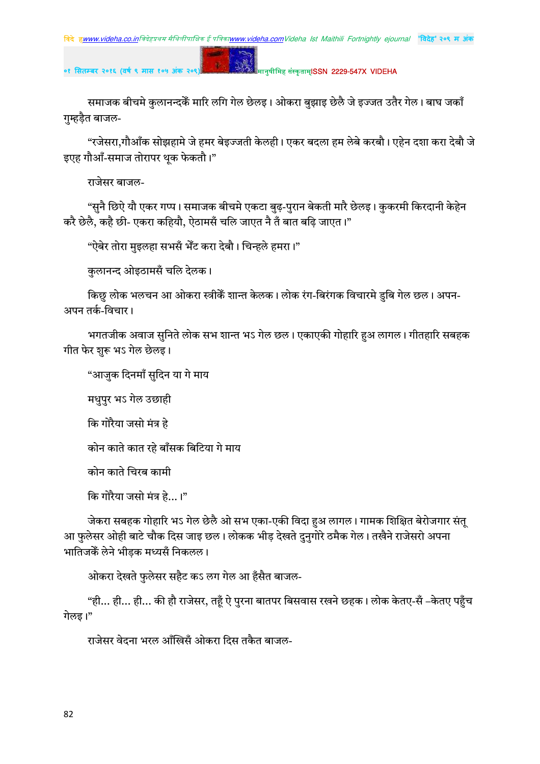समाजक बीचमे कुलानन्दकेँ मारि लगि गेल छेलइ। ओकरा बुझाइ छेलै जे इज्जत उतैर गेल। बाघ जकाँ गुम्हड़ैत बाजल-

"रजेसरा,गौआँक सोझहामे जे हमर बेइज्जती केलही। एकर बदला हम लेबे करबौ। एहेन दशा करा देबौ जे इएह गौआँ-समाज तोरापर थूक फेकतौ।"

राजेसर बाजल-

"सुनै छिऐ यौ एकर गप्प। समाजक बीचमे एकटा बुढ़-पुरान बेकती मारै छेलइ। कुकरमी किरदानी केहेन करै छेलै, कहै छी- एकरा कहियौ, ऐठामसँ चलि जाएत नै तँ बात बढ़ि जाएत।"

"ऐबेर तोरा मुइलहा सभसँ भेँट करा देबौ। चिन्हले हमरा।"

कुलानन्द ओइठामसँ चलि देलक।

किछु लोक भलचन आ ओकरा स्त्रीकेँ शान्त केलक। लोक रंग-बिरंगक विचारमे डुबि गेल छल। अपन-अपन तर्क-विचार।

भगतजीक अवाज सुनिते लोक सभ शान्त भऽ गेल छल। एकाएकी गोहारि हुअ लागल। गीतहारि सबहक गीत फेर शुरू भऽ गेल छेलइ।

"आजुक दिनमाँ सुदिन या गे माय

मधुपुर भऽ गेल उछाही

कि गोरैया जसो मंत्र हे

कोन काते कात रहे बाँसक बिटिया गे माय

कोन काते चिरब कामी

कि गोरैया जसो मंत्र हे...।"

जेकरा सबहक गोहारि भऽ गेल छेलै ओ सभ एका-एकी विदा हुअ लागल। गामक शिक्षित बेरोजगार संतू आ फुलेसर ओही बाटे चौक दिस जाइ छल। लोकक भीड़ देखते दुनुगोरे ठमैक गेल। तखैने राजेसरो अपना भातिजकेँ लेने भीड़क मध्यसँ निकलल।

ओकरा देखते फुलेसर सहैट कऽ लग गेल आ हँसैत बाजल-

"ही... ही... ही... की हौ राजेसर, तहूँ ऐ पुरना बातपर बिसवास रखने छहक। लोक केतए-सँ –केतए पहुँच गेलइ।"

राजेसर वेदना भरल आँखिसँ ओकरा दिस तकैत बाजल-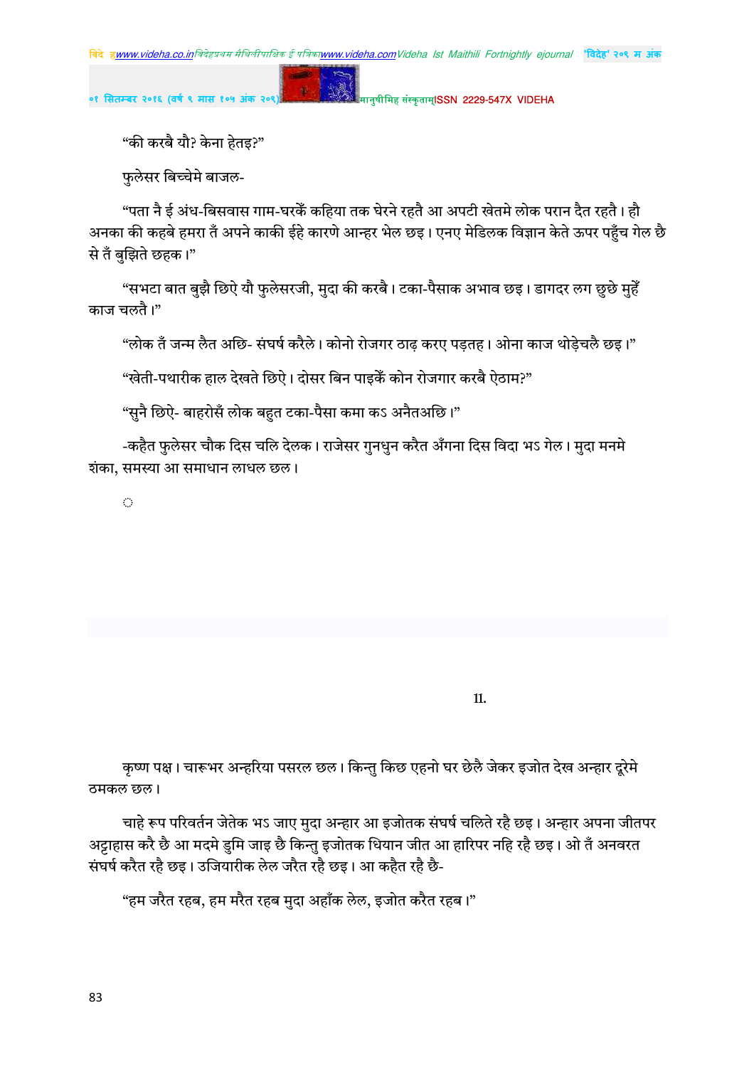"की करबै यौ? केना हेतइ?"

फुलेसर बिच्चेमे बाजल-

"पता नै ई अंध-बिसवास गाम-घरकेँ कहिया तक घेरने रहतै आ अपटी खेतमे लोक परान दैत रहतै। हौ अनका की कहबे हमरा तँ अपने काकी ईहे कारणे आन्हर भेल छइ। एनए मेडिकल विज्ञान केते ऊपर पहुँच गेल छै से तँ बुझिते छहक।"

"सभटा बात बुझै छिऐ यौ फुलेसरजी, मुदा की करबै। टका-पैसाक अभाव छइ। डागदर लग छुछे मुहेँ काज चलतै।"

"लोक तँ जन्म लैत अछि- संघर्ष करैले। कोनो रोजगर ठाढ़ करए पड़तह। ओना काज थोड़ेचलै छइ।"

"खेती-पथारीक हाल देखते छिऐ। दोसर बिन पाइकेँ कोन रोजगार करबै ऐठाम?"

"सुनै छिऐ- बाहरोसँ लोक बहुत टका-पैसा कमा कऽ अनैतअछि।"

-कहैत फुलेसर चौक दिस चलि देलक। राजेसर गुनधुन करैत अँगना दिस विदा भऽ गेल। मुदा मनमे शंका, समस्या आ समाधान लाधल छल।

◌

11.

कृष्ण पक्ष। चारूभर अन्हरिया पसरल छल। किन्तु किछ एहनो घर छेलै जेकर इजोत देख अन्हार दूरेमे ठमकल छल।

चाहे रूप परिवर्तन जेतेक भऽ जाए मुदा अन्हार आ इजोतक संघर्ष चलिते रहै छइ। अन्हार अपना जीतपर अट्टाहास करै छै आ मदमे डुमि जाइ छै किन्तु इजोतक धियान जीत आ हारिपर नहि रहै छइ। ओ तँ अनवरत संघर्ष करैत रहै छइ। उजियारीक लेल जरैत रहै छइ। आ कहैत रहै छै-

"हम जरैत रहब, हम मरैत रहब मुदा अहाँक लेल, इजोत करैत रहब।"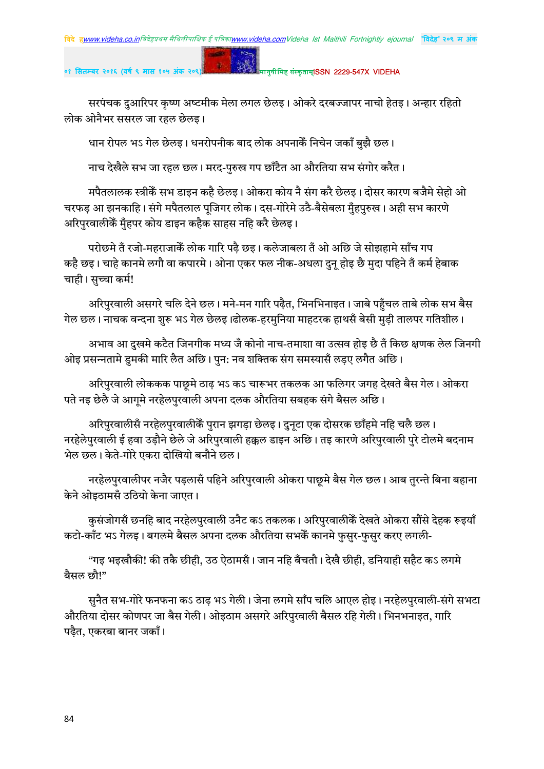सरपंचक दुआरिपर कृष्ण अष्टमीक मेला लगल छेलइ। ओकरे दरबज्जापर नाचो हेतइ। अन्हार रहितो लोक ओनैभर ससरल जा रहल छेलइ।

धान रोपल भऽ गेल छेलइ। धनरोपनीक बाद लोक अपनाकेँ निचेन जकाँ बुझै छल।

नाच देखैले सभ जा रहल छल। मरद-पुरुख गप छाँटैत आ औरतिया सभ संगोर करैत।

मपैतलालक स्त्रीकेँ सभ डाइन कहै छेलइ। ओकरा कोय नै संग करै छेलइ। दोसर कारण बजैमे सेहो ओ चरफड़ आ झनकाहि। संगे मपैतलाल पूजिगर लोक। दस-गोरेमे उठै-बैसेबला मुँहपुरुख। अही सभ कारणे अरिपुरवालीकेँ मुँहपर कोय डाइन कहैक साहस नहि करै छेलइ।

परोछमे तँ रजो-महराजाकेँ लोक गारि पढ़ै छइ। कलेजाबला तँ ओ अछि जे सोझहामे साँच गप कहै छइ। चाहे कानमे लगौ वा कपारमे। ओना एकर फल नीक-अधला दुनू होइ छै मुदा पहिने तँ कर्म हेबाक चाही। सुच्चा कर्म!

अरिपुरवाली असगरे चलि देने छल। मने-मन गारि पढ़ैत, भिनभिनाइत। जाबे पहुँचल ताबे लोक सभ बैस गेल छल। नाचक वन्दना शुरू भऽ गेल छेलइ।ढोलक-हरमुनिया माहटरक हाथसँ बेसी मुड़ी तालपर गतिशील।

अभाव आ दुखमे कटैत जिनगीक मध्य जँ कोनो नाच-तमाशा वा उत्सव होइ छै तँ किछ क्षणक लेल जिनगी ओइ प्रसन्नतामे डुमकी मारि लैत अछि। पुन: नव शक्तिक संग समस्यासँ लड़ए लगैत अछि।

अरिपुरवाली लोकक्क पाछूमे ठाढ़ भऽ कऽ चारूभर तकलक आ फलिगर जगह देखते बैस गेल। ओकरा पते नइ छेलै जे आगूमे नरहेलपुरवाली अपना दलक औरतिया सबहक संगे बैसल अछि।

अरिपुरवालीसँ नरहेलपुरवालीकेँ पुरान झगड़ा छेलइ। दुनूटा एक दोसरक छाँहमे नहि चलै छल। नरहेलेपुरवाली ई हवा उड़ौने छेले जे अरिपुरवाली हक्कल डाइन अछि। तइ कारणे अरिपुरवाली पुरे टोलमे बदनाम भेल छल। केते-गोरे एकरा दोखियो बनौने छल।

नरहेलपुरवालीपर नजैर पड़लासँ पहिने अरिपुरवाली ओकरा पाछूमे बैस गेल छल। आब तुरन्ते बिना बहाना केने ओइठामसँ उठियो केना जाएत।

कुसंजोगसँ छनहि बाद नरहेलपुरवाली उनैट कऽ तकलक। अरिपुरवालीकेँ देखते ओकरा सौंसे देहक रूइयाँ कटो-काँट भऽ गेलइ। बगलमे बैसल अपना दलक औरतिया सभकेँ कानमे फुसुर-फुसुर करए लगली-

"गइ भइखौकी! की तकै छीही, उठ ऐठामसँ। जान नहि बँचतौ। देखै छीही, डनियाही सहैट कऽ लगमे बैसल छौ!"

सुनैत सभ-गोरे फनफना कऽ ठाढ़ भऽ गेली। जेना लगमे साँप चलि आएल होइ। नरहेलपुरवाली-संगे सभटा औरतिया दोसर कोणपर जा बैस गेली। ओइठाम असगरे अरिपुरवाली बैसल रहि गेली। भिनभनाइत, गारि पढ़ैत, एकरबा बानर जकाँ।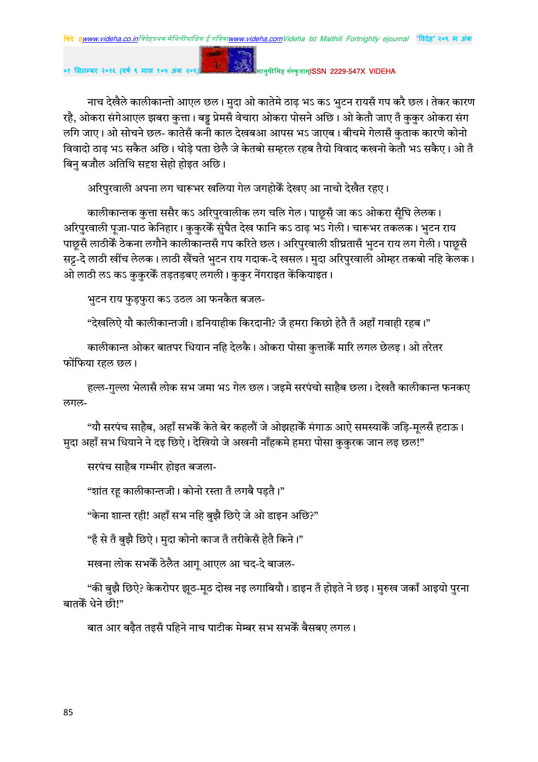नाच देखैले कालीकान्तो आएल छल। मुदा ओ कातेमे ठाढ़ भऽ कऽ भुटन रायसँ गप करै छल। तेकर कारण रहै, ओकरा संगेआएल झबरा कुत्ता। बड्ड प्रेमसँ वेचारा ओकरा पोसने अछि। ओ केतौ जाए तँ कुकुर ओकरा संग लगि जाए। ओ सोचने छल- कातेसँ कनी काल देखबआ आपस भऽ जाएब। बीचमे गेलासँ कुताक कारणे कोनो विवादो ठाढ़ भऽ सकैत अछि। थोड़े पता छेलै जे केतबो सम्हरल रहब तैयो विवाद कखनो केतौ भऽ सकैए। ओ तँ बिनु बजौल अतिथि सदृश सेहो होइत अछि।

अरिपुरवाली अपना लग चारूभर खलिया गेल जगहोकेँ देखए आ नाचो देखैत रहए।

कालीकान्तक कुत्ता ससैर कऽ अरिपुरवालीक लग चलि गेल। पाछूसँ जा कऽ ओकरा सूँघि लेलक। अरिपुरवाली पूजा-पाठ केनिहार। कुकुरकेँ सुंघैत देख फानि कऽ ठाढ़ भऽ गेली। चारूभर तकलक। भुटन राय पाछूसँ लाठीकेँ ठेकना लगौने कालीकान्तसँ गप करिते छल। अरिपुरवाली शीघ्रतासँ भुटन राय लग गेली। पाछूसँ सट्ट-दे लाठी खींच लेलक। लाठी खैंचते भुटन राय गदाक-दे खसल। मुदा अरिपुरवाली ओम्हर तकबो नहि केलक। ओ लाठी लऽ कऽ कुकुरकेँ तड़तड़बए लगली। कुकुर नेंगराइत केंकियाइत।

भुटन राय फुड़फुरा कऽ उठल आ फनकैत बजल-

"देखलिऐ यौ कालीकान्तजी। डनियाहीक किरदानी? जँ हमरा किछो हेतै तँ अहाँ गवाही रहब।"

कालीकान्त ओकर बातपर धियान नहि देलकै। ओकरा पोसा कुत्ताकेँ मारि लगल छेलइ। ओ तरेतर फोंफिया रहल छल।

हल्ल-गुल्ला भेलासँ लोक सभ जमा भऽ गेल छल। जइमे सरपंचो साहैब छला। देखतै कालीकान्त फनकए लगल-

"यौ सरपंच साहैब, अहाँ सभकेँ केते बेर कहलौं जे ओझहाकेँ मंगाऊ आऐ समस्याकेँ जड़ि-मूलसँ हटाऊ। मुदा अहाँ सभ धियाने ने दइ छिऐ। देखियो जे अखनी नाँहकमे हमरा पोसा कुकुरक जान लइ छल!"

सरपंच साहैब गम्भीर होइत बजला-

"शांत रहू कालीकान्तजी। कोनो रस्ता तँ लगबै पड़तै।"

"केना शान्त रही! अहाँ सभ नहि बुझै छिऐ जे ओ डाइन अछि?"

"हँ से तँ बुझै छिऐ। मुदा कोनो काज तँ तरीकेसँ हेतै किने।"

मखना लोक सभकेँ ठेलैत आगू आएल आ चद-दे बाजल-

"की बुझै छिऐ? केकरोपर झूठ-मूठ दोख नइ लगाबियौ। डाइन तँ होइते ने छइ। मुरुख जकाँ आइयो पुरना बातकेँ धेने छी!"

बात आर बढ़ैत तइसँ पहिने नाच पाटीक मेम्बर सभ सभकेँ बैसबए लगल।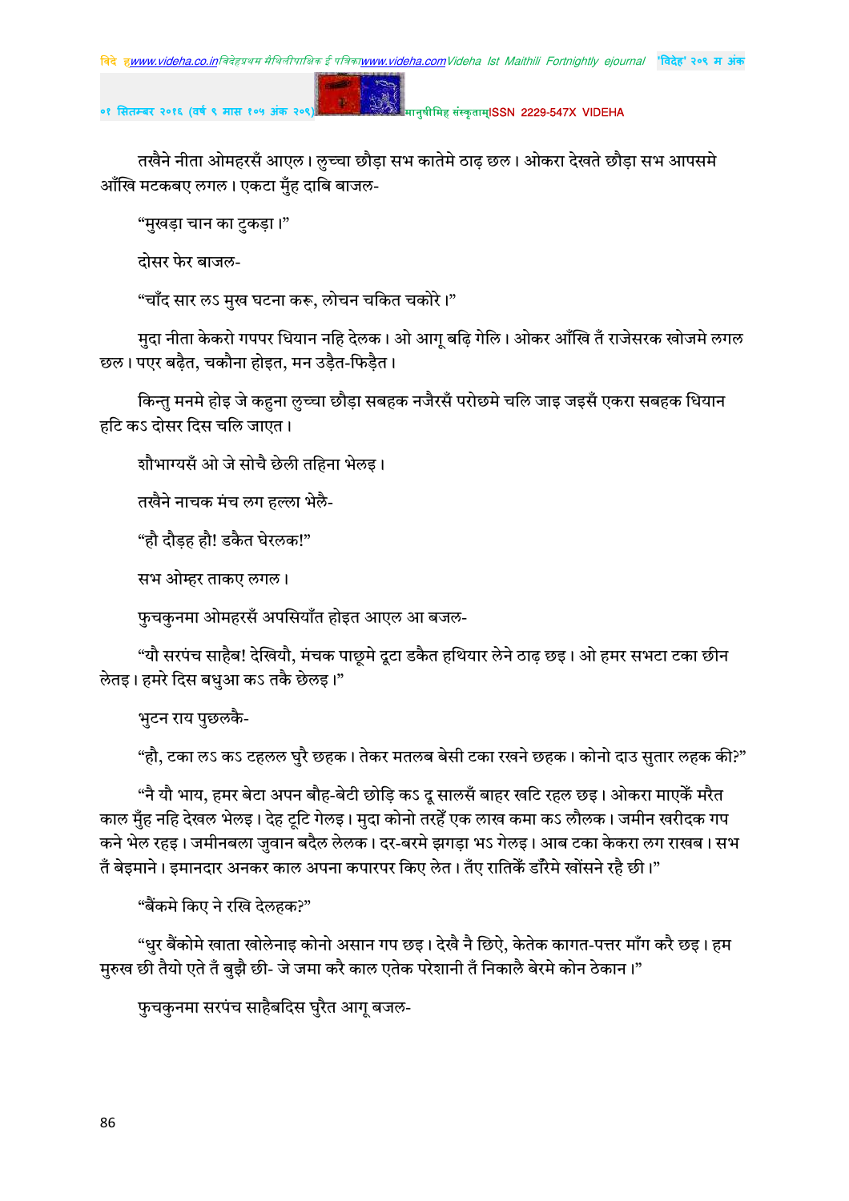तखैने नीता ओमहरसँ आएल। लुच्चा छौड़ा सभ कातेमे ठाढ़ छल। ओकरा देखते छौड़ा सभ आपसमे आँखि मटकबए लगल। एकटा मुँह दाबि बाजल-

“मुखड़ा चान का टुकड़ा।”

दोसर फेर बाजल-

“चाँद सार लऽ मुख घटना करू, लोचन चकित चकोरे।”

मुदा नीता केकरो गपपर धियान नहि देलक। ओ आगू बढ़ि गेलि। ओकर आँखि तँ राजेसरक खोजमे लगल छल। पएर बढ़ैत, चकौना होइत, मन उड़ैत-फिड़ैत।

किन्तु मनमे होइ जे कहुना लुच्चा छौड़ा सबहक नजैरसँ परोछमे चलि जाइ जइसँ एकरा सबहक धियान हटि कऽ दोसर दिस चलि जाएत।

शौभाग्यसँ ओ जे सोचै छेली तहिना भेलइ।

तखैने नाचक मंच लग हल्ला भेलै-

“हौ दौड़ह हौ! डकैत घेरलक!”

सभ ओम्हर ताकए लगल।

फुचकुनमा ओमहरसँ अपसियाँत होइत आएल आ बजल-

“यौ सरपंच साहैब! देखियौ, मंचक पाछूमे दूटा डकैत हथियार लेने ठाढ़ छइ। ओ हमर सभटा टका छीन लेतइ। हमरे दिस बधुआ कऽ तकै छेलइ।”

भुटन राय पुछलकै-

“हौ, टका लऽ कऽ टहलल घुरै छहक। तेकर मतलब बेसी टका रखने छहक। कोनो दाउ सुतार लहक की?”

“नै यौ भाय, हमर बेटा अपन बौह-बेटी छोड़ि कऽ दू सालसँ बाहर खटि रहल छइ। ओकरा माएकेँ मरैत काल मुँह नहि देखल भेलइ। देह टूटि गेलइ। मुदा कोनो तरहेँ एक लाख कमा कऽ लौलक। जमीन खरीदक गप कने भेल रहइ। जमीनबला जुवान बदैल लेलक। दर-बरमे झगड़ा भऽ गेलइ। आब टका केकरा लग राखब। सभ तँ बेइमाने। इमानदार अनकर काल अपना कपारपर किए लेत। तँए रातिकेँ डाँरैमे खोंसने रहै छी।”

“बैंकमे किए ने रखि देलहक?”

“धुर बैंकोमे खाता खोलेनाइ कोनो असान गप छइ। देखै नै छिऐ, केतेक कागत-पत्तर माँग करै छइ। हम मुरुख छी तैयो एते तँ बुझै छी- जे जमा करै काल एतेक परेशानी तँ निकालै बेरमे कोन ठेकान।”

फुचकुनमा सरपंच साहैबदिस घुरैत आगू बजल-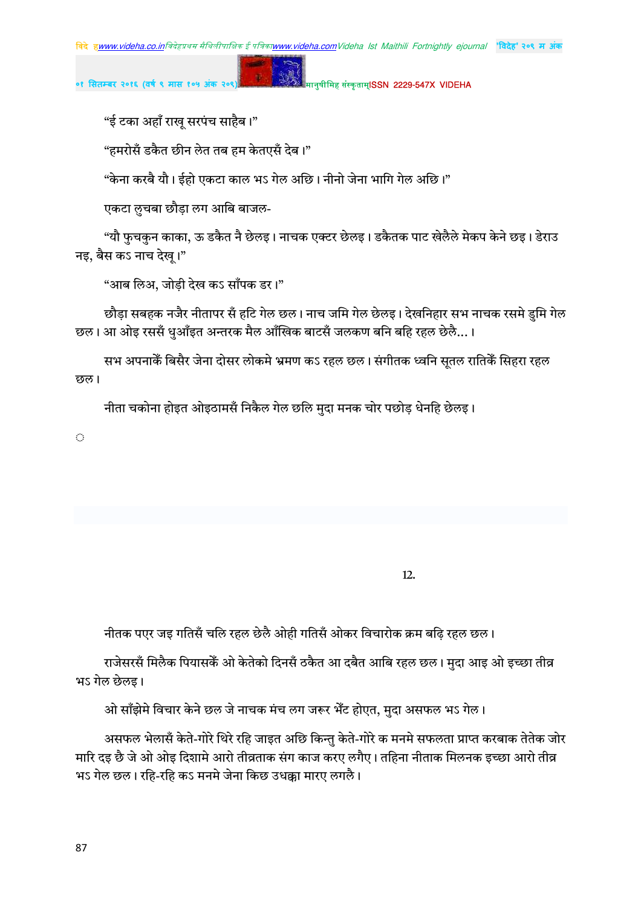"ई टका अहाँ राखू सरपंच साहैब।"

"हमरोसँ डकैत छीन लेत तब हम केतएसँ देब।"

"केना करबै यौ। ईहो एकटा काल भऽ गेल अछि। नीनो जेना भागि गेल अछि।"

एकटा लुचबा छौड़ा लग आबि बाजल-

"यौ फुचकुन काका, ऊ डकैत नै छेलइ। नाचक एक्टर छेलइ। डकैतक पाट खेलैले मेकप केने छइ। डेराउ नइ, बैस कऽ नाच देखू।"

"आब लिअ, जोड़ी देख कऽ साँपक डर।"

छौड़ा सबहक नजैर नीतापर सँ हटि गेल छल। नाच जमि गेल छेलइ। देखनिहार सभ नाचक रसमे डुमि गेल छल। आ ओइ रससँ धुआँइत अन्तरक मैल आँखिक बाटसँ जलकण बनि बहि रहल छेलै...।

सभ अपनाकेँ बिसैर जेना दोसर लोकमे भ्रमण कऽ रहल छल। संगीतक ध्वनि सूतल रातिकेँ सिहरा रहल छल।

नीता चकोना होइत ओइठामसँ निकैल गेल छलि मुदा मनक चोर पछोड़ धेनहि छेलइ।

12.

नीतक पएर जइ गतिसँ चलि रहल छेलै ओही गतिसँ ओकर विचारोक क्रम बढ़ि रहल छल।

राजेसरसँ मिलैक पियासकेँ ओ केतेको दिनसँ ठकैत आ दबैत आबि रहल छल। मुदा आइ ओ इच्छा तीव्र भऽ गेल छेलइ।

ओ साँझेमे विचार केने छल जे नाचक मंच लग जरूर भेँट होएत, मुदा असफल भऽ गेल।

असफल भेलासँ केते-गोरे थिरे रहि जाइत अछि किन्तु केते-गोरे क मनमे सफलता प्राप्त करबाक तेतेक जोर मारि दइ छै जे ओ ओइ दिशामे आरो तीव्रताक संग काज करए लगैए। तहिना नीताक मिलनक इच्छा आरो तीव्र भऽ गेल छल। रहि-रहि कऽ मनमे जेना किछ उधक्का मारए लगलै।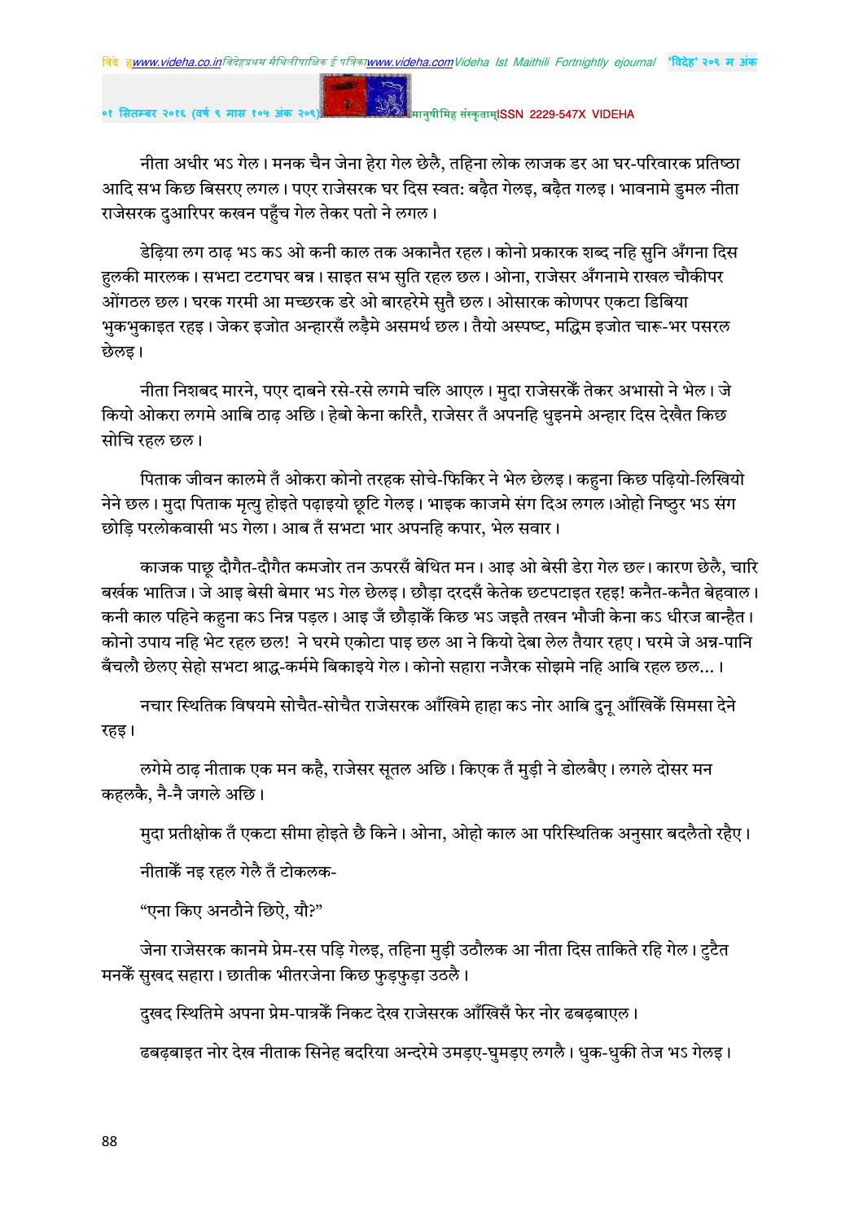नीता अधीर भऽ गेल। मनक चैन जेना हेरा गेल छेलै, तहिना लोक लाजक डर आ घर-परिवारक प्रतिष्ठा आदि सभ किछ बिसरए लगल। पएर राजेसरक घर दिस स्वत: बढ़ैत गेलइ, बढ़ैत गलइ। भावनामे डुमल नीता राजेसरक दुआरिपर कखन पहुँच गेल तेकर पतो ने लगल।

डेढ़िया लग ठाढ़ भऽ कऽ ओ कनी काल तक अकानैत रहल। कोनो प्रकारक शब्द नहि सुनि अँगना दिस हुलकी मारलक। सभटा टटगघर बन्न। साइत सभ सुति रहल छल। ओना, राजेसर अँगनामे राखल चौकीपर ओंगठल छल। घरक गरमी आ मच्छरक डरे ओ बारहरेमे सुतै छल। ओसारक कोणपर एकटा डिबिया भुकभुकाइत रहइ। जेकर इजोत अन्हारसँ लड़ैमे असमर्थ छल। तैयो अस्पष्ट, मद्धिम इजोत चारू-भर पसरल छेलइ।

नीता निशबद मारने, पएर दाबने रसे-रसे लगमे चलि आएल। मुदा राजेसरकेँ तेकर अभासो ने भेल। जे कियो ओकरा लगमे आबि ठाढ़ अछि। हेबो केना करितै, राजेसर तँ अपनहि धुइनमे अन्हार दिस देखैत किछ सोचि रहल छल।

पिताक जीवन कालमे तँ ओकरा कोनो तरहक सोचे-फिकिर ने भेल छेलइ। कहुना किछ पढ़ियो-लिखियो नेने छल। मुदा पिताक मृत्यु होइते पढ़ाइयो छूटि गेलइ। भाइक काजमे संग दिअ लगल।ओहो निष्ठुर भऽ संग छोड़ि परलोकवासी भऽ गेला। आब तँ सभटा भार अपनहि कपार, भेल सवार।

काजक पाछू दौगैत-दौगैत कमजोर तन ऊपरसँ बेथित मन। आइ ओ बेसी डेरा गेल छल। कारण छेलै, चारि बर्खक भातिज। जे आइ बेसी बेमार भऽ गेल छेलइ। छौड़ा दरदसँ केतेक छटपटाइत रहइ! कनैत-कनैत बेहवाल। कनी काल पहिने कहुना कऽ निन्न पड़ल। आइ जँ छौड़ाकेँ किछ भऽ जइतै तखन भौजी केना कऽ धीरज बान्हैत। कोनो उपाय नहि भेट रहल छल! ने घरमे एकोटा पाइ छल आ ने कियो देबा लेल तैयार रहए। घरमे जे अन्न-पानि बँचलौ छेलए सेहो सभटा श्राद्ध-कर्ममे बिकाइये गेल। कोनो सहारा नजैरक सोझमे नहि आबि रहल छल...।

नचार स्थितिक विषयमे सोचैत-सोचैत राजेसरक आँखिमे हाहा कऽ नोर आबि दुनू आँखिकेँ सिमसा देने रहइ।

लगेमे ठाढ़ नीताक एक मन कहै, राजेसर सूतल अछि। किएक तँ मुड़ी ने डोलबैए। लगले दोसर मन कहलकै, नै-नै जगले अछि।

मुदा प्रतीक्षोक तँ एकटा सीमा होइते छै किने। ओना, ओहो काल आ परिस्थितिक अनुसार बदलैतो रहैए।

नीताकेँ नइ रहल गेलै तँ टोकलक-

"एना किए अनठौने छिऐ, यौ?"

जेना राजेसरक कानमे प्रेम-रस पड़ि गेलइ, तहिना मुड़ी उठौलक आ नीता दिस ताकिते रहि गेल। टुटैत मनकेँ सुखद सहारा। छातीक भीतरजेना किछ फुड़फुड़ा उठलै।

दुखद स्थितिमे अपना प्रेम-पात्रकेँ निकट देख राजेसरक आँखिसँ फेर नोर ढबढ़बाएल।

ढबढ़बाइत नोर देख नीताक सिनेह बदरिया अन्दरेमे उमड़ए-घुमड़ए लगलै। धुक-धुकी तेज भऽ गेलइ।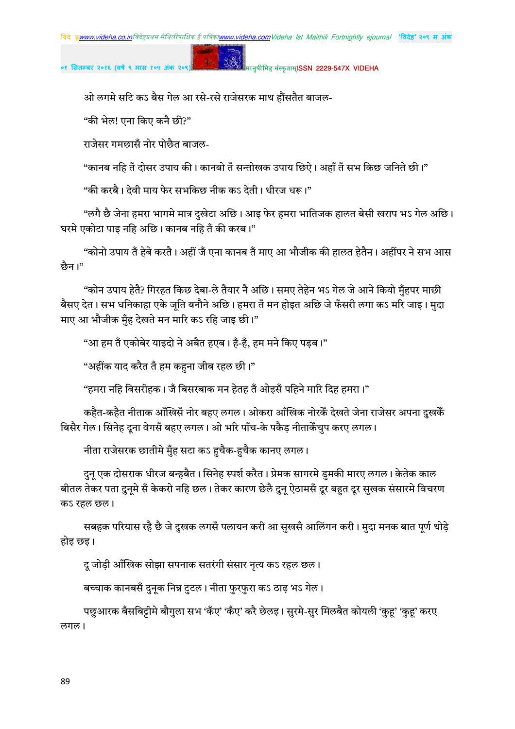ओ लगमे सटि कऽ बैस गेल आ रसे-रसे राजेसरक माथ हौंसतैत बाजल-

“की भेल! एना किए कनै छी?”

राजेसर गमछासँ नोर पोछैत बाजल-

“कानब नहि तँ दोसर उपाय की। कानबो तँ सन्तोखक उपाय छिऐ। अहाँ तँ सभ किछ जनिते छी।”

“की करबै। देवी माय फेर सभकिछ नीक कऽ देती। धीरज धरू।”

“लगै छै जेना हमरा भागमे मात्र दुखेटा अछि। आइ फेर हमरा भातिजक हालत बेसी खराप भऽ गेल अछि। घरमे एकोटा पाइ नहि अछि। कानब नहि तँ की करब।”

“कोनो उपाय तँ हेबे करतै। अहीं जँ एना कानब तँ माए आ भौजीक की हालत हेतैन। अहींपर ने सभ आस छैन।”

“कोन उपाय हेतै? गिरहत किछ देबा-ले तैयार नै अछि। समए तेहेन भऽ गेल जे आने कियो मुँहपर माछी बैसए देत। सभ धनिकाहा एके जूति बनौने अछि। हमरा तँ मन होइत अछि जे फँसरी लगा कऽ मरि जाइ। मुदा माए आ भौजीक मुँह देखते मन मारि कऽ रहि जाइ छी।”

“आ हम तँ एकोबेर याइदो ने अबैत हएब। हँ-हँ, हम मने किए पड़ब।”

“अहींक याद करैत तँ हम कहुना जीब रहल छी।”

“हमरा नहि बिसरीहक। जँ बिसरबाक मन हेतह तँ ओइसँ पहिने मारि दिह हमरा।”

कहैत-कहैत नीताक आँखिसँ नोर बहए लगल। ओकरा आँखिक नोरकेँ देखते जेना राजेसर अपना दुखकेँ बिसैर गेल। सिनेह दूना वेगसँ बहए लगल। ओ भरि पाँच-के पकैड़ नीताकेँचुप करए लगल।

नीता राजेसरक छातीमे मुँह सटा कऽ हुचैक-हुचैक कानए लगल।

दुनू एक दोसराक धीरज बन्हबैत। सिनेह स्पर्श करैत। प्रेमक सागरमे डुमकी मारए लगल। केतेक काल बीतल तेकर पता दुनूमे सँ केकरो नहि छल। तेकर कारण छेलै दुनू ऐठामसँ दूर बहुत दूर सुखक संसारमे विचरण कऽ रहल छल।

सबहक परियास रहै छै जे दुखक लगसँ पलायन करी आ सुखसँ आलिंगन करी। मुदा मनक बात पूर्ण थोड़े होइ छइ।

दू जोड़ी आँखिक सोझा सपनाक सतरंगी संसार नृत्य कऽ रहल छल।

बच्चाक कानबसँ दुनूक निन्न टुटल। नीता फुरफुरा कऽ ठाढ़ भऽ गेल।

पछुआरक बँसबिट्टीमे बौगुला सभ ‘कँए’ ‘कँए’ करै छेलइ। सुरमे-सुर मिलबैत कोयली ‘कुहू’ ‘कुहू’ करए लगल।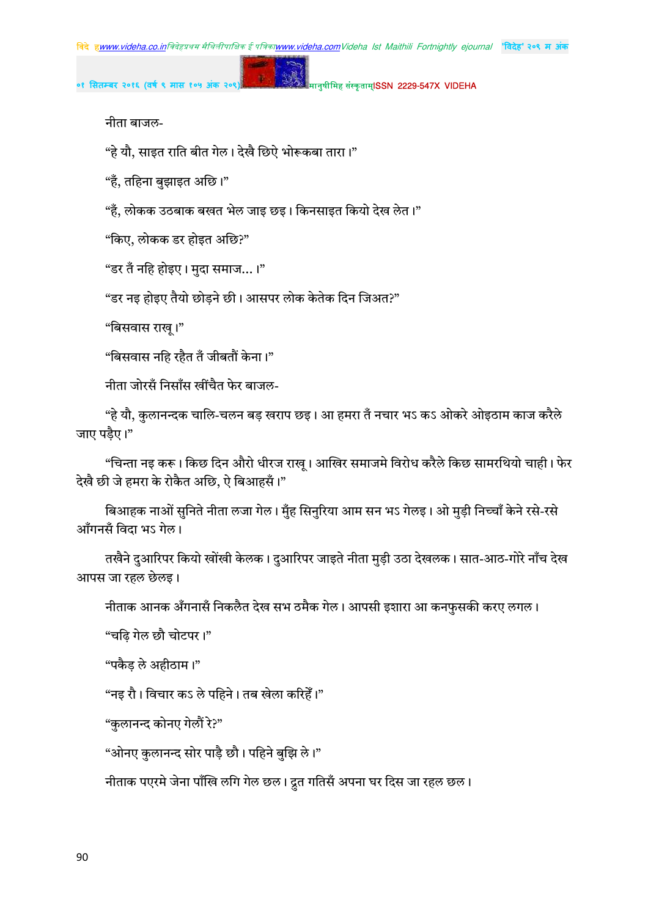नीता बाजल-

"हे यौ, साइत राति बीत गेल। देखै छिऐ भोरूकबा तारा।"

"हँ, तहिना बुझाइत अछि।"

"हँ, लोकक उठबाक बखत भेल जाइ छइ। किनसाइत कियो देख लेत।"

"किए, लोकक डर होइत अछि?"

"डर तँ नहि होइए। मुदा समाज...।"

"डर नइ होइए तैयो छोड़ने छी। आसपर लोक केतेक दिन जिअत?"

"बिसवास राखू।"

"बिसवास नहि रहैत तँ जीबतौं केना।"

नीता जोरसँ निसाँस खींचैत फेर बाजल-

"हे यौ, कुलानन्दक चालि-चलन बड़ खराप छइ। आ हमरा तँ नचार भऽ कऽ ओकरे ओइठाम काज करैले जाए पड़ैए।"

"चिन्ता नइ करू। किछ दिन औरो धीरज राखू। आखिर समाजमे विरोध करैले किछ सामरथियो चाही। फेर देखै छी जे हमरा के रोकैत अछि, ऐ बिआहसँ।"

बिआहक नाओं सुनिते नीता लजा गेल। मुँह सिनुरिया आम सन भऽ गेलइ। ओ मुड़ी निच्चाँ केने रसे-रसे आँगनसँ विदा भऽ गेल।

तखैने दुआरिपर कियो खोंखी केलक। दुआरिपर जाइते नीता मुड़ी उठा देखलक। सात-आठ-गोरे नाँच देख आपस जा रहल छेलइ।

नीताक आनक अँगनासँ निकलैत देख सभ ठमैक गेल। आपसी इशारा आ कनफुसकी करए लगल।

"चढ़ि गेल छौ चोटपर।"

"पकैड़ ले अहीठाम।"

"नइ रौ। विचार कऽ ले पहिने। तब खेला करिहें।"

"कुलानन्द कोनए गेलौं रे?"

"ओनए कुलानन्द सोर पाड़ै छौ। पहिने बुझि ले।"

नीताक पएरमे जेना पाँखि लगि गेल छल। द्रुत गतिसँ अपना घर दिस जा रहल छल।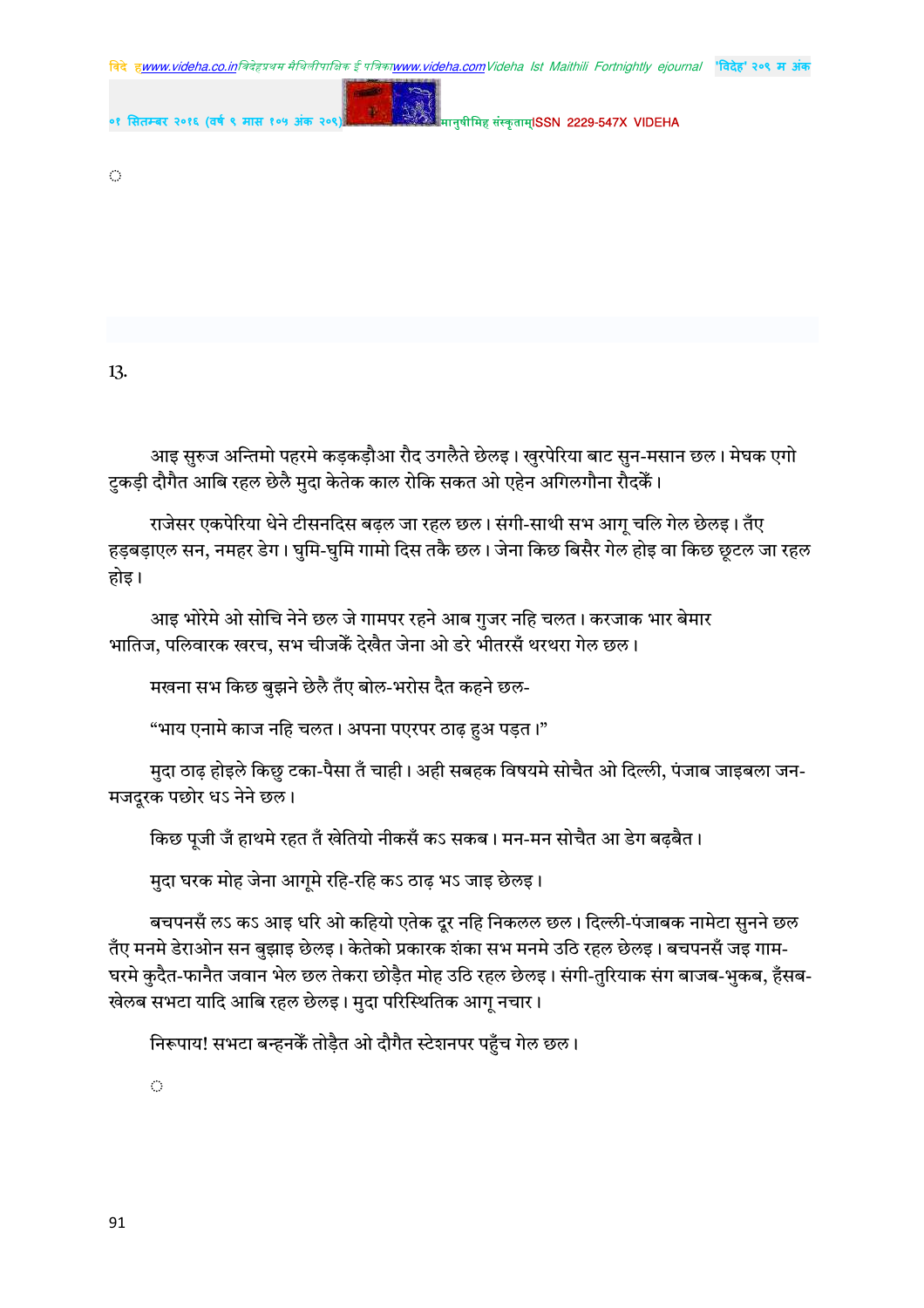◌

13.

आइ सुरुज अन्तिमो पहरमे कड़कड़ौआ रौद उगलैते छेलइ। खुरपेरिया बाट सुन-मसान छल। मेघक एगो टुकड़ी दौगैत आबि रहल छेलै मुदा केतेक काल रोकि सकत ओ एहेन अगिलगौना रौदकेँ।

राजेसर एकपेरिया धेने टीसनदिस बढ़ल जा रहल छल। संगी-साथी सभ आगू चलि गेल छेलइ। तँए हड़बड़ाएल सन, नमहर डेग। घुमि-घुमि गामो दिस तकै छल। जेना किछ बिसैर गेल होइ वा किछ छूटल जा रहल होइ।

आइ भोरेमे ओ सोचि नेने छल जे गामपर रहने आब गुजर नहि चलत। करजाक भार बेमार भातिज, पलिवारक खरच, सभ चीजकेँ देखैत जेना ओ डरे भीतरसँ थरथरा गेल छल।

मखना सभ किछ बुझने छेलै तँए बोल-भरोस दैत कहने छल-

"भाय एनामे काज नहि चलत। अपना पएरपर ठाढ़ हुअ पड़त।"

मुदा ठाढ़ होइले किछु टका-पैसा तँ चाही। अही सबहक विषयमे सोचैत ओ दिल्ली, पंजाब जाइबला जन-मजदूरक पछोर धऽ नेने छल।

किछ पूजी जँ हाथमे रहत तँ खेतियो नीकसँ कऽ सकब। मन-मन सोचैत आ डेग बढ़बैत।

मुदा घरक मोह जेना आगूमे रहि-रहि कऽ ठाढ़ भऽ जाइ छेलइ।

बचपनसँ लऽ कऽ आइ धरि ओ कहियो एतेक दूर नहि निकलल छल। दिल्ली-पंजाबक नामेटा सुनने छल तँए मनमे डेराओन सन बुझाइ छेलइ। केतेको प्रकारक शंका सभ मनमे उठि रहल छेलइ। बचपनसँ जइ गाम-घरमे कुदैत-फानैत जवान भेल छल तेकरा छोड़ैत मोह उठि रहल छेलइ। संगी-तुरियाक संग बाजब-भुकब, हँसब-खेलब सभटा यादि आबि रहल छेलइ। मुदा परिस्थितिक आगू नचार।

निरूपाय! सभटा बन्हनकेँ तोड़ैत ओ दौगैत स्टेशनपर पहुँच गेल छल।

◌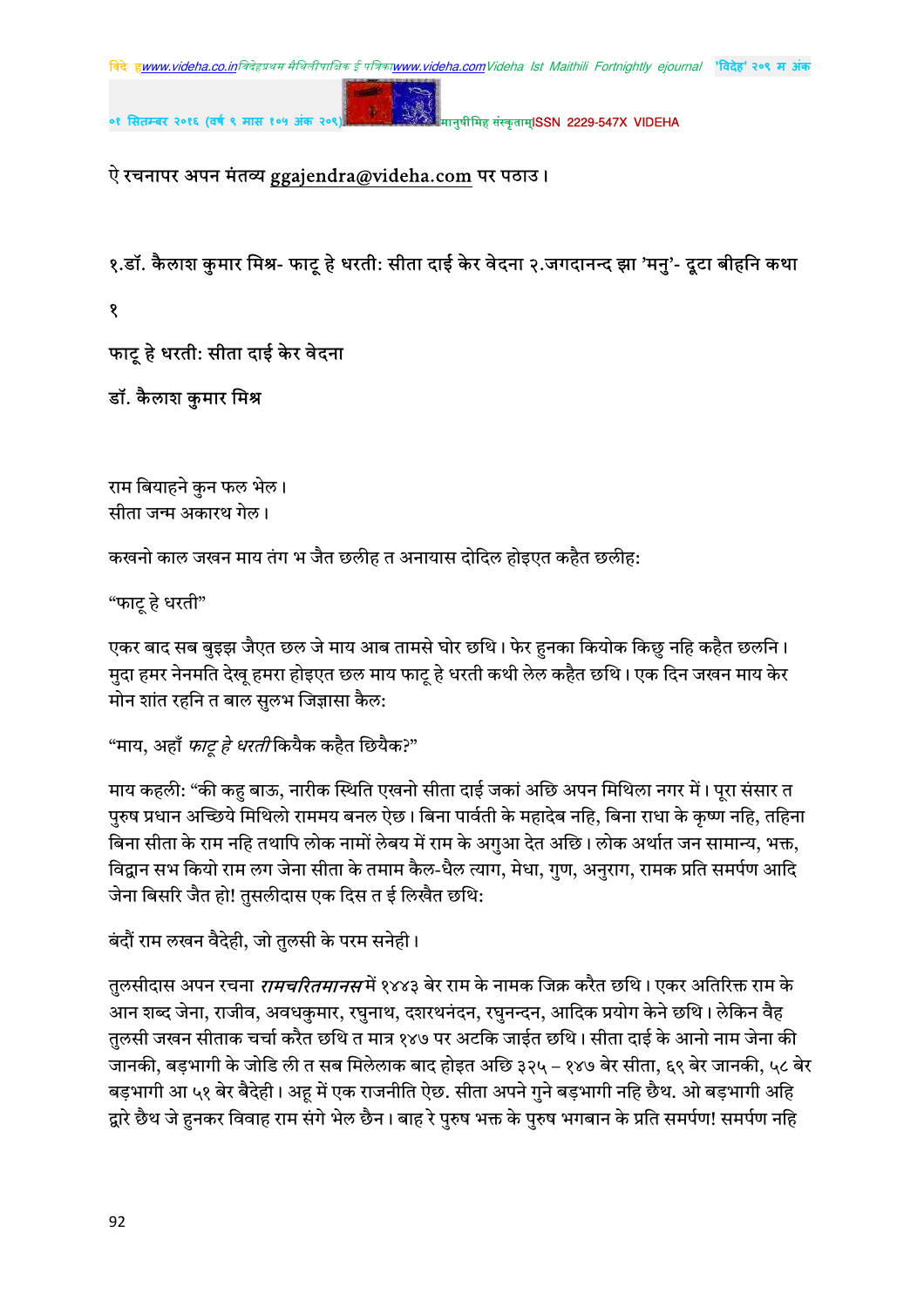ऐ रचनापर अपन मंतव्य ggajendra@videha.com पर पठाउ।

१.डॉ. कैलाश कुमार मिश्र- फाटू हे धरती: सीता दाई केर वेदना २.जगदानन्द झा 'मनु'- दूटा बीहनि कथा

१

## फाटू हे धरती: सीता दाई केर वेदना

डॉ. कैलाश कुमार मिश्र

राम बियाहने कुन फल भेल।
सीता जन्म अकारथ गेल।

कखनो काल जखन माय तंग भ जैत छलीह त अनायास दोदिल होइएत कहैत छलीह:

"फाटू हे धरती"

एकर बाद सब बुझ्झ जैएत छल जे माय आब तामसे घोर छथि। फेर हुनका कियोक किछु नहि कहैत छलनि। मुदा हमर नेनमति देखू हमरा होइएत छल माय फाटू हे धरती कथी लेल कहैत छथि। एक दिन जखन माय केर मोन शांत रहनि त बाल सुलभ जिज्ञासा कैल:

"माय, अहाँ *फाटू हे धरती* कियैक कहैत छियैक?"

माय कहली: "की कहु बाऊ, नारीक स्थिति एखनो सीता दाई जकां अछि अपन मिथिला नगर में। पूरा संसार त पुरुष प्रधान अछिये मिथिलो राममय बनल ऐछ। बिना पार्वती के महादेब नहि, बिना राधा के कृष्ण नहि, तहिना बिना सीता के राम नहि तथापि लोक नामों लेबय में राम के अगुआ देत अछि। लोक अर्थात जन सामान्य, भक्त, विद्वान सभ कियो राम लग जेना सीता के तमाम कैल-धैल त्याग, मेधा, गुण, अनुराग, रामक प्रति समर्पण आदि जेना बिसरि जैत हो! तुसलीदास एक दिस त ई लिखैत छथि:

बंदौं राम लखन वैदेही, जो तुलसी के परम सनेही।

तुलसीदास अपन रचना *रामचरितमानस* में १४४३ बेर राम के नामक जिक्र करैत छथि। एकर अतिरिक्त राम के आन शब्द जेना, राजीव, अवधकुमार, रघुनाथ, दशरथनंदन, रघुनन्दन, आदिक प्रयोग केने छथि। लेकिन वैह तुलसी जखन सीताक चर्चा करैत छथि त मात्र १४७ पर अटकि जाईत छथि। सीता दाई के आनो नाम जेना की जानकी, बड़भागी के जोडि ली त सब मिलेलाक बाद होइत अछि ३२५ – १४७ बेर सीता, ६९ बेर जानकी, ५८ बेर बड़भागी आ ५१ बेर बैदेही। अहू में एक राजनीति ऐछ. सीता अपने गुने बड़भागी नहि छैथ. ओ बड़भागी अहि द्वारे छैथ जे हुनकर विवाह राम संगे भेल छैन। बाह रे पुरुष भक्त के पुरुष भगबान के प्रति समर्पण! समर्पण नहि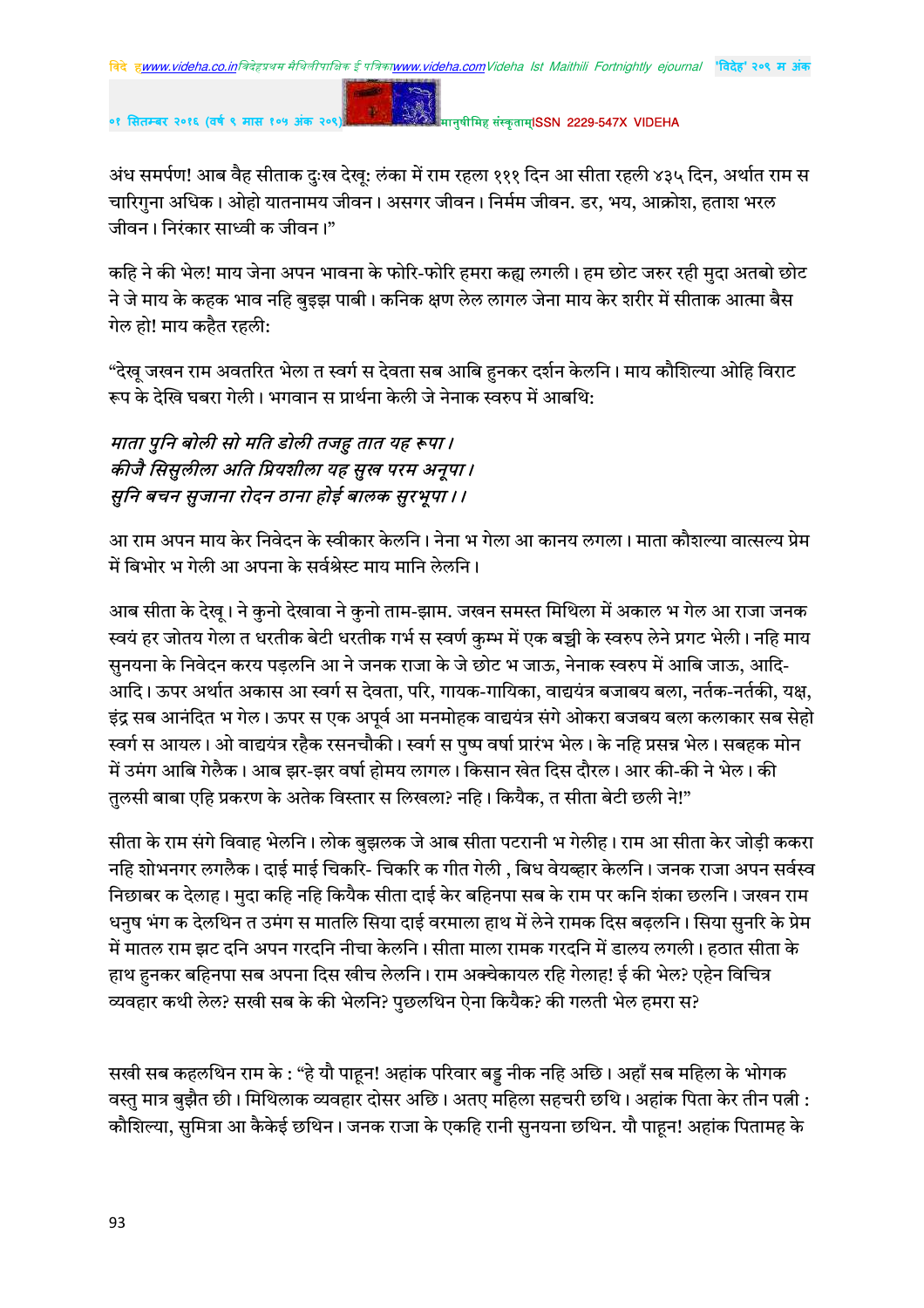अंध समर्पण! आब वैह सीताक दुःख देखू: लंका में राम रहला १११ दिन आ सीता रहली ४३५ दिन, अर्थात राम स चारिगुना अधिक। ओहो यातनामय जीवन। असगर जीवन। निर्मम जीवन. डर, भय, आक्रोश, हताश भरल जीवन। निरंकार साध्वी क जीवन।"

कहि ने की भेल! माय जेना अपन भावना के फोरि-फोरि हमरा कह्य लगली। हम छोट जरुर रही मुदा अतबो छोट ने जे माय के कहक भाव नहि बुझ्झ पाबी। कनिक क्षण लेल लागल जेना माय केर शरीर में सीताक आत्मा बैस गेल हो! माय कहैत रहली:

"देखू जखन राम अवतरित भेला त स्वर्ग स देवता सब आबि हुनकर दर्शन केलनि। माय कौशिल्या ओहि विराट रूप के देखि घबरा गेली। भगवान स प्रार्थना केली जे नेनाक स्वरुप में आबथि:

*माता पुनि बोली सो मति डोली तजहु तात यह रूपा।*
*कीजै सिसुलीला अति प्रियशीला यह सुख परम अनूपा।*
*सुनि बचन सुजाना रोदन ठाना होई बालक सुरभूपा।।*

आ राम अपन माय केर निवेदन के स्वीकार केलनि। नेना भ गेला आ कानय लगला। माता कौशल्या वात्सल्य प्रेम में बिभोर भ गेली आ अपना के सर्वश्रेस्ट माय मानि लेलनि।

आब सीता के देखू। ने कुनो देखावा ने कुनो ताम-झाम. जखन समस्त मिथिला में अकाल भ गेल आ राजा जनक स्वयं हर जोतय गेला त धरतीक बेटी धरतीक गर्भ स स्वर्ण कुम्भ में एक बच्ची के स्वरुप लेने प्रगट भेली। नहि माय सुनयना के निवेदन करय पड़लनि आ ने जनक राजा के जे छोट भ जाऊ, नेनाक स्वरुप में आबि जाऊ, आदि-आदि। ऊपर अर्थात अकास आ स्वर्ग स देवता, परि, गायक-गायिका, वाद्ययंत्र बजाबय बला, नर्तक-नर्तकी, यक्ष, इंद्र सब आनंदित भ गेल। ऊपर स एक अपूर्व आ मनमोहक वाद्ययंत्र संगे ओकरा बजबय बला कलाकार सब सेहो स्वर्ग स आयल। ओ वाद्ययंत्र रहैक रसनचौकी। स्वर्ग स पुष्प वर्षा प्रारंभ भेल। के नहि प्रसन्न भेल। सबहक मोन में उमंग आबि गेलैक। आब झर-झर वर्षा होमय लागल। किसान खेत दिस दौरल। आर की-की ने भेल। की तुलसी बाबा एहि प्रकरण के अतेक विस्तार स लिखला? नहि। कियैक, त सीता बेटी छली ने!"

सीता के राम संगे विवाह भेलनि। लोक बुझलक जे आब सीता पटरानी भ गेलीह। राम आ सीता केर जोड़ी ककरा नहि शोभनगर लगलैक। दाई माई चिकरि- चिकरि क गीत गेली , बिध वेयब्हार केलनि। जनक राजा अपन सर्वस्व निछाबर क देलाह। मुदा कहि नहि कियैक सीता दाई केर बहिनपा सब के राम पर कनि शंका छलनि। जखन राम धनुष भंग क देलथिन त उमंग स मातलि सिया दाई वरमाला हाथ में लेने रामक दिस बढ़लनि। सिया सुनरि के प्रेम में मातल राम झट दनि अपन गरदनि नीचा केलनि। सीता माला रामक गरदनि में डालय लगली। हठात सीता के हाथ हुनकर बहिनपा सब अपना दिस खीच लेलनि। राम अक्चेकायल रहि गेलाह! ई की भेल? एहेन विचित्र व्यवहार कथी लेल? सखी सब के की भेलनि? पुछलथिन ऐना कियैक? की गलती भेल हमरा स?

सखी सब कहलथिन राम के : "हे यौ पाहून! अहांक परिवार बड्ड नीक नहि अछि। अहाँ सब महिला के भोगक वस्तु मात्र बुझैत छी। मिथिलाक व्यवहार दोसर अछि। अतए महिला सहचरी छथि। अहांक पिता केर तीन पत्नी : कौशिल्या, सुमित्रा आ कैकेई छथिन। जनक राजा के एकहि रानी सुनयना छथिन. यौ पाहून! अहांक पितामह के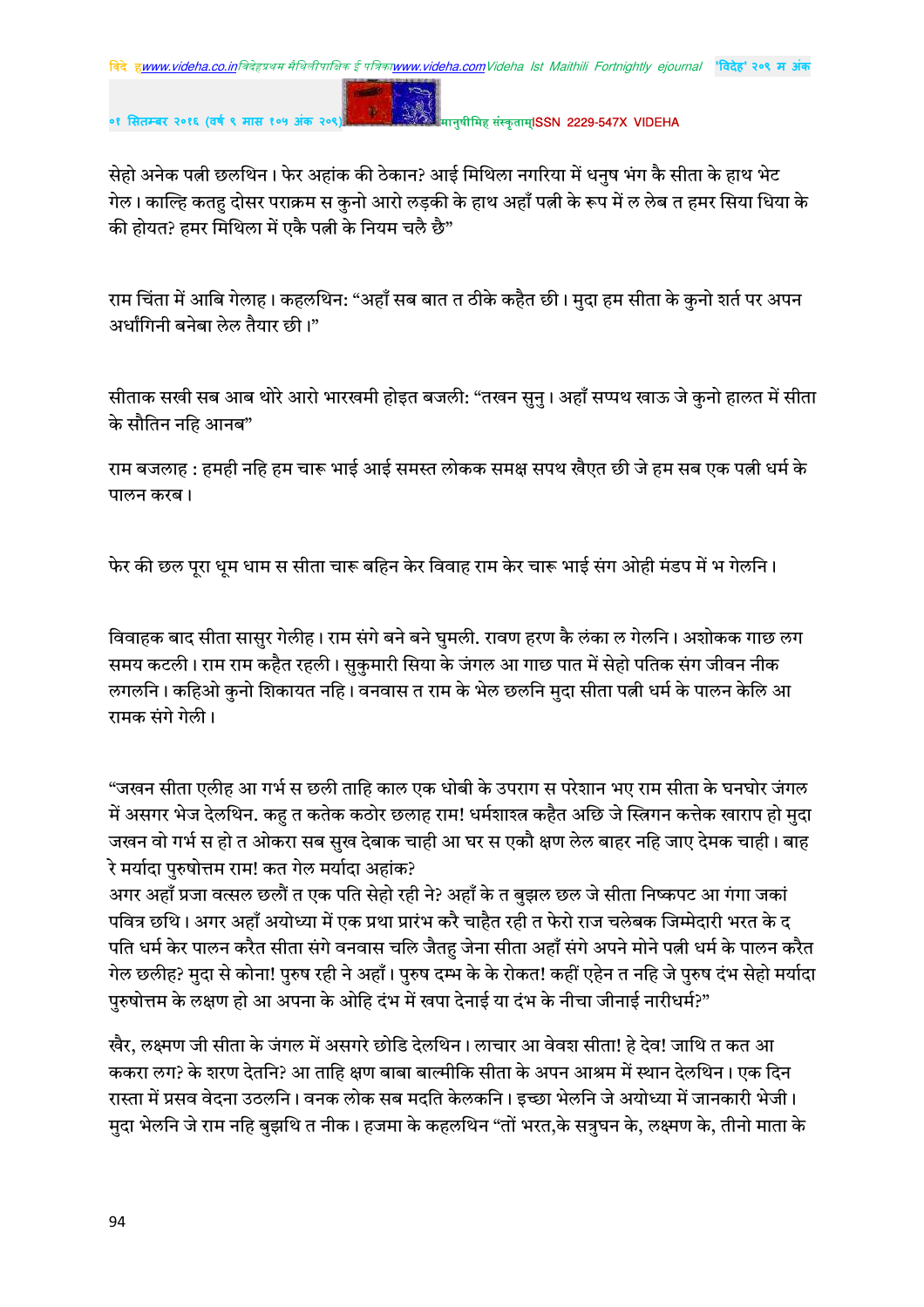सेहो अनेक पत्नी छलथिन। फेर अहांक की ठेकान? आई मिथिला नगरिया में धनुष भंग कै सीता के हाथ भेट गेल। काल्हि कतहु दोसर पराक्रम स कुनो आरो लड़की के हाथ अहाँ पत्नी के रूप में ल लेब त हमर सिया धिया के की होयत? हमर मिथिला में एकै पत्नी के नियम चलै छै"

राम चिंता में आबि गेलाह। कहलथिन: "अहाँ सब बात त ठीके कहैत छी। मुदा हम सीता के कुनो शर्त पर अपन अर्धांगिनी बनेबा लेल तैयार छी।"

सीताक सखी सब आब थोरे आरो भारखमी होइत बजली: "तखन सुनु। अहाँ सप्पथ खाऊ जे कुनो हालत में सीता के सौतिन नहि आनब"

राम बजलाह : हमही नहि हम चारू भाई आई समस्त लोकक समक्ष सपथ खैएत छी जे हम सब एक पत्नी धर्म के पालन करब।

फेर की छल पूरा धूम धाम स सीता चारू बहिन केर विवाह राम केर चारू भाई संग ओही मंडप में भ गेलनि।

विवाहक बाद सीता सासुर गेलीह। राम संगे बने बने घुमली. रावण हरण कै लंका ल गेलनि। अशोकक गाछ लग समय कटली। राम राम कहैत रहली। सुकुमारी सिया के जंगल आ गाछ पात में सेहो पतिक संग जीवन नीक लगलनि। कहिओ कुनो शिकायत नहि। वनवास त राम के भेल छलनि मुदा सीता पत्नी धर्म के पालन केलि आ रामक संगे गेली।

"जखन सीता एलीह आ गर्भ स छली ताहि काल एक धोबी के उपराग स परेशान भए राम सीता के घनघोर जंगल में असगर भेज देलथिन. कहु त कतेक कठोर छलाह राम! धर्मशास्त्र कहैत अछि जे स्त्रिगन कत्तेक खाराप हो मुदा जखन वो गर्भ स हो त ओकरा सब सुख देबाक चाही आ घर स एकौ क्षण लेल बाहर नहि जाए देमक चाही। बाह रे मर्यादा पुरुषोत्तम राम! कत गेल मर्यादा अहांक?
अगर अहाँ प्रजा वत्सल छलौं त एक पति सेहो रही ने? अहाँ के त बुझल छल जे सीता निष्कपट आ गंगा जकां पवित्र छथि। अगर अहाँ अयोध्या में एक प्रथा प्रारंभ करै चाहैत रही त फेरो राज चलेबक जिम्मेदारी भरत के द पति धर्म केर पालन करैत सीता संगे वनवास चलि जैतहु जेना सीता अहाँ संगे अपने मोने पत्नी धर्म के पालन करैत गेल छलीह? मुदा से कोना! पुरुष रही ने अहाँ। पुरुष दम्भ के के रोकत! कहीं एहेन त नहि जे पुरुष दंभ सेहो मर्यादा पुरुषोत्तम के लक्षण हो आ अपना के ओहि दंभ में खपा देनाई या दंभ के नीचा जीनाई नारीधर्म?"

खैर, लक्ष्मण जी सीता के जंगल में असगरे छोडि देलथिन। लाचार आ वेवश सीता! हे देव! जाथि त कत आ ककरा लग? के शरण देतनि? आ ताहि क्षण बाबा बाल्मीकि सीता के अपन आश्रम में स्थान देलथिन। एक दिन रास्ता में प्रसव वेदना उठलनि। वनक लोक सब मदति केलकनि। इच्छा भेलनि जे अयोध्या में जानकारी भेजी। मुदा भेलनि जे राम नहि बुझथि त नीक। हजमा के कहलथिन "तों भरत,के सत्रुघन के, लक्ष्मण के, तीनो माता के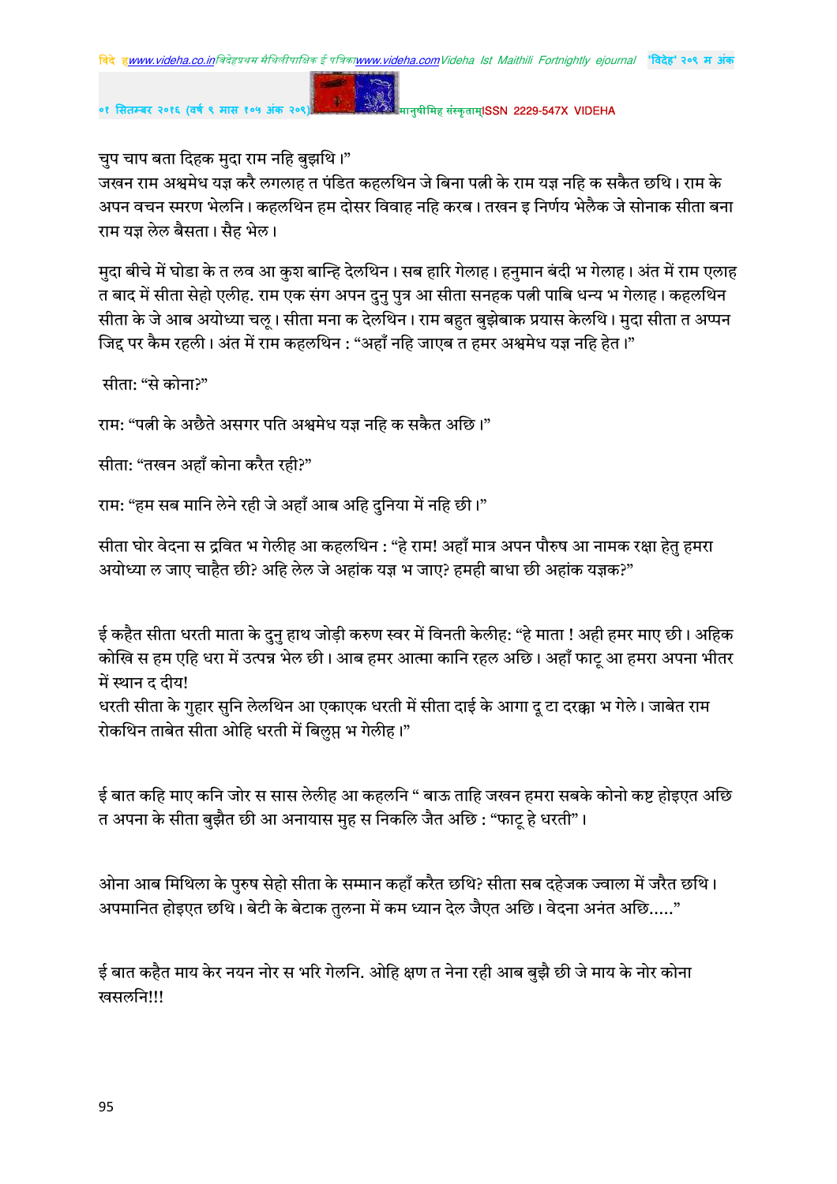चुप चाप बता दिहक मुदा राम नहि बुझथि।"

जखन राम अश्वमेध यज्ञ करै लगलाह त पंडित कहलथिन जे बिना पत्नी के राम यज्ञ नहि क सकैत छथि। राम के अपन वचन स्मरण भेलनि। कहलथिन हम दोसर विवाह नहि करब। तखन इ निर्णय भेलैक जे सोनाक सीता बना राम यज्ञ लेल बैसता। सैह भेल।

मुदा बीचे में घोडा के त लव आ कुश बान्हि देलथिन। सब हारि गेलाह। हनुमान बंदी भ गेलाह। अंत में राम एलाह त बाद में सीता सेहो एलीह. राम एक संग अपन दुनु पुत्र आ सीता सनहक पत्नी पाबि धन्य भ गेलाह। कहलथिन सीता के जे आब अयोध्या चलू। सीता मना क देलथिन। राम बहुत बुझेबाक प्रयास केलथि। मुदा सीता त अप्पन जिद्द पर कैम रहली। अंत में राम कहलथिन : "अहाँ नहि जाएब त हमर अश्वमेध यज्ञ नहि हेत।"

सीता: "से कोना?"

राम: "पत्नी के अछैते असगर पति अश्वमेध यज्ञ नहि क सकैत अछि।"

सीता: "तखन अहाँ कोना करैत रही?"

राम: "हम सब मानि लेने रही जे अहाँ आब अहि दुनिया में नहि छी।"

सीता घोर वेदना स द्रवित भ गेलीह आ कहलथिन : "हे राम! अहाँ मात्र अपन पौरुष आ नामक रक्षा हेतु हमरा अयोध्या ल जाए चाहैत छी? अहि लेल जे अहांक यज्ञ भ जाए? हमही बाधा छी अहांक यज्ञक?"

ई कहैत सीता धरती माता के दुनु हाथ जोड़ी करुण स्वर में विनती केलीह: "हे माता ! अही हमर माए छी। अहिक कोखि स हम एहि धरा में उत्पन्न भेल छी। आब हमर आत्मा कानि रहल अछि। अहाँ फाटू आ हमरा अपना भीतर में स्थान द दीय!

धरती सीता के गुहार सुनि लेलथिन आ एकाएक धरती में सीता दाई के आगा दू टा दरक्का भ गेले। जाबेत राम रोकथिन ताबेत सीता ओहि धरती में बिलुप्त भ गेलीह।"

ई बात कहि माए कनि जोर स सास लेलीह आ कहलनि " बाऊ ताहि जखन हमरा सबके कोनो कष्ट होइएत अछि त अपना के सीता बुझैत छी आ अनायास मुह स निकलि जैत अछि : "फाटू हे धरती"।

ओना आब मिथिला के पुरुष सेहो सीता के सम्मान कहाँ करैत छथि? सीता सब दहेजक ज्वाला में जरैत छथि। अपमानित होइएत छथि। बेटी के बेटाक तुलना में कम ध्यान देल जैएत अछि। वेदना अनंत अछि....."

ई बात कहैत माय केर नयन नोर स भरि गेलनि. ओहि क्षण त नेना रही आब बुझै छी जे माय के नोर कोना खसलनि!!!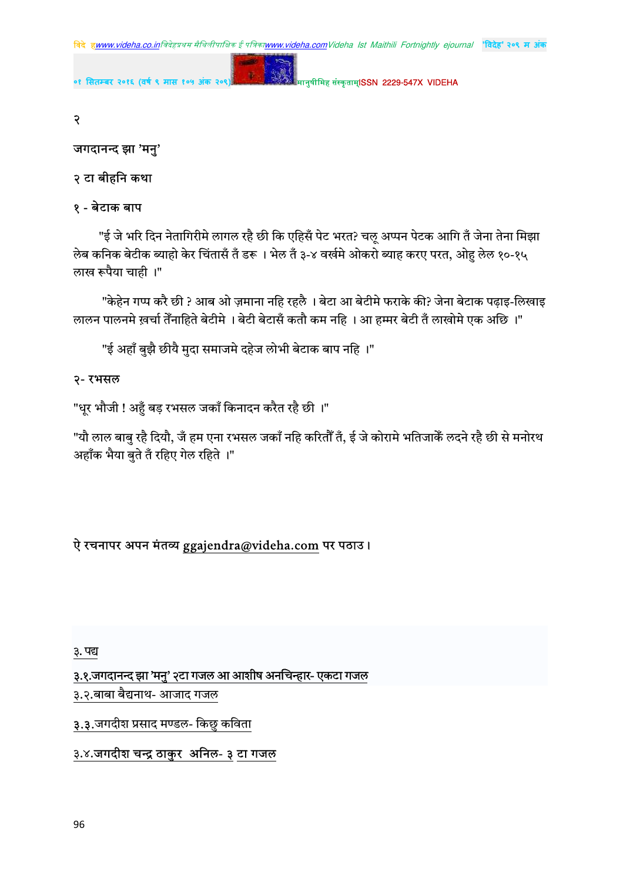२

जगदानन्द झा 'मनु'

२ टा बीहनि कथा

१ - बेटाक बाप

"ई जे भरि दिन नेतागिरीमे लागल रहै छी कि एहिसँ पेट भरत? चलू अप्पन पेटक आगि तँ जेना तेना मिझा लेब कनिक बेटीक ब्याहो केर चिंतासँ तँ डरू । भेल तँ ३-४ वर्खमे ओकरो ब्याह करए परत, ओहु लेल १०-१५ लाख रूपैया चाही ।"

"केहेन गप्प करै छी ? आब ओ ज़माना नहि रहलै । बेटा आ बेटीमे फराके की? जेना बेटाक पढ़ाइ-लिखाइ लालन पालनमे ख़र्चा तेँनाहिते बेटीमे । बेटी बेटासँ कतौ कम नहि । आ हम्मर बेटी तँ लाखोमे एक अछि ।"

"ई अहाँ बुझै छीयै मुदा समाजमे दहेज लोभी बेटाक बाप नहि ।"

२- रभसल

"धूर भौजी ! अहूँ बड़ रभसल जकाँ किनादन करैत रहै छी ।"

"यौ लाल बाबु रहै दियौ, जँ हम एना रभसल जकाँ नहि करितौँ तँ, ई जे कोरामे भतिजाकेँ लदने रहै छी से मनोरथ अहाँक भैया बुते तँ रहिए गेल रहिते ।"

ऐ रचनापर अपन मंतव्य ggajendra@videha.com पर पठाउ।

३. पद्य

३.१.जगदानन्द झा 'मनु' २टा गजल आ आशीष अनचिन्हार- एकटा गजल

३.२.बाबा बैद्यनाथ- आजाद गजल

३.३.जगदीश प्रसाद मण्डल- किछु कविता

३.४.जगदीश चन्द्र ठाकुर अनिल- ३ टा गजल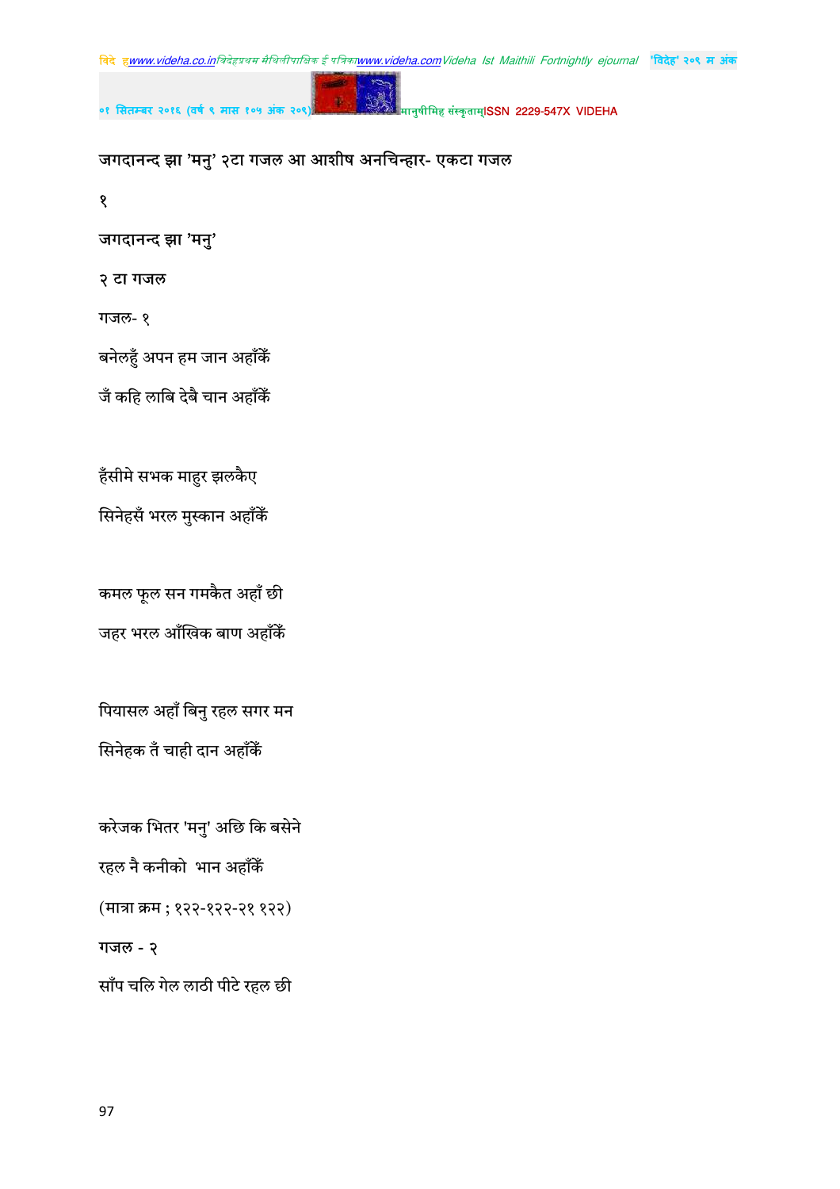जगदानन्द झा 'मनु' २टा गजल आ आशीष अनचिन्हार- एकटा गजल

१

जगदानन्द झा 'मनु'

२ टा गजल

गजल- १

बनेलहुँ अपन हम जान अहाँकेँ

जँ कहि लाबि देबै चान अहाँकेँ

हँसीमे सभक माहुर झलकैए

सिनेहसँ भरल मुस्कान अहाँकेँ

कमल फूल सन गमकैत अहाँ छी

जहर भरल आँखिक बाण अहाँकेँ

पियासल अहाँ बिनु रहल सगर मन

सिनेहक तँ चाही दान अहाँकेँ

करेजक भितर 'मनु' अछि कि बसेने

रहल नै कनीको भान अहाँकेँ

(मात्रा क्रम ; १२२-१२२-२१ १२२)

गजल - २

साँप चलि गेल लाठी पीटै रहल छी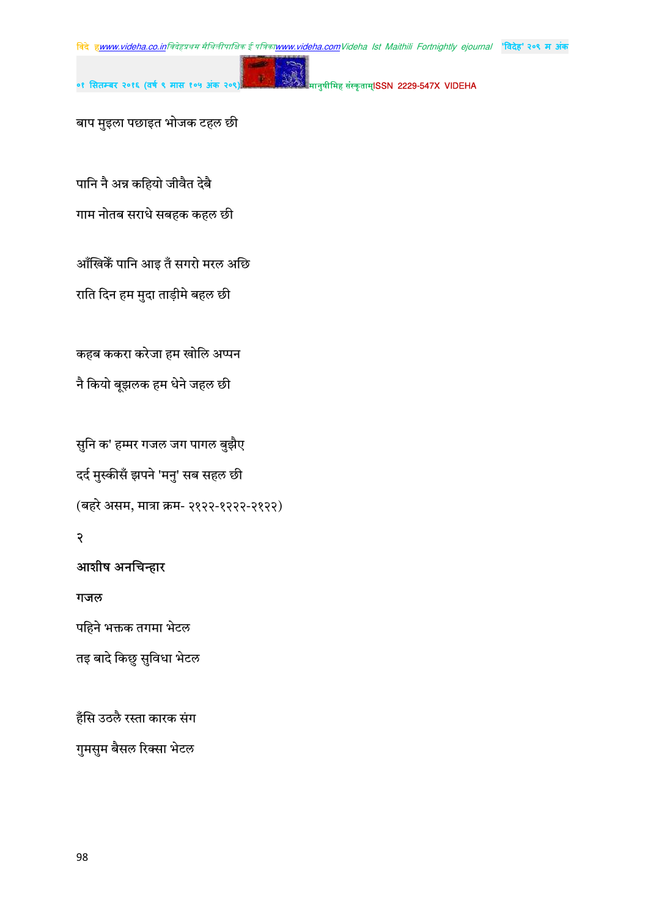बाप मुइला पछाइत भोजक टहल छी

पानि नै अन्न कहियो जीवैत देबै

गाम नोतब सराधे सबहक कहल छी

आँखिकेँ पानि आइ तँ सगरो मरल अछि

राति दिन हम मुदा ताड़ीमे बहल छी

कहब ककरा करेजा हम खोलि अप्पन

नै कियो बूझलक हम धेने जहल छी

सुनि क' हम्मर गजल जग पागल बुझैए

दर्द मुस्कीसँ झपने 'मनु' सब सहल छी

(बहरे असम, मात्रा क्रम- २१२२-१२२२-२१२२)

२

**आशीष अनचिन्हार**

**गजल**

पहिने भक्तक तगमा भेटल

तइ बादे किछु सुविधा भेटल

हँसि उठलै रस्ता कारक संग

गुमसुम बैसल रिक्सा भेटल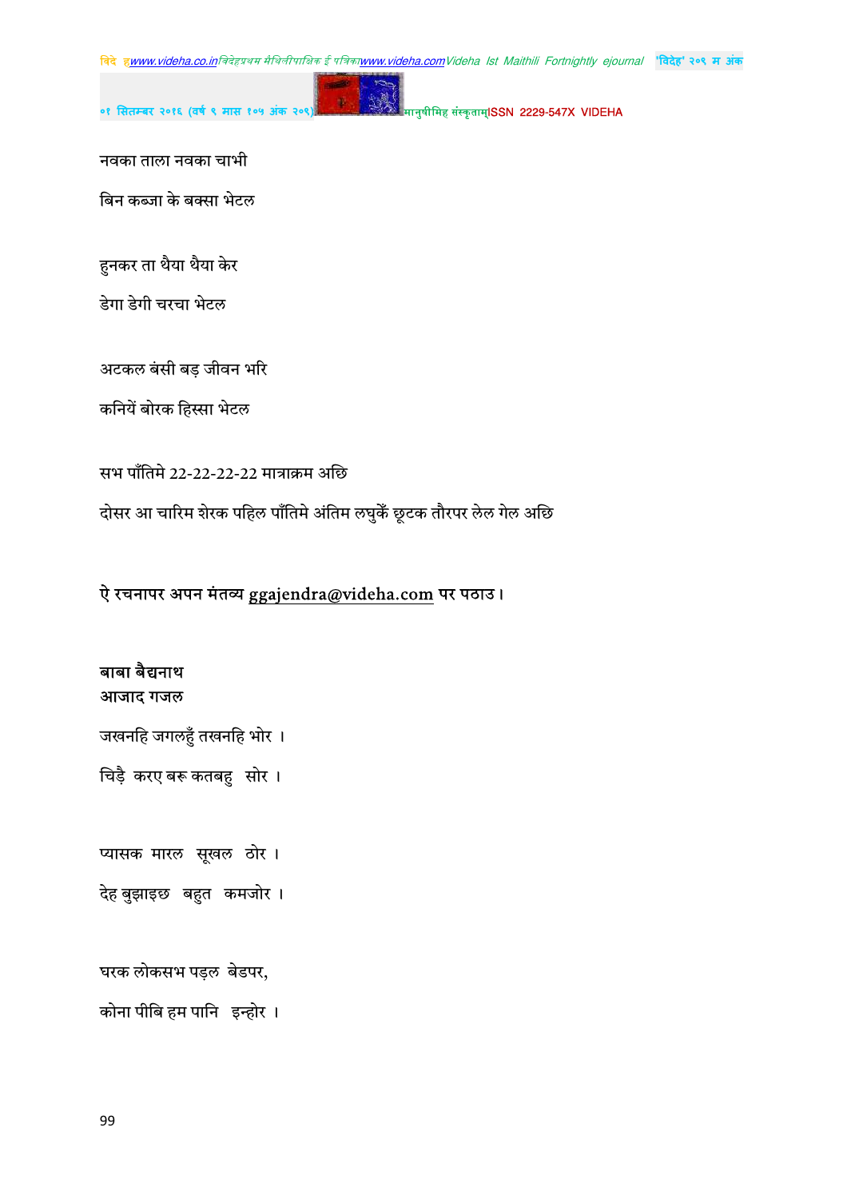नवका ताला नवका चाभी

बिन कब्जा के बक्सा भेटल

हुनकर ता थैया थैया केर

डेगा डेगी चरचा भेटल

अटकल बंसी बड़ जीवन भरि

कनियें बोरक हिस्सा भेटल

सभ पाँतिमे 22-22-22-22 मात्राक्रम अछि

दोसर आ चारिम शेरक पहिल पाँतिमे अंतिम लघुकेँ छूटक तौरपर लेल गेल अछि

ऐ रचनापर अपन मंतव्य ggajendra@videha.com पर पठाउ।

**बाबा बैद्यनाथ**
**आजाद गजल**

जखनहि जगलहुँ तखनहि भोर ।

चिड़ै करए बरू कतबहु सोर ।

प्यासक मारल सूखल ठोर ।

देह बुझाइछ बहुत कमजोर ।

घरक लोकसभ पड़ल बेडपर,

कोना पीबि हम पानि इन्होर ।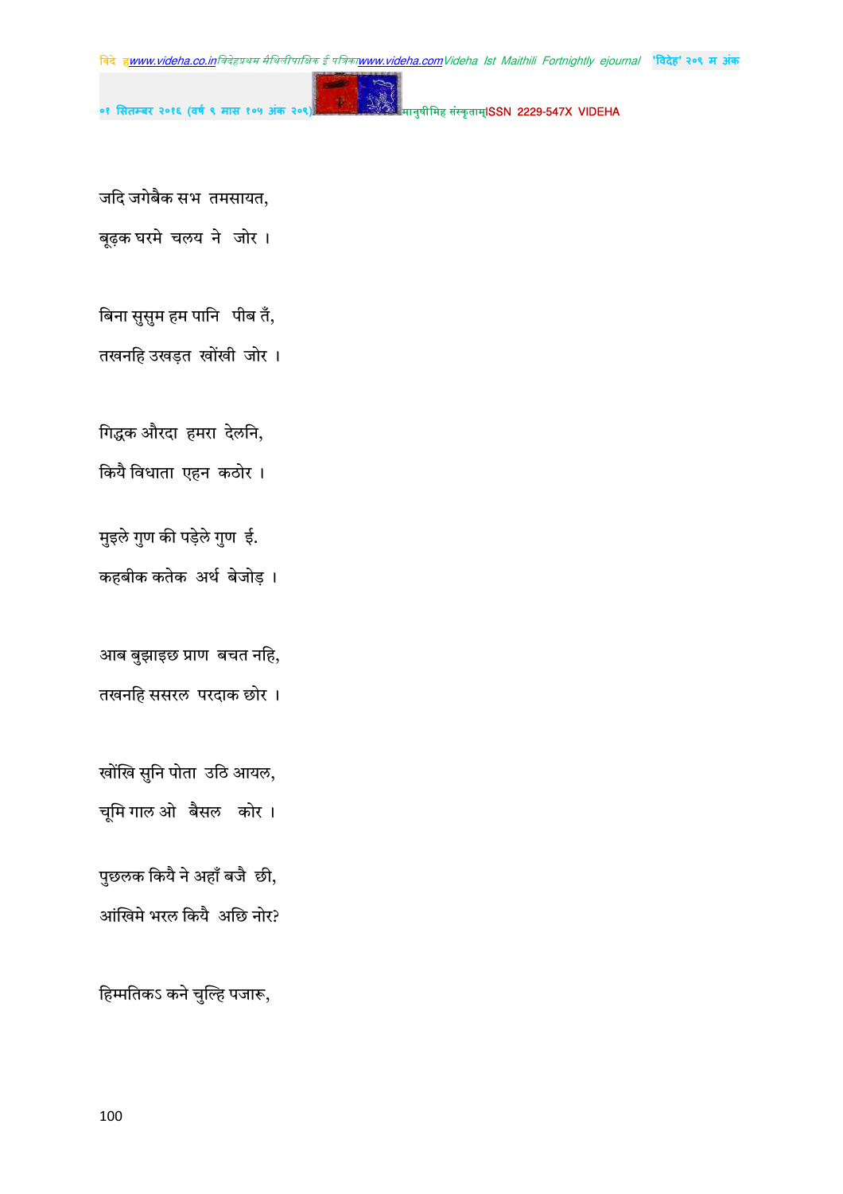जदि जगेबैक सभ तमसायत,

बूढ़क घरमे चलय ने जोर ।

बिना सुसुम हम पानि पीब तँ,

तखनहि उखड़त खोंखी जोर ।

गिद्धक औरदा हमरा देलनि,

कियै विधाता एहन कठोर ।

मुइले गुण की पड़ेले गुण ई.

कहबीक कतेक अर्थ बेजोड़ ।

आब बुझाइछ प्राण बचत नहि,

तखनहि ससरल परदाक छोर ।

खोंखि सुनि पोता उठि आयल,

चूमि गाल ओ बैसल कोर ।

पुछलक कियै ने अहाँ बजै छी,

आंखिमे भरल कियै अछि नोर?

हिम्मतिकऽ कने चुल्हि पजारू,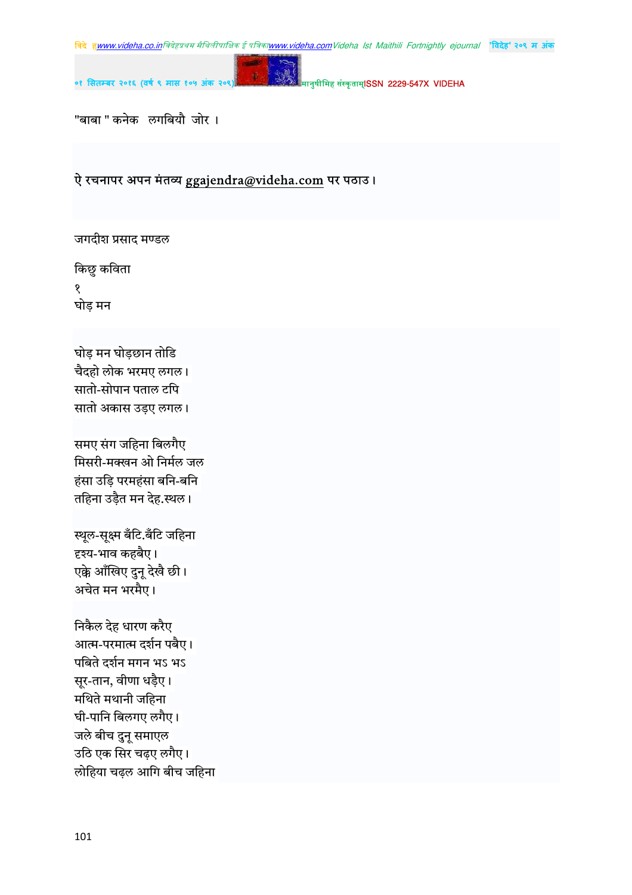"बाबा " कनेक  लगबियौ  जोर ।

ऐ रचनापर अपन मंतव्य ggajendra@videha.com पर पठाउ।

जगदीश प्रसाद मण्डल

किछु कविता

१

घोड़ मन

घोड़ मन घोड़छान तोडि
चैदहो लोक भरमए लगल।
सातो-सोपान पताल टपि
सातो अकास उड़ए लगल।

समए संग जहिना बिलगैए
मिसरी-मक्खन ओ निर्मल जल
हंसा उड़ि परमहंसा बनि-बनि
तहिना उड़ैत मन देह.स्थल।

स्थूल-सूक्ष्म बँटि.बँटि जहिना
द्दश्य-भाव कहबैए।
एक्के आँखिए दुनू देखै छी।
अचेत मन भरमैए।

निकैल देह धारण करैए
आत्म-परमात्म दर्शन पबैए।
पबिते दर्शन मगन भऽ भऽ
सूर-तान, वीणा धड़ैए।
मथिते मथानी जहिना
घी-पानि बिलगए लगैए।
जले बीच दुनू समाएल
उठि एक सिर चढ़ए लगैए।
लोहिया चढ़ल आगि बीच जहिना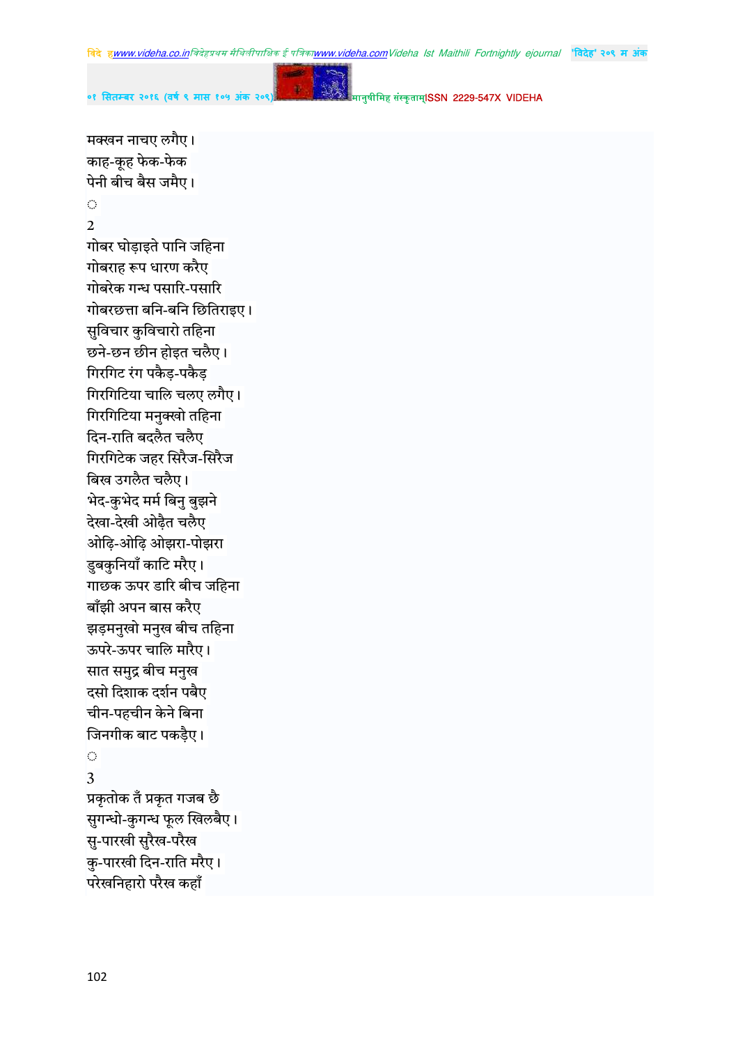मक्खन नाचए लगैए।  
काह-कूह फेक-फेक  
पेनी बीच बैस जमैए।

ꣳ

2

गोबर घोड़ाइते पानि जहिना  
गोबराह रूप धारण करैए  
गोबरेक गन्ध पसारि-पसारि  
गोबरछत्ता बनि-बनि छितिराइए।  
सुविचार कुविचारो तहिना  
छने-छन छीन होइत चलैए।  
गिरगिट रंग पकैड़-पकैड़  
गिरगिटिया चालि चलए लगैए।  
गिरगिटिया मनुक्खो तहिना  
दिन-राति बदलैत चलैए  
गिरगिटेक जहर सिरैज-सिरैज  
बिख उगलैत चलैए।  
भेद-कुभेद मर्म बिनु बुझने  
देखा-देखी ओढ़ैत चलैए  
ओढ़ि-ओढ़ि ओझरा-पोझरा  
डुबकुनियाँ काटि मरैए।  
गाछक ऊपर डारि बीच जहिना  
बाँझी अपन बास करैए  
झड़मनुखो मनुख बीच तहिना  
ऊपरे-ऊपर चालि मारैए।  
सात समुद्र बीच मनुख  
दसो दिशाक दर्शन पबैए  
चीन-पहचीन केने बिना  
जिनगीक बाट पकड़ैए।

ꣳ

3

प्रकृतोक तँ प्रकृत गजब छै  
सुगन्धो-कुगन्ध फूल खिलबैए।  
सु-पारखी सुरैख-परैख  
कु-पारखी दिन-राति मरैए।  
परेखनिहारो परैख कहाँ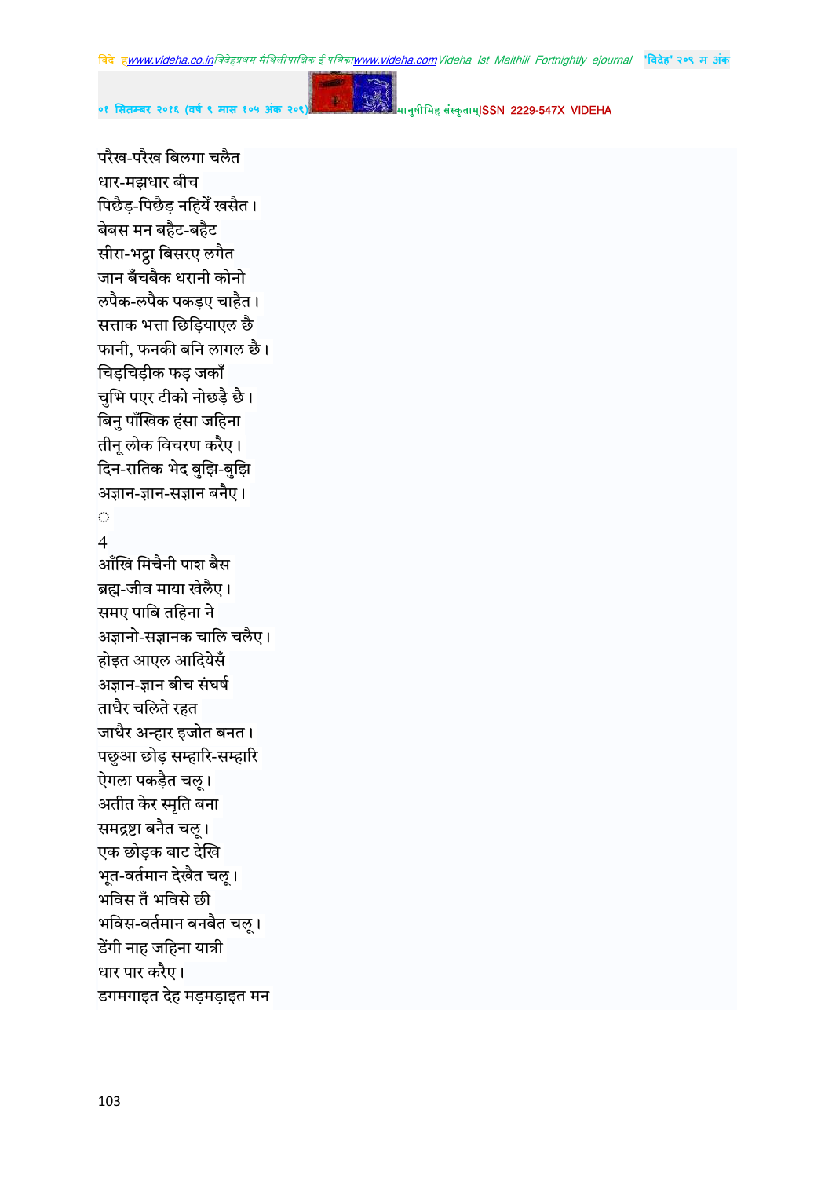परैख-परैख बिलगा चलैत
धार-मझधार बीच
पिछैड़-पिछैड़ नहियेँ खसैत।
बेबस मन बहैट-बहैट
सीरा-भट्ठा बिसरए लगैत
जान बँचबैक धरानी कोनो
लपैक-लपैक पकड़ए चाहैत।
सत्ताक भत्ता छिड़ियाएल छै
फानी, फनकी बनि लागल छै।
चिड़चिड़ीक फड़ जकाँ
चुभि पएर टीको नोछड़ै छै।
बिनु पाँखिक हंसा जहिना
तीनू लोक विचरण करैए।
दिन-रातिक भेद बुझि-बुझि
अज्ञान-ज्ञान-सज्ञान बनैए।
◌

4
आँखि मिचैनी पाश बैस
ब्रह्म-जीव माया खेलैए।
समए पाबि तहिना ने
अज्ञानो-सज्ञानक चालि चलैए।
होइत आएल आदियेसँ
अज्ञान-ज्ञान बीच संघर्ष
ताधैर चलिते रहत
जाधैर अन्हार इजोत बनत।
पछुआ छोड़ सम्हारि-सम्हारि
ऐगला पकड़ैत चलू।
अतीत केर स्मृति बना
समद्रष्टा बनैत चलू।
एक छोड़क बाट देखि
भूत-वर्तमान देखैत चलू।
भविस तँ भविसे छी
भविस-वर्तमान बनबैत चलू।
डेंगी नाह जहिना यात्री
धार पार करैए।
डगमगाइत देह मड़मड़ाइत मन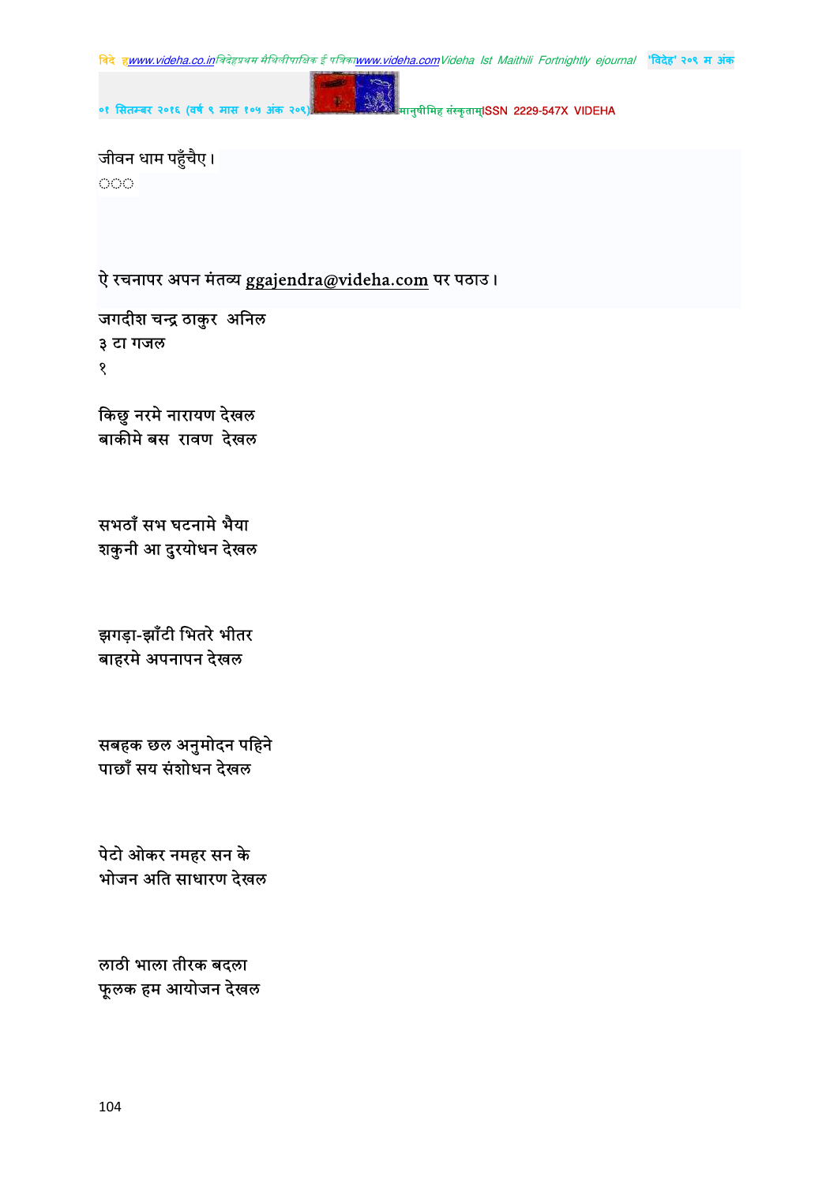जीवन धाम पहुँचैए।

०००

ऐ रचनापर अपन मंतव्य ggajendra@videha.com पर पठाउ।

जगदीश चन्द्र ठाकुर अनिल

३ टा गजल

१

किछु नरमे नारायण देखल  
बाकीमे बस रावण देखल

सभठाँ सभ घटनामे भैया  
शकुनी आ दुरयोधन देखल

झगड़ा-झाँटी भितरे भीतर  
बाहरमे अपनापन देखल

सबहक छल अनुमोदन पहिने  
पाछाँ सय संशोधन देखल

पेटो ओकर नमहर सन के  
भोजन अति साधारण देखल

लाठी भाला तीरक बदला  
फूलक हम आयोजन देखल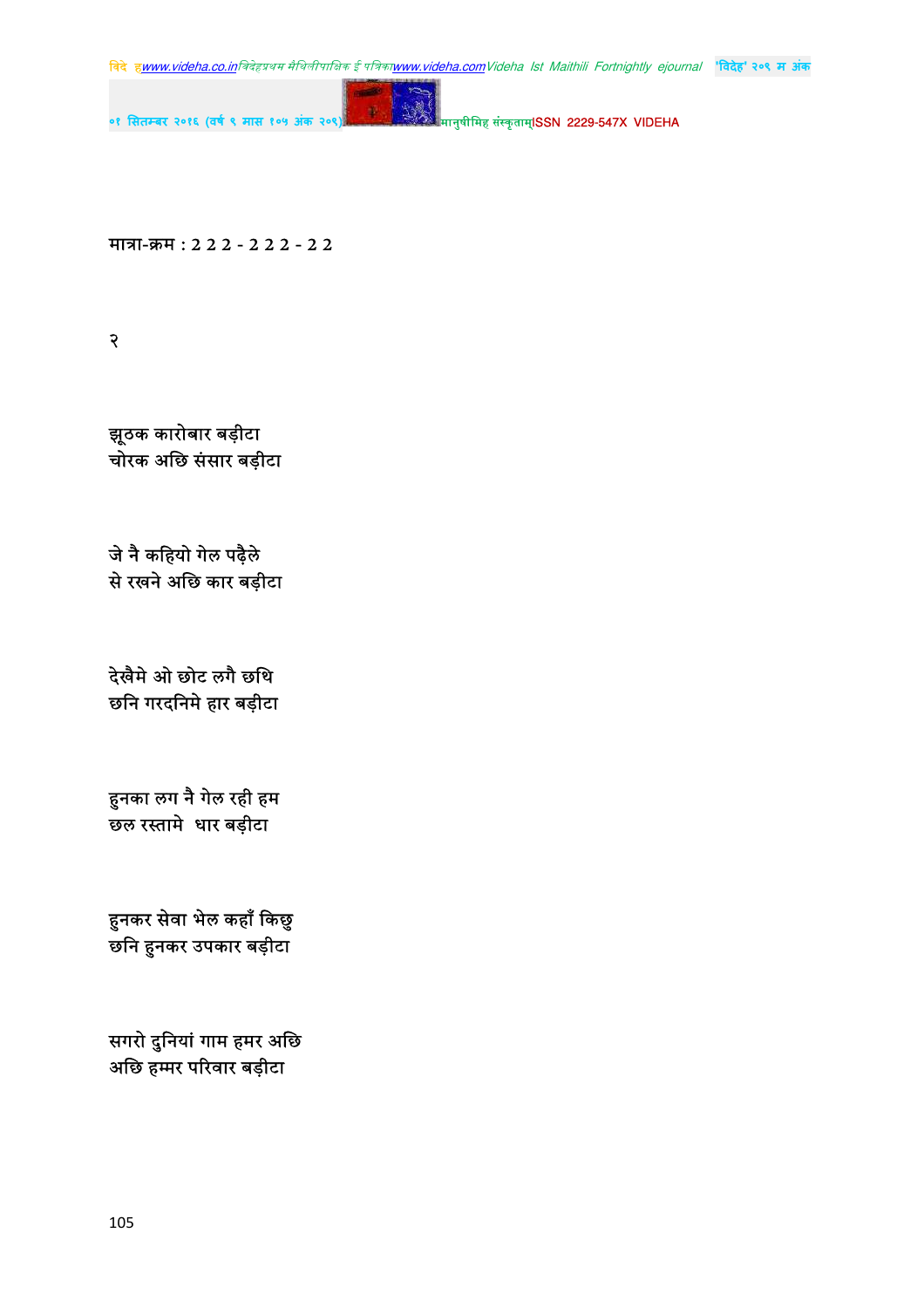मात्रा-क्रम : 2 2 2 - 2 2 2 - 2 2

२

झूठक कारोबार बड़ीटा
चोरक अछि संसार बड़ीटा

जे नै कहियो गेल पढ़ैले
से रखने अछि कार बड़ीटा

देखैमे ओ छोट लगै छथि
छनि गरदनिमे हार बड़ीटा

हुनका लग नै गेल रही हम
छल रस्तामे धार बड़ीटा

हुनकर सेवा भेल कहाँ किछु
छनि हुनकर उपकार बड़ीटा

सगरो दुनियां गाम हमर अछि
अछि हम्मर परिवार बड़ीटा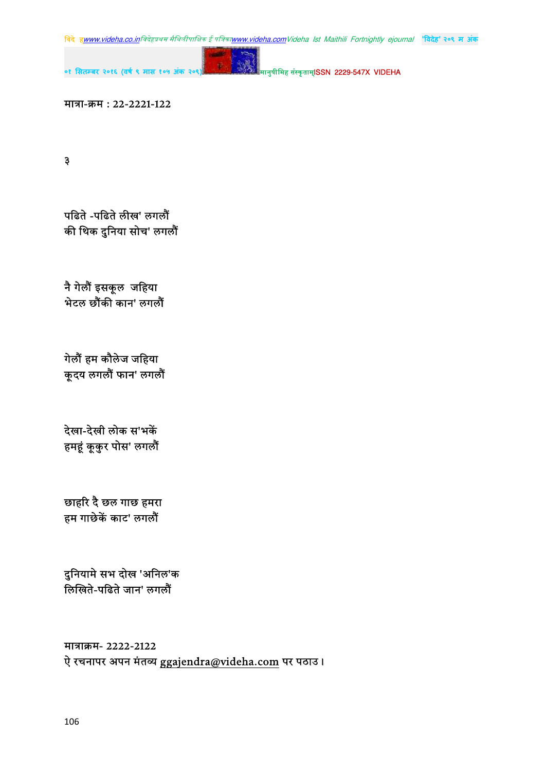मात्रा-क्रम : 22-2221-122

३

पढिते -पढिते लीख' लगलौं
की थिक दुनिया सोच' लगलौं

नै गेलौं इसकूल  जहिया
भेटल छौंकी कान' लगलौं

गेलौं हम कौलेज जहिया
कूदय लगलौं फान' लगलौं

देखा-देखी लोक स'भकें
हमहूं कूकुर पोस' लगलौं

छाहरि दै छल गाछ हमरा
हम गाछेकें काट' लगलौं

दुनियामे सभ दोख 'अनिल'क
लिखिते-पढिते जान' लगलौं

मात्राक्रम- 2222-2122
ऐ रचनापर अपन मंतव्य ggajendra@videha.com पर पठाउ।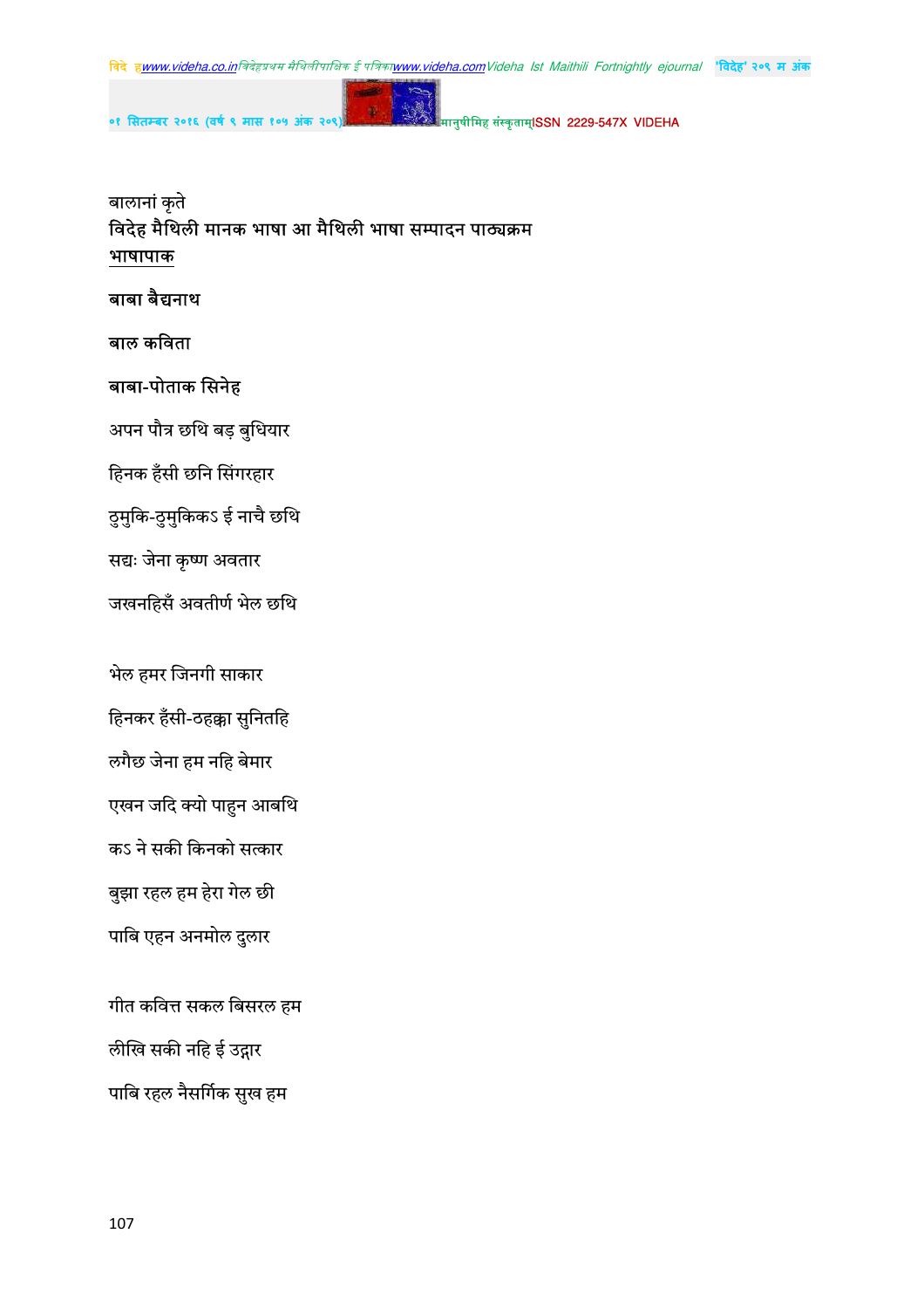बालानां कृते

**विदेह मैथिली मानक भाषा आ मैथिली भाषा सम्पादन पाठ्यक्रम**

**भाषापाक**

**बाबा बैद्यनाथ**

**बाल कविता**

**बाबा-पोताक सिनेह**

अपन पौत्र छथि बड़ बुधियार

हिनक हँसी छनि सिंगरहार

ठुमुकि-ठुमुकिकऽ ई नाचै छथि

सद्यः जेना कृष्ण अवतार

जखनहिसँ अवतीर्ण भेल छथि

भेल हमर जिनगी साकार

हिनकर हँसी-ठहक्का सुनितहि

लगैछ जेना हम नहि बेमार

एखन जदि क्यो पाहुन आबथि

कऽ ने सकी किनको सत्कार

बुझा रहल हम हेरा गेल छी

पाबि एहन अनमोल दुलार

गीत कवित्त सकल बिसरल हम

लीखि सकी नहि ई उद्गार

पाबि रहल नैसर्गिक सुख हम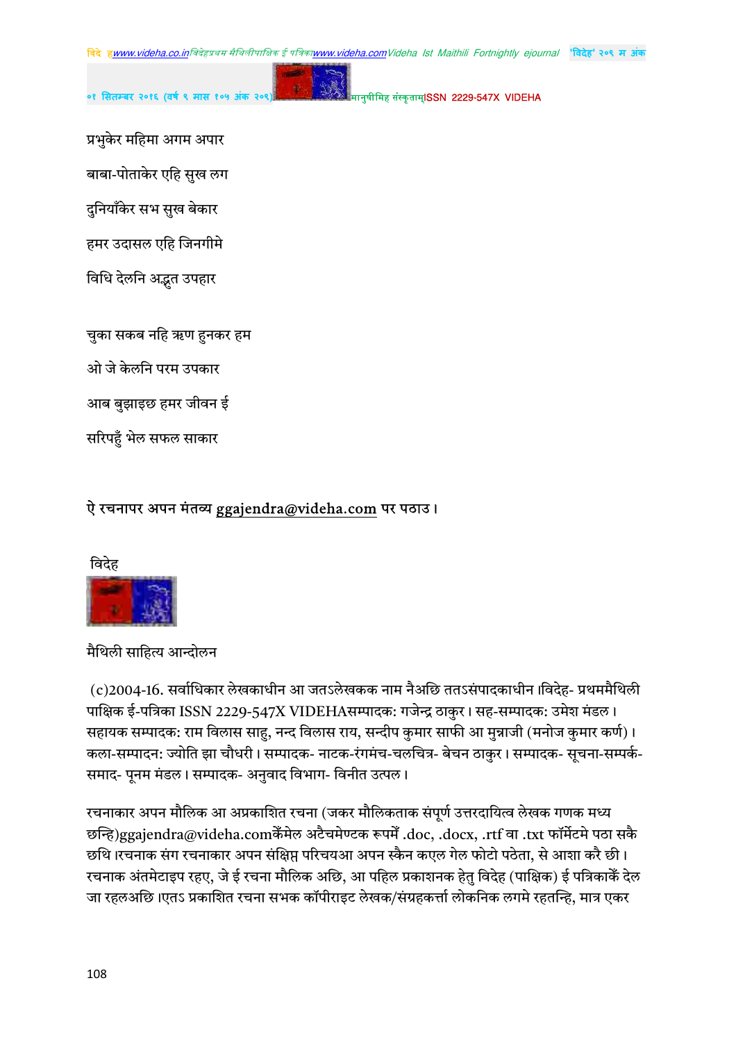प्रभुकेर महिमा अगम अपार

बाबा-पोताकेर एहि सुख लग

दुनियाँकेर सभ सुख बेकार

हमर उदासल एहि जिनगीमे

विधि देलनि अद्भुत उपहार

चुका सकब नहि ऋण हुनकर हम

ओ जे केलनि परम उपकार

आब बुझाइछ हमर जीवन ई

सरिपहुँ भेल सफल साकार

ऐ रचनापर अपन मंतव्य ggajendra@videha.com पर पठाउ।

विदेह

मैथिली साहित्य आन्दोलन

(c)2004-16. सर्वाधिकार लेखकाधीन आ जतऽलेखकक नाम नैअछि ततऽसंपादकाधीन।विदेह- प्रथममैथिली पाक्षिक ई-पत्रिका ISSN 2229-547X VIDEHAसम्पादक: गजेन्द्र ठाकुर। सह-सम्पादक: उमेश मंडल। सहायक सम्पादक: राम विलास साहु, नन्द विलास राय, सन्दीप कुमार साफी आ मुन्नाजी (मनोज कुमार कर्ण)। कला-सम्पादन: ज्योति झा चौधरी। सम्पादक- नाटक-रंगमंच-चलचित्र- बेचन ठाकुर। सम्पादक- सूचना-सम्पर्क-समाद- पूनम मंडल। सम्पादक- अनुवाद विभाग- विनीत उत्पल।

रचनाकार अपन मौलिक आ अप्रकाशित रचना (जकर मौलिकताक संपूर्ण उत्तरदायित्व लेखक गणक मध्य छन्हि)ggajendra@videha.comकेँमेल अटैचमेण्टक रूपमेँ .doc, .docx, .rtf वा .txt फॉर्मेटमे पठा सकै छथि।रचनाक संग रचनाकार अपन संक्षिप्त परिचयआ अपन स्कैन कएल गेल फोटो पठेता, से आशा करै छी। रचनाक अंतमेटाइप रहए, जे ई रचना मौलिक अछि, आ पहिल प्रकाशनक हेतु विदेह (पाक्षिक) ई पत्रिकाकेँ देल जा रहलअछि।एतऽ प्रकाशित रचना सभक कॉपीराइट लेखक/संग्रहकर्त्ता लोकनिक लगमे रहतन्हि, मात्र एकर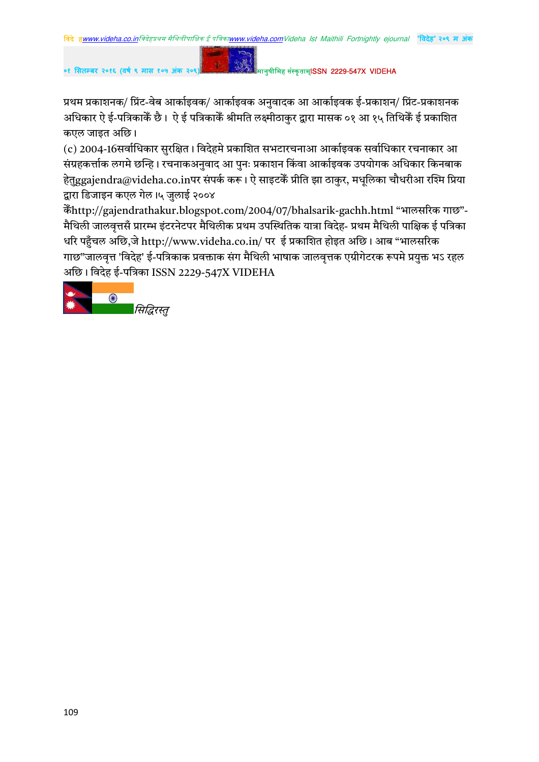प्रथम प्रकाशनक/ प्रिंट-वेब आर्काइवक/ आर्काइवक अनुवादक आ आर्काइवक ई-प्रकाशन/ प्रिंट-प्रकाशनक अधिकार ऐ ई-पत्रिकाकेँ छै। ऐ ई पत्रिकाकेँ श्रीमति लक्ष्मीठाकुर द्वारा मासक ०१ आ १५ तिथिकेँ ई प्रकाशित कएल जाइत अछि।

(c) 2004-16सर्वाधिकार सुरक्षित। विदेहमे प्रकाशित सभटारचनाआ आर्काइवक सर्वाधिकार रचनाकार आ संग्रहकर्त्ताक लगमे छन्हि। रचनाकअनुवाद आ पुनः प्रकाशन किंवा आर्काइवक उपयोगक अधिकार किनबाक हेतुggajendra@videha.co.inपर संपर्क करू। ऐ साइटकेँ प्रीति झा ठाकुर, मधूलिका चौधरीआ रश्मि प्रिया द्वारा डिजाइन कएल गेल।५ जुलाई २००४ केँhttp://gajendrathakur.blogspot.com/2004/07/bhalsarik-gachh.html "भालसरिक गाछ"- मैथिली जालवृत्तसँ प्रारम्भ इंटरनेटपर मैथिलीक प्रथम उपस्थितिक यात्रा विदेह- प्रथम मैथिली पाक्षिक ई पत्रिका धरि पहुँचल अछि,जे http://www.videha.co.in/ पर ई प्रकाशित होइत अछि। आब "भालसरिक गाछ"जालवृत्त 'विदेह' ई-पत्रिकाक प्रवक्ताक संग मैथिली भाषाक जालवृत्तक एग्रीगेटरक रूपमे प्रयुक्त भऽ रहल अछि। विदेह ई-पत्रिका ISSN 2229-547X VIDEHA

*सिद्धिरस्तु*